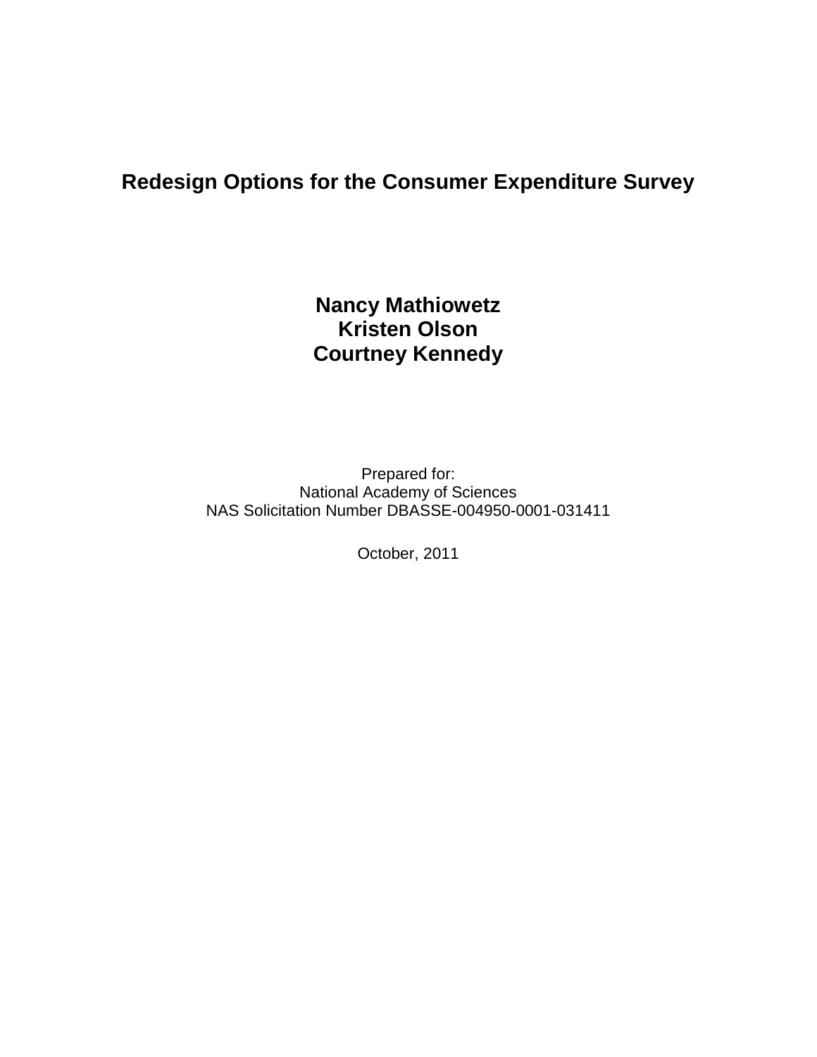# Redesign Options for the Consumer Expenditure Survey

**Nancy Mathiowetz**
**Kristen Olson**
**Courtney Kennedy**

Prepared for:
National Academy of Sciences
NAS Solicitation Number DBASSE-004950-0001-031411

October, 2011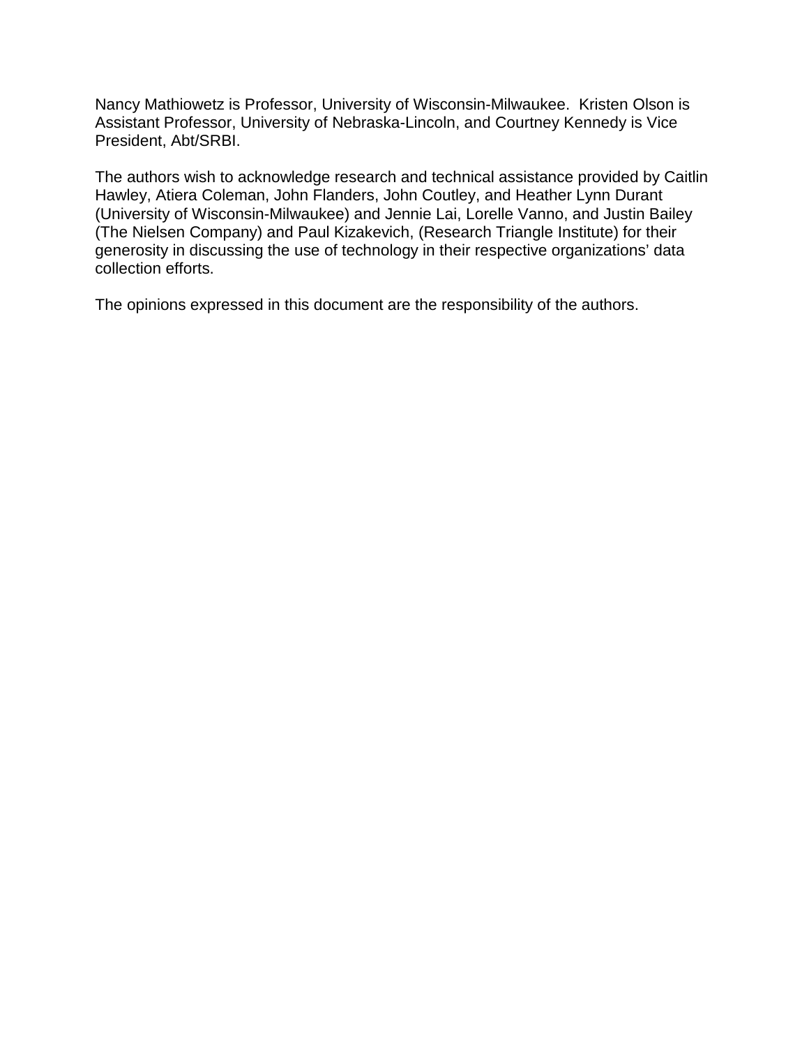Nancy Mathiowetz is Professor, University of Wisconsin-Milwaukee. Kristen Olson is Assistant Professor, University of Nebraska-Lincoln, and Courtney Kennedy is Vice President, Abt/SRBI.

The authors wish to acknowledge research and technical assistance provided by Caitlin Hawley, Atiera Coleman, John Flanders, John Coutley, and Heather Lynn Durant (University of Wisconsin-Milwaukee) and Jennie Lai, Lorelle Vanno, and Justin Bailey (The Nielsen Company) and Paul Kizakevich, (Research Triangle Institute) for their generosity in discussing the use of technology in their respective organizations' data collection efforts.

The opinions expressed in this document are the responsibility of the authors.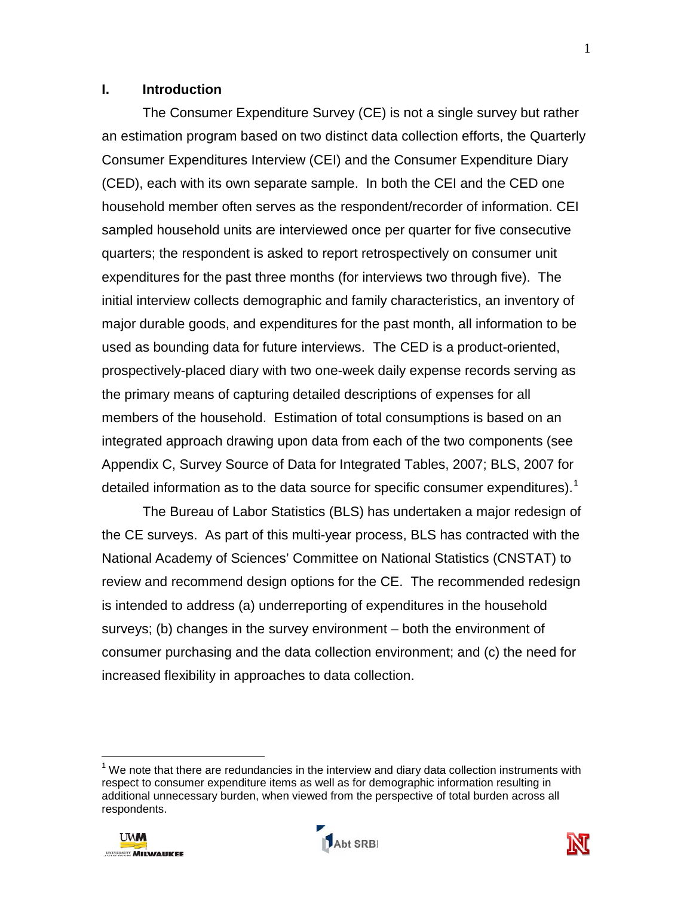## I. Introduction

The Consumer Expenditure Survey (CE) is not a single survey but rather an estimation program based on two distinct data collection efforts, the Quarterly Consumer Expenditures Interview (CEI) and the Consumer Expenditure Diary (CED), each with its own separate sample. In both the CEI and the CED one household member often serves as the respondent/recorder of information. CEI sampled household units are interviewed once per quarter for five consecutive quarters; the respondent is asked to report retrospectively on consumer unit expenditures for the past three months (for interviews two through five). The initial interview collects demographic and family characteristics, an inventory of major durable goods, and expenditures for the past month, all information to be used as bounding data for future interviews. The CED is a product-oriented, prospectively-placed diary with two one-week daily expense records serving as the primary means of capturing detailed descriptions of expenses for all members of the household. Estimation of total consumptions is based on an integrated approach drawing upon data from each of the two components (see Appendix C, Survey Source of Data for Integrated Tables, 2007; BLS, 2007 for detailed information as to the data source for specific consumer expenditures).[1]

The Bureau of Labor Statistics (BLS) has undertaken a major redesign of the CE surveys. As part of this multi-year process, BLS has contracted with the National Academy of Sciences' Committee on National Statistics (CNSTAT) to review and recommend design options for the CE. The recommended redesign is intended to address (a) underreporting of expenditures in the household surveys; (b) changes in the survey environment – both the environment of consumer purchasing and the data collection environment; and (c) the need for increased flexibility in approaches to data collection.

---

[1] We note that there are redundancies in the interview and diary data collection instruments with respect to consumer expenditure items as well as for demographic information resulting in additional unnecessary burden, when viewed from the perspective of total burden across all respondents.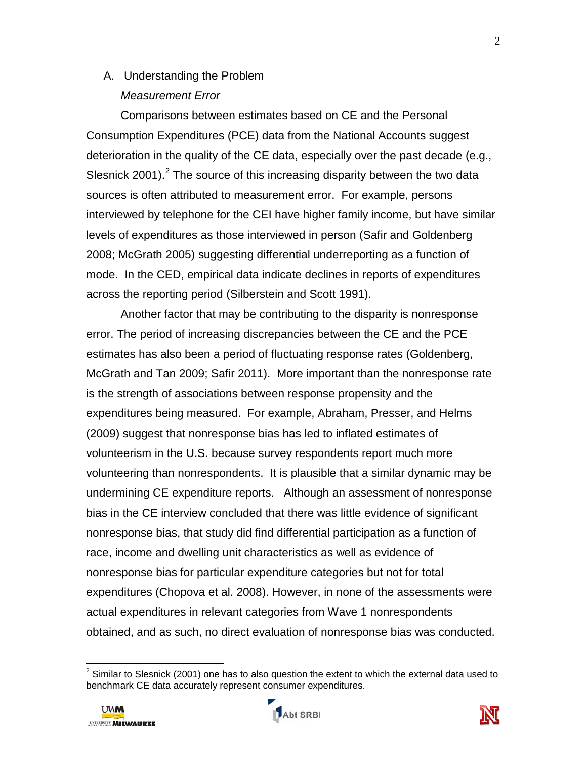## A. Understanding the Problem

### *Measurement Error*

Comparisons between estimates based on CE and the Personal Consumption Expenditures (PCE) data from the National Accounts suggest deterioration in the quality of the CE data, especially over the past decade (e.g., Slesnick 2001).[2] The source of this increasing disparity between the two data sources is often attributed to measurement error. For example, persons interviewed by telephone for the CEI have higher family income, but have similar levels of expenditures as those interviewed in person (Safir and Goldenberg 2008; McGrath 2005) suggesting differential underreporting as a function of mode. In the CED, empirical data indicate declines in reports of expenditures across the reporting period (Silberstein and Scott 1991).

Another factor that may be contributing to the disparity is nonresponse error. The period of increasing discrepancies between the CE and the PCE estimates has also been a period of fluctuating response rates (Goldenberg, McGrath and Tan 2009; Safir 2011). More important than the nonresponse rate is the strength of associations between response propensity and the expenditures being measured. For example, Abraham, Presser, and Helms (2009) suggest that nonresponse bias has led to inflated estimates of volunteerism in the U.S. because survey respondents report much more volunteering than nonrespondents. It is plausible that a similar dynamic may be undermining CE expenditure reports. Although an assessment of nonresponse bias in the CE interview concluded that there was little evidence of significant nonresponse bias, that study did find differential participation as a function of race, income and dwelling unit characteristics as well as evidence of nonresponse bias for particular expenditure categories but not for total expenditures (Chopova et al. 2008). However, in none of the assessments were actual expenditures in relevant categories from Wave 1 nonrespondents obtained, and as such, no direct evaluation of nonresponse bias was conducted.

---

[2] Similar to Slesnick (2001) one has to also question the extent to which the external data used to benchmark CE data accurately represent consumer expenditures.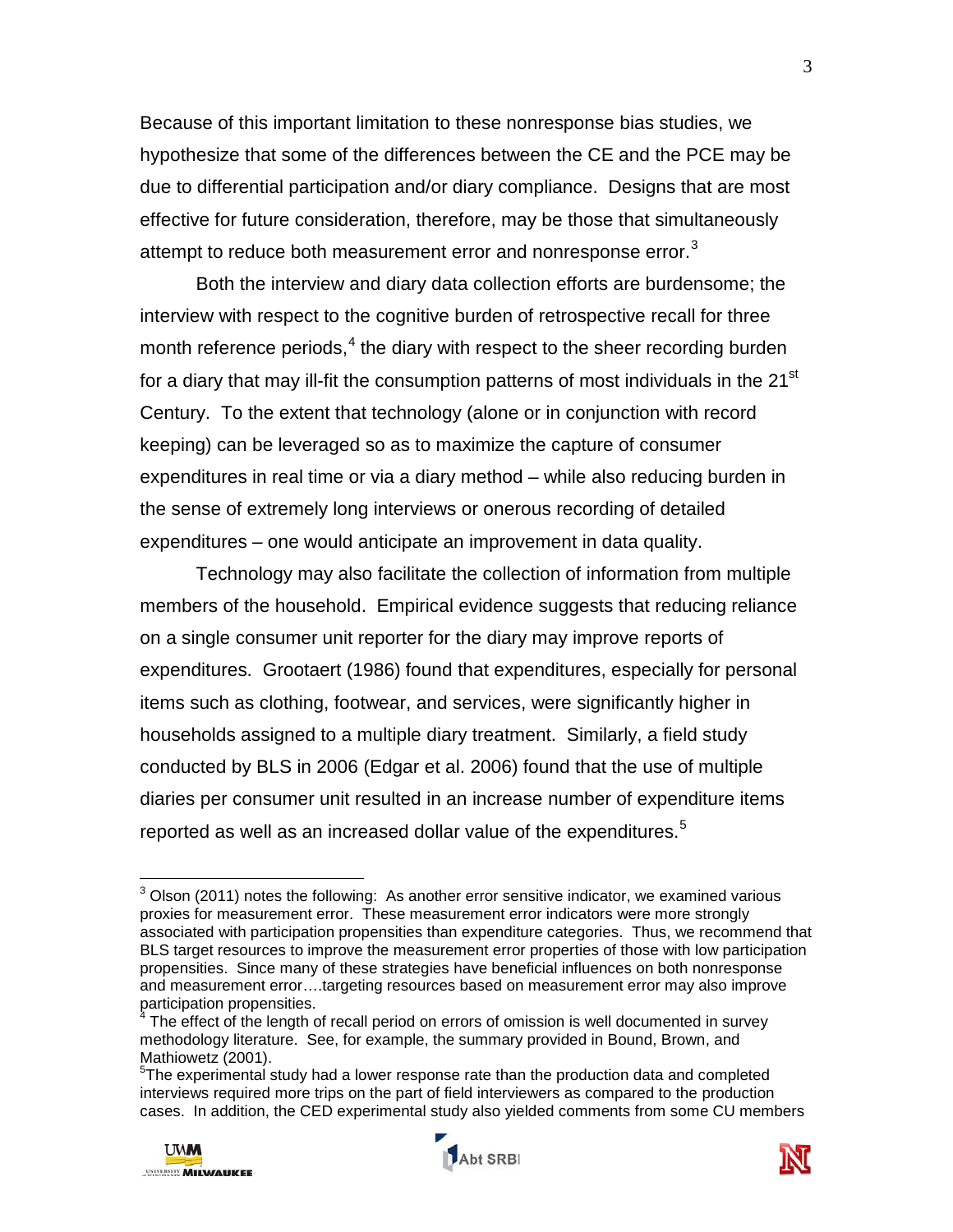Because of this important limitation to these nonresponse bias studies, we hypothesize that some of the differences between the CE and the PCE may be due to differential participation and/or diary compliance. Designs that are most effective for future consideration, therefore, may be those that simultaneously attempt to reduce both measurement error and nonresponse error.[3]

Both the interview and diary data collection efforts are burdensome; the interview with respect to the cognitive burden of retrospective recall for three month reference periods,[4] the diary with respect to the sheer recording burden for a diary that may ill-fit the consumption patterns of most individuals in the 21st Century. To the extent that technology (alone or in conjunction with record keeping) can be leveraged so as to maximize the capture of consumer expenditures in real time or via a diary method – while also reducing burden in the sense of extremely long interviews or onerous recording of detailed expenditures – one would anticipate an improvement in data quality.

Technology may also facilitate the collection of information from multiple members of the household. Empirical evidence suggests that reducing reliance on a single consumer unit reporter for the diary may improve reports of expenditures. Grootaert (1986) found that expenditures, especially for personal items such as clothing, footwear, and services, were significantly higher in households assigned to a multiple diary treatment. Similarly, a field study conducted by BLS in 2006 (Edgar et al. 2006) found that the use of multiple diaries per consumer unit resulted in an increase number of expenditure items reported as well as an increased dollar value of the expenditures.[5]

---

[3] Olson (2011) notes the following: As another error sensitive indicator, we examined various proxies for measurement error. These measurement error indicators were more strongly associated with participation propensities than expenditure categories. Thus, we recommend that BLS target resources to improve the measurement error properties of those with low participation propensities. Since many of these strategies have beneficial influences on both nonresponse and measurement error….targeting resources based on measurement error may also improve participation propensities.

[4] The effect of the length of recall period on errors of omission is well documented in survey methodology literature. See, for example, the summary provided in Bound, Brown, and Mathiowetz (2001).

[5] The experimental study had a lower response rate than the production data and completed interviews required more trips on the part of field interviewers as compared to the production cases. In addition, the CED experimental study also yielded comments from some CU members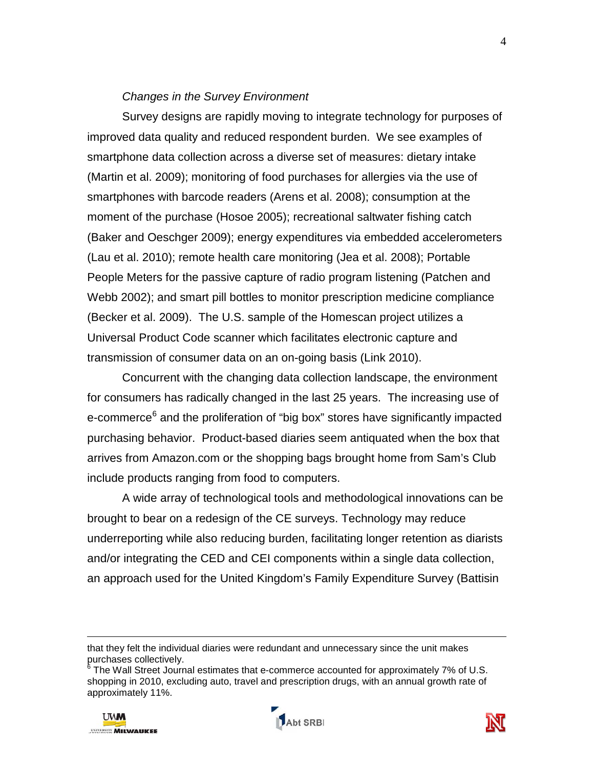*Changes in the Survey Environment*

Survey designs are rapidly moving to integrate technology for purposes of improved data quality and reduced respondent burden. We see examples of smartphone data collection across a diverse set of measures: dietary intake (Martin et al. 2009); monitoring of food purchases for allergies via the use of smartphones with barcode readers (Arens et al. 2008); consumption at the moment of the purchase (Hosoe 2005); recreational saltwater fishing catch (Baker and Oeschger 2009); energy expenditures via embedded accelerometers (Lau et al. 2010); remote health care monitoring (Jea et al. 2008); Portable People Meters for the passive capture of radio program listening (Patchen and Webb 2002); and smart pill bottles to monitor prescription medicine compliance (Becker et al. 2009). The U.S. sample of the Homescan project utilizes a Universal Product Code scanner which facilitates electronic capture and transmission of consumer data on an on-going basis (Link 2010).

Concurrent with the changing data collection landscape, the environment for consumers has radically changed in the last 25 years. The increasing use of e-commerce[6] and the proliferation of "big box" stores have significantly impacted purchasing behavior. Product-based diaries seem antiquated when the box that arrives from Amazon.com or the shopping bags brought home from Sam's Club include products ranging from food to computers.

A wide array of technological tools and methodological innovations can be brought to bear on a redesign of the CE surveys. Technology may reduce underreporting while also reducing burden, facilitating longer retention as diarists and/or integrating the CED and CEI components within a single data collection, an approach used for the United Kingdom's Family Expenditure Survey (Battisin

---

that they felt the individual diaries were redundant and unnecessary since the unit makes purchases collectively.

[6] The Wall Street Journal estimates that e-commerce accounted for approximately 7% of U.S. shopping in 2010, excluding auto, travel and prescription drugs, with an annual growth rate of approximately 11%.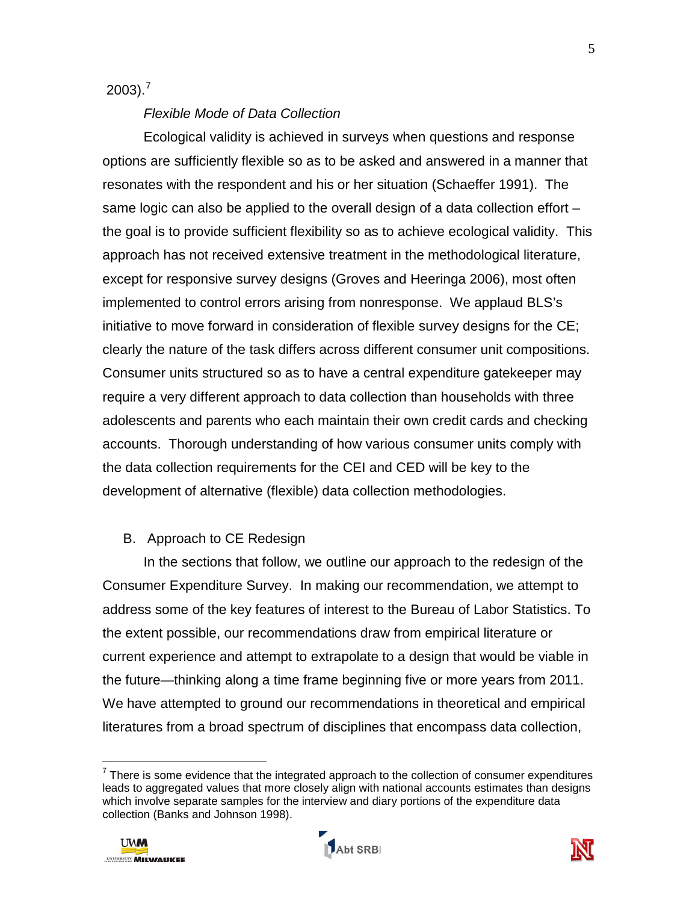2003).[7]

*Flexible Mode of Data Collection*

Ecological validity is achieved in surveys when questions and response options are sufficiently flexible so as to be asked and answered in a manner that resonates with the respondent and his or her situation (Schaeffer 1991). The same logic can also be applied to the overall design of a data collection effort – the goal is to provide sufficient flexibility so as to achieve ecological validity. This approach has not received extensive treatment in the methodological literature, except for responsive survey designs (Groves and Heeringa 2006), most often implemented to control errors arising from nonresponse. We applaud BLS's initiative to move forward in consideration of flexible survey designs for the CE; clearly the nature of the task differs across different consumer unit compositions. Consumer units structured so as to have a central expenditure gatekeeper may require a very different approach to data collection than households with three adolescents and parents who each maintain their own credit cards and checking accounts. Thorough understanding of how various consumer units comply with the data collection requirements for the CEI and CED will be key to the development of alternative (flexible) data collection methodologies.

## B. Approach to CE Redesign

In the sections that follow, we outline our approach to the redesign of the Consumer Expenditure Survey. In making our recommendation, we attempt to address some of the key features of interest to the Bureau of Labor Statistics. To the extent possible, our recommendations draw from empirical literature or current experience and attempt to extrapolate to a design that would be viable in the future—thinking along a time frame beginning five or more years from 2011. We have attempted to ground our recommendations in theoretical and empirical literatures from a broad spectrum of disciplines that encompass data collection,

---

[7] There is some evidence that the integrated approach to the collection of consumer expenditures leads to aggregated values that more closely align with national accounts estimates than designs which involve separate samples for the interview and diary portions of the expenditure data collection (Banks and Johnson 1998).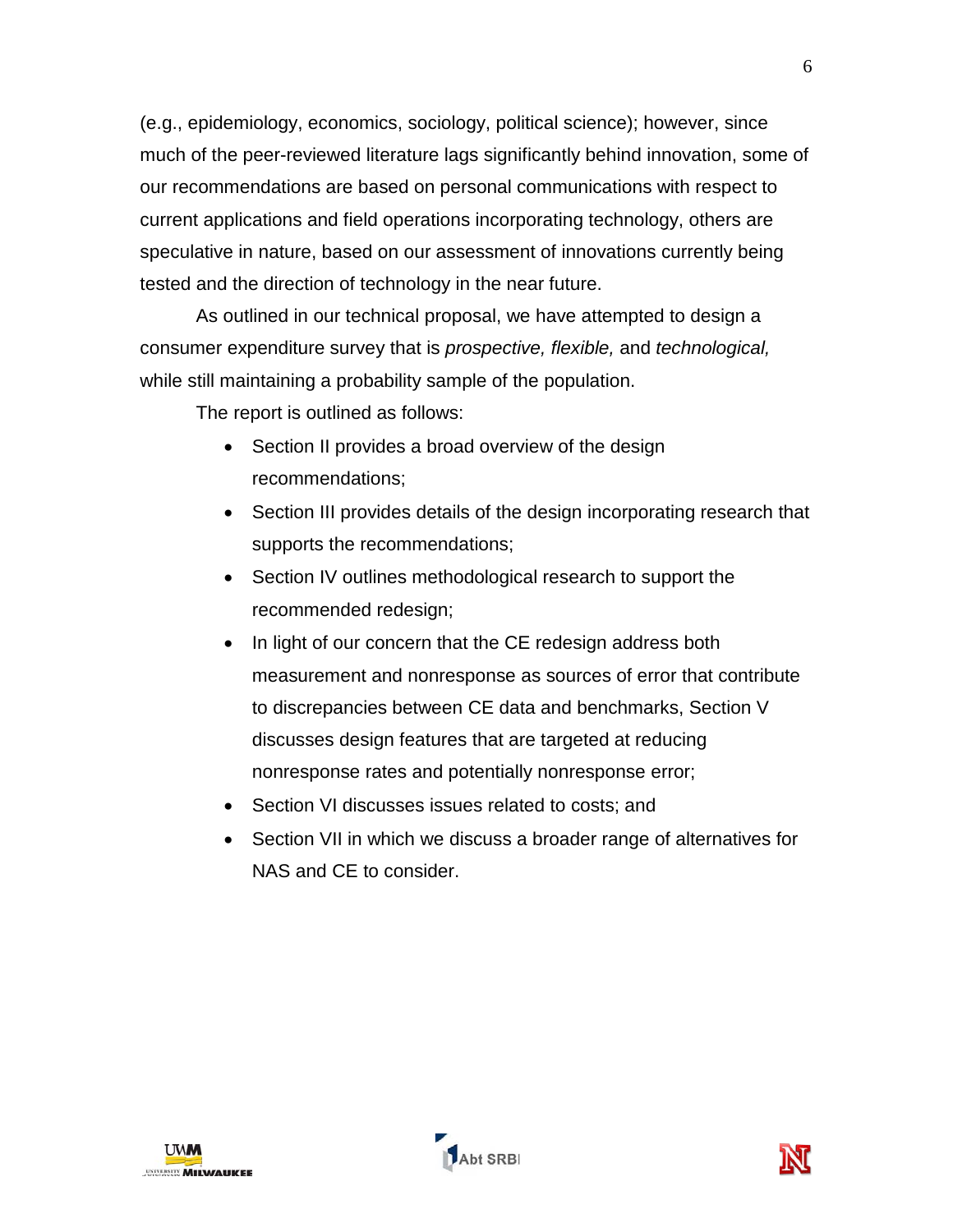(e.g., epidemiology, economics, sociology, political science); however, since much of the peer-reviewed literature lags significantly behind innovation, some of our recommendations are based on personal communications with respect to current applications and field operations incorporating technology, others are speculative in nature, based on our assessment of innovations currently being tested and the direction of technology in the near future.

As outlined in our technical proposal, we have attempted to design a consumer expenditure survey that is *prospective, flexible,* and *technological,* while still maintaining a probability sample of the population.

The report is outlined as follows:

- Section II provides a broad overview of the design recommendations;
- Section III provides details of the design incorporating research that supports the recommendations;
- Section IV outlines methodological research to support the recommended redesign;
- In light of our concern that the CE redesign address both measurement and nonresponse as sources of error that contribute to discrepancies between CE data and benchmarks, Section V discusses design features that are targeted at reducing nonresponse rates and potentially nonresponse error;
- Section VI discusses issues related to costs; and
- Section VII in which we discuss a broader range of alternatives for NAS and CE to consider.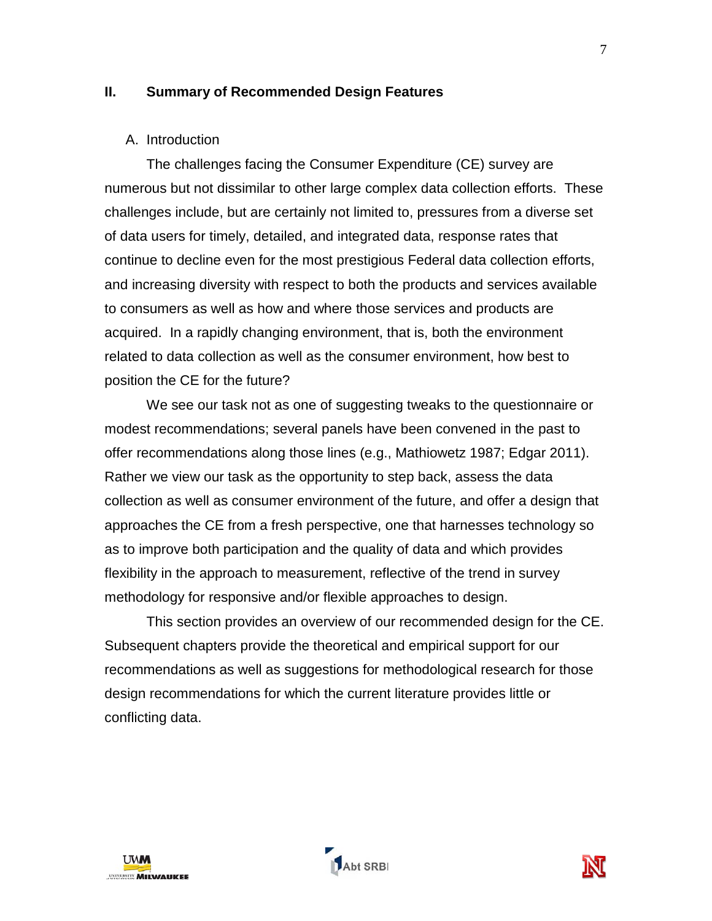## II. Summary of Recommended Design Features

### A. Introduction

The challenges facing the Consumer Expenditure (CE) survey are numerous but not dissimilar to other large complex data collection efforts. These challenges include, but are certainly not limited to, pressures from a diverse set of data users for timely, detailed, and integrated data, response rates that continue to decline even for the most prestigious Federal data collection efforts, and increasing diversity with respect to both the products and services available to consumers as well as how and where those services and products are acquired. In a rapidly changing environment, that is, both the environment related to data collection as well as the consumer environment, how best to position the CE for the future?

We see our task not as one of suggesting tweaks to the questionnaire or modest recommendations; several panels have been convened in the past to offer recommendations along those lines (e.g., Mathiowetz 1987; Edgar 2011). Rather we view our task as the opportunity to step back, assess the data collection as well as consumer environment of the future, and offer a design that approaches the CE from a fresh perspective, one that harnesses technology so as to improve both participation and the quality of data and which provides flexibility in the approach to measurement, reflective of the trend in survey methodology for responsive and/or flexible approaches to design.

This section provides an overview of our recommended design for the CE. Subsequent chapters provide the theoretical and empirical support for our recommendations as well as suggestions for methodological research for those design recommendations for which the current literature provides little or conflicting data.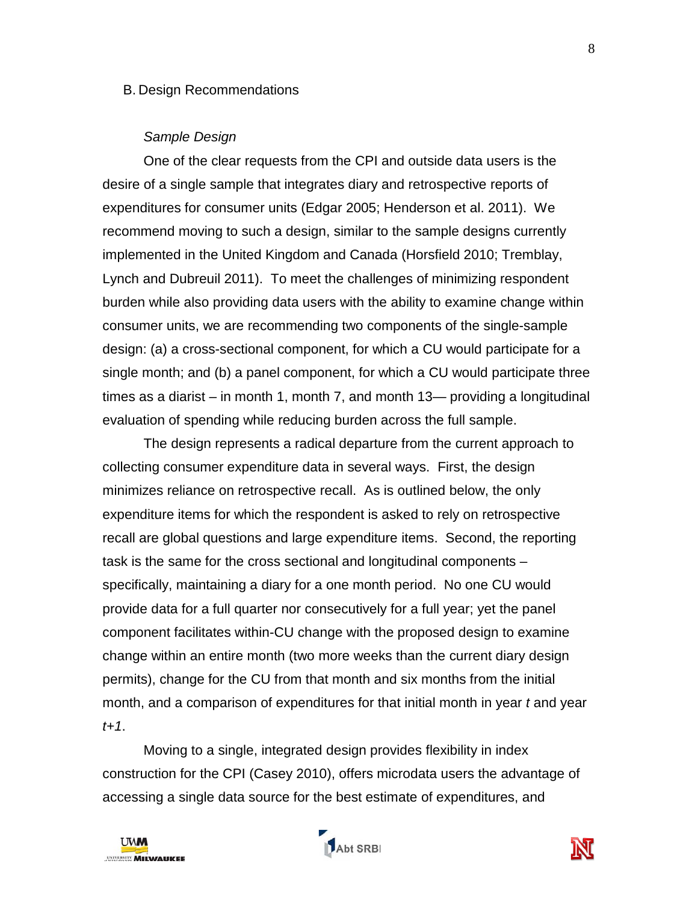## B. Design Recommendations

### *Sample Design*

One of the clear requests from the CPI and outside data users is the desire of a single sample that integrates diary and retrospective reports of expenditures for consumer units (Edgar 2005; Henderson et al. 2011). We recommend moving to such a design, similar to the sample designs currently implemented in the United Kingdom and Canada (Horsfield 2010; Tremblay, Lynch and Dubreuil 2011). To meet the challenges of minimizing respondent burden while also providing data users with the ability to examine change within consumer units, we are recommending two components of the single-sample design: (a) a cross-sectional component, for which a CU would participate for a single month; and (b) a panel component, for which a CU would participate three times as a diarist – in month 1, month 7, and month 13— providing a longitudinal evaluation of spending while reducing burden across the full sample.

The design represents a radical departure from the current approach to collecting consumer expenditure data in several ways. First, the design minimizes reliance on retrospective recall. As is outlined below, the only expenditure items for which the respondent is asked to rely on retrospective recall are global questions and large expenditure items. Second, the reporting task is the same for the cross sectional and longitudinal components – specifically, maintaining a diary for a one month period. No one CU would provide data for a full quarter nor consecutively for a full year; yet the panel component facilitates within-CU change with the proposed design to examine change within an entire month (two more weeks than the current diary design permits), change for the CU from that month and six months from the initial month, and a comparison of expenditures for that initial month in year *t* and year *t+1*.

Moving to a single, integrated design provides flexibility in index construction for the CPI (Casey 2010), offers microdata users the advantage of accessing a single data source for the best estimate of expenditures, and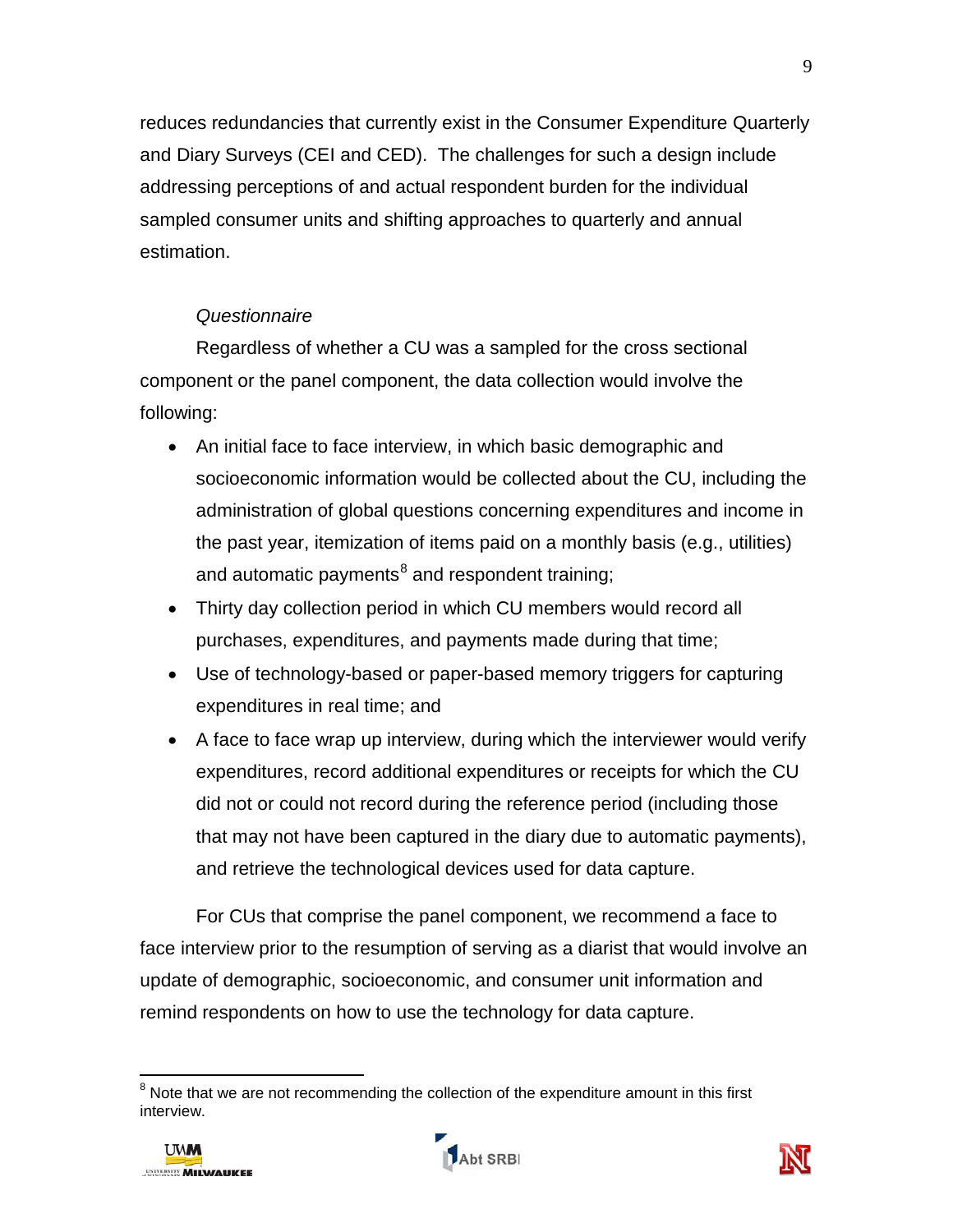reduces redundancies that currently exist in the Consumer Expenditure Quarterly and Diary Surveys (CEI and CED). The challenges for such a design include addressing perceptions of and actual respondent burden for the individual sampled consumer units and shifting approaches to quarterly and annual estimation.

*Questionnaire*

Regardless of whether a CU was a sampled for the cross sectional component or the panel component, the data collection would involve the following:

- An initial face to face interview, in which basic demographic and socioeconomic information would be collected about the CU, including the administration of global questions concerning expenditures and income in the past year, itemization of items paid on a monthly basis (e.g., utilities) and automatic payments[8] and respondent training;
- Thirty day collection period in which CU members would record all purchases, expenditures, and payments made during that time;
- Use of technology-based or paper-based memory triggers for capturing expenditures in real time; and
- A face to face wrap up interview, during which the interviewer would verify expenditures, record additional expenditures or receipts for which the CU did not or could not record during the reference period (including those that may not have been captured in the diary due to automatic payments), and retrieve the technological devices used for data capture.

For CUs that comprise the panel component, we recommend a face to face interview prior to the resumption of serving as a diarist that would involve an update of demographic, socioeconomic, and consumer unit information and remind respondents on how to use the technology for data capture.

---

[8] Note that we are not recommending the collection of the expenditure amount in this first interview.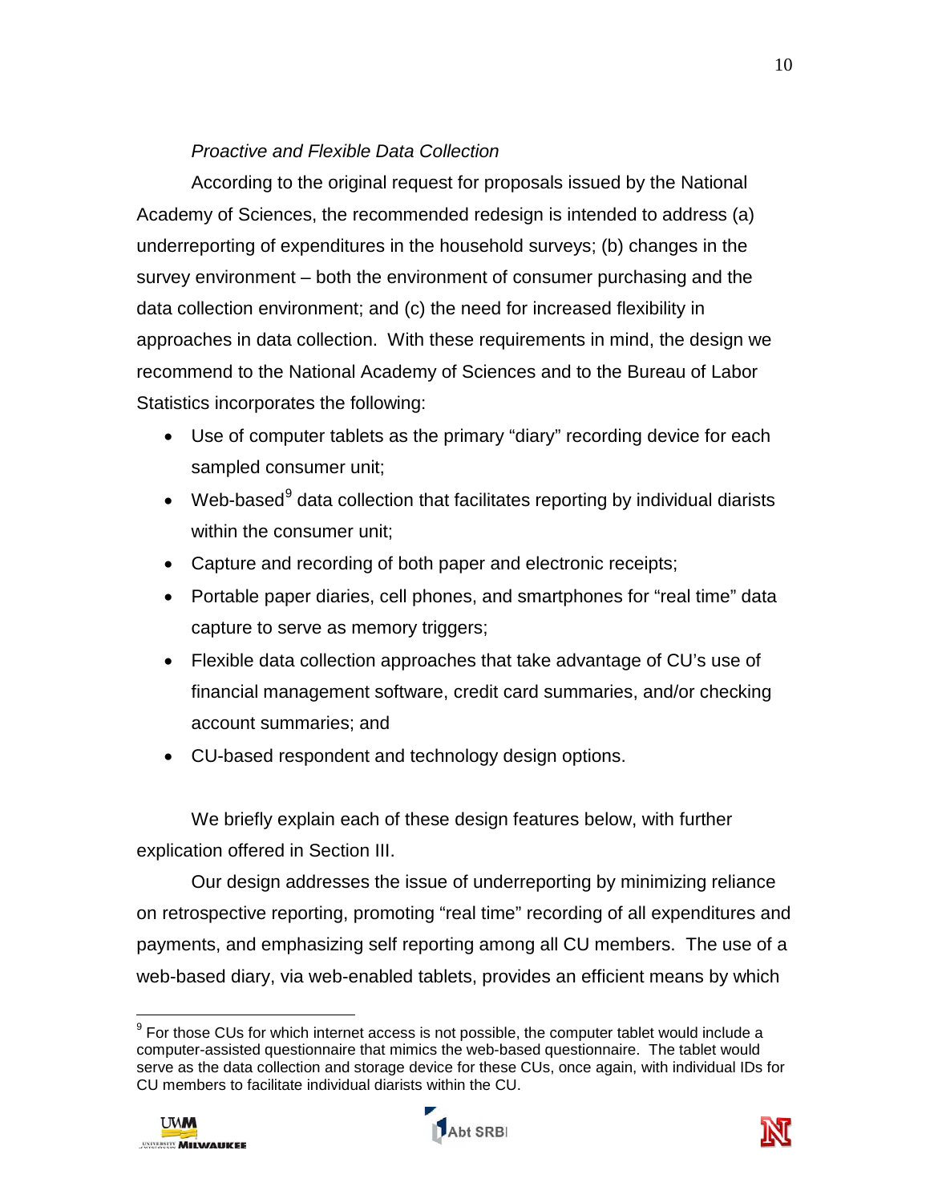*Proactive and Flexible Data Collection*

According to the original request for proposals issued by the National Academy of Sciences, the recommended redesign is intended to address (a) underreporting of expenditures in the household surveys; (b) changes in the survey environment – both the environment of consumer purchasing and the data collection environment; and (c) the need for increased flexibility in approaches in data collection. With these requirements in mind, the design we recommend to the National Academy of Sciences and to the Bureau of Labor Statistics incorporates the following:

- Use of computer tablets as the primary "diary" recording device for each sampled consumer unit;
- Web-based[9] data collection that facilitates reporting by individual diarists within the consumer unit;
- Capture and recording of both paper and electronic receipts;
- Portable paper diaries, cell phones, and smartphones for "real time" data capture to serve as memory triggers;
- Flexible data collection approaches that take advantage of CU's use of financial management software, credit card summaries, and/or checking account summaries; and
- CU-based respondent and technology design options.

We briefly explain each of these design features below, with further explication offered in Section III.

Our design addresses the issue of underreporting by minimizing reliance on retrospective reporting, promoting "real time" recording of all expenditures and payments, and emphasizing self reporting among all CU members. The use of a web-based diary, via web-enabled tablets, provides an efficient means by which

[9] For those CUs for which internet access is not possible, the computer tablet would include a computer-assisted questionnaire that mimics the web-based questionnaire. The tablet would serve as the data collection and storage device for these CUs, once again, with individual IDs for CU members to facilitate individual diarists within the CU.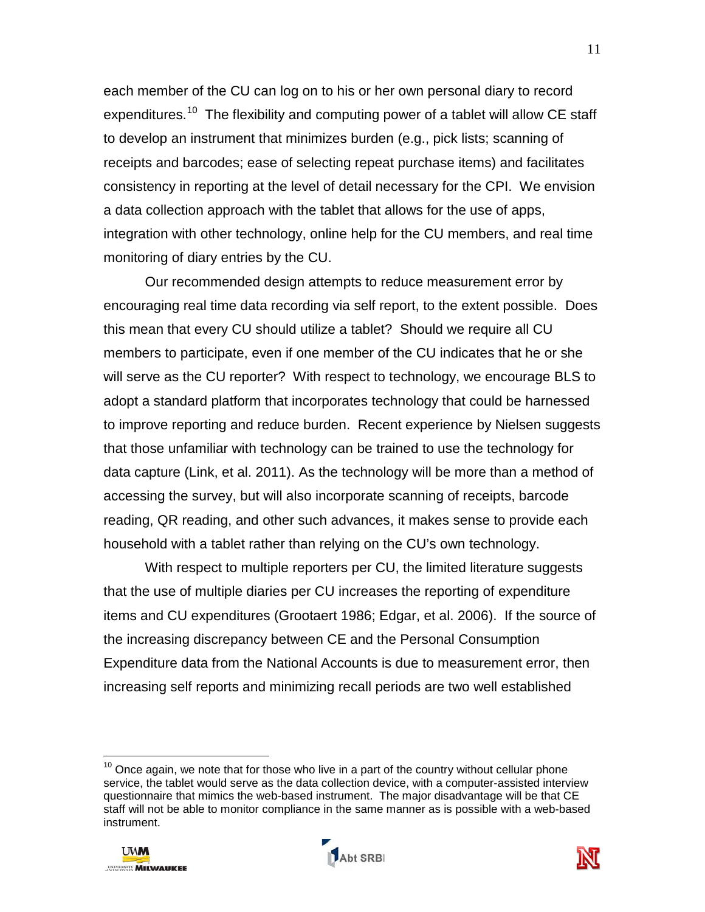each member of the CU can log on to his or her own personal diary to record expenditures.[10] The flexibility and computing power of a tablet will allow CE staff to develop an instrument that minimizes burden (e.g., pick lists; scanning of receipts and barcodes; ease of selecting repeat purchase items) and facilitates consistency in reporting at the level of detail necessary for the CPI. We envision a data collection approach with the tablet that allows for the use of apps, integration with other technology, online help for the CU members, and real time monitoring of diary entries by the CU.

Our recommended design attempts to reduce measurement error by encouraging real time data recording via self report, to the extent possible. Does this mean that every CU should utilize a tablet? Should we require all CU members to participate, even if one member of the CU indicates that he or she will serve as the CU reporter? With respect to technology, we encourage BLS to adopt a standard platform that incorporates technology that could be harnessed to improve reporting and reduce burden. Recent experience by Nielsen suggests that those unfamiliar with technology can be trained to use the technology for data capture (Link, et al. 2011). As the technology will be more than a method of accessing the survey, but will also incorporate scanning of receipts, barcode reading, QR reading, and other such advances, it makes sense to provide each household with a tablet rather than relying on the CU's own technology.

With respect to multiple reporters per CU, the limited literature suggests that the use of multiple diaries per CU increases the reporting of expenditure items and CU expenditures (Grootaert 1986; Edgar, et al. 2006). If the source of the increasing discrepancy between CE and the Personal Consumption Expenditure data from the National Accounts is due to measurement error, then increasing self reports and minimizing recall periods are two well established

---

[10] Once again, we note that for those who live in a part of the country without cellular phone service, the tablet would serve as the data collection device, with a computer-assisted interview questionnaire that mimics the web-based instrument. The major disadvantage will be that CE staff will not be able to monitor compliance in the same manner as is possible with a web-based instrument.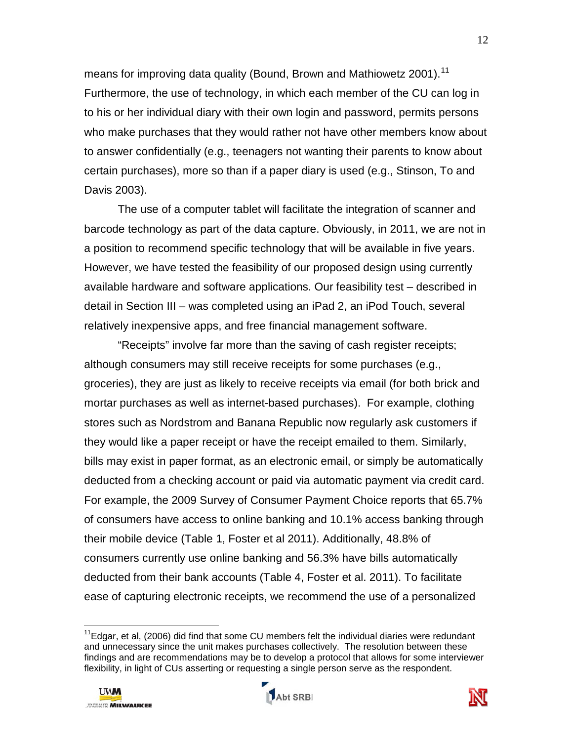means for improving data quality (Bound, Brown and Mathiowetz 2001).[11] Furthermore, the use of technology, in which each member of the CU can log in to his or her individual diary with their own login and password, permits persons who make purchases that they would rather not have other members know about to answer confidentially (e.g., teenagers not wanting their parents to know about certain purchases), more so than if a paper diary is used (e.g., Stinson, To and Davis 2003).

The use of a computer tablet will facilitate the integration of scanner and barcode technology as part of the data capture. Obviously, in 2011, we are not in a position to recommend specific technology that will be available in five years. However, we have tested the feasibility of our proposed design using currently available hardware and software applications. Our feasibility test – described in detail in Section III – was completed using an iPad 2, an iPod Touch, several relatively inexpensive apps, and free financial management software.

"Receipts" involve far more than the saving of cash register receipts; although consumers may still receive receipts for some purchases (e.g., groceries), they are just as likely to receive receipts via email (for both brick and mortar purchases as well as internet-based purchases). For example, clothing stores such as Nordstrom and Banana Republic now regularly ask customers if they would like a paper receipt or have the receipt emailed to them. Similarly, bills may exist in paper format, as an electronic email, or simply be automatically deducted from a checking account or paid via automatic payment via credit card. For example, the 2009 Survey of Consumer Payment Choice reports that 65.7% of consumers have access to online banking and 10.1% access banking through their mobile device (Table 1, Foster et al 2011). Additionally, 48.8% of consumers currently use online banking and 56.3% have bills automatically deducted from their bank accounts (Table 4, Foster et al. 2011). To facilitate ease of capturing electronic receipts, we recommend the use of a personalized

[11] Edgar, et al, (2006) did find that some CU members felt the individual diaries were redundant and unnecessary since the unit makes purchases collectively. The resolution between these findings and are recommendations may be to develop a protocol that allows for some interviewer flexibility, in light of CUs asserting or requesting a single person serve as the respondent.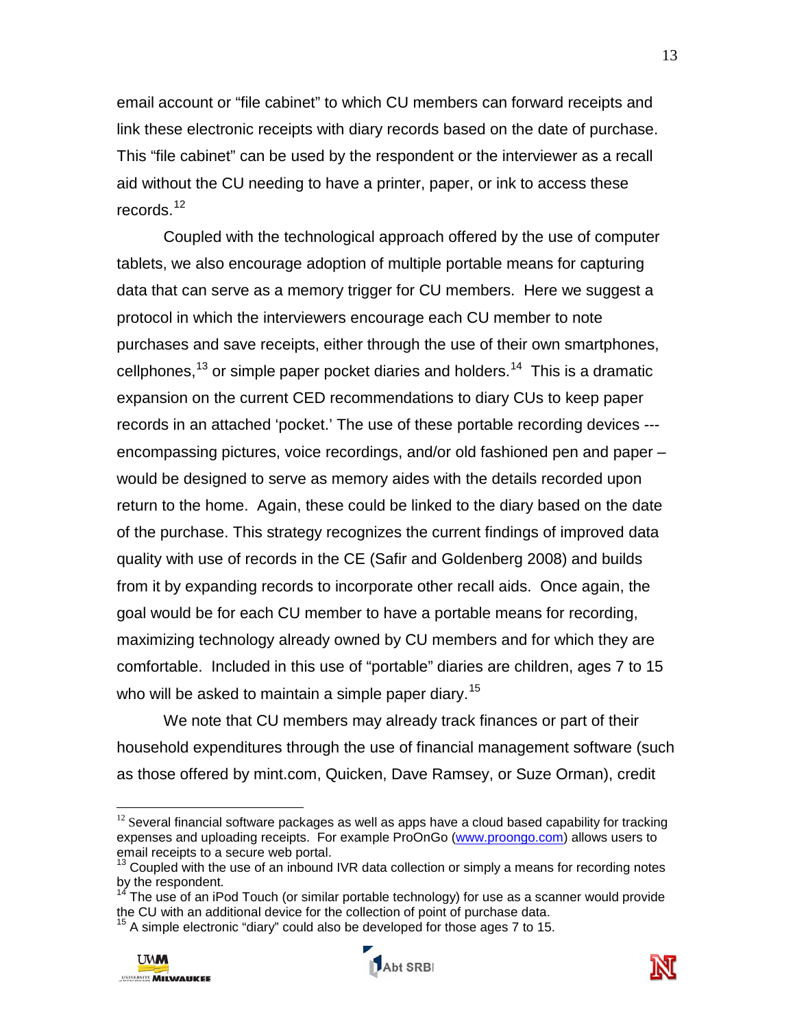email account or "file cabinet" to which CU members can forward receipts and link these electronic receipts with diary records based on the date of purchase. This "file cabinet" can be used by the respondent or the interviewer as a recall aid without the CU needing to have a printer, paper, or ink to access these records.[12]

Coupled with the technological approach offered by the use of computer tablets, we also encourage adoption of multiple portable means for capturing data that can serve as a memory trigger for CU members. Here we suggest a protocol in which the interviewers encourage each CU member to note purchases and save receipts, either through the use of their own smartphones, cellphones,[13] or simple paper pocket diaries and holders.[14] This is a dramatic expansion on the current CED recommendations to diary CUs to keep paper records in an attached 'pocket.' The use of these portable recording devices --- encompassing pictures, voice recordings, and/or old fashioned pen and paper – would be designed to serve as memory aides with the details recorded upon return to the home. Again, these could be linked to the diary based on the date of the purchase. This strategy recognizes the current findings of improved data quality with use of records in the CE (Safir and Goldenberg 2008) and builds from it by expanding records to incorporate other recall aids. Once again, the goal would be for each CU member to have a portable means for recording, maximizing technology already owned by CU members and for which they are comfortable. Included in this use of "portable" diaries are children, ages 7 to 15 who will be asked to maintain a simple paper diary.[15]

We note that CU members may already track finances or part of their household expenditures through the use of financial management software (such as those offered by mint.com, Quicken, Dave Ramsey, or Suze Orman), credit

---

[12] Several financial software packages as well as apps have a cloud based capability for tracking expenses and uploading receipts. For example ProOnGo (www.proongo.com) allows users to email receipts to a secure web portal.

[13] Coupled with the use of an inbound IVR data collection or simply a means for recording notes by the respondent.

[14] The use of an iPod Touch (or similar portable technology) for use as a scanner would provide the CU with an additional device for the collection of point of purchase data.

[15] A simple electronic "diary" could also be developed for those ages 7 to 15.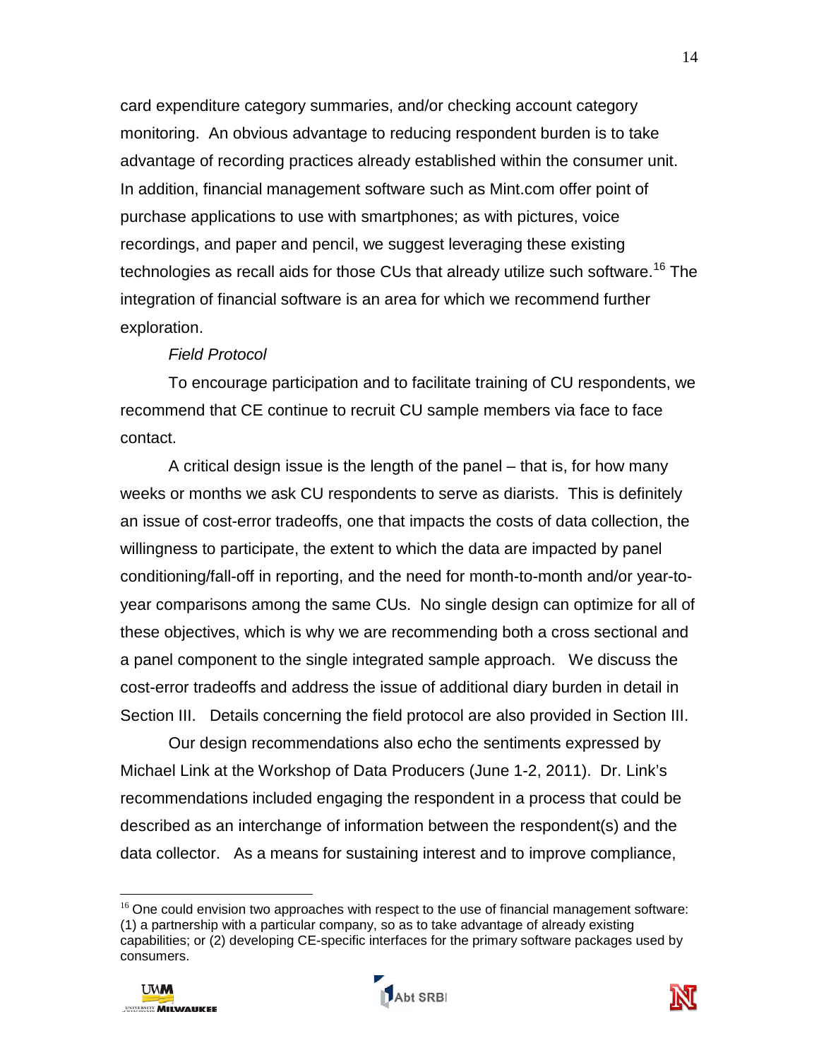card expenditure category summaries, and/or checking account category monitoring. An obvious advantage to reducing respondent burden is to take advantage of recording practices already established within the consumer unit. In addition, financial management software such as Mint.com offer point of purchase applications to use with smartphones; as with pictures, voice recordings, and paper and pencil, we suggest leveraging these existing technologies as recall aids for those CUs that already utilize such software.[16] The integration of financial software is an area for which we recommend further exploration.

*Field Protocol*

To encourage participation and to facilitate training of CU respondents, we recommend that CE continue to recruit CU sample members via face to face contact.

A critical design issue is the length of the panel – that is, for how many weeks or months we ask CU respondents to serve as diarists. This is definitely an issue of cost-error tradeoffs, one that impacts the costs of data collection, the willingness to participate, the extent to which the data are impacted by panel conditioning/fall-off in reporting, and the need for month-to-month and/or year-to-year comparisons among the same CUs. No single design can optimize for all of these objectives, which is why we are recommending both a cross sectional and a panel component to the single integrated sample approach. We discuss the cost-error tradeoffs and address the issue of additional diary burden in detail in Section III. Details concerning the field protocol are also provided in Section III.

Our design recommendations also echo the sentiments expressed by Michael Link at the Workshop of Data Producers (June 1-2, 2011). Dr. Link's recommendations included engaging the respondent in a process that could be described as an interchange of information between the respondent(s) and the data collector. As a means for sustaining interest and to improve compliance,

---

[16] One could envision two approaches with respect to the use of financial management software: (1) a partnership with a particular company, so as to take advantage of already existing capabilities; or (2) developing CE-specific interfaces for the primary software packages used by consumers.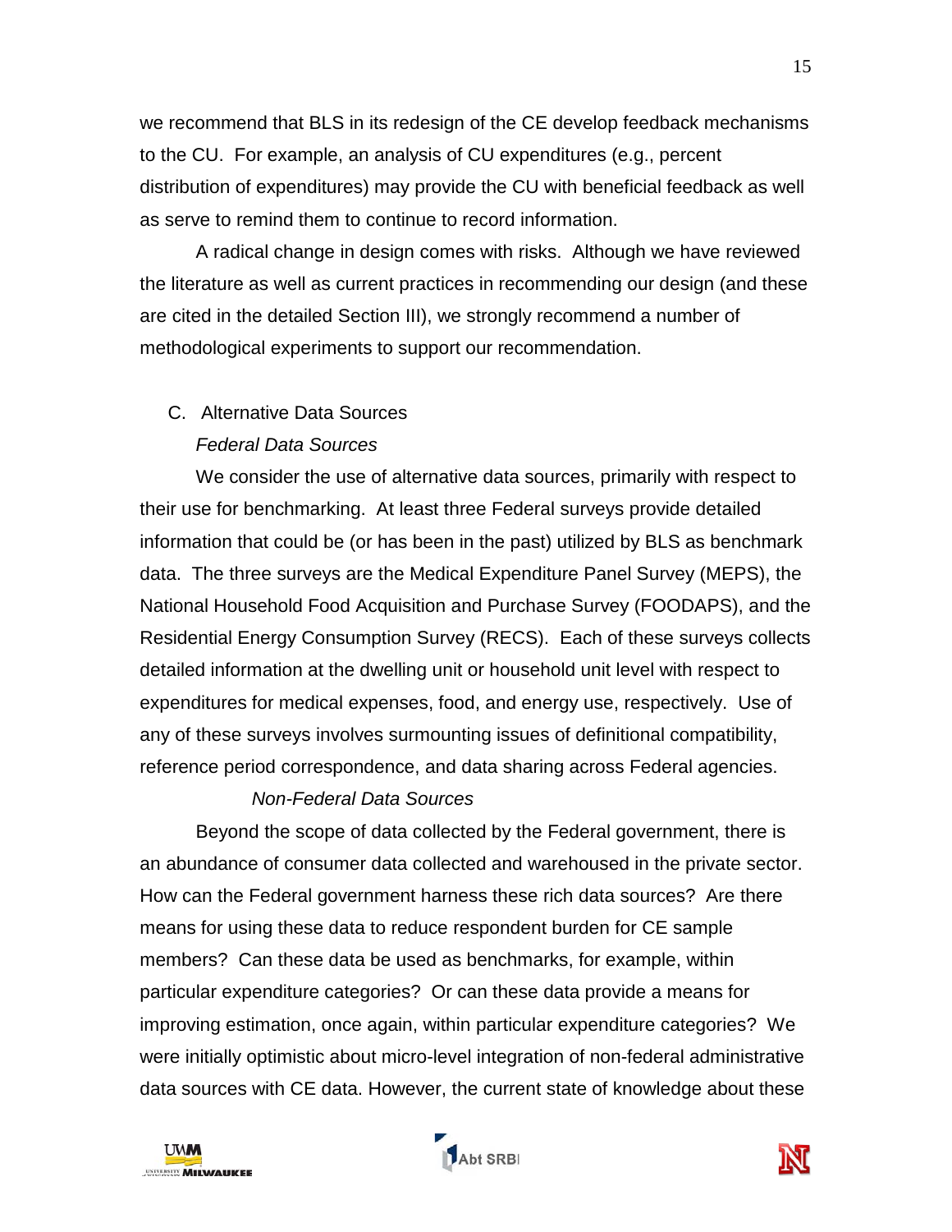we recommend that BLS in its redesign of the CE develop feedback mechanisms to the CU. For example, an analysis of CU expenditures (e.g., percent distribution of expenditures) may provide the CU with beneficial feedback as well as serve to remind them to continue to record information.

A radical change in design comes with risks. Although we have reviewed the literature as well as current practices in recommending our design (and these are cited in the detailed Section III), we strongly recommend a number of methodological experiments to support our recommendation.

### C. Alternative Data Sources

#### *Federal Data Sources*

We consider the use of alternative data sources, primarily with respect to their use for benchmarking. At least three Federal surveys provide detailed information that could be (or has been in the past) utilized by BLS as benchmark data. The three surveys are the Medical Expenditure Panel Survey (MEPS), the National Household Food Acquisition and Purchase Survey (FOODAPS), and the Residential Energy Consumption Survey (RECS). Each of these surveys collects detailed information at the dwelling unit or household unit level with respect to expenditures for medical expenses, food, and energy use, respectively. Use of any of these surveys involves surmounting issues of definitional compatibility, reference period correspondence, and data sharing across Federal agencies.

#### *Non-Federal Data Sources*

Beyond the scope of data collected by the Federal government, there is an abundance of consumer data collected and warehoused in the private sector. How can the Federal government harness these rich data sources? Are there means for using these data to reduce respondent burden for CE sample members? Can these data be used as benchmarks, for example, within particular expenditure categories? Or can these data provide a means for improving estimation, once again, within particular expenditure categories? We were initially optimistic about micro-level integration of non-federal administrative data sources with CE data. However, the current state of knowledge about these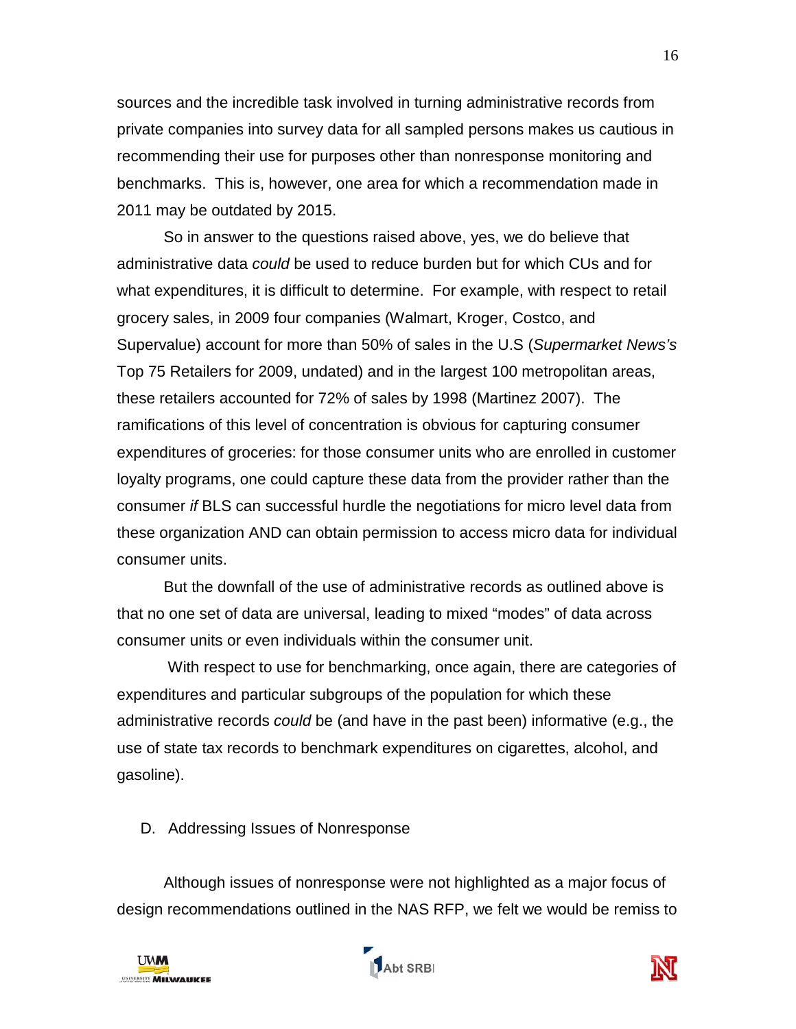sources and the incredible task involved in turning administrative records from private companies into survey data for all sampled persons makes us cautious in recommending their use for purposes other than nonresponse monitoring and benchmarks. This is, however, one area for which a recommendation made in 2011 may be outdated by 2015.

So in answer to the questions raised above, yes, we do believe that administrative data *could* be used to reduce burden but for which CUs and for what expenditures, it is difficult to determine. For example, with respect to retail grocery sales, in 2009 four companies (Walmart, Kroger, Costco, and Supervalue) account for more than 50% of sales in the U.S (*Supermarket News's* Top 75 Retailers for 2009, undated) and in the largest 100 metropolitan areas, these retailers accounted for 72% of sales by 1998 (Martinez 2007). The ramifications of this level of concentration is obvious for capturing consumer expenditures of groceries: for those consumer units who are enrolled in customer loyalty programs, one could capture these data from the provider rather than the consumer *if* BLS can successful hurdle the negotiations for micro level data from these organization AND can obtain permission to access micro data for individual consumer units.

But the downfall of the use of administrative records as outlined above is that no one set of data are universal, leading to mixed "modes" of data across consumer units or even individuals within the consumer unit.

With respect to use for benchmarking, once again, there are categories of expenditures and particular subgroups of the population for which these administrative records *could* be (and have in the past been) informative (e.g., the use of state tax records to benchmark expenditures on cigarettes, alcohol, and gasoline).

## D. Addressing Issues of Nonresponse

Although issues of nonresponse were not highlighted as a major focus of design recommendations outlined in the NAS RFP, we felt we would be remiss to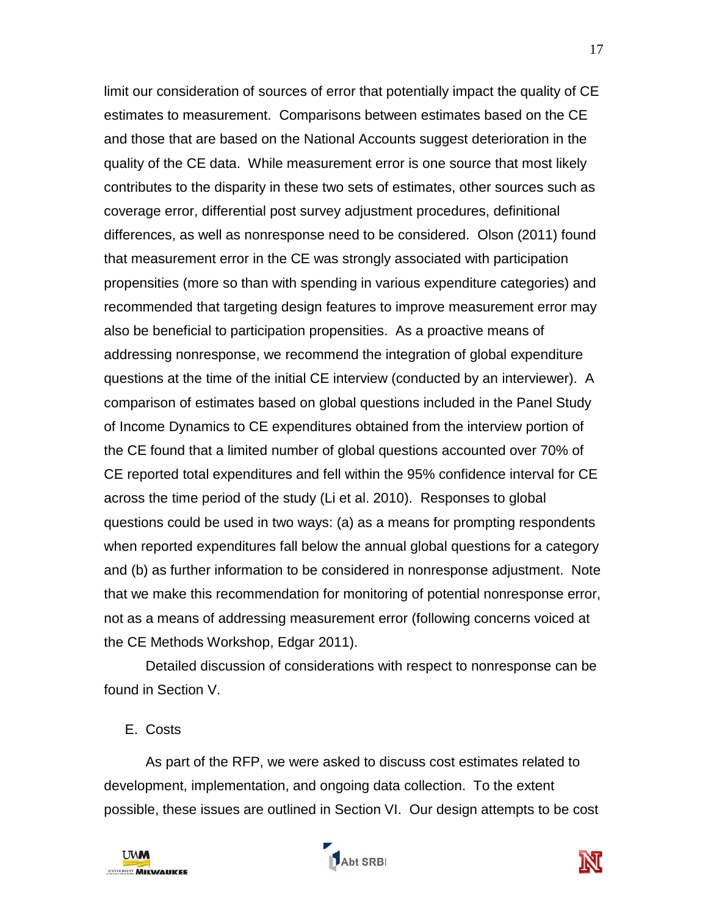limit our consideration of sources of error that potentially impact the quality of CE estimates to measurement. Comparisons between estimates based on the CE and those that are based on the National Accounts suggest deterioration in the quality of the CE data. While measurement error is one source that most likely contributes to the disparity in these two sets of estimates, other sources such as coverage error, differential post survey adjustment procedures, definitional differences, as well as nonresponse need to be considered. Olson (2011) found that measurement error in the CE was strongly associated with participation propensities (more so than with spending in various expenditure categories) and recommended that targeting design features to improve measurement error may also be beneficial to participation propensities. As a proactive means of addressing nonresponse, we recommend the integration of global expenditure questions at the time of the initial CE interview (conducted by an interviewer). A comparison of estimates based on global questions included in the Panel Study of Income Dynamics to CE expenditures obtained from the interview portion of the CE found that a limited number of global questions accounted over 70% of CE reported total expenditures and fell within the 95% confidence interval for CE across the time period of the study (Li et al. 2010). Responses to global questions could be used in two ways: (a) as a means for prompting respondents when reported expenditures fall below the annual global questions for a category and (b) as further information to be considered in nonresponse adjustment. Note that we make this recommendation for monitoring of potential nonresponse error, not as a means of addressing measurement error (following concerns voiced at the CE Methods Workshop, Edgar 2011).

Detailed discussion of considerations with respect to nonresponse can be found in Section V.

## E. Costs

As part of the RFP, we were asked to discuss cost estimates related to development, implementation, and ongoing data collection. To the extent possible, these issues are outlined in Section VI. Our design attempts to be cost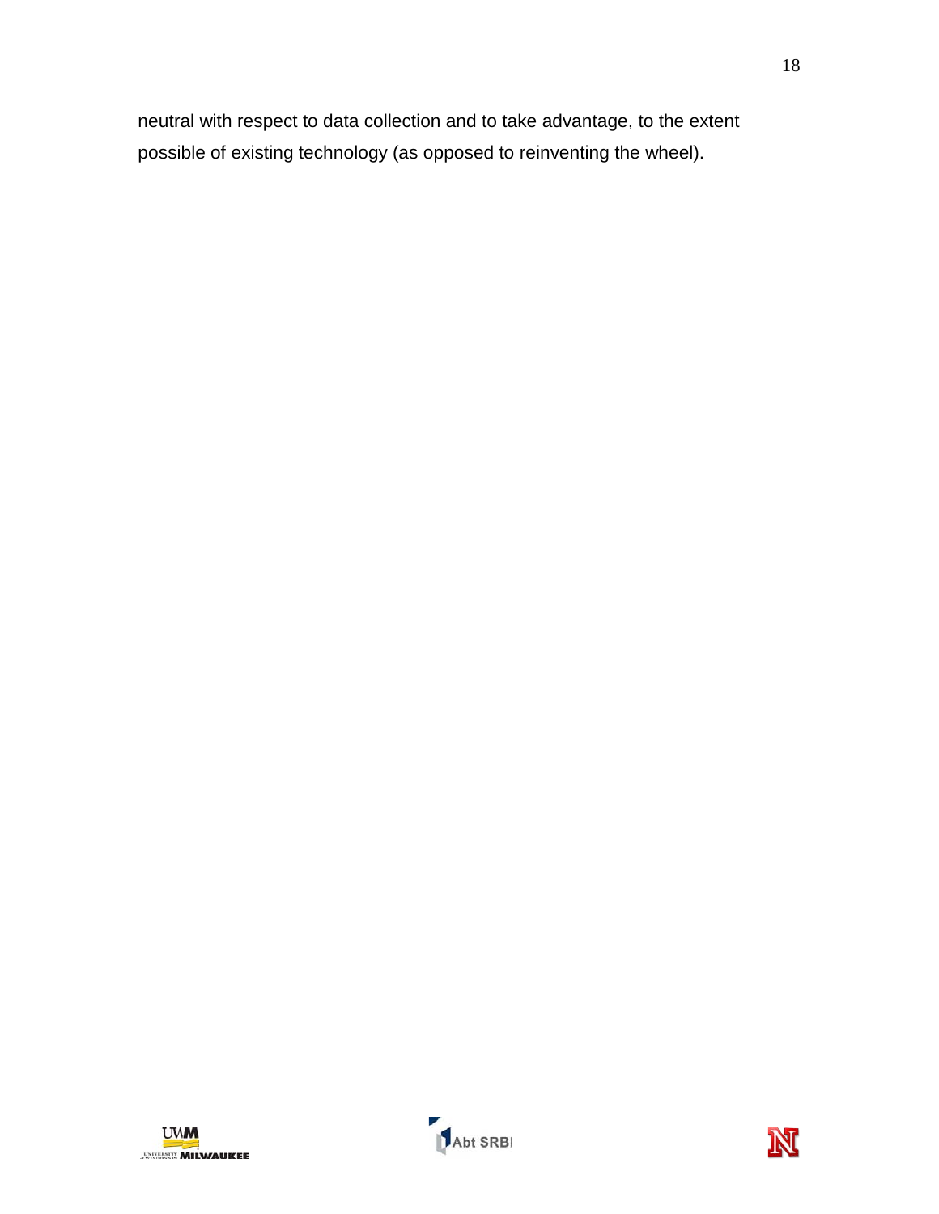neutral with respect to data collection and to take advantage, to the extent possible of existing technology (as opposed to reinventing the wheel).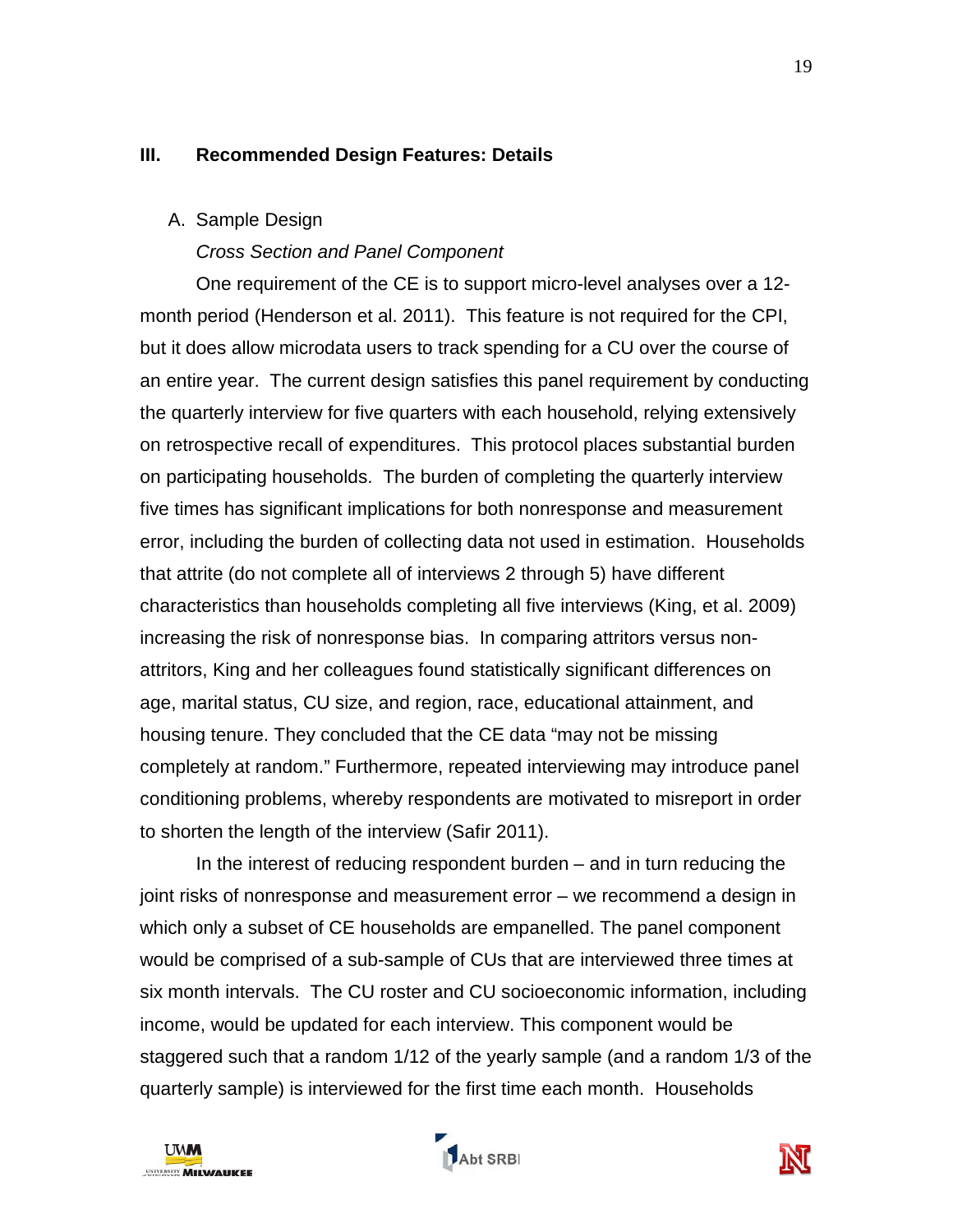## III. Recommended Design Features: Details

### A. Sample Design

*Cross Section and Panel Component*

One requirement of the CE is to support micro-level analyses over a 12-month period (Henderson et al. 2011). This feature is not required for the CPI, but it does allow microdata users to track spending for a CU over the course of an entire year. The current design satisfies this panel requirement by conducting the quarterly interview for five quarters with each household, relying extensively on retrospective recall of expenditures. This protocol places substantial burden on participating households. The burden of completing the quarterly interview five times has significant implications for both nonresponse and measurement error, including the burden of collecting data not used in estimation. Households that attrite (do not complete all of interviews 2 through 5) have different characteristics than households completing all five interviews (King, et al. 2009) increasing the risk of nonresponse bias. In comparing attritors versus non-attritors, King and her colleagues found statistically significant differences on age, marital status, CU size, and region, race, educational attainment, and housing tenure. They concluded that the CE data "may not be missing completely at random." Furthermore, repeated interviewing may introduce panel conditioning problems, whereby respondents are motivated to misreport in order to shorten the length of the interview (Safir 2011).

In the interest of reducing respondent burden – and in turn reducing the joint risks of nonresponse and measurement error – we recommend a design in which only a subset of CE households are empanelled. The panel component would be comprised of a sub-sample of CUs that are interviewed three times at six month intervals. The CU roster and CU socioeconomic information, including income, would be updated for each interview. This component would be staggered such that a random 1/12 of the yearly sample (and a random 1/3 of the quarterly sample) is interviewed for the first time each month. Households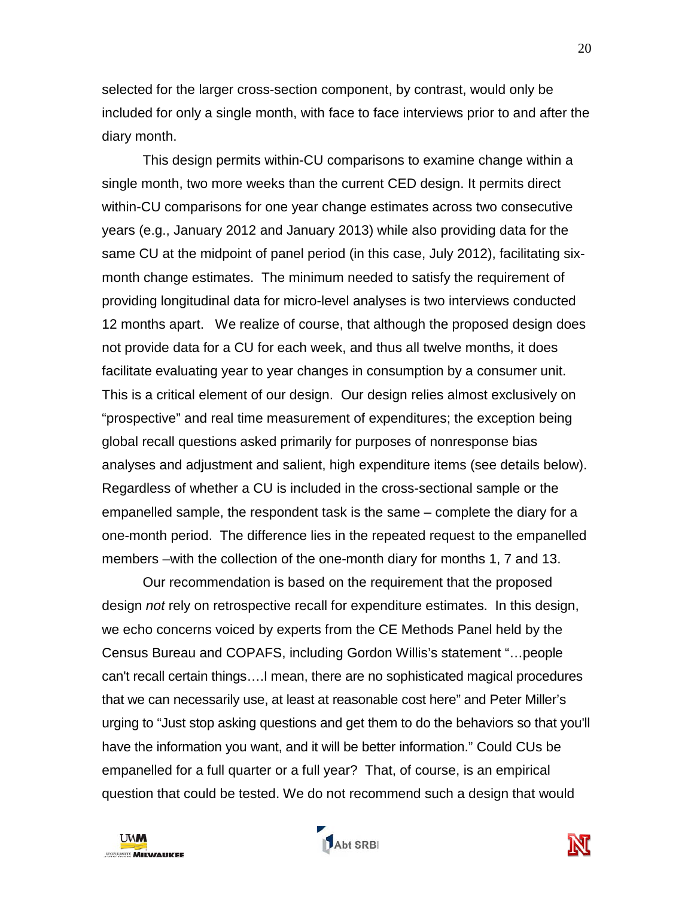selected for the larger cross-section component, by contrast, would only be included for only a single month, with face to face interviews prior to and after the diary month.

This design permits within-CU comparisons to examine change within a single month, two more weeks than the current CED design. It permits direct within-CU comparisons for one year change estimates across two consecutive years (e.g., January 2012 and January 2013) while also providing data for the same CU at the midpoint of panel period (in this case, July 2012), facilitating six-month change estimates. The minimum needed to satisfy the requirement of providing longitudinal data for micro-level analyses is two interviews conducted 12 months apart. We realize of course, that although the proposed design does not provide data for a CU for each week, and thus all twelve months, it does facilitate evaluating year to year changes in consumption by a consumer unit. This is a critical element of our design. Our design relies almost exclusively on "prospective" and real time measurement of expenditures; the exception being global recall questions asked primarily for purposes of nonresponse bias analyses and adjustment and salient, high expenditure items (see details below). Regardless of whether a CU is included in the cross-sectional sample or the empanelled sample, the respondent task is the same – complete the diary for a one-month period. The difference lies in the repeated request to the empanelled members –with the collection of the one-month diary for months 1, 7 and 13.

Our recommendation is based on the requirement that the proposed design *not* rely on retrospective recall for expenditure estimates. In this design, we echo concerns voiced by experts from the CE Methods Panel held by the Census Bureau and COPAFS, including Gordon Willis's statement "…people can't recall certain things….I mean, there are no sophisticated magical procedures that we can necessarily use, at least at reasonable cost here" and Peter Miller's urging to "Just stop asking questions and get them to do the behaviors so that you'll have the information you want, and it will be better information." Could CUs be empanelled for a full quarter or a full year? That, of course, is an empirical question that could be tested. We do not recommend such a design that would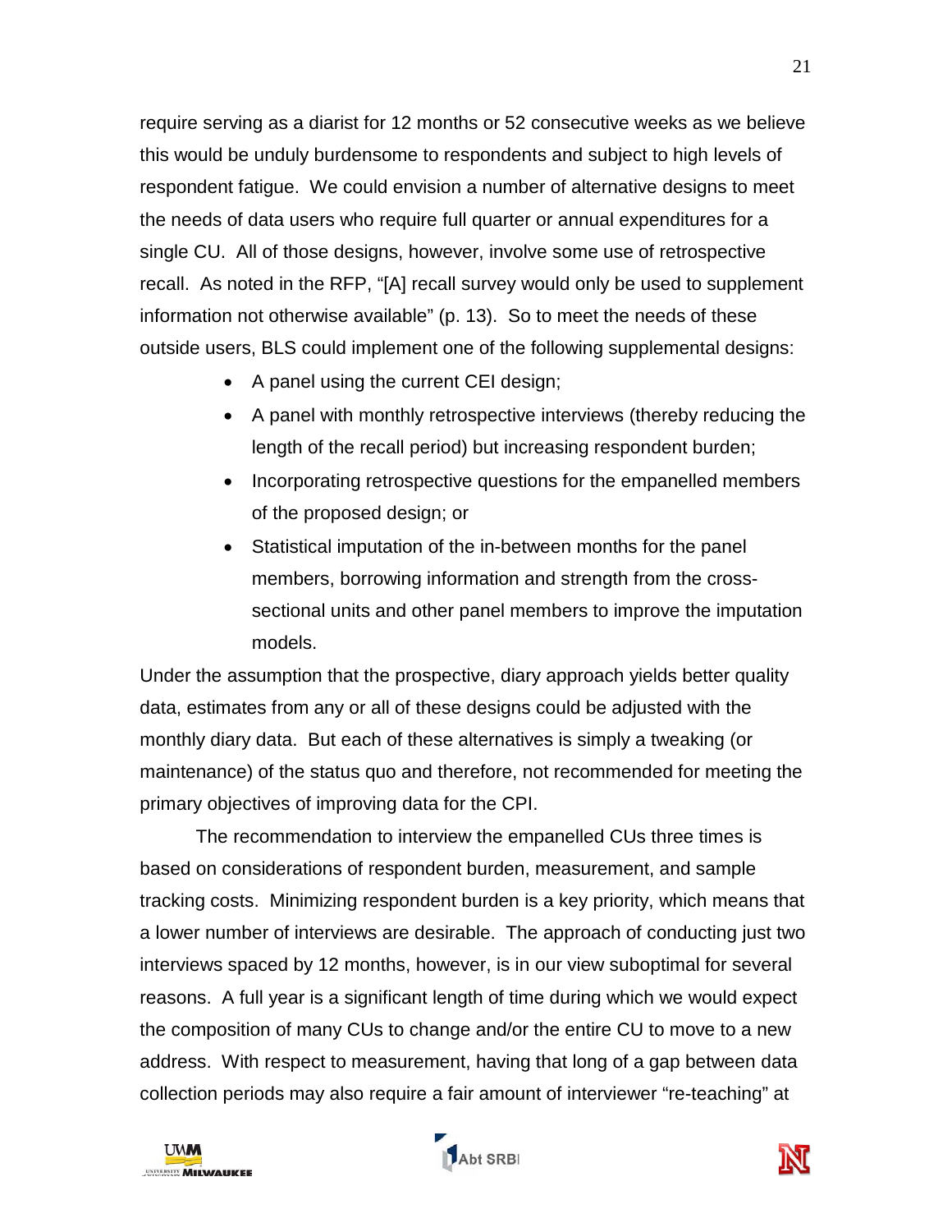require serving as a diarist for 12 months or 52 consecutive weeks as we believe this would be unduly burdensome to respondents and subject to high levels of respondent fatigue. We could envision a number of alternative designs to meet the needs of data users who require full quarter or annual expenditures for a single CU. All of those designs, however, involve some use of retrospective recall. As noted in the RFP, "[A] recall survey would only be used to supplement information not otherwise available" (p. 13). So to meet the needs of these outside users, BLS could implement one of the following supplemental designs:

- A panel using the current CEI design;
- A panel with monthly retrospective interviews (thereby reducing the length of the recall period) but increasing respondent burden;
- Incorporating retrospective questions for the empanelled members of the proposed design; or
- Statistical imputation of the in-between months for the panel members, borrowing information and strength from the cross-sectional units and other panel members to improve the imputation models.

Under the assumption that the prospective, diary approach yields better quality data, estimates from any or all of these designs could be adjusted with the monthly diary data. But each of these alternatives is simply a tweaking (or maintenance) of the status quo and therefore, not recommended for meeting the primary objectives of improving data for the CPI.

The recommendation to interview the empanelled CUs three times is based on considerations of respondent burden, measurement, and sample tracking costs. Minimizing respondent burden is a key priority, which means that a lower number of interviews are desirable. The approach of conducting just two interviews spaced by 12 months, however, is in our view suboptimal for several reasons. A full year is a significant length of time during which we would expect the composition of many CUs to change and/or the entire CU to move to a new address. With respect to measurement, having that long of a gap between data collection periods may also require a fair amount of interviewer "re-teaching" at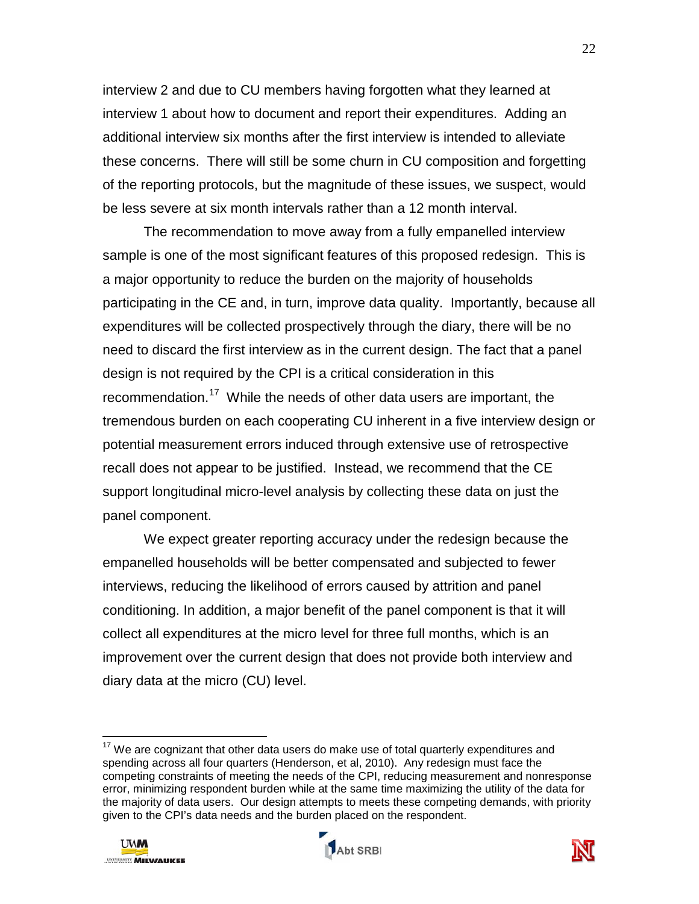interview 2 and due to CU members having forgotten what they learned at interview 1 about how to document and report their expenditures. Adding an additional interview six months after the first interview is intended to alleviate these concerns. There will still be some churn in CU composition and forgetting of the reporting protocols, but the magnitude of these issues, we suspect, would be less severe at six month intervals rather than a 12 month interval.

The recommendation to move away from a fully empanelled interview sample is one of the most significant features of this proposed redesign. This is a major opportunity to reduce the burden on the majority of households participating in the CE and, in turn, improve data quality. Importantly, because all expenditures will be collected prospectively through the diary, there will be no need to discard the first interview as in the current design. The fact that a panel design is not required by the CPI is a critical consideration in this recommendation.[17] While the needs of other data users are important, the tremendous burden on each cooperating CU inherent in a five interview design or potential measurement errors induced through extensive use of retrospective recall does not appear to be justified. Instead, we recommend that the CE support longitudinal micro-level analysis by collecting these data on just the panel component.

We expect greater reporting accuracy under the redesign because the empanelled households will be better compensated and subjected to fewer interviews, reducing the likelihood of errors caused by attrition and panel conditioning. In addition, a major benefit of the panel component is that it will collect all expenditures at the micro level for three full months, which is an improvement over the current design that does not provide both interview and diary data at the micro (CU) level.

[17] We are cognizant that other data users do make use of total quarterly expenditures and spending across all four quarters (Henderson, et al, 2010). Any redesign must face the competing constraints of meeting the needs of the CPI, reducing measurement and nonresponse error, minimizing respondent burden while at the same time maximizing the utility of the data for the majority of data users. Our design attempts to meets these competing demands, with priority given to the CPI's data needs and the burden placed on the respondent.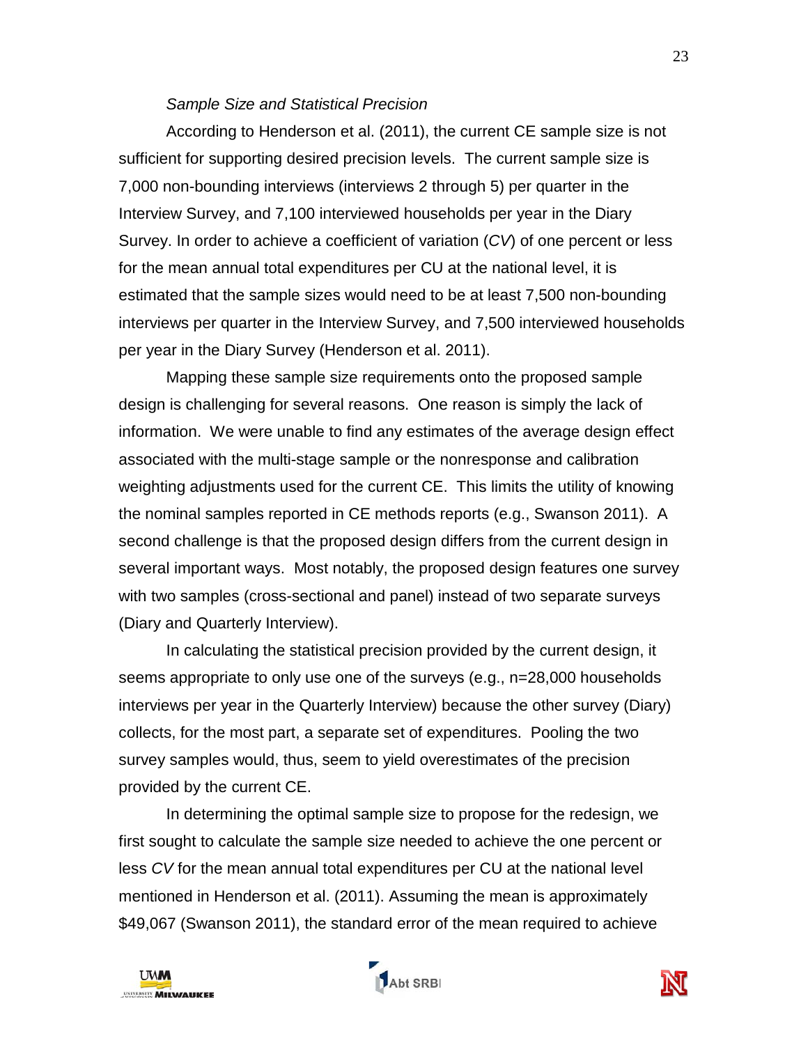*Sample Size and Statistical Precision*

According to Henderson et al. (2011), the current CE sample size is not sufficient for supporting desired precision levels. The current sample size is 7,000 non-bounding interviews (interviews 2 through 5) per quarter in the Interview Survey, and 7,100 interviewed households per year in the Diary Survey. In order to achieve a coefficient of variation (*CV*) of one percent or less for the mean annual total expenditures per CU at the national level, it is estimated that the sample sizes would need to be at least 7,500 non-bounding interviews per quarter in the Interview Survey, and 7,500 interviewed households per year in the Diary Survey (Henderson et al. 2011).

Mapping these sample size requirements onto the proposed sample design is challenging for several reasons. One reason is simply the lack of information. We were unable to find any estimates of the average design effect associated with the multi-stage sample or the nonresponse and calibration weighting adjustments used for the current CE. This limits the utility of knowing the nominal samples reported in CE methods reports (e.g., Swanson 2011). A second challenge is that the proposed design differs from the current design in several important ways. Most notably, the proposed design features one survey with two samples (cross-sectional and panel) instead of two separate surveys (Diary and Quarterly Interview).

In calculating the statistical precision provided by the current design, it seems appropriate to only use one of the surveys (e.g., n=28,000 households interviews per year in the Quarterly Interview) because the other survey (Diary) collects, for the most part, a separate set of expenditures. Pooling the two survey samples would, thus, seem to yield overestimates of the precision provided by the current CE.

In determining the optimal sample size to propose for the redesign, we first sought to calculate the sample size needed to achieve the one percent or less *CV* for the mean annual total expenditures per CU at the national level mentioned in Henderson et al. (2011). Assuming the mean is approximately $49,067 (Swanson 2011), the standard error of the mean required to achieve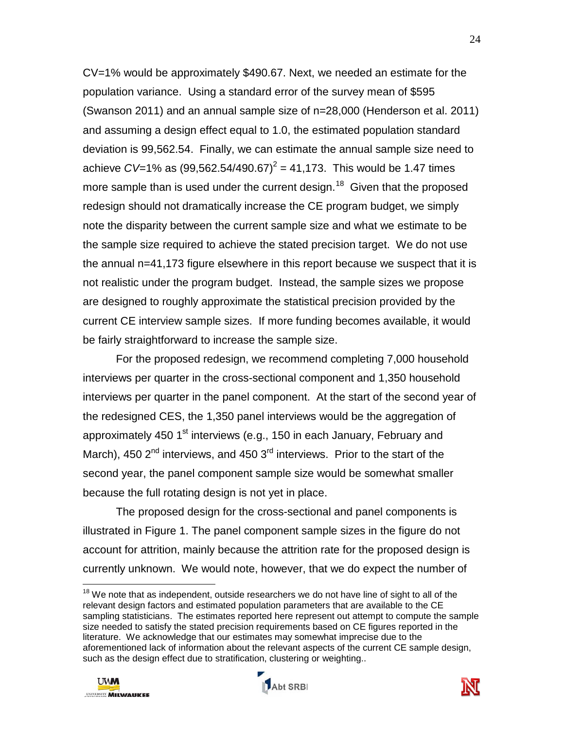CV=1% would be approximately \$490.67. Next, we needed an estimate for the population variance. Using a standard error of the survey mean of \$595 (Swanson 2011) and an annual sample size of n=28,000 (Henderson et al. 2011) and assuming a design effect equal to 1.0, the estimated population standard deviation is 99,562.54. Finally, we can estimate the annual sample size need to achieve *CV*=1% as $(99{,}562.54/490.67)^2 = 41{,}173$. This would be 1.47 times more sample than is used under the current design.[18] Given that the proposed redesign should not dramatically increase the CE program budget, we simply note the disparity between the current sample size and what we estimate to be the sample size required to achieve the stated precision target. We do not use the annual n=41,173 figure elsewhere in this report because we suspect that it is not realistic under the program budget. Instead, the sample sizes we propose are designed to roughly approximate the statistical precision provided by the current CE interview sample sizes. If more funding becomes available, it would be fairly straightforward to increase the sample size.

For the proposed redesign, we recommend completing 7,000 household interviews per quarter in the cross-sectional component and 1,350 household interviews per quarter in the panel component. At the start of the second year of the redesigned CES, the 1,350 panel interviews would be the aggregation of approximately 450 1st interviews (e.g., 150 in each January, February and March), 450 2nd interviews, and 450 3rd interviews. Prior to the start of the second year, the panel component sample size would be somewhat smaller because the full rotating design is not yet in place.

The proposed design for the cross-sectional and panel components is illustrated in Figure 1. The panel component sample sizes in the figure do not account for attrition, mainly because the attrition rate for the proposed design is currently unknown. We would note, however, that we do expect the number of

---

[18] We note that as independent, outside researchers we do not have line of sight to all of the relevant design factors and estimated population parameters that are available to the CE sampling statisticians. The estimates reported here represent out attempt to compute the sample size needed to satisfy the stated precision requirements based on CE figures reported in the literature. We acknowledge that our estimates may somewhat imprecise due to the aforementioned lack of information about the relevant aspects of the current CE sample design, such as the design effect due to stratification, clustering or weighting..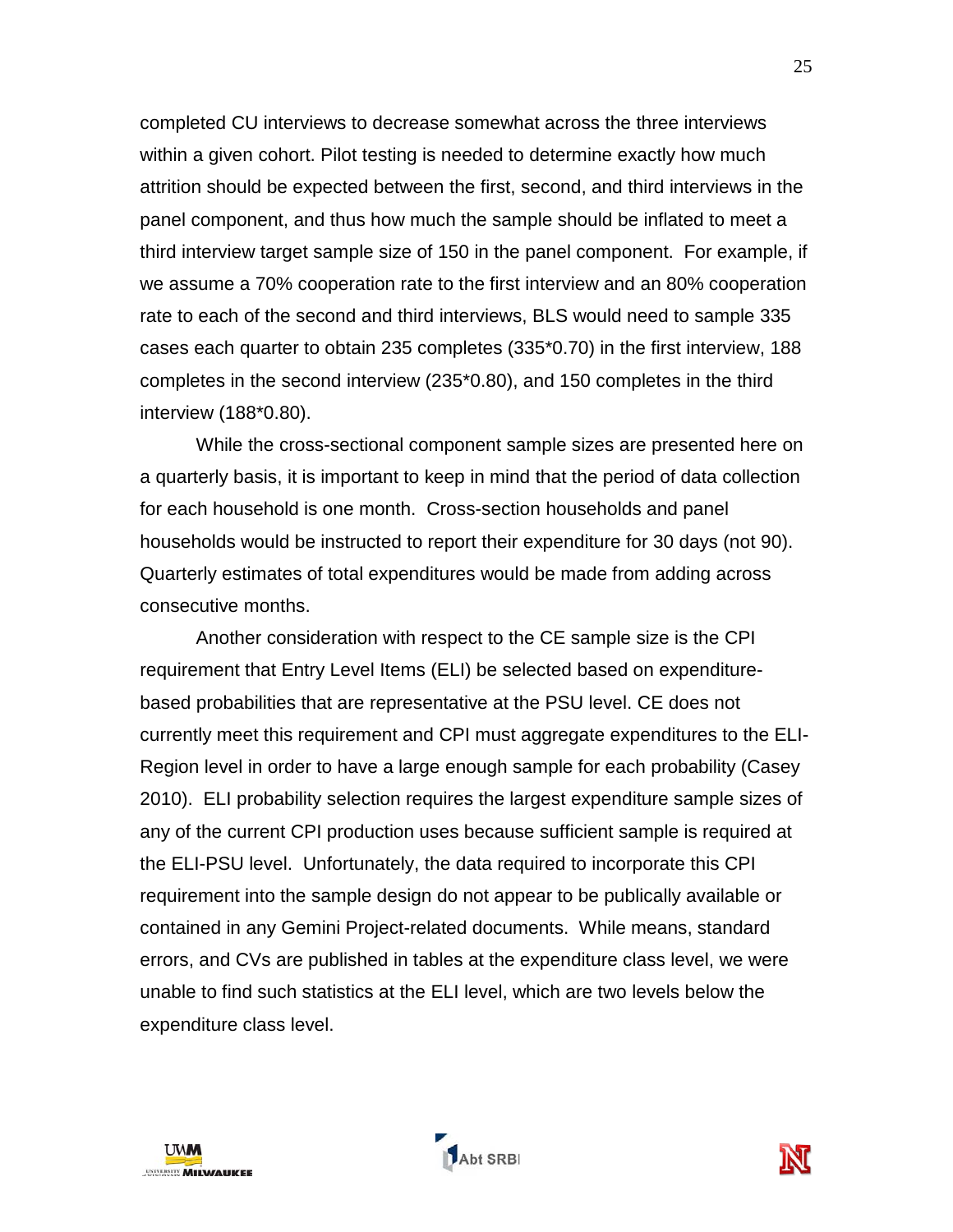completed CU interviews to decrease somewhat across the three interviews within a given cohort. Pilot testing is needed to determine exactly how much attrition should be expected between the first, second, and third interviews in the panel component, and thus how much the sample should be inflated to meet a third interview target sample size of 150 in the panel component. For example, if we assume a 70% cooperation rate to the first interview and an 80% cooperation rate to each of the second and third interviews, BLS would need to sample 335 cases each quarter to obtain 235 completes (335*0.70) in the first interview, 188 completes in the second interview (235*0.80), and 150 completes in the third interview (188*0.80).

While the cross-sectional component sample sizes are presented here on a quarterly basis, it is important to keep in mind that the period of data collection for each household is one month. Cross-section households and panel households would be instructed to report their expenditure for 30 days (not 90). Quarterly estimates of total expenditures would be made from adding across consecutive months.

Another consideration with respect to the CE sample size is the CPI requirement that Entry Level Items (ELI) be selected based on expenditure-based probabilities that are representative at the PSU level. CE does not currently meet this requirement and CPI must aggregate expenditures to the ELI-Region level in order to have a large enough sample for each probability (Casey 2010). ELI probability selection requires the largest expenditure sample sizes of any of the current CPI production uses because sufficient sample is required at the ELI-PSU level. Unfortunately, the data required to incorporate this CPI requirement into the sample design do not appear to be publically available or contained in any Gemini Project-related documents. While means, standard errors, and CVs are published in tables at the expenditure class level, we were unable to find such statistics at the ELI level, which are two levels below the expenditure class level.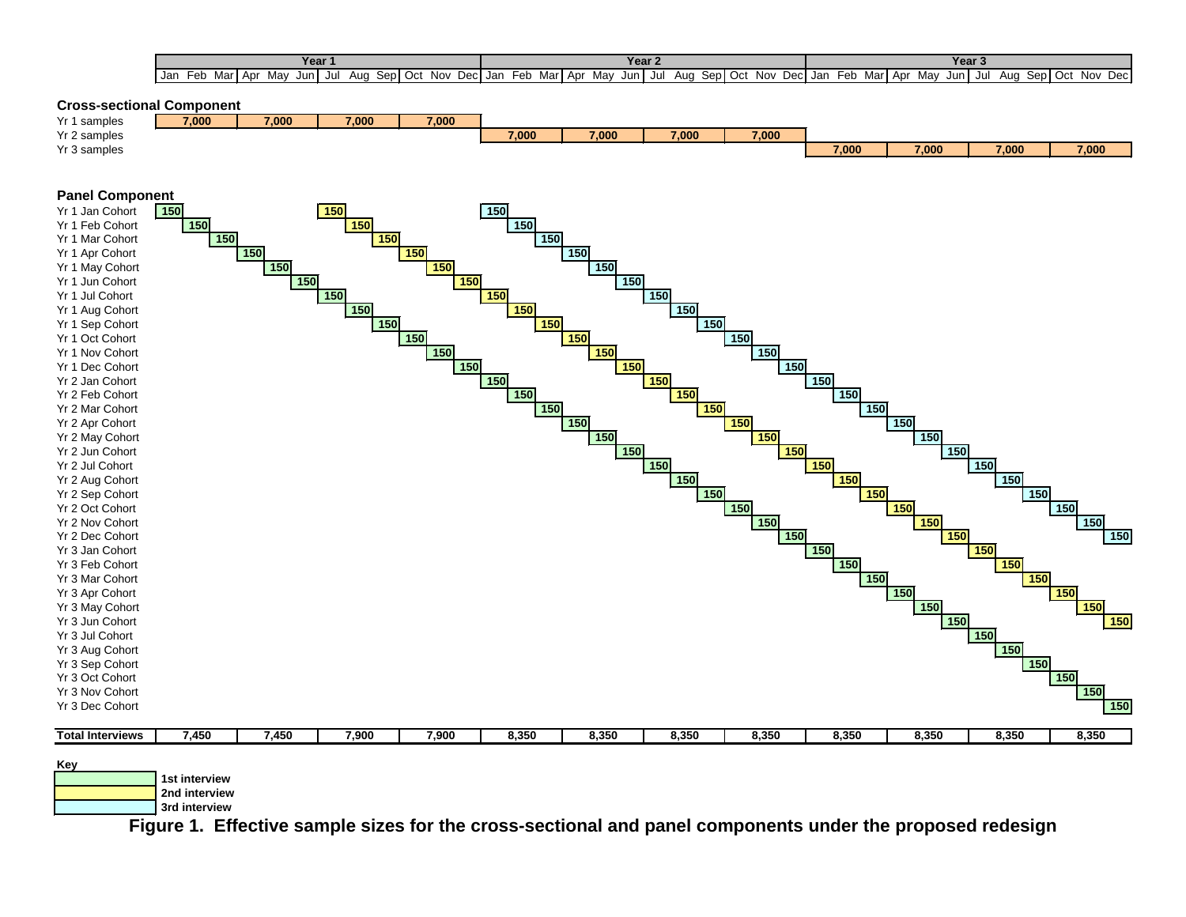## Cross-sectional Component

| | Year 1 Jan–Mar | Year 1 Apr–Jun | Year 1 Jul–Sep | Year 1 Oct–Dec | Year 2 Jan–Mar | Year 2 Apr–Jun | Year 2 Jul–Sep | Year 2 Oct–Dec | Year 3 Jan–Mar | Year 3 Apr–Jun | Year 3 Jul–Sep | Year 3 Oct–Dec |
|---|---|---|---|---|---|---|---|---|---|---|---|---|
| Yr 1 samples | 7,000 | 7,000 | 7,000 | 7,000 | | | | | | | | |
| Yr 2 samples | | | | | 7,000 | 7,000 | 7,000 | 7,000 | | | | |
| Yr 3 samples | | | | | | | | | 7,000 | 7,000 | 7,000 | 7,000 |

## Panel Component

| | Y1 Jan | Y1 Feb | Y1 Mar | Y1 Apr | Y1 May | Y1 Jun | Y1 Jul | Y1 Aug | Y1 Sep | Y1 Oct | Y1 Nov | Y1 Dec | Y2 Jan | Y2 Feb | Y2 Mar | Y2 Apr | Y2 May | Y2 Jun | Y2 Jul | Y2 Aug | Y2 Sep | Y2 Oct | Y2 Nov | Y2 Dec | Y3 Jan | Y3 Feb | Y3 Mar | Y3 Apr | Y3 May | Y3 Jun | Y3 Jul | Y3 Aug | Y3 Sep | Y3 Oct | Y3 Nov | Y3 Dec |
|---|---|---|---|---|---|---|---|---|---|---|---|---|---|---|---|---|---|---|---|---|---|---|---|---|---|---|---|---|---|---|---|---|---|---|---|---|
| Yr 1 Jan Cohort | 150 (1st) | | | | | | 150 (2nd) | | | | | | 150 (3rd) | | | | | | | | | | | | | | | | | | | | | | | |
| Yr 1 Feb Cohort | | 150 (1st) | | | | | | 150 (2nd) | | | | | | 150 (3rd) | | | | | | | | | | | | | | | | | | | | | | |
| Yr 1 Mar Cohort | | | 150 (1st) | | | | | | 150 (2nd) | | | | | | 150 (3rd) | | | | | | | | | | | | | | | | | | | | | |
| Yr 1 Apr Cohort | | | | 150 (1st) | | | | | | 150 (2nd) | | | | | | 150 (3rd) | | | | | | | | | | | | | | | | | | | | |
| Yr 1 May Cohort | | | | | 150 (1st) | | | | | | 150 (2nd) | | | | | | 150 (3rd) | | | | | | | | | | | | | | | | | | | |
| Yr 1 Jun Cohort | | | | | | 150 (1st) | | | | | | 150 (2nd) | | | | | | 150 (3rd) | | | | | | | | | | | | | | | | | | |
| Yr 1 Jul Cohort | | | | | | | 150 (1st) | | | | | | 150 (2nd) | | | | | | 150 (3rd) | | | | | | | | | | | | | | | | | |
| Yr 1 Aug Cohort | | | | | | | | 150 (1st) | | | | | | 150 (2nd) | | | | | | 150 (3rd) | | | | | | | | | | | | | | | | |
| Yr 1 Sep Cohort | | | | | | | | | 150 (1st) | | | | | | 150 (2nd) | | | | | | 150 (3rd) | | | | | | | | | | | | | | | |
| Yr 1 Oct Cohort | | | | | | | | | | 150 (1st) | | | | | | 150 (2nd) | | | | | | 150 (3rd) | | | | | | | | | | | | | | |
| Yr 1 Nov Cohort | | | | | | | | | | | 150 (1st) | | | | | | 150 (2nd) | | | | | | 150 (3rd) | | | | | | | | | | | | | |
| Yr 1 Dec Cohort | | | | | | | | | | | | 150 (1st) | | | | | | 150 (2nd) | | | | | | 150 (3rd) | | | | | | | | | | | | |
| Yr 2 Jan Cohort | | | | | | | | | | | | | 150 (1st) | | | | | | 150 (2nd) | | | | | | 150 (3rd) | | | | | | | | | | | |
| Yr 2 Feb Cohort | | | | | | | | | | | | | | 150 (1st) | | | | | | 150 (2nd) | | | | | | 150 (3rd) | | | | | | | | | | |
| Yr 2 Mar Cohort | | | | | | | | | | | | | | | 150 (1st) | | | | | | 150 (2nd) | | | | | | 150 (3rd) | | | | | | | | | |
| Yr 2 Apr Cohort | | | | | | | | | | | | | | | | 150 (1st) | | | | | | 150 (2nd) | | | | | | 150 (3rd) | | | | | | | | |
| Yr 2 May Cohort | | | | | | | | | | | | | | | | | 150 (1st) | | | | | | 150 (2nd) | | | | | | 150 (3rd) | | | | | | | |
| Yr 2 Jun Cohort | | | | | | | | | | | | | | | | | | 150 (1st) | | | | | | 150 (2nd) | | | | | | 150 (3rd) | | | | | | |
| Yr 2 Jul Cohort | | | | | | | | | | | | | | | | | | | 150 (1st) | | | | | | 150 (2nd) | | | | | | 150 (3rd) | | | | | |
| Yr 2 Aug Cohort | | | | | | | | | | | | | | | | | | | | 150 (1st) | | | | | | 150 (2nd) | | | | | | 150 (3rd) | | | | |
| Yr 2 Sep Cohort | | | | | | | | | | | | | | | | | | | | | 150 (1st) | | | | | | 150 (2nd) | | | | | | 150 (3rd) | | | |
| Yr 2 Oct Cohort | | | | | | | | | | | | | | | | | | | | | | 150 (1st) | | | | | | 150 (2nd) | | | | | | 150 (3rd) | | |
| Yr 2 Nov Cohort | | | | | | | | | | | | | | | | | | | | | | | 150 (1st) | | | | | | 150 (2nd) | | | | | | 150 (3rd) | |
| Yr 2 Dec Cohort | | | | | | | | | | | | | | | | | | | | | | | | 150 (1st) | | | | | | 150 (2nd) | | | | | | 150 (3rd) |
| Yr 3 Jan Cohort | | | | | | | | | | | | | | | | | | | | | | | | | 150 (1st) | | | | | | 150 (2nd) | | | | | |
| Yr 3 Feb Cohort | | | | | | | | | | | | | | | | | | | | | | | | | | 150 (1st) | | | | | | 150 (2nd) | | | | |
| Yr 3 Mar Cohort | | | | | | | | | | | | | | | | | | | | | | | | | | | 150 (1st) | | | | | | 150 (2nd) | | | |
| Yr 3 Apr Cohort | | | | | | | | | | | | | | | | | | | | | | | | | | | | 150 (1st) | | | | | | 150 (2nd) | | |
| Yr 3 May Cohort | | | | | | | | | | | | | | | | | | | | | | | | | | | | | 150 (1st) | | | | | | 150 (2nd) | |
| Yr 3 Jun Cohort | | | | | | | | | | | | | | | | | | | | | | | | | | | | | | 150 (1st) | | | | | | 150 (2nd) |
| Yr 3 Jul Cohort | | | | | | | | | | | | | | | | | | | | | | | | | | | | | | | 150 (1st) | | | | | |
| Yr 3 Aug Cohort | | | | | | | | | | | | | | | | | | | | | | | | | | | | | | | | 150 (1st) | | | | |
| Yr 3 Sep Cohort | | | | | | | | | | | | | | | | | | | | | | | | | | | | | | | | | 150 (1st) | | | |
| Yr 3 Oct Cohort | | | | | | | | | | | | | | | | | | | | | | | | | | | | | | | | | | 150 (1st) | | |
| Yr 3 Nov Cohort | | | | | | | | | | | | | | | | | | | | | | | | | | | | | | | | | | | 150 (1st) | |
| Yr 3 Dec Cohort | | | | | | | | | | | | | | | | | | | | | | | | | | | | | | | | | | | | 150 (1st) |

| | Year 1 Jan–Mar | Year 1 Apr–Jun | Year 1 Jul–Sep | Year 1 Oct–Dec | Year 2 Jan–Mar | Year 2 Apr–Jun | Year 2 Jul–Sep | Year 2 Oct–Dec | Year 3 Jan–Mar | Year 3 Apr–Jun | Year 3 Jul–Sep | Year 3 Oct–Dec |
|---|---|---|---|---|---|---|---|---|---|---|---|---|
| **Total Interviews** | 7,450 | 7,450 | 7,900 | 7,900 | 8,350 | 8,350 | 8,350 | 8,350 | 8,350 | 8,350 | 8,350 | 8,350 |

**Key**

- 1st interview
- 2nd interview
- 3rd interview

**Figure 1. Effective sample sizes for the cross-sectional and panel components under the proposed redesign**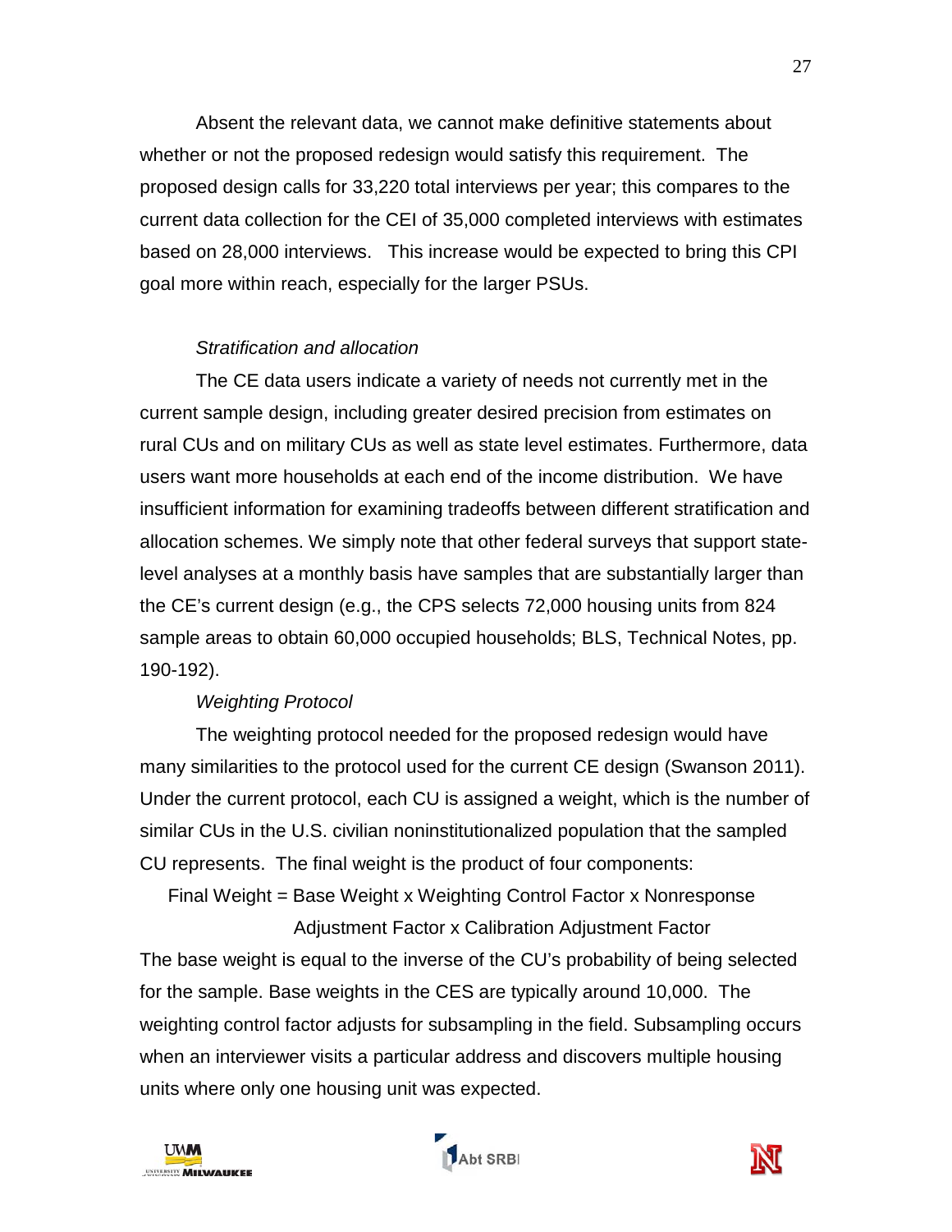Absent the relevant data, we cannot make definitive statements about whether or not the proposed redesign would satisfy this requirement. The proposed design calls for 33,220 total interviews per year; this compares to the current data collection for the CEI of 35,000 completed interviews with estimates based on 28,000 interviews. This increase would be expected to bring this CPI goal more within reach, especially for the larger PSUs.

*Stratification and allocation*

The CE data users indicate a variety of needs not currently met in the current sample design, including greater desired precision from estimates on rural CUs and on military CUs as well as state level estimates. Furthermore, data users want more households at each end of the income distribution. We have insufficient information for examining tradeoffs between different stratification and allocation schemes. We simply note that other federal surveys that support state-level analyses at a monthly basis have samples that are substantially larger than the CE's current design (e.g., the CPS selects 72,000 housing units from 824 sample areas to obtain 60,000 occupied households; BLS, Technical Notes, pp. 190-192).

*Weighting Protocol*

The weighting protocol needed for the proposed redesign would have many similarities to the protocol used for the current CE design (Swanson 2011). Under the current protocol, each CU is assigned a weight, which is the number of similar CUs in the U.S. civilian noninstitutionalized population that the sampled CU represents. The final weight is the product of four components:

Final Weight = Base Weight x Weighting Control Factor x Nonresponse Adjustment Factor x Calibration Adjustment Factor

The base weight is equal to the inverse of the CU's probability of being selected for the sample. Base weights in the CES are typically around 10,000. The weighting control factor adjusts for subsampling in the field. Subsampling occurs when an interviewer visits a particular address and discovers multiple housing units where only one housing unit was expected.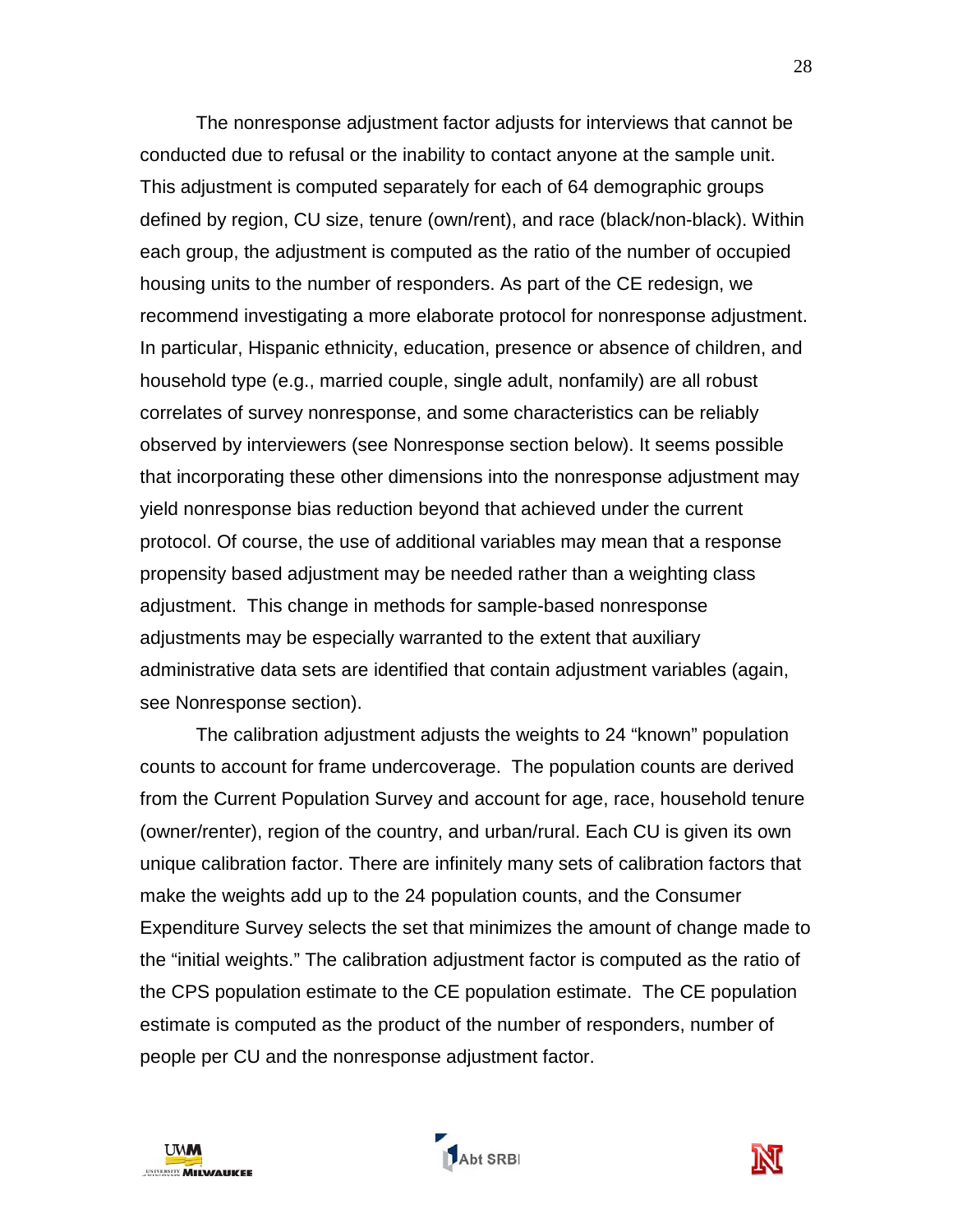The nonresponse adjustment factor adjusts for interviews that cannot be conducted due to refusal or the inability to contact anyone at the sample unit. This adjustment is computed separately for each of 64 demographic groups defined by region, CU size, tenure (own/rent), and race (black/non-black). Within each group, the adjustment is computed as the ratio of the number of occupied housing units to the number of responders. As part of the CE redesign, we recommend investigating a more elaborate protocol for nonresponse adjustment. In particular, Hispanic ethnicity, education, presence or absence of children, and household type (e.g., married couple, single adult, nonfamily) are all robust correlates of survey nonresponse, and some characteristics can be reliably observed by interviewers (see Nonresponse section below). It seems possible that incorporating these other dimensions into the nonresponse adjustment may yield nonresponse bias reduction beyond that achieved under the current protocol. Of course, the use of additional variables may mean that a response propensity based adjustment may be needed rather than a weighting class adjustment. This change in methods for sample-based nonresponse adjustments may be especially warranted to the extent that auxiliary administrative data sets are identified that contain adjustment variables (again, see Nonresponse section).

The calibration adjustment adjusts the weights to 24 "known" population counts to account for frame undercoverage. The population counts are derived from the Current Population Survey and account for age, race, household tenure (owner/renter), region of the country, and urban/rural. Each CU is given its own unique calibration factor. There are infinitely many sets of calibration factors that make the weights add up to the 24 population counts, and the Consumer Expenditure Survey selects the set that minimizes the amount of change made to the "initial weights." The calibration adjustment factor is computed as the ratio of the CPS population estimate to the CE population estimate. The CE population estimate is computed as the product of the number of responders, number of people per CU and the nonresponse adjustment factor.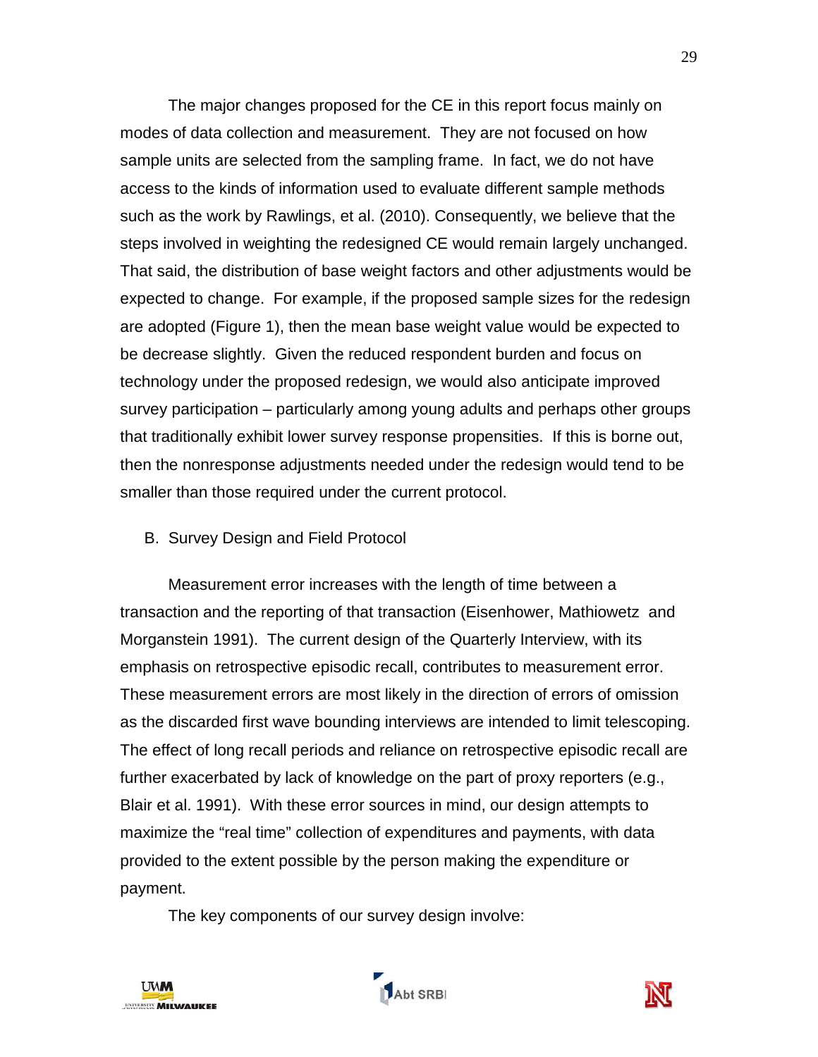The major changes proposed for the CE in this report focus mainly on modes of data collection and measurement. They are not focused on how sample units are selected from the sampling frame. In fact, we do not have access to the kinds of information used to evaluate different sample methods such as the work by Rawlings, et al. (2010). Consequently, we believe that the steps involved in weighting the redesigned CE would remain largely unchanged. That said, the distribution of base weight factors and other adjustments would be expected to change. For example, if the proposed sample sizes for the redesign are adopted (Figure 1), then the mean base weight value would be expected to be decrease slightly. Given the reduced respondent burden and focus on technology under the proposed redesign, we would also anticipate improved survey participation – particularly among young adults and perhaps other groups that traditionally exhibit lower survey response propensities. If this is borne out, then the nonresponse adjustments needed under the redesign would tend to be smaller than those required under the current protocol.

B. Survey Design and Field Protocol

Measurement error increases with the length of time between a transaction and the reporting of that transaction (Eisenhower, Mathiowetz and Morganstein 1991). The current design of the Quarterly Interview, with its emphasis on retrospective episodic recall, contributes to measurement error. These measurement errors are most likely in the direction of errors of omission as the discarded first wave bounding interviews are intended to limit telescoping. The effect of long recall periods and reliance on retrospective episodic recall are further exacerbated by lack of knowledge on the part of proxy reporters (e.g., Blair et al. 1991). With these error sources in mind, our design attempts to maximize the "real time" collection of expenditures and payments, with data provided to the extent possible by the person making the expenditure or payment.

The key components of our survey design involve: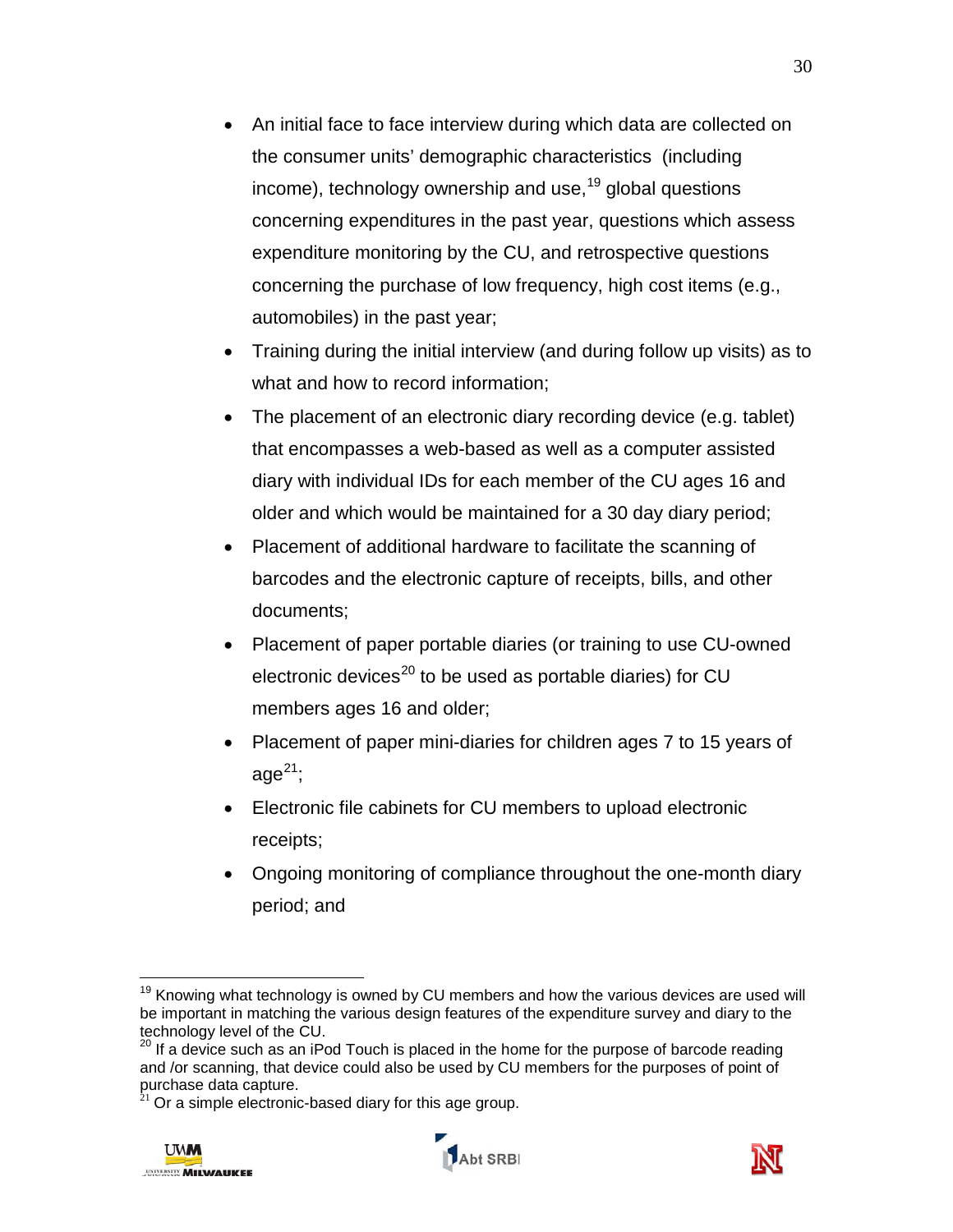- An initial face to face interview during which data are collected on the consumer units' demographic characteristics (including income), technology ownership and use,[19] global questions concerning expenditures in the past year, questions which assess expenditure monitoring by the CU, and retrospective questions concerning the purchase of low frequency, high cost items (e.g., automobiles) in the past year;
- Training during the initial interview (and during follow up visits) as to what and how to record information;
- The placement of an electronic diary recording device (e.g. tablet) that encompasses a web-based as well as a computer assisted diary with individual IDs for each member of the CU ages 16 and older and which would be maintained for a 30 day diary period;
- Placement of additional hardware to facilitate the scanning of barcodes and the electronic capture of receipts, bills, and other documents;
- Placement of paper portable diaries (or training to use CU-owned electronic devices[20] to be used as portable diaries) for CU members ages 16 and older;
- Placement of paper mini-diaries for children ages 7 to 15 years of age[21];
- Electronic file cabinets for CU members to upload electronic receipts;
- Ongoing monitoring of compliance throughout the one-month diary period; and

---

[19] Knowing what technology is owned by CU members and how the various devices are used will be important in matching the various design features of the expenditure survey and diary to the technology level of the CU.

[20] If a device such as an iPod Touch is placed in the home for the purpose of barcode reading and /or scanning, that device could also be used by CU members for the purposes of point of purchase data capture.

[21] Or a simple electronic-based diary for this age group.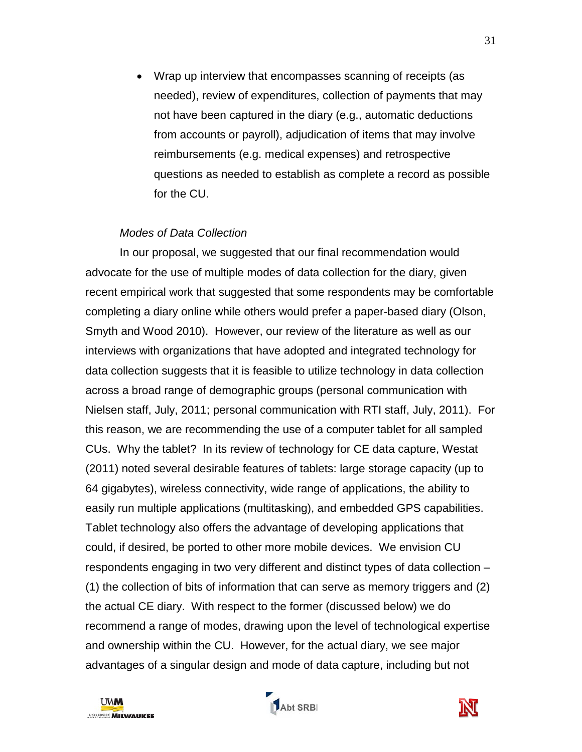- Wrap up interview that encompasses scanning of receipts (as needed), review of expenditures, collection of payments that may not have been captured in the diary (e.g., automatic deductions from accounts or payroll), adjudication of items that may involve reimbursements (e.g. medical expenses) and retrospective questions as needed to establish as complete a record as possible for the CU.

*Modes of Data Collection*

In our proposal, we suggested that our final recommendation would advocate for the use of multiple modes of data collection for the diary, given recent empirical work that suggested that some respondents may be comfortable completing a diary online while others would prefer a paper-based diary (Olson, Smyth and Wood 2010). However, our review of the literature as well as our interviews with organizations that have adopted and integrated technology for data collection suggests that it is feasible to utilize technology in data collection across a broad range of demographic groups (personal communication with Nielsen staff, July, 2011; personal communication with RTI staff, July, 2011). For this reason, we are recommending the use of a computer tablet for all sampled CUs. Why the tablet? In its review of technology for CE data capture, Westat (2011) noted several desirable features of tablets: large storage capacity (up to 64 gigabytes), wireless connectivity, wide range of applications, the ability to easily run multiple applications (multitasking), and embedded GPS capabilities. Tablet technology also offers the advantage of developing applications that could, if desired, be ported to other more mobile devices. We envision CU respondents engaging in two very different and distinct types of data collection – (1) the collection of bits of information that can serve as memory triggers and (2) the actual CE diary. With respect to the former (discussed below) we do recommend a range of modes, drawing upon the level of technological expertise and ownership within the CU. However, for the actual diary, we see major advantages of a singular design and mode of data capture, including but not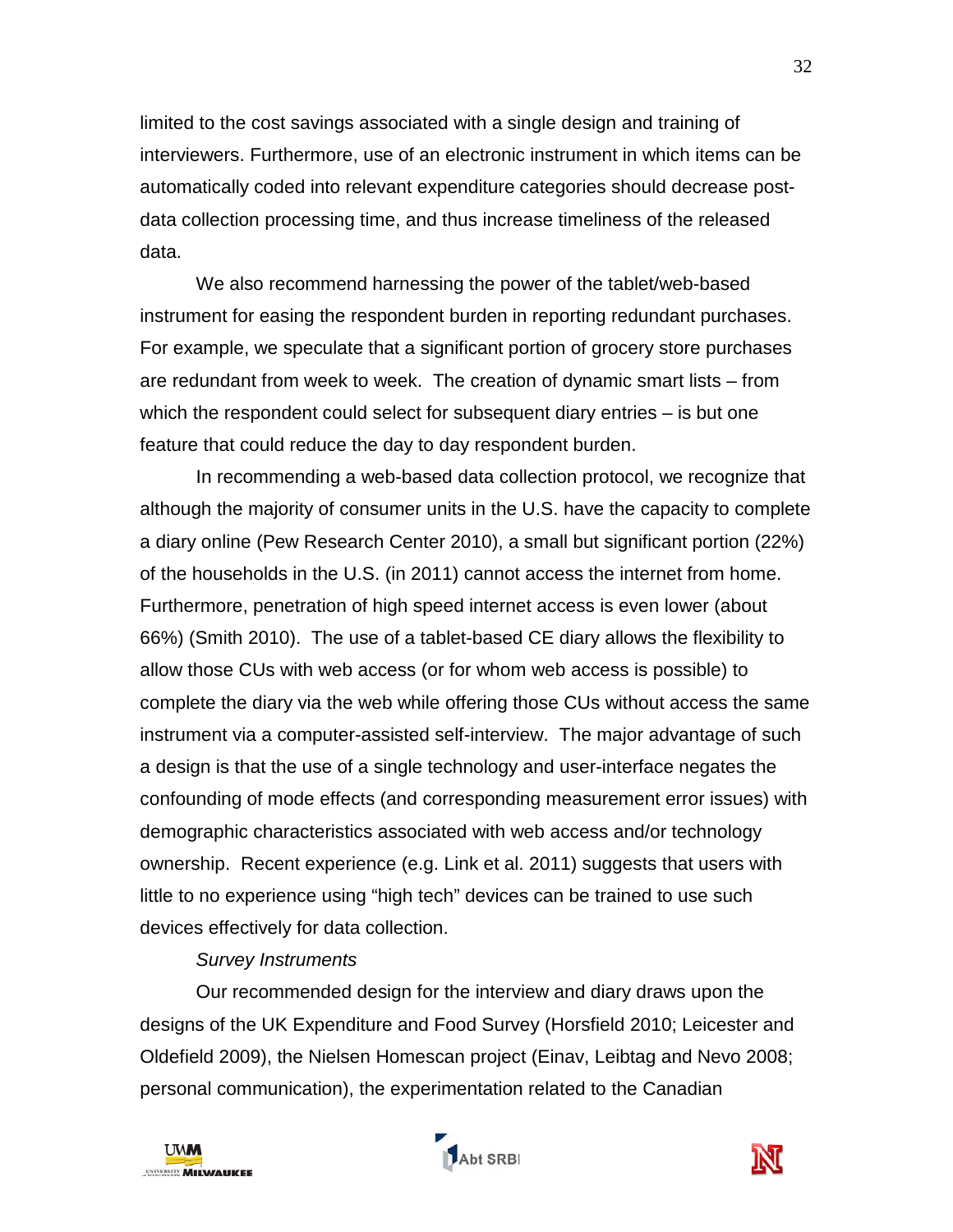limited to the cost savings associated with a single design and training of interviewers. Furthermore, use of an electronic instrument in which items can be automatically coded into relevant expenditure categories should decrease post-data collection processing time, and thus increase timeliness of the released data.

We also recommend harnessing the power of the tablet/web-based instrument for easing the respondent burden in reporting redundant purchases. For example, we speculate that a significant portion of grocery store purchases are redundant from week to week. The creation of dynamic smart lists – from which the respondent could select for subsequent diary entries – is but one feature that could reduce the day to day respondent burden.

In recommending a web-based data collection protocol, we recognize that although the majority of consumer units in the U.S. have the capacity to complete a diary online (Pew Research Center 2010), a small but significant portion (22%) of the households in the U.S. (in 2011) cannot access the internet from home. Furthermore, penetration of high speed internet access is even lower (about 66%) (Smith 2010). The use of a tablet-based CE diary allows the flexibility to allow those CUs with web access (or for whom web access is possible) to complete the diary via the web while offering those CUs without access the same instrument via a computer-assisted self-interview. The major advantage of such a design is that the use of a single technology and user-interface negates the confounding of mode effects (and corresponding measurement error issues) with demographic characteristics associated with web access and/or technology ownership. Recent experience (e.g. Link et al. 2011) suggests that users with little to no experience using "high tech" devices can be trained to use such devices effectively for data collection.

*Survey Instruments*

Our recommended design for the interview and diary draws upon the designs of the UK Expenditure and Food Survey (Horsfield 2010; Leicester and Oldefield 2009), the Nielsen Homescan project (Einav, Leibtag and Nevo 2008; personal communication), the experimentation related to the Canadian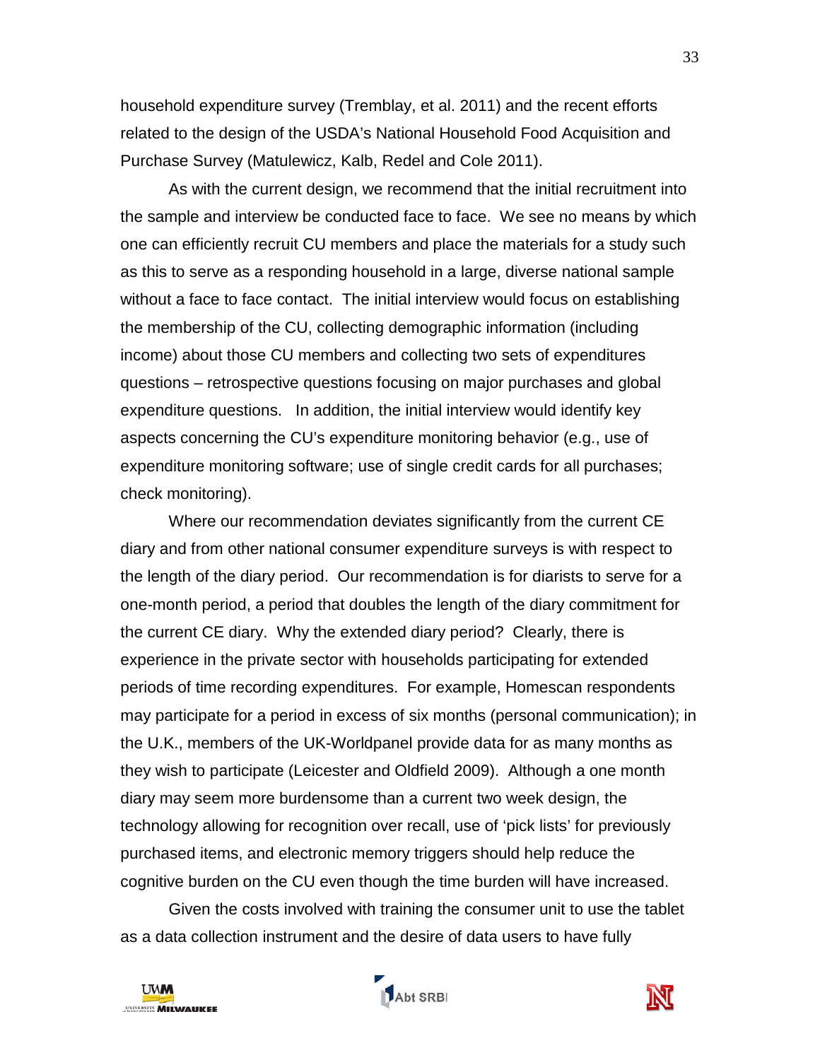household expenditure survey (Tremblay, et al. 2011) and the recent efforts related to the design of the USDA's National Household Food Acquisition and Purchase Survey (Matulewicz, Kalb, Redel and Cole 2011).

As with the current design, we recommend that the initial recruitment into the sample and interview be conducted face to face. We see no means by which one can efficiently recruit CU members and place the materials for a study such as this to serve as a responding household in a large, diverse national sample without a face to face contact. The initial interview would focus on establishing the membership of the CU, collecting demographic information (including income) about those CU members and collecting two sets of expenditures questions – retrospective questions focusing on major purchases and global expenditure questions. In addition, the initial interview would identify key aspects concerning the CU's expenditure monitoring behavior (e.g., use of expenditure monitoring software; use of single credit cards for all purchases; check monitoring).

Where our recommendation deviates significantly from the current CE diary and from other national consumer expenditure surveys is with respect to the length of the diary period. Our recommendation is for diarists to serve for a one-month period, a period that doubles the length of the diary commitment for the current CE diary. Why the extended diary period? Clearly, there is experience in the private sector with households participating for extended periods of time recording expenditures. For example, Homescan respondents may participate for a period in excess of six months (personal communication); in the U.K., members of the UK-Worldpanel provide data for as many months as they wish to participate (Leicester and Oldfield 2009). Although a one month diary may seem more burdensome than a current two week design, the technology allowing for recognition over recall, use of 'pick lists' for previously purchased items, and electronic memory triggers should help reduce the cognitive burden on the CU even though the time burden will have increased.

Given the costs involved with training the consumer unit to use the tablet as a data collection instrument and the desire of data users to have fully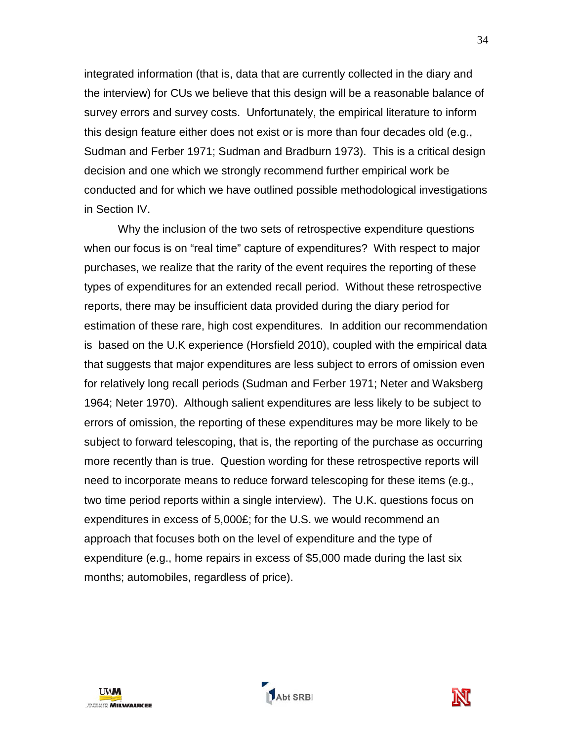integrated information (that is, data that are currently collected in the diary and the interview) for CUs we believe that this design will be a reasonable balance of survey errors and survey costs. Unfortunately, the empirical literature to inform this design feature either does not exist or is more than four decades old (e.g., Sudman and Ferber 1971; Sudman and Bradburn 1973). This is a critical design decision and one which we strongly recommend further empirical work be conducted and for which we have outlined possible methodological investigations in Section IV.

Why the inclusion of the two sets of retrospective expenditure questions when our focus is on "real time" capture of expenditures? With respect to major purchases, we realize that the rarity of the event requires the reporting of these types of expenditures for an extended recall period. Without these retrospective reports, there may be insufficient data provided during the diary period for estimation of these rare, high cost expenditures. In addition our recommendation is based on the U.K experience (Horsfield 2010), coupled with the empirical data that suggests that major expenditures are less subject to errors of omission even for relatively long recall periods (Sudman and Ferber 1971; Neter and Waksberg 1964; Neter 1970). Although salient expenditures are less likely to be subject to errors of omission, the reporting of these expenditures may be more likely to be subject to forward telescoping, that is, the reporting of the purchase as occurring more recently than is true. Question wording for these retrospective reports will need to incorporate means to reduce forward telescoping for these items (e.g., two time period reports within a single interview). The U.K. questions focus on expenditures in excess of 5,000£; for the U.S. we would recommend an approach that focuses both on the level of expenditure and the type of expenditure (e.g., home repairs in excess of $5,000 made during the last six months; automobiles, regardless of price).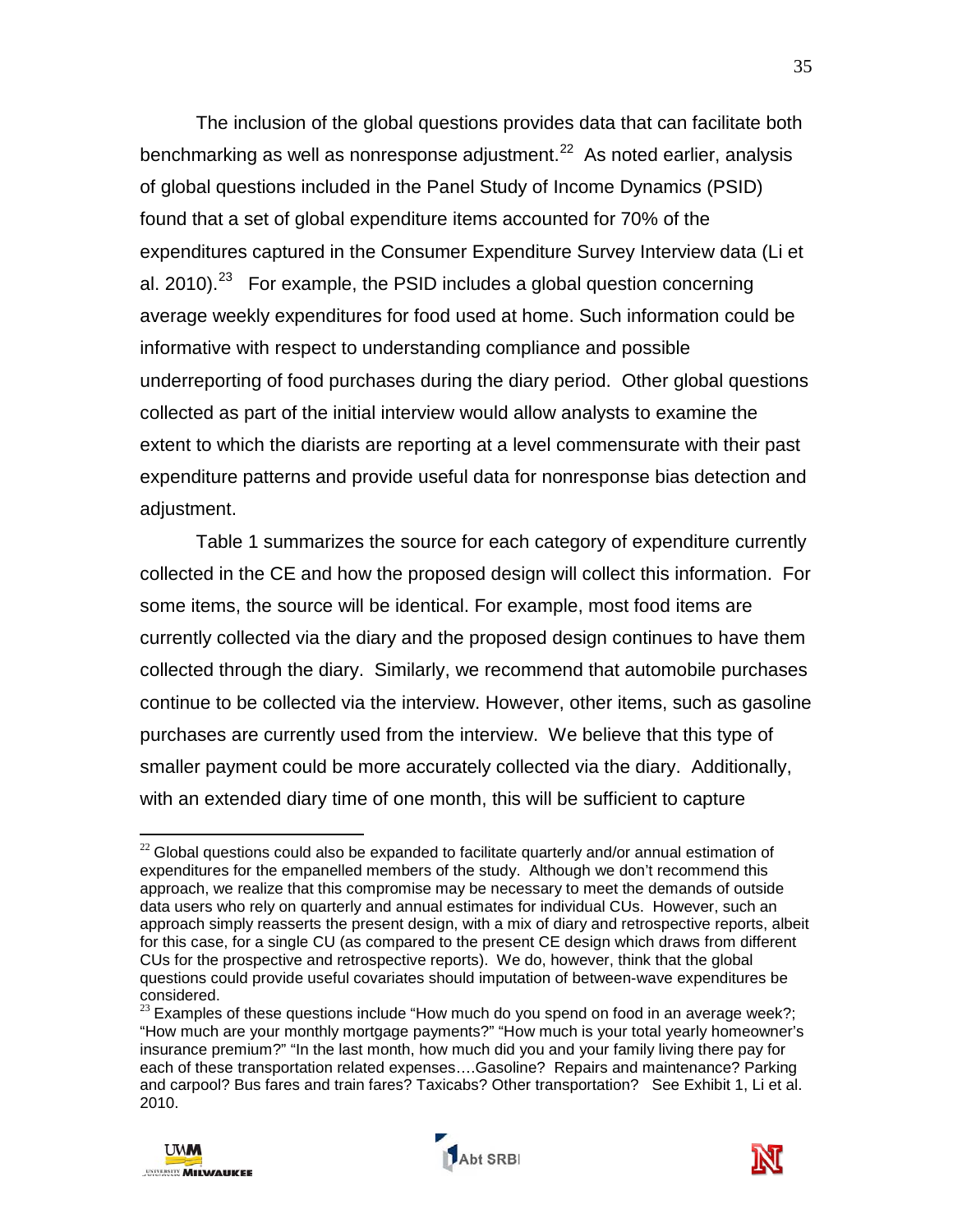The inclusion of the global questions provides data that can facilitate both benchmarking as well as nonresponse adjustment.[22] As noted earlier, analysis of global questions included in the Panel Study of Income Dynamics (PSID) found that a set of global expenditure items accounted for 70% of the expenditures captured in the Consumer Expenditure Survey Interview data (Li et al. 2010).[23] For example, the PSID includes a global question concerning average weekly expenditures for food used at home. Such information could be informative with respect to understanding compliance and possible underreporting of food purchases during the diary period. Other global questions collected as part of the initial interview would allow analysts to examine the extent to which the diarists are reporting at a level commensurate with their past expenditure patterns and provide useful data for nonresponse bias detection and adjustment.

Table 1 summarizes the source for each category of expenditure currently collected in the CE and how the proposed design will collect this information. For some items, the source will be identical. For example, most food items are currently collected via the diary and the proposed design continues to have them collected through the diary. Similarly, we recommend that automobile purchases continue to be collected via the interview. However, other items, such as gasoline purchases are currently used from the interview. We believe that this type of smaller payment could be more accurately collected via the diary. Additionally, with an extended diary time of one month, this will be sufficient to capture

---

[22] Global questions could also be expanded to facilitate quarterly and/or annual estimation of expenditures for the empanelled members of the study. Although we don't recommend this approach, we realize that this compromise may be necessary to meet the demands of outside data users who rely on quarterly and annual estimates for individual CUs. However, such an approach simply reasserts the present design, with a mix of diary and retrospective reports, albeit for this case, for a single CU (as compared to the present CE design which draws from different CUs for the prospective and retrospective reports). We do, however, think that the global questions could provide useful covariates should imputation of between-wave expenditures be considered.

[23] Examples of these questions include "How much do you spend on food in an average week?; "How much are your monthly mortgage payments?" "How much is your total yearly homeowner's insurance premium?" "In the last month, how much did you and your family living there pay for each of these transportation related expenses….Gasoline? Repairs and maintenance? Parking and carpool? Bus fares and train fares? Taxicabs? Other transportation? See Exhibit 1, Li et al. 2010.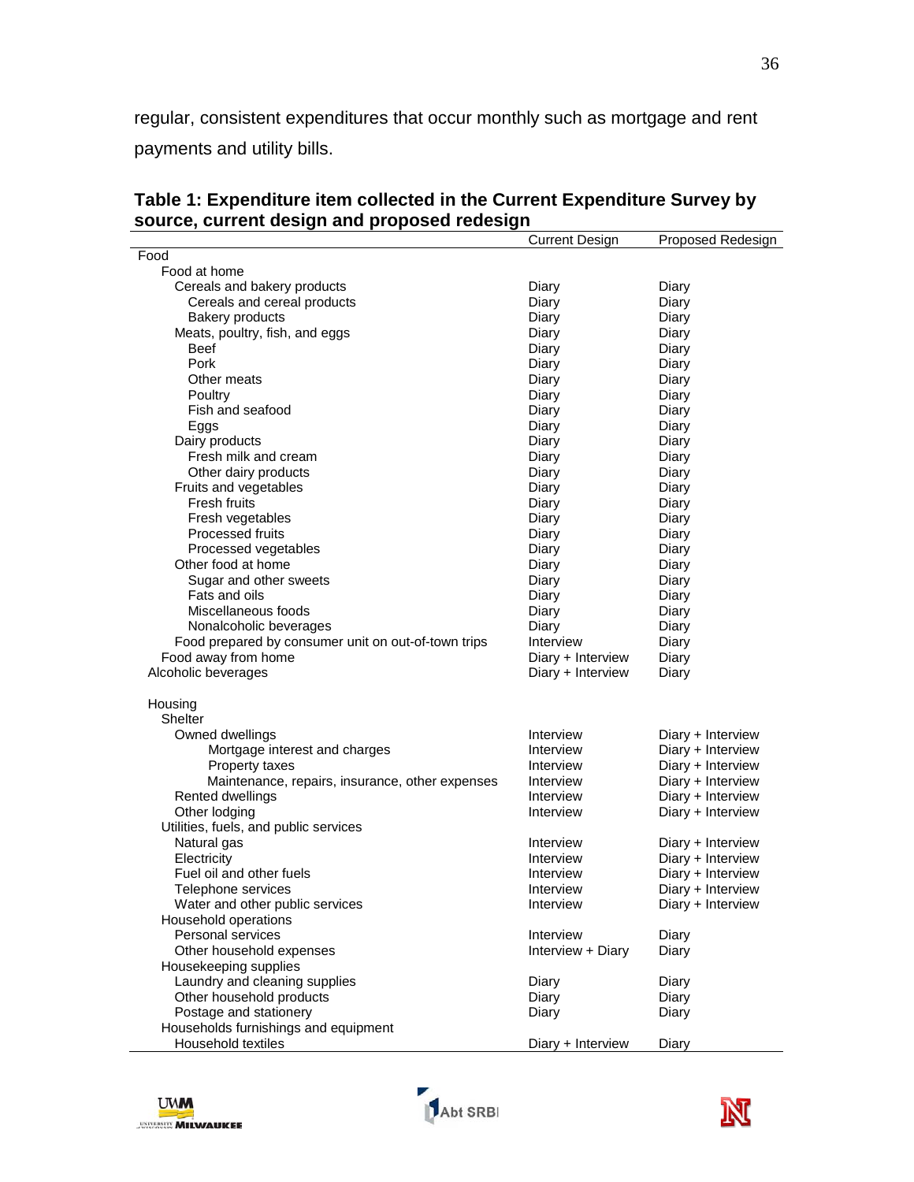regular, consistent expenditures that occur monthly such as mortgage and rent payments and utility bills.

**Table 1: Expenditure item collected in the Current Expenditure Survey by source, current design and proposed redesign**

| | Current Design | Proposed Redesign |
|---|---|---|
| Food | | |
| Food at home | | |
| Cereals and bakery products | Diary | Diary |
| Cereals and cereal products | Diary | Diary |
| Bakery products | Diary | Diary |
| Meats, poultry, fish, and eggs | Diary | Diary |
| Beef | Diary | Diary |
| Pork | Diary | Diary |
| Other meats | Diary | Diary |
| Poultry | Diary | Diary |
| Fish and seafood | Diary | Diary |
| Eggs | Diary | Diary |
| Dairy products | Diary | Diary |
| Fresh milk and cream | Diary | Diary |
| Other dairy products | Diary | Diary |
| Fruits and vegetables | Diary | Diary |
| Fresh fruits | Diary | Diary |
| Fresh vegetables | Diary | Diary |
| Processed fruits | Diary | Diary |
| Processed vegetables | Diary | Diary |
| Other food at home | Diary | Diary |
| Sugar and other sweets | Diary | Diary |
| Fats and oils | Diary | Diary |
| Miscellaneous foods | Diary | Diary |
| Nonalcoholic beverages | Diary | Diary |
| Food prepared by consumer unit on out-of-town trips | Interview | Diary |
| Food away from home | Diary + Interview | Diary |
| Alcoholic beverages | Diary + Interview | Diary |
| | | |
| Housing | | |
| Shelter | | |
| Owned dwellings | Interview | Diary + Interview |
| Mortgage interest and charges | Interview | Diary + Interview |
| Property taxes | Interview | Diary + Interview |
| Maintenance, repairs, insurance, other expenses | Interview | Diary + Interview |
| Rented dwellings | Interview | Diary + Interview |
| Other lodging | Interview | Diary + Interview |
| Utilities, fuels, and public services | | |
| Natural gas | Interview | Diary + Interview |
| Electricity | Interview | Diary + Interview |
| Fuel oil and other fuels | Interview | Diary + Interview |
| Telephone services | Interview | Diary + Interview |
| Water and other public services | Interview | Diary + Interview |
| Household operations | | |
| Personal services | Interview | Diary |
| Other household expenses | Interview + Diary | Diary |
| Housekeeping supplies | | |
| Laundry and cleaning supplies | Diary | Diary |
| Other household products | Diary | Diary |
| Postage and stationery | Diary | Diary |
| Households furnishings and equipment | | |
| Household textiles | Diary + Interview | Diary |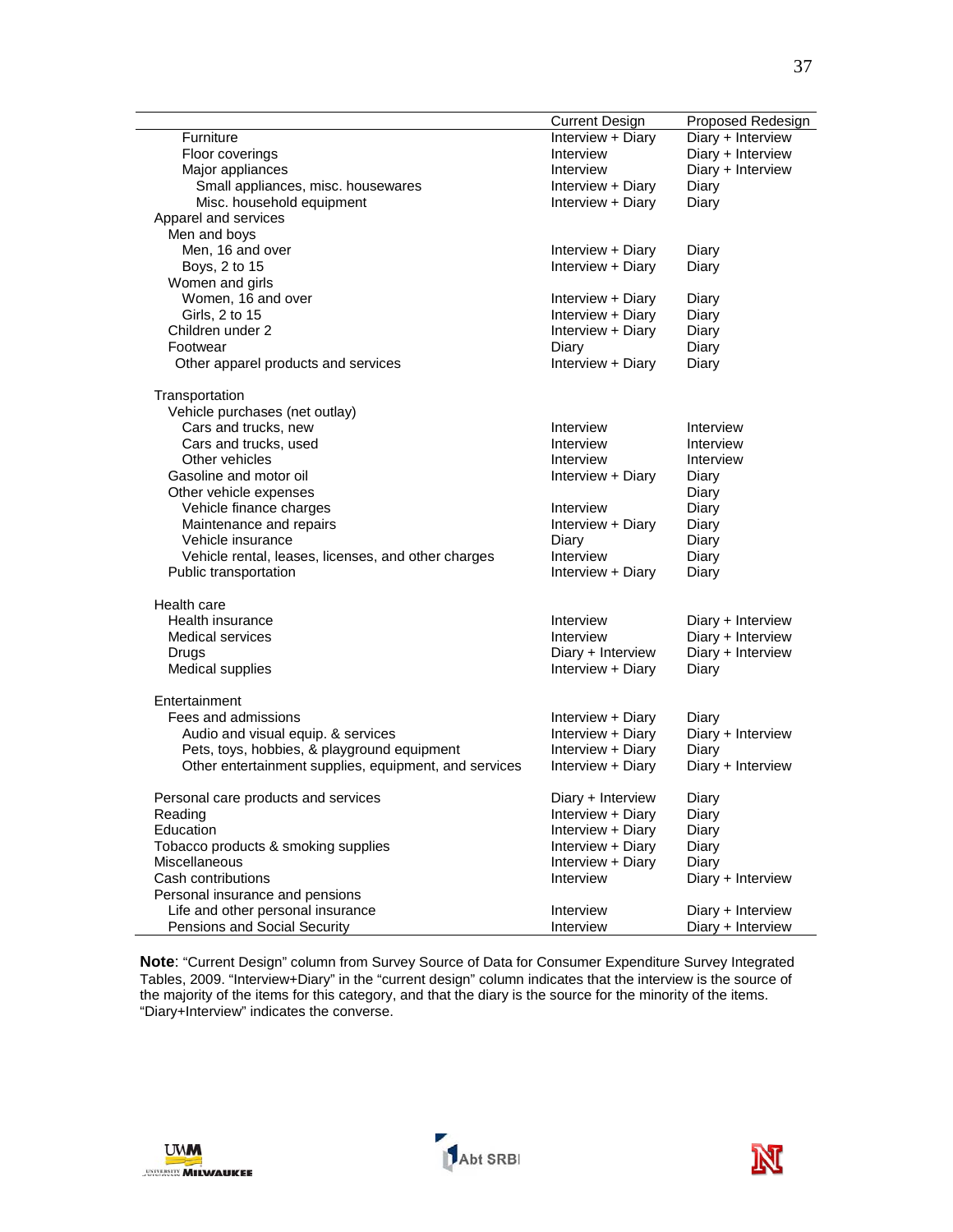| | Current Design | Proposed Redesign |
|---|---|---|
| Furniture | Interview + Diary | Diary + Interview |
| Floor coverings | Interview | Diary + Interview |
| Major appliances | Interview | Diary + Interview |
| Small appliances, misc. housewares | Interview + Diary | Diary |
| Misc. household equipment | Interview + Diary | Diary |
| Apparel and services | | |
| Men and boys | | |
| Men, 16 and over | Interview + Diary | Diary |
| Boys, 2 to 15 | Interview + Diary | Diary |
| Women and girls | | |
| Women, 16 and over | Interview + Diary | Diary |
| Girls, 2 to 15 | Interview + Diary | Diary |
| Children under 2 | Interview + Diary | Diary |
| Footwear | Diary | Diary |
| Other apparel products and services | Interview + Diary | Diary |
| | | |
| Transportation | | |
| Vehicle purchases (net outlay) | | |
| Cars and trucks, new | Interview | Interview |
| Cars and trucks, used | Interview | Interview |
| Other vehicles | Interview | Interview |
| Gasoline and motor oil | Interview + Diary | Diary |
| Other vehicle expenses | | Diary |
| Vehicle finance charges | Interview | Diary |
| Maintenance and repairs | Interview + Diary | Diary |
| Vehicle insurance | Diary | Diary |
| Vehicle rental, leases, licenses, and other charges | Interview | Diary |
| Public transportation | Interview + Diary | Diary |
| | | |
| Health care | | |
| Health insurance | Interview | Diary + Interview |
| Medical services | Interview | Diary + Interview |
| Drugs | Diary + Interview | Diary + Interview |
| Medical supplies | Interview + Diary | Diary |
| | | |
| Entertainment | | |
| Fees and admissions | Interview + Diary | Diary |
| Audio and visual equip. & services | Interview + Diary | Diary + Interview |
| Pets, toys, hobbies, & playground equipment | Interview + Diary | Diary |
| Other entertainment supplies, equipment, and services | Interview + Diary | Diary + Interview |
| | | |
| Personal care products and services | Diary + Interview | Diary |
| Reading | Interview + Diary | Diary |
| Education | Interview + Diary | Diary |
| Tobacco products & smoking supplies | Interview + Diary | Diary |
| Miscellaneous | Interview + Diary | Diary |
| Cash contributions | Interview | Diary + Interview |
| Personal insurance and pensions | | |
| Life and other personal insurance | Interview | Diary + Interview |
| Pensions and Social Security | Interview | Diary + Interview |

**Note**: "Current Design" column from Survey Source of Data for Consumer Expenditure Survey Integrated Tables, 2009. "Interview+Diary" in the "current design" column indicates that the interview is the source of the majority of the items for this category, and that the diary is the source for the minority of the items. "Diary+Interview" indicates the converse.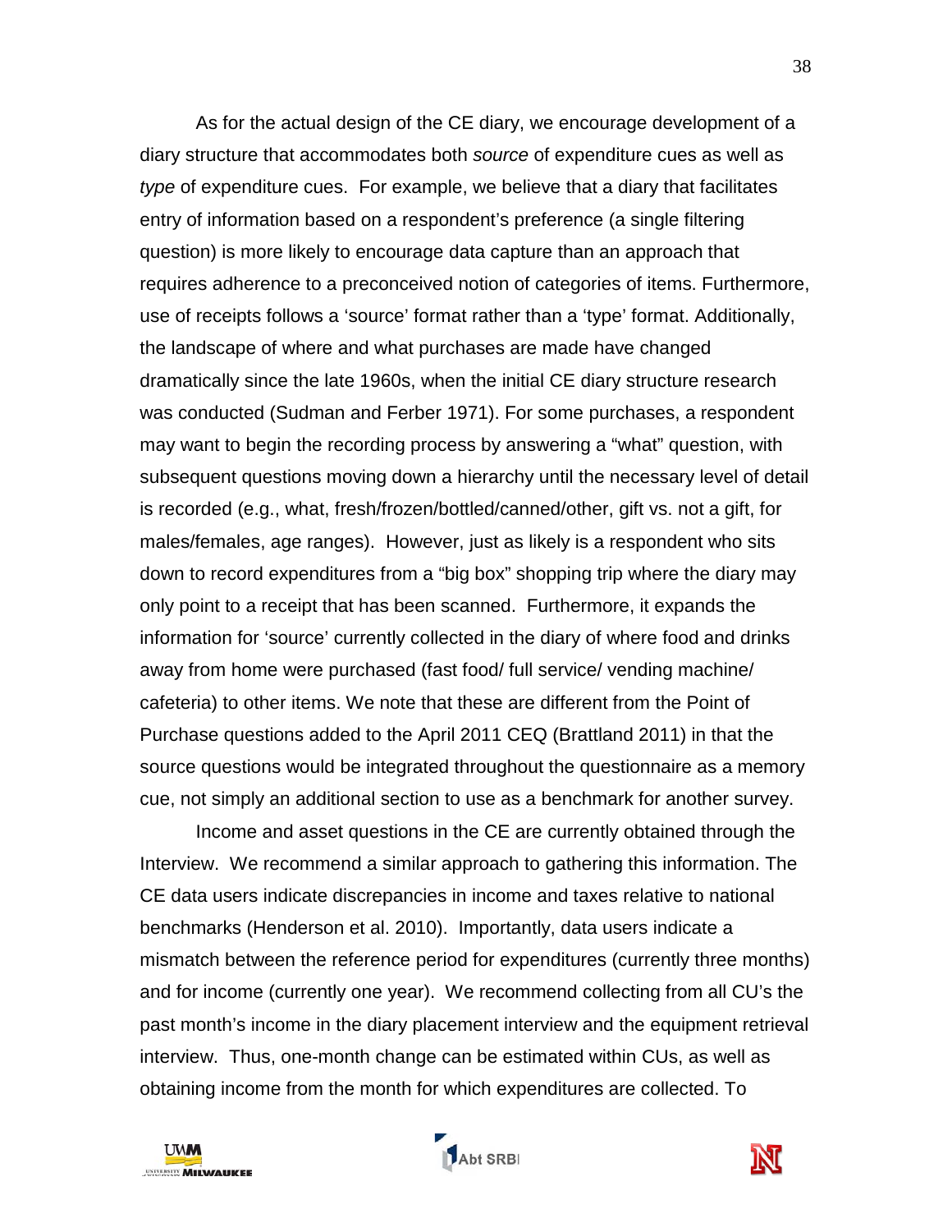As for the actual design of the CE diary, we encourage development of a diary structure that accommodates both *source* of expenditure cues as well as *type* of expenditure cues. For example, we believe that a diary that facilitates entry of information based on a respondent's preference (a single filtering question) is more likely to encourage data capture than an approach that requires adherence to a preconceived notion of categories of items. Furthermore, use of receipts follows a 'source' format rather than a 'type' format. Additionally, the landscape of where and what purchases are made have changed dramatically since the late 1960s, when the initial CE diary structure research was conducted (Sudman and Ferber 1971). For some purchases, a respondent may want to begin the recording process by answering a "what" question, with subsequent questions moving down a hierarchy until the necessary level of detail is recorded (e.g., what, fresh/frozen/bottled/canned/other, gift vs. not a gift, for males/females, age ranges). However, just as likely is a respondent who sits down to record expenditures from a "big box" shopping trip where the diary may only point to a receipt that has been scanned. Furthermore, it expands the information for 'source' currently collected in the diary of where food and drinks away from home were purchased (fast food/ full service/ vending machine/ cafeteria) to other items. We note that these are different from the Point of Purchase questions added to the April 2011 CEQ (Brattland 2011) in that the source questions would be integrated throughout the questionnaire as a memory cue, not simply an additional section to use as a benchmark for another survey.

Income and asset questions in the CE are currently obtained through the Interview. We recommend a similar approach to gathering this information. The CE data users indicate discrepancies in income and taxes relative to national benchmarks (Henderson et al. 2010). Importantly, data users indicate a mismatch between the reference period for expenditures (currently three months) and for income (currently one year). We recommend collecting from all CU's the past month's income in the diary placement interview and the equipment retrieval interview. Thus, one-month change can be estimated within CUs, as well as obtaining income from the month for which expenditures are collected. To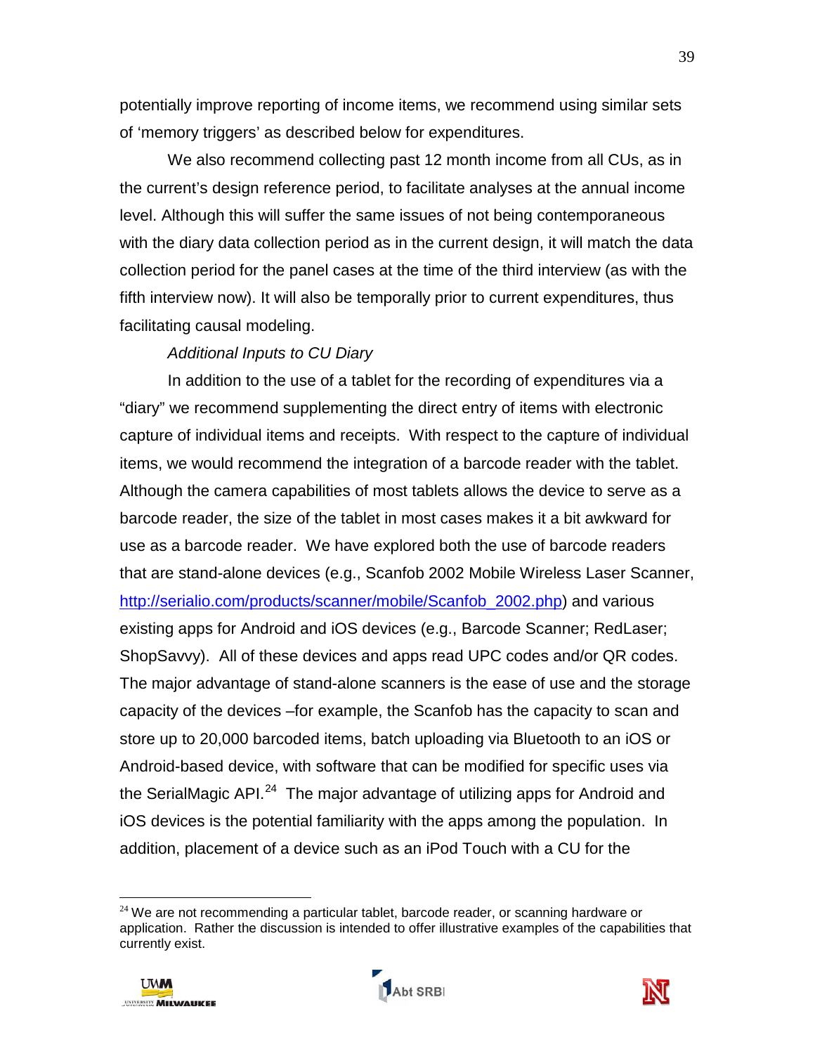potentially improve reporting of income items, we recommend using similar sets of 'memory triggers' as described below for expenditures.

We also recommend collecting past 12 month income from all CUs, as in the current's design reference period, to facilitate analyses at the annual income level. Although this will suffer the same issues of not being contemporaneous with the diary data collection period as in the current design, it will match the data collection period for the panel cases at the time of the third interview (as with the fifth interview now). It will also be temporally prior to current expenditures, thus facilitating causal modeling.

*Additional Inputs to CU Diary*

In addition to the use of a tablet for the recording of expenditures via a "diary" we recommend supplementing the direct entry of items with electronic capture of individual items and receipts. With respect to the capture of individual items, we would recommend the integration of a barcode reader with the tablet. Although the camera capabilities of most tablets allows the device to serve as a barcode reader, the size of the tablet in most cases makes it a bit awkward for use as a barcode reader. We have explored both the use of barcode readers that are stand-alone devices (e.g., Scanfob 2002 Mobile Wireless Laser Scanner, http://serialio.com/products/scanner/mobile/Scanfob_2002.php) and various existing apps for Android and iOS devices (e.g., Barcode Scanner; RedLaser; ShopSavvy). All of these devices and apps read UPC codes and/or QR codes. The major advantage of stand-alone scanners is the ease of use and the storage capacity of the devices –for example, the Scanfob has the capacity to scan and store up to 20,000 barcoded items, batch uploading via Bluetooth to an iOS or Android-based device, with software that can be modified for specific uses via the SerialMagic API.[24] The major advantage of utilizing apps for Android and iOS devices is the potential familiarity with the apps among the population. In addition, placement of a device such as an iPod Touch with a CU for the

[24] We are not recommending a particular tablet, barcode reader, or scanning hardware or application. Rather the discussion is intended to offer illustrative examples of the capabilities that currently exist.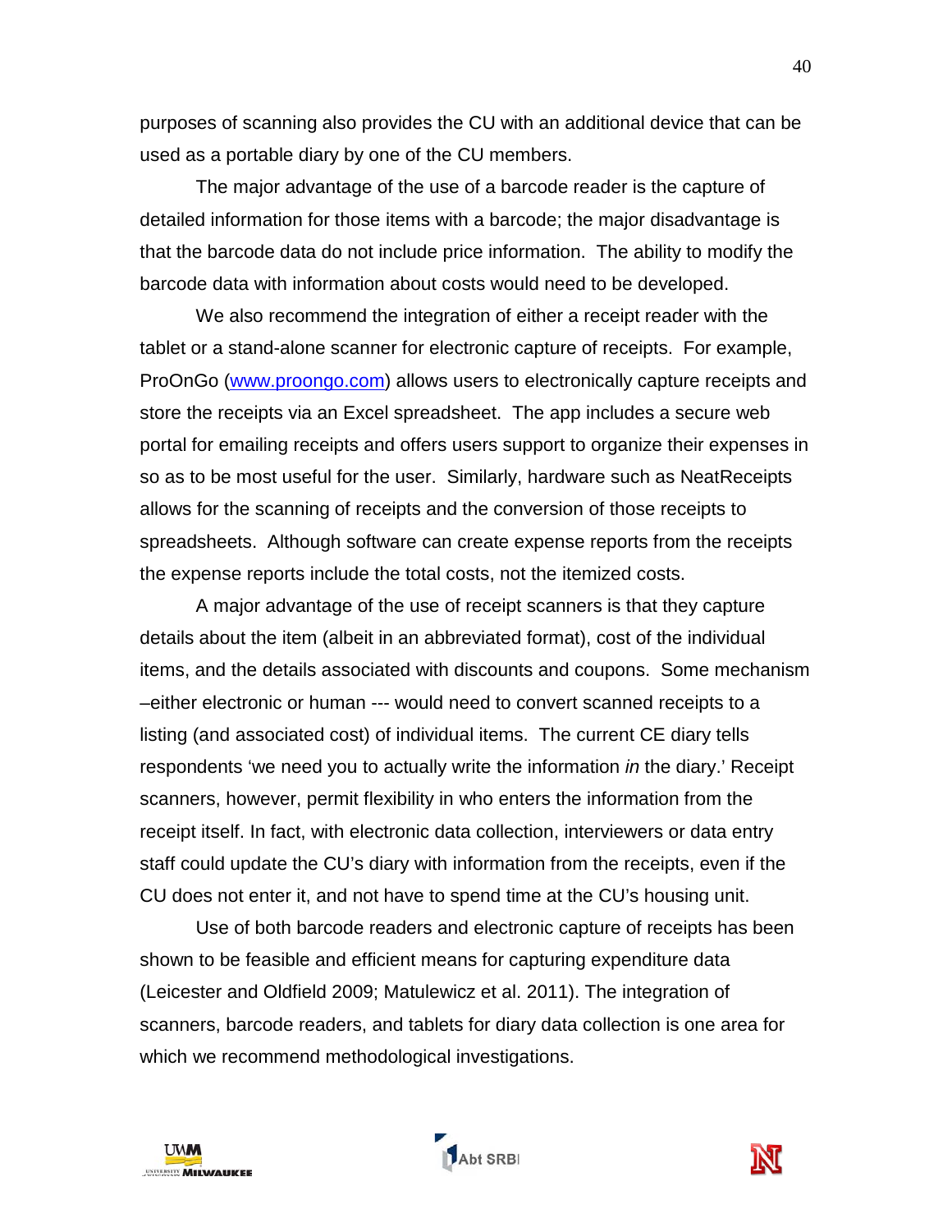purposes of scanning also provides the CU with an additional device that can be used as a portable diary by one of the CU members.

The major advantage of the use of a barcode reader is the capture of detailed information for those items with a barcode; the major disadvantage is that the barcode data do not include price information. The ability to modify the barcode data with information about costs would need to be developed.

We also recommend the integration of either a receipt reader with the tablet or a stand-alone scanner for electronic capture of receipts. For example, ProOnGo (www.proongo.com) allows users to electronically capture receipts and store the receipts via an Excel spreadsheet. The app includes a secure web portal for emailing receipts and offers users support to organize their expenses in so as to be most useful for the user. Similarly, hardware such as NeatReceipts allows for the scanning of receipts and the conversion of those receipts to spreadsheets. Although software can create expense reports from the receipts the expense reports include the total costs, not the itemized costs.

A major advantage of the use of receipt scanners is that they capture details about the item (albeit in an abbreviated format), cost of the individual items, and the details associated with discounts and coupons. Some mechanism –either electronic or human --- would need to convert scanned receipts to a listing (and associated cost) of individual items. The current CE diary tells respondents 'we need you to actually write the information *in* the diary.' Receipt scanners, however, permit flexibility in who enters the information from the receipt itself. In fact, with electronic data collection, interviewers or data entry staff could update the CU's diary with information from the receipts, even if the CU does not enter it, and not have to spend time at the CU's housing unit.

Use of both barcode readers and electronic capture of receipts has been shown to be feasible and efficient means for capturing expenditure data (Leicester and Oldfield 2009; Matulewicz et al. 2011). The integration of scanners, barcode readers, and tablets for diary data collection is one area for which we recommend methodological investigations.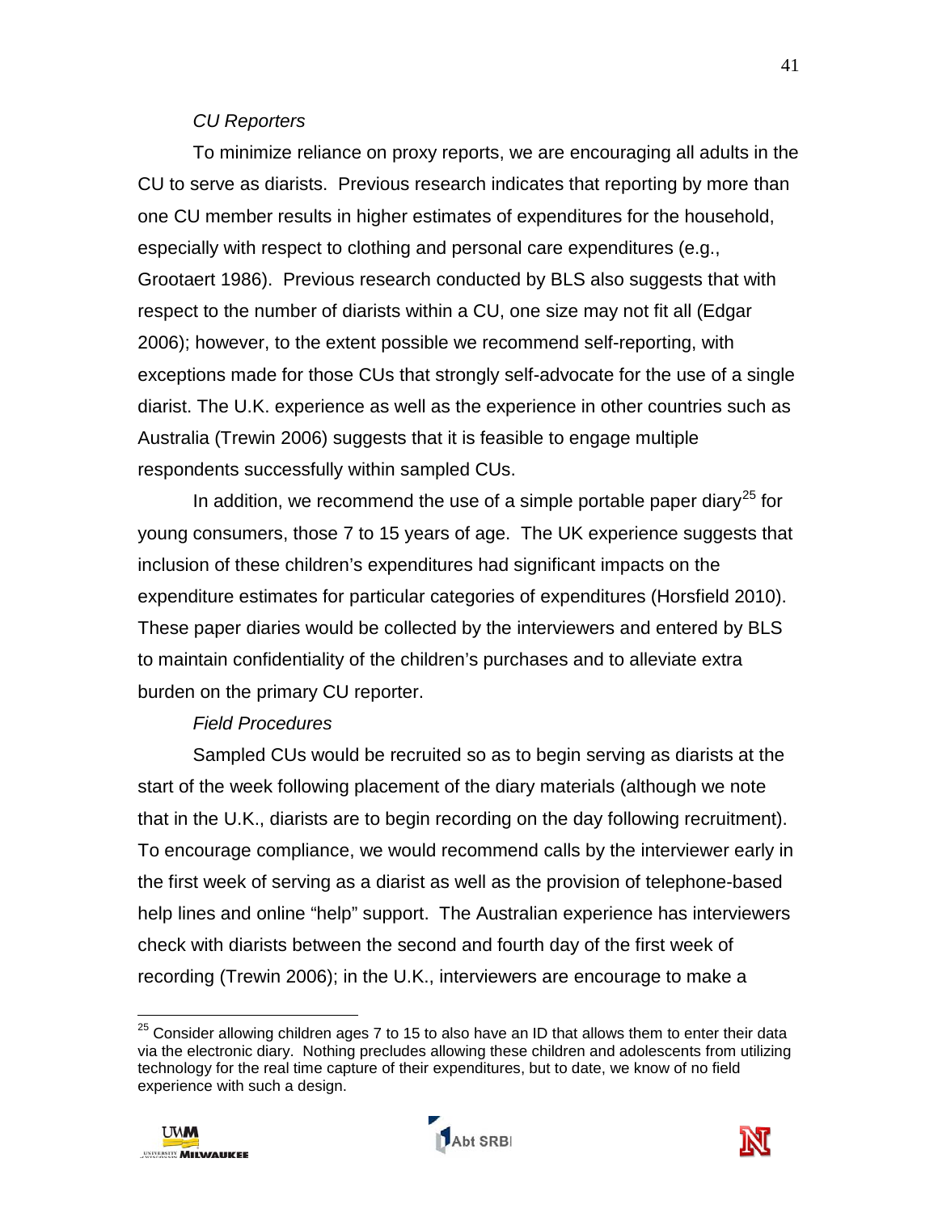*CU Reporters*

To minimize reliance on proxy reports, we are encouraging all adults in the CU to serve as diarists. Previous research indicates that reporting by more than one CU member results in higher estimates of expenditures for the household, especially with respect to clothing and personal care expenditures (e.g., Grootaert 1986). Previous research conducted by BLS also suggests that with respect to the number of diarists within a CU, one size may not fit all (Edgar 2006); however, to the extent possible we recommend self-reporting, with exceptions made for those CUs that strongly self-advocate for the use of a single diarist. The U.K. experience as well as the experience in other countries such as Australia (Trewin 2006) suggests that it is feasible to engage multiple respondents successfully within sampled CUs.

In addition, we recommend the use of a simple portable paper diary[25] for young consumers, those 7 to 15 years of age. The UK experience suggests that inclusion of these children's expenditures had significant impacts on the expenditure estimates for particular categories of expenditures (Horsfield 2010). These paper diaries would be collected by the interviewers and entered by BLS to maintain confidentiality of the children's purchases and to alleviate extra burden on the primary CU reporter.

*Field Procedures*

Sampled CUs would be recruited so as to begin serving as diarists at the start of the week following placement of the diary materials (although we note that in the U.K., diarists are to begin recording on the day following recruitment). To encourage compliance, we would recommend calls by the interviewer early in the first week of serving as a diarist as well as the provision of telephone-based help lines and online "help" support. The Australian experience has interviewers check with diarists between the second and fourth day of the first week of recording (Trewin 2006); in the U.K., interviewers are encourage to make a

---

[25] Consider allowing children ages 7 to 15 to also have an ID that allows them to enter their data via the electronic diary. Nothing precludes allowing these children and adolescents from utilizing technology for the real time capture of their expenditures, but to date, we know of no field experience with such a design.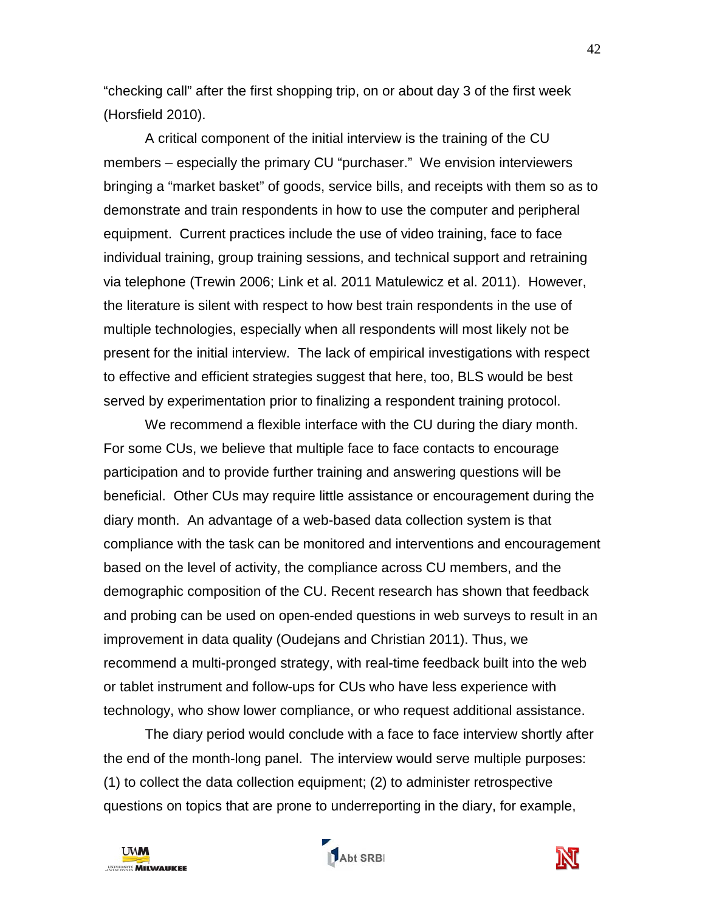"checking call" after the first shopping trip, on or about day 3 of the first week (Horsfield 2010).

A critical component of the initial interview is the training of the CU members – especially the primary CU "purchaser." We envision interviewers bringing a "market basket" of goods, service bills, and receipts with them so as to demonstrate and train respondents in how to use the computer and peripheral equipment. Current practices include the use of video training, face to face individual training, group training sessions, and technical support and retraining via telephone (Trewin 2006; Link et al. 2011 Matulewicz et al. 2011). However, the literature is silent with respect to how best train respondents in the use of multiple technologies, especially when all respondents will most likely not be present for the initial interview. The lack of empirical investigations with respect to effective and efficient strategies suggest that here, too, BLS would be best served by experimentation prior to finalizing a respondent training protocol.

We recommend a flexible interface with the CU during the diary month. For some CUs, we believe that multiple face to face contacts to encourage participation and to provide further training and answering questions will be beneficial. Other CUs may require little assistance or encouragement during the diary month. An advantage of a web-based data collection system is that compliance with the task can be monitored and interventions and encouragement based on the level of activity, the compliance across CU members, and the demographic composition of the CU. Recent research has shown that feedback and probing can be used on open-ended questions in web surveys to result in an improvement in data quality (Oudejans and Christian 2011). Thus, we recommend a multi-pronged strategy, with real-time feedback built into the web or tablet instrument and follow-ups for CUs who have less experience with technology, who show lower compliance, or who request additional assistance.

The diary period would conclude with a face to face interview shortly after the end of the month-long panel. The interview would serve multiple purposes: (1) to collect the data collection equipment; (2) to administer retrospective questions on topics that are prone to underreporting in the diary, for example,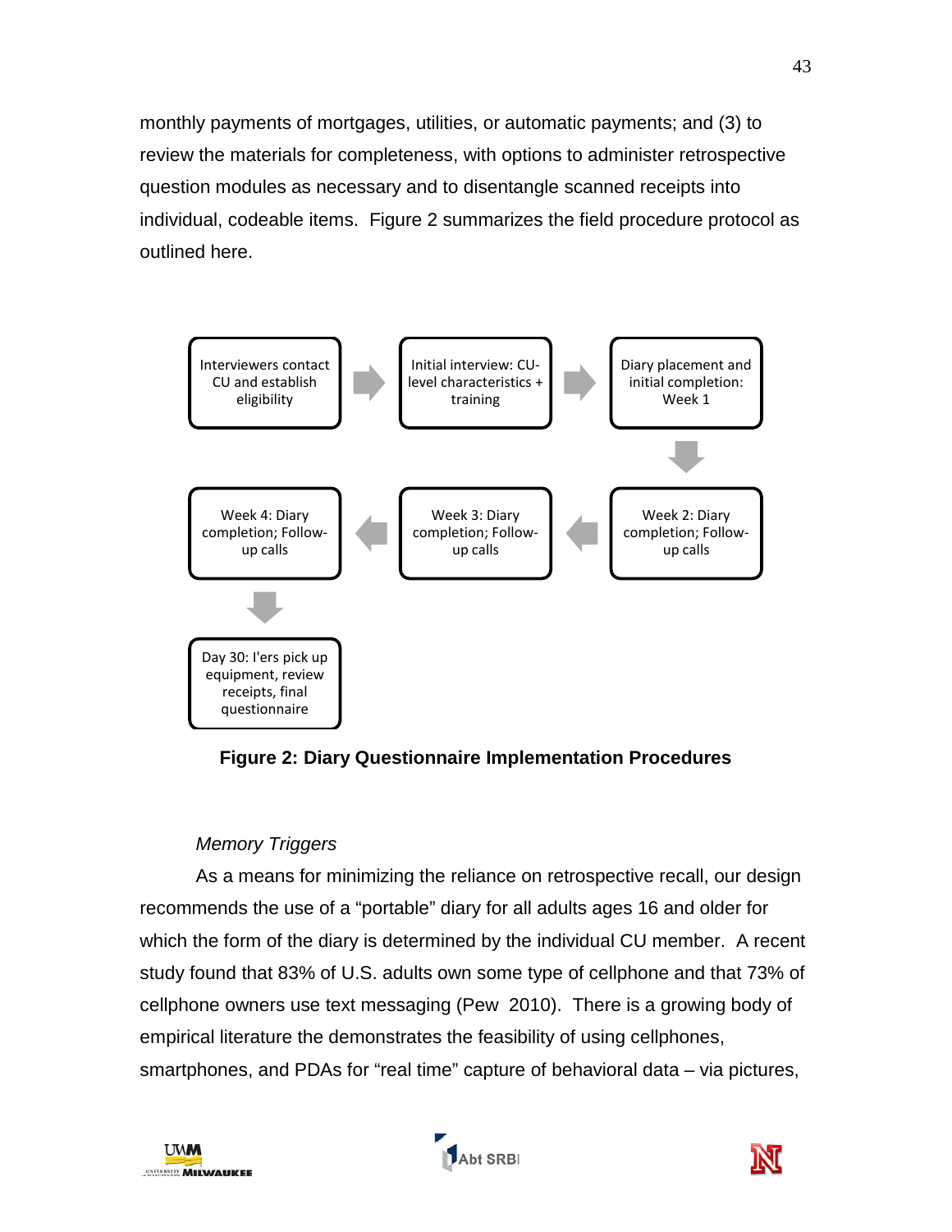monthly payments of mortgages, utilities, or automatic payments; and (3) to review the materials for completeness, with options to administer retrospective question modules as necessary and to disentangle scanned receipts into individual, codeable items. Figure 2 summarizes the field procedure protocol as outlined here.

Interviewers contact CU and establish eligibility → Initial interview: CU-level characteristics + training → Diary placement and initial completion: Week 1 → Week 2: Diary completion; Follow-up calls → Week 3: Diary completion; Follow-up calls → Week 4: Diary completion; Follow-up calls → Day 30: I'ers pick up equipment, review receipts, final questionnaire

**Figure 2: Diary Questionnaire Implementation Procedures**

*Memory Triggers*

As a means for minimizing the reliance on retrospective recall, our design recommends the use of a "portable" diary for all adults ages 16 and older for which the form of the diary is determined by the individual CU member. A recent study found that 83% of U.S. adults own some type of cellphone and that 73% of cellphone owners use text messaging (Pew 2010). There is a growing body of empirical literature the demonstrates the feasibility of using cellphones, smartphones, and PDAs for "real time" capture of behavioral data – via pictures,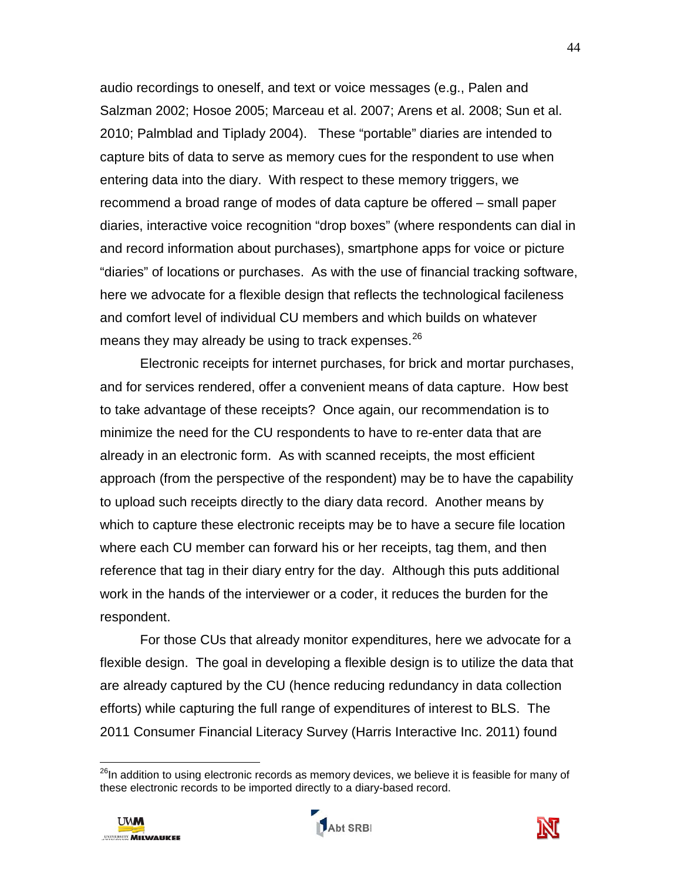audio recordings to oneself, and text or voice messages (e.g., Palen and Salzman 2002; Hosoe 2005; Marceau et al. 2007; Arens et al. 2008; Sun et al. 2010; Palmblad and Tiplady 2004). These "portable" diaries are intended to capture bits of data to serve as memory cues for the respondent to use when entering data into the diary. With respect to these memory triggers, we recommend a broad range of modes of data capture be offered – small paper diaries, interactive voice recognition "drop boxes" (where respondents can dial in and record information about purchases), smartphone apps for voice or picture "diaries" of locations or purchases. As with the use of financial tracking software, here we advocate for a flexible design that reflects the technological facileness and comfort level of individual CU members and which builds on whatever means they may already be using to track expenses.[26]

Electronic receipts for internet purchases, for brick and mortar purchases, and for services rendered, offer a convenient means of data capture. How best to take advantage of these receipts? Once again, our recommendation is to minimize the need for the CU respondents to have to re-enter data that are already in an electronic form. As with scanned receipts, the most efficient approach (from the perspective of the respondent) may be to have the capability to upload such receipts directly to the diary data record. Another means by which to capture these electronic receipts may be to have a secure file location where each CU member can forward his or her receipts, tag them, and then reference that tag in their diary entry for the day. Although this puts additional work in the hands of the interviewer or a coder, it reduces the burden for the respondent.

For those CUs that already monitor expenditures, here we advocate for a flexible design. The goal in developing a flexible design is to utilize the data that are already captured by the CU (hence reducing redundancy in data collection efforts) while capturing the full range of expenditures of interest to BLS. The 2011 Consumer Financial Literacy Survey (Harris Interactive Inc. 2011) found

[26] In addition to using electronic records as memory devices, we believe it is feasible for many of these electronic records to be imported directly to a diary-based record.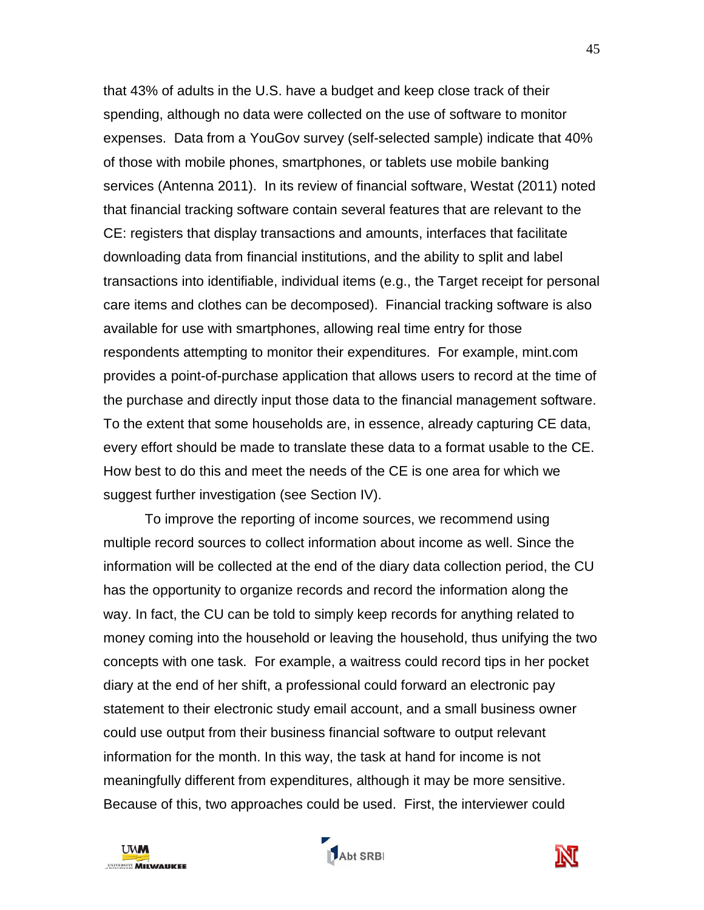that 43% of adults in the U.S. have a budget and keep close track of their spending, although no data were collected on the use of software to monitor expenses. Data from a YouGov survey (self-selected sample) indicate that 40% of those with mobile phones, smartphones, or tablets use mobile banking services (Antenna 2011). In its review of financial software, Westat (2011) noted that financial tracking software contain several features that are relevant to the CE: registers that display transactions and amounts, interfaces that facilitate downloading data from financial institutions, and the ability to split and label transactions into identifiable, individual items (e.g., the Target receipt for personal care items and clothes can be decomposed). Financial tracking software is also available for use with smartphones, allowing real time entry for those respondents attempting to monitor their expenditures. For example, mint.com provides a point-of-purchase application that allows users to record at the time of the purchase and directly input those data to the financial management software. To the extent that some households are, in essence, already capturing CE data, every effort should be made to translate these data to a format usable to the CE. How best to do this and meet the needs of the CE is one area for which we suggest further investigation (see Section IV).

To improve the reporting of income sources, we recommend using multiple record sources to collect information about income as well. Since the information will be collected at the end of the diary data collection period, the CU has the opportunity to organize records and record the information along the way. In fact, the CU can be told to simply keep records for anything related to money coming into the household or leaving the household, thus unifying the two concepts with one task. For example, a waitress could record tips in her pocket diary at the end of her shift, a professional could forward an electronic pay statement to their electronic study email account, and a small business owner could use output from their business financial software to output relevant information for the month. In this way, the task at hand for income is not meaningfully different from expenditures, although it may be more sensitive. Because of this, two approaches could be used. First, the interviewer could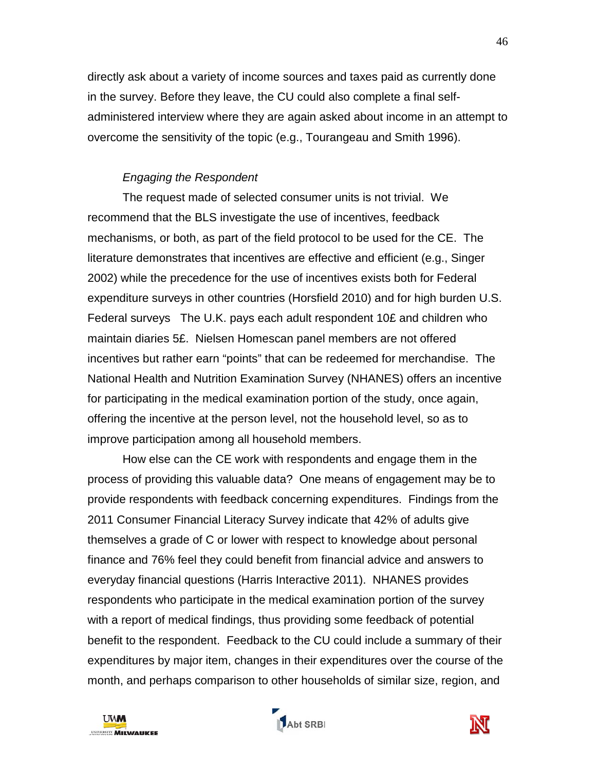directly ask about a variety of income sources and taxes paid as currently done in the survey. Before they leave, the CU could also complete a final self-administered interview where they are again asked about income in an attempt to overcome the sensitivity of the topic (e.g., Tourangeau and Smith 1996).

*Engaging the Respondent*

The request made of selected consumer units is not trivial. We recommend that the BLS investigate the use of incentives, feedback mechanisms, or both, as part of the field protocol to be used for the CE. The literature demonstrates that incentives are effective and efficient (e.g., Singer 2002) while the precedence for the use of incentives exists both for Federal expenditure surveys in other countries (Horsfield 2010) and for high burden U.S. Federal surveys The U.K. pays each adult respondent 10£ and children who maintain diaries 5£. Nielsen Homescan panel members are not offered incentives but rather earn "points" that can be redeemed for merchandise. The National Health and Nutrition Examination Survey (NHANES) offers an incentive for participating in the medical examination portion of the study, once again, offering the incentive at the person level, not the household level, so as to improve participation among all household members.

How else can the CE work with respondents and engage them in the process of providing this valuable data? One means of engagement may be to provide respondents with feedback concerning expenditures. Findings from the 2011 Consumer Financial Literacy Survey indicate that 42% of adults give themselves a grade of C or lower with respect to knowledge about personal finance and 76% feel they could benefit from financial advice and answers to everyday financial questions (Harris Interactive 2011). NHANES provides respondents who participate in the medical examination portion of the survey with a report of medical findings, thus providing some feedback of potential benefit to the respondent. Feedback to the CU could include a summary of their expenditures by major item, changes in their expenditures over the course of the month, and perhaps comparison to other households of similar size, region, and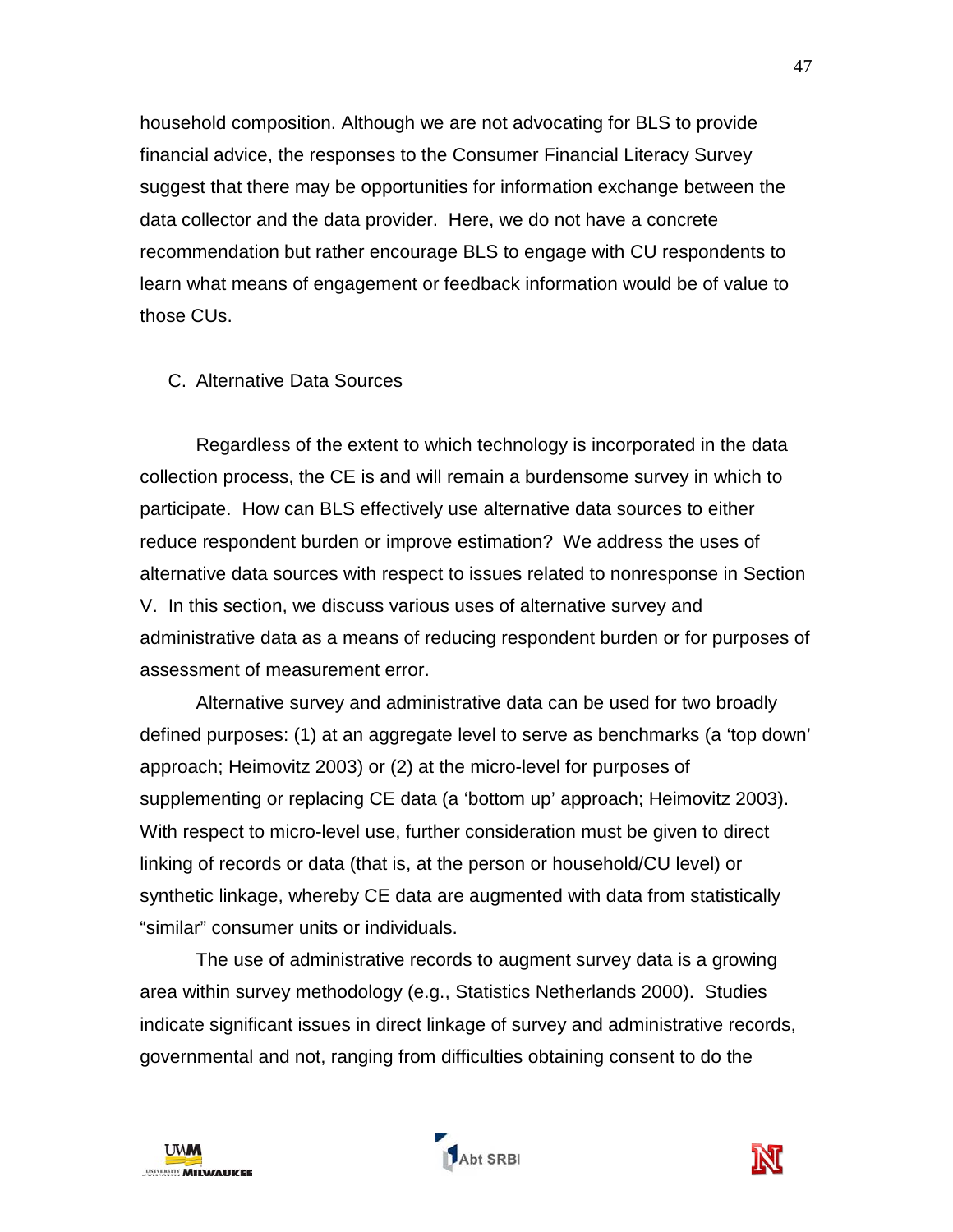household composition. Although we are not advocating for BLS to provide financial advice, the responses to the Consumer Financial Literacy Survey suggest that there may be opportunities for information exchange between the data collector and the data provider. Here, we do not have a concrete recommendation but rather encourage BLS to engage with CU respondents to learn what means of engagement or feedback information would be of value to those CUs.

### C. Alternative Data Sources

Regardless of the extent to which technology is incorporated in the data collection process, the CE is and will remain a burdensome survey in which to participate. How can BLS effectively use alternative data sources to either reduce respondent burden or improve estimation? We address the uses of alternative data sources with respect to issues related to nonresponse in Section V. In this section, we discuss various uses of alternative survey and administrative data as a means of reducing respondent burden or for purposes of assessment of measurement error.

Alternative survey and administrative data can be used for two broadly defined purposes: (1) at an aggregate level to serve as benchmarks (a 'top down' approach; Heimovitz 2003) or (2) at the micro-level for purposes of supplementing or replacing CE data (a 'bottom up' approach; Heimovitz 2003). With respect to micro-level use, further consideration must be given to direct linking of records or data (that is, at the person or household/CU level) or synthetic linkage, whereby CE data are augmented with data from statistically "similar" consumer units or individuals.

The use of administrative records to augment survey data is a growing area within survey methodology (e.g., Statistics Netherlands 2000). Studies indicate significant issues in direct linkage of survey and administrative records, governmental and not, ranging from difficulties obtaining consent to do the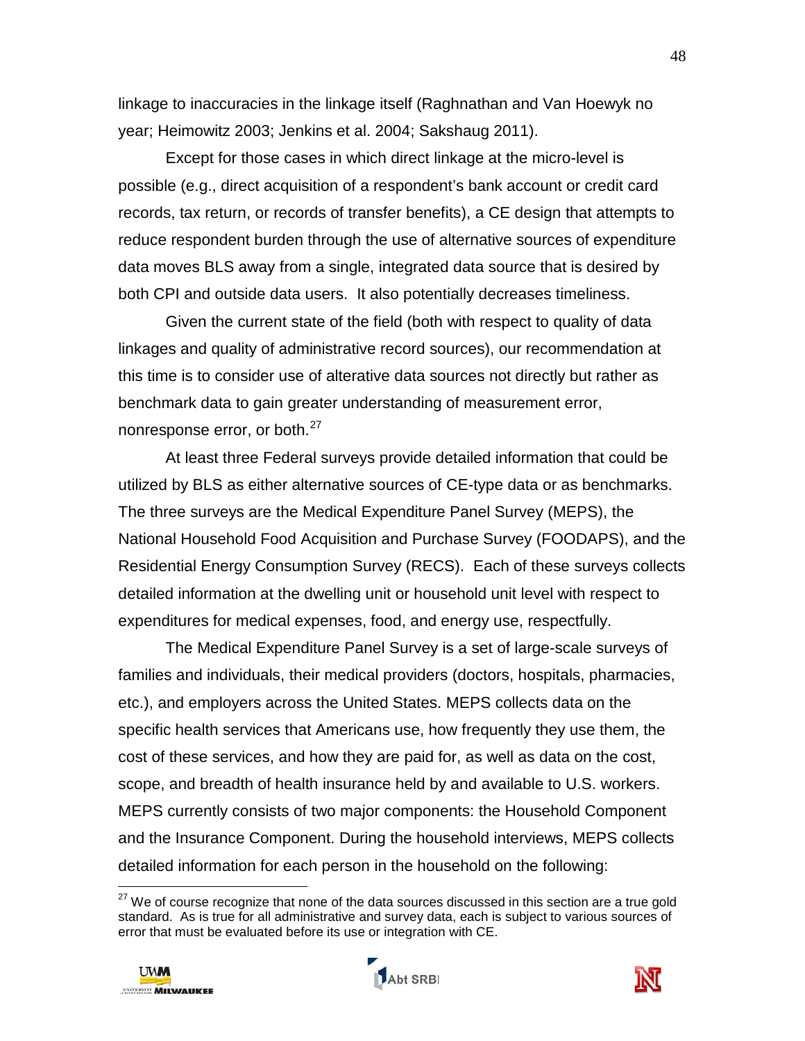linkage to inaccuracies in the linkage itself (Raghnathan and Van Hoewyk no year; Heimowitz 2003; Jenkins et al. 2004; Sakshaug 2011).

Except for those cases in which direct linkage at the micro-level is possible (e.g., direct acquisition of a respondent's bank account or credit card records, tax return, or records of transfer benefits), a CE design that attempts to reduce respondent burden through the use of alternative sources of expenditure data moves BLS away from a single, integrated data source that is desired by both CPI and outside data users. It also potentially decreases timeliness.

Given the current state of the field (both with respect to quality of data linkages and quality of administrative record sources), our recommendation at this time is to consider use of alterative data sources not directly but rather as benchmark data to gain greater understanding of measurement error, nonresponse error, or both.[27]

At least three Federal surveys provide detailed information that could be utilized by BLS as either alternative sources of CE-type data or as benchmarks. The three surveys are the Medical Expenditure Panel Survey (MEPS), the National Household Food Acquisition and Purchase Survey (FOODAPS), and the Residential Energy Consumption Survey (RECS). Each of these surveys collects detailed information at the dwelling unit or household unit level with respect to expenditures for medical expenses, food, and energy use, respectfully.

The Medical Expenditure Panel Survey is a set of large-scale surveys of families and individuals, their medical providers (doctors, hospitals, pharmacies, etc.), and employers across the United States. MEPS collects data on the specific health services that Americans use, how frequently they use them, the cost of these services, and how they are paid for, as well as data on the cost, scope, and breadth of health insurance held by and available to U.S. workers. MEPS currently consists of two major components: the Household Component and the Insurance Component. During the household interviews, MEPS collects detailed information for each person in the household on the following:

[27] We of course recognize that none of the data sources discussed in this section are a true gold standard. As is true for all administrative and survey data, each is subject to various sources of error that must be evaluated before its use or integration with CE.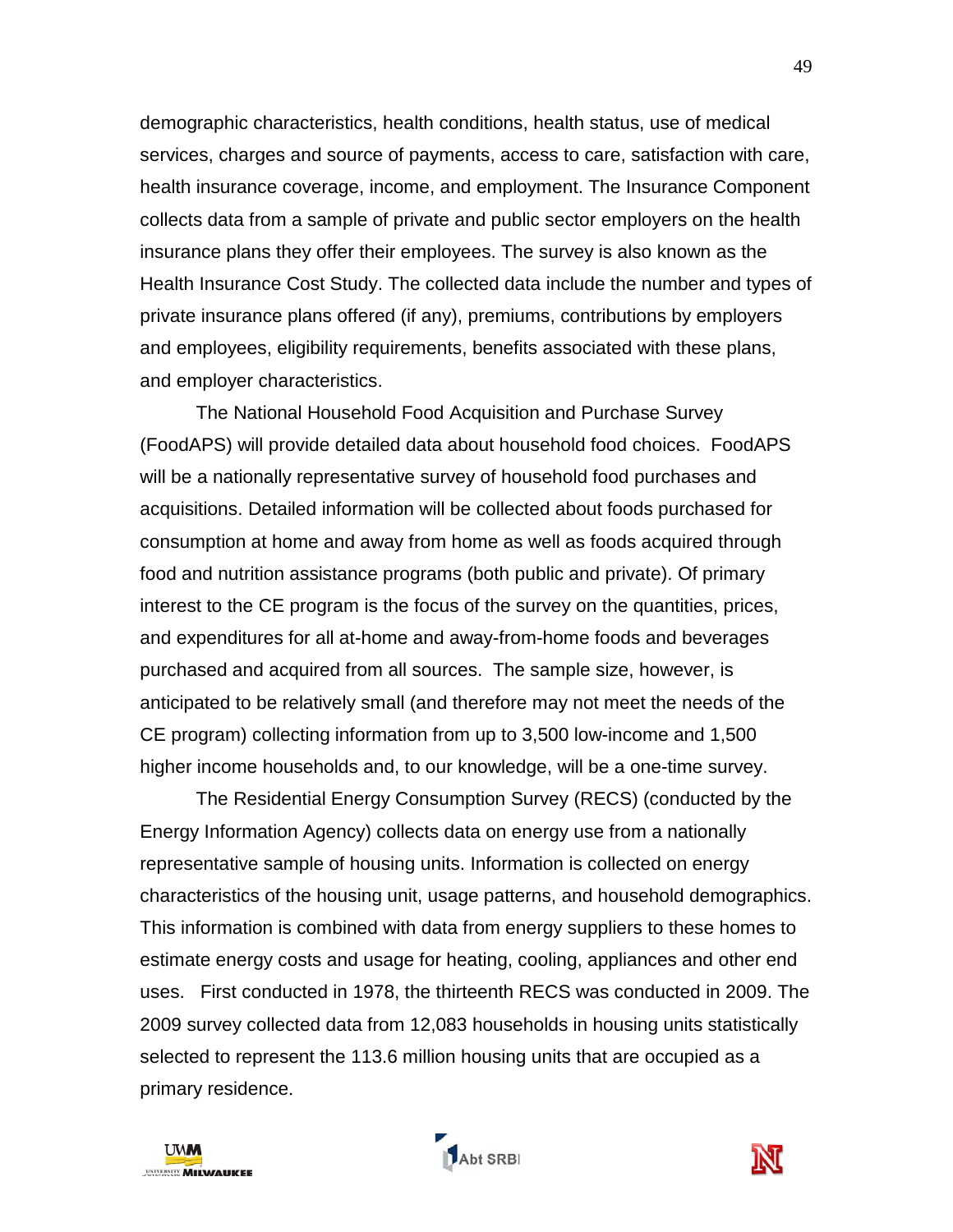demographic characteristics, health conditions, health status, use of medical services, charges and source of payments, access to care, satisfaction with care, health insurance coverage, income, and employment. The Insurance Component collects data from a sample of private and public sector employers on the health insurance plans they offer their employees. The survey is also known as the Health Insurance Cost Study. The collected data include the number and types of private insurance plans offered (if any), premiums, contributions by employers and employees, eligibility requirements, benefits associated with these plans, and employer characteristics.

The National Household Food Acquisition and Purchase Survey (FoodAPS) will provide detailed data about household food choices. FoodAPS will be a nationally representative survey of household food purchases and acquisitions. Detailed information will be collected about foods purchased for consumption at home and away from home as well as foods acquired through food and nutrition assistance programs (both public and private). Of primary interest to the CE program is the focus of the survey on the quantities, prices, and expenditures for all at-home and away-from-home foods and beverages purchased and acquired from all sources. The sample size, however, is anticipated to be relatively small (and therefore may not meet the needs of the CE program) collecting information from up to 3,500 low-income and 1,500 higher income households and, to our knowledge, will be a one-time survey.

The Residential Energy Consumption Survey (RECS) (conducted by the Energy Information Agency) collects data on energy use from a nationally representative sample of housing units. Information is collected on energy characteristics of the housing unit, usage patterns, and household demographics. This information is combined with data from energy suppliers to these homes to estimate energy costs and usage for heating, cooling, appliances and other end uses. First conducted in 1978, the thirteenth RECS was conducted in 2009. The 2009 survey collected data from 12,083 households in housing units statistically selected to represent the 113.6 million housing units that are occupied as a primary residence.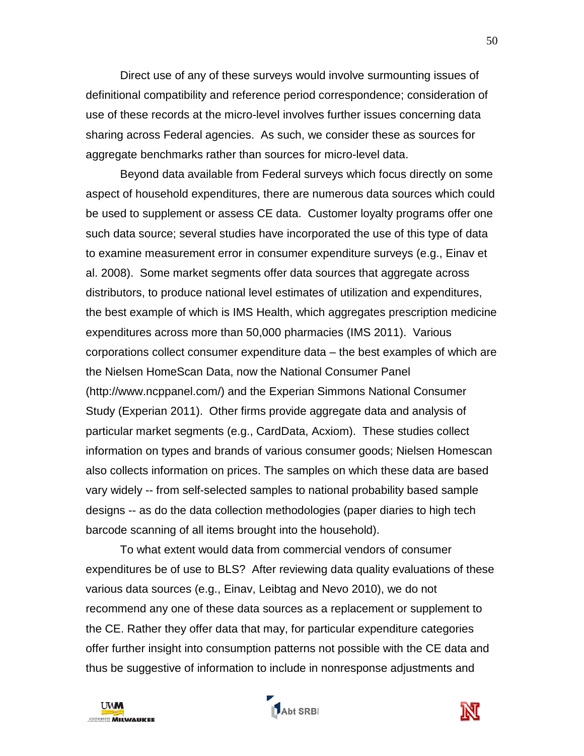Direct use of any of these surveys would involve surmounting issues of definitional compatibility and reference period correspondence; consideration of use of these records at the micro-level involves further issues concerning data sharing across Federal agencies. As such, we consider these as sources for aggregate benchmarks rather than sources for micro-level data.

Beyond data available from Federal surveys which focus directly on some aspect of household expenditures, there are numerous data sources which could be used to supplement or assess CE data. Customer loyalty programs offer one such data source; several studies have incorporated the use of this type of data to examine measurement error in consumer expenditure surveys (e.g., Einav et al. 2008). Some market segments offer data sources that aggregate across distributors, to produce national level estimates of utilization and expenditures, the best example of which is IMS Health, which aggregates prescription medicine expenditures across more than 50,000 pharmacies (IMS 2011). Various corporations collect consumer expenditure data – the best examples of which are the Nielsen HomeScan Data, now the National Consumer Panel (http://www.ncppanel.com/) and the Experian Simmons National Consumer Study (Experian 2011). Other firms provide aggregate data and analysis of particular market segments (e.g., CardData, Acxiom). These studies collect information on types and brands of various consumer goods; Nielsen Homescan also collects information on prices. The samples on which these data are based vary widely -- from self-selected samples to national probability based sample designs -- as do the data collection methodologies (paper diaries to high tech barcode scanning of all items brought into the household).

To what extent would data from commercial vendors of consumer expenditures be of use to BLS? After reviewing data quality evaluations of these various data sources (e.g., Einav, Leibtag and Nevo 2010), we do not recommend any one of these data sources as a replacement or supplement to the CE. Rather they offer data that may, for particular expenditure categories offer further insight into consumption patterns not possible with the CE data and thus be suggestive of information to include in nonresponse adjustments and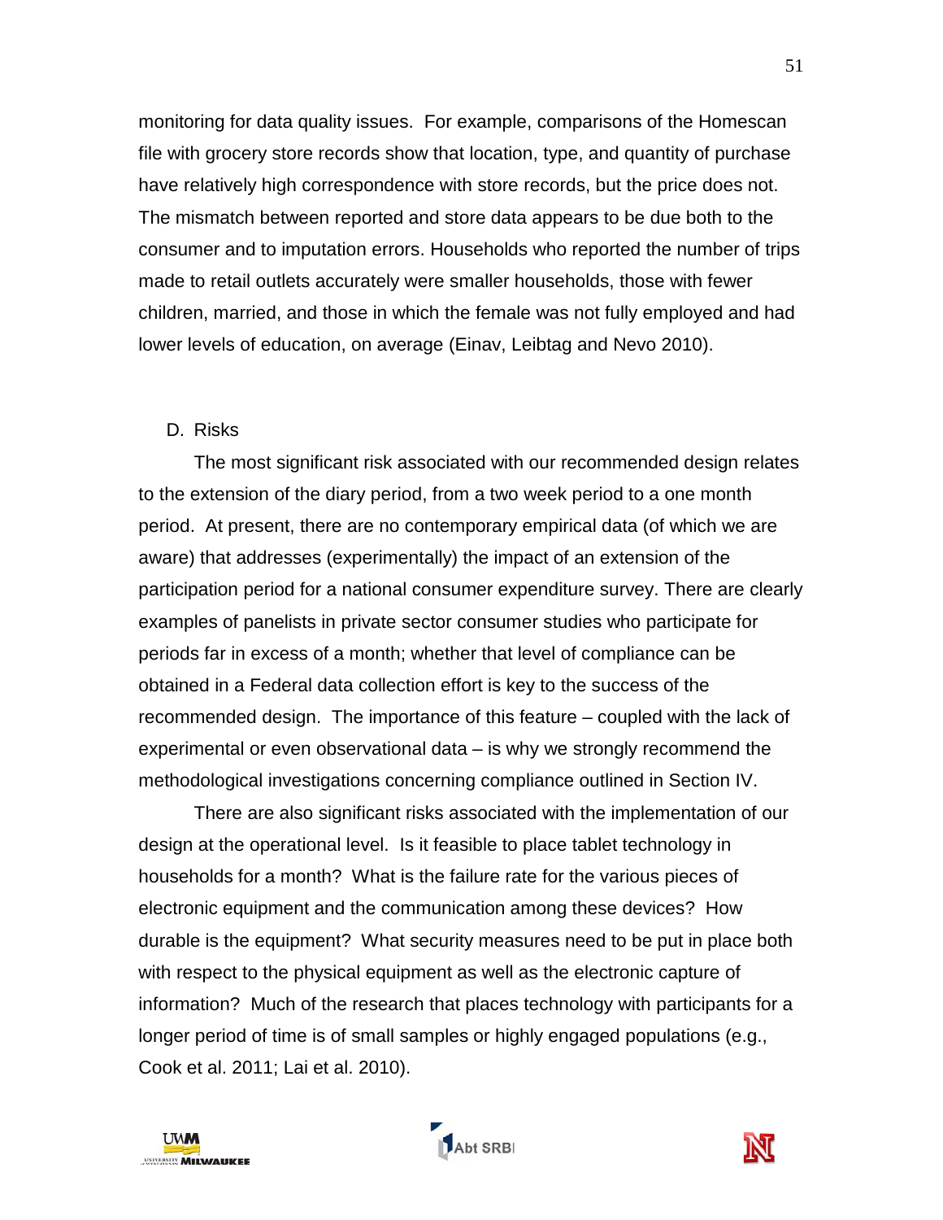monitoring for data quality issues. For example, comparisons of the Homescan file with grocery store records show that location, type, and quantity of purchase have relatively high correspondence with store records, but the price does not. The mismatch between reported and store data appears to be due both to the consumer and to imputation errors. Households who reported the number of trips made to retail outlets accurately were smaller households, those with fewer children, married, and those in which the female was not fully employed and had lower levels of education, on average (Einav, Leibtag and Nevo 2010).

### D. Risks

The most significant risk associated with our recommended design relates to the extension of the diary period, from a two week period to a one month period. At present, there are no contemporary empirical data (of which we are aware) that addresses (experimentally) the impact of an extension of the participation period for a national consumer expenditure survey. There are clearly examples of panelists in private sector consumer studies who participate for periods far in excess of a month; whether that level of compliance can be obtained in a Federal data collection effort is key to the success of the recommended design. The importance of this feature – coupled with the lack of experimental or even observational data – is why we strongly recommend the methodological investigations concerning compliance outlined in Section IV.

There are also significant risks associated with the implementation of our design at the operational level. Is it feasible to place tablet technology in households for a month? What is the failure rate for the various pieces of electronic equipment and the communication among these devices? How durable is the equipment? What security measures need to be put in place both with respect to the physical equipment as well as the electronic capture of information? Much of the research that places technology with participants for a longer period of time is of small samples or highly engaged populations (e.g., Cook et al. 2011; Lai et al. 2010).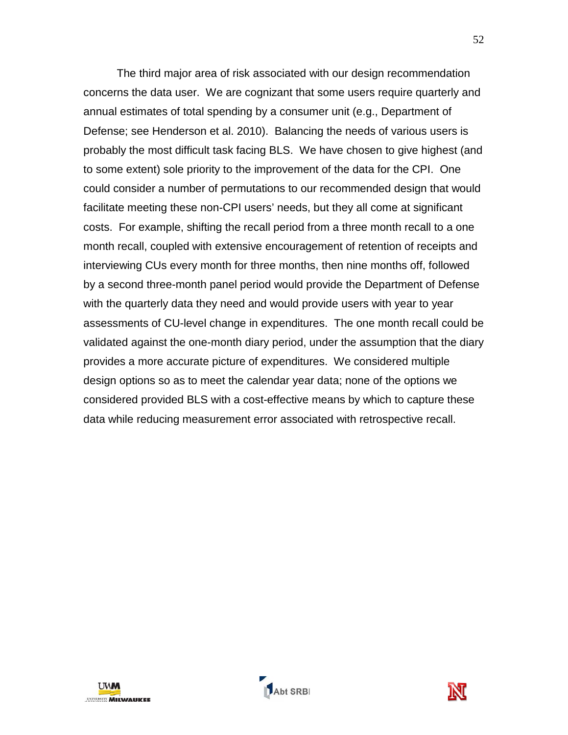The third major area of risk associated with our design recommendation concerns the data user. We are cognizant that some users require quarterly and annual estimates of total spending by a consumer unit (e.g., Department of Defense; see Henderson et al. 2010). Balancing the needs of various users is probably the most difficult task facing BLS. We have chosen to give highest (and to some extent) sole priority to the improvement of the data for the CPI. One could consider a number of permutations to our recommended design that would facilitate meeting these non-CPI users' needs, but they all come at significant costs. For example, shifting the recall period from a three month recall to a one month recall, coupled with extensive encouragement of retention of receipts and interviewing CUs every month for three months, then nine months off, followed by a second three-month panel period would provide the Department of Defense with the quarterly data they need and would provide users with year to year assessments of CU-level change in expenditures. The one month recall could be validated against the one-month diary period, under the assumption that the diary provides a more accurate picture of expenditures. We considered multiple design options so as to meet the calendar year data; none of the options we considered provided BLS with a cost-effective means by which to capture these data while reducing measurement error associated with retrospective recall.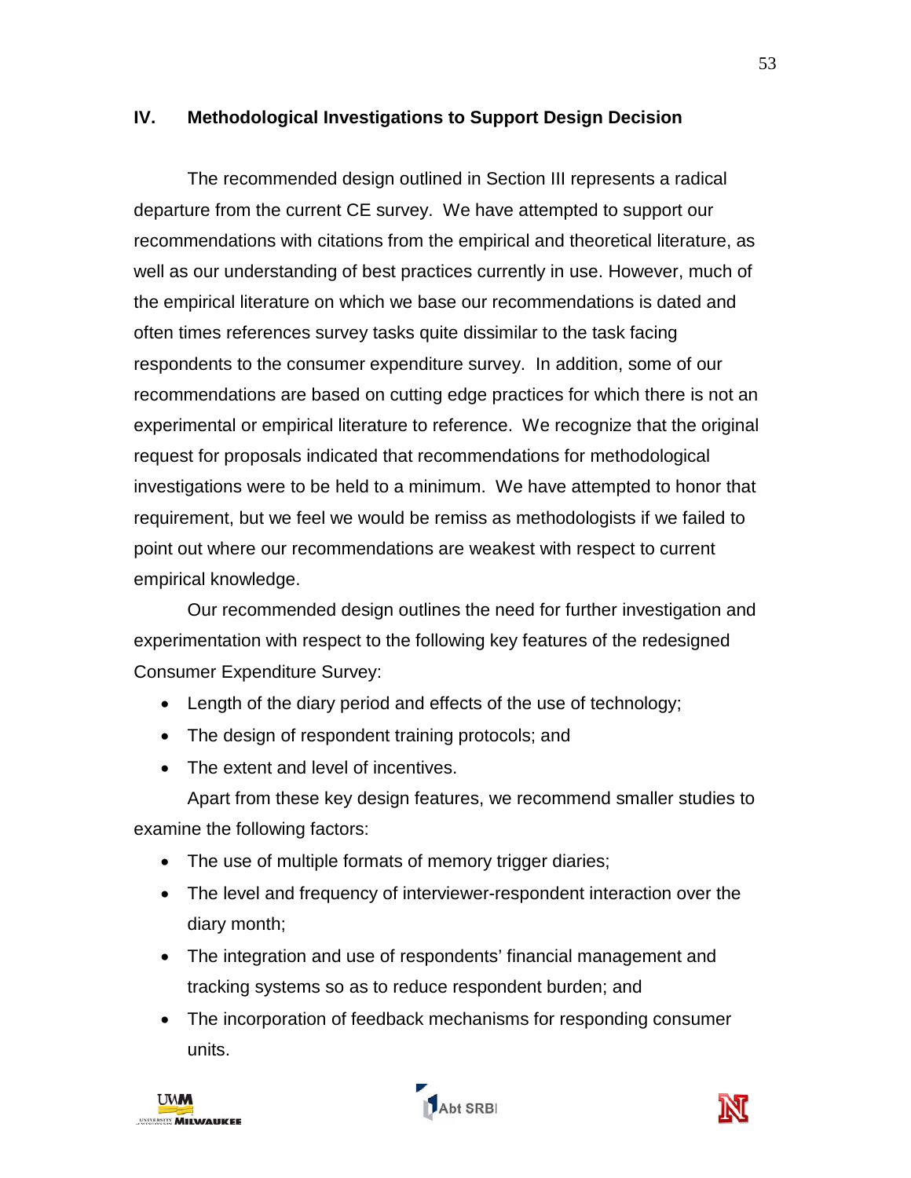## IV. Methodological Investigations to Support Design Decision

The recommended design outlined in Section III represents a radical departure from the current CE survey. We have attempted to support our recommendations with citations from the empirical and theoretical literature, as well as our understanding of best practices currently in use. However, much of the empirical literature on which we base our recommendations is dated and often times references survey tasks quite dissimilar to the task facing respondents to the consumer expenditure survey. In addition, some of our recommendations are based on cutting edge practices for which there is not an experimental or empirical literature to reference. We recognize that the original request for proposals indicated that recommendations for methodological investigations were to be held to a minimum. We have attempted to honor that requirement, but we feel we would be remiss as methodologists if we failed to point out where our recommendations are weakest with respect to current empirical knowledge.

Our recommended design outlines the need for further investigation and experimentation with respect to the following key features of the redesigned Consumer Expenditure Survey:

- Length of the diary period and effects of the use of technology;
- The design of respondent training protocols; and
- The extent and level of incentives.

Apart from these key design features, we recommend smaller studies to examine the following factors:

- The use of multiple formats of memory trigger diaries;
- The level and frequency of interviewer-respondent interaction over the diary month;
- The integration and use of respondents' financial management and tracking systems so as to reduce respondent burden; and
- The incorporation of feedback mechanisms for responding consumer units.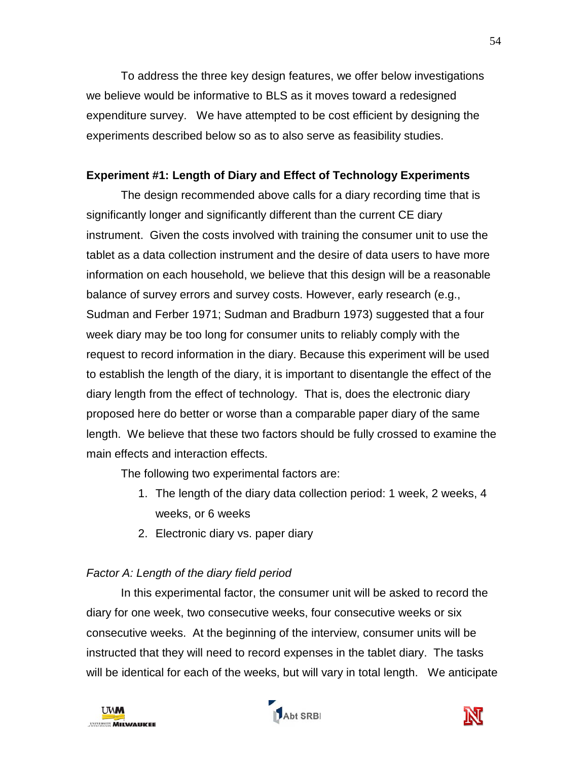To address the three key design features, we offer below investigations we believe would be informative to BLS as it moves toward a redesigned expenditure survey. We have attempted to be cost efficient by designing the experiments described below so as to also serve as feasibility studies.

**Experiment #1: Length of Diary and Effect of Technology Experiments**

The design recommended above calls for a diary recording time that is significantly longer and significantly different than the current CE diary instrument. Given the costs involved with training the consumer unit to use the tablet as a data collection instrument and the desire of data users to have more information on each household, we believe that this design will be a reasonable balance of survey errors and survey costs. However, early research (e.g., Sudman and Ferber 1971; Sudman and Bradburn 1973) suggested that a four week diary may be too long for consumer units to reliably comply with the request to record information in the diary. Because this experiment will be used to establish the length of the diary, it is important to disentangle the effect of the diary length from the effect of technology. That is, does the electronic diary proposed here do better or worse than a comparable paper diary of the same length. We believe that these two factors should be fully crossed to examine the main effects and interaction effects.

The following two experimental factors are:

1. The length of the diary data collection period: 1 week, 2 weeks, 4 weeks, or 6 weeks
2. Electronic diary vs. paper diary

*Factor A: Length of the diary field period*

In this experimental factor, the consumer unit will be asked to record the diary for one week, two consecutive weeks, four consecutive weeks or six consecutive weeks. At the beginning of the interview, consumer units will be instructed that they will need to record expenses in the tablet diary. The tasks will be identical for each of the weeks, but will vary in total length. We anticipate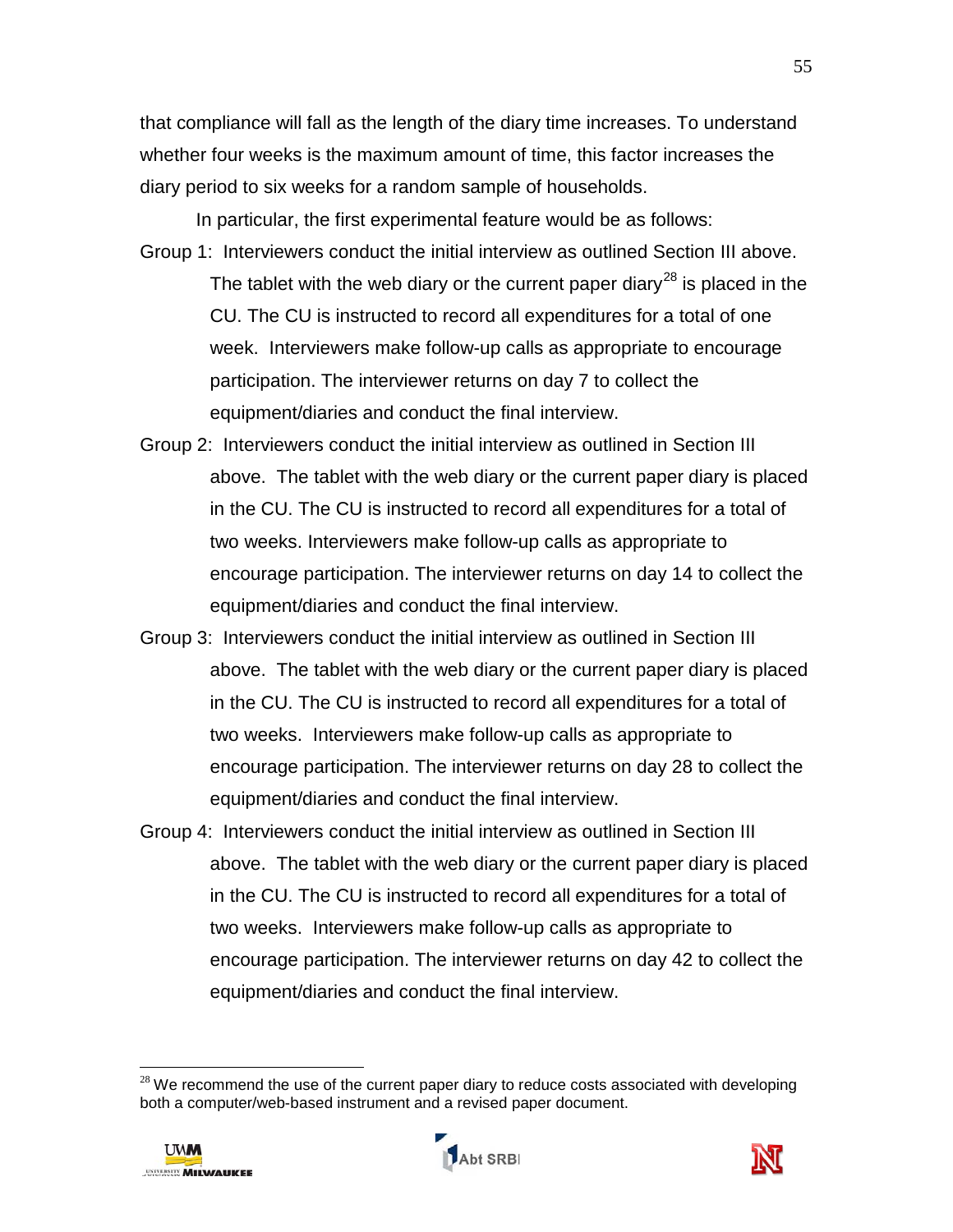that compliance will fall as the length of the diary time increases. To understand whether four weeks is the maximum amount of time, this factor increases the diary period to six weeks for a random sample of households.

In particular, the first experimental feature would be as follows:

Group 1: Interviewers conduct the initial interview as outlined Section III above. The tablet with the web diary or the current paper diary[28] is placed in the CU. The CU is instructed to record all expenditures for a total of one week. Interviewers make follow-up calls as appropriate to encourage participation. The interviewer returns on day 7 to collect the equipment/diaries and conduct the final interview.

Group 2: Interviewers conduct the initial interview as outlined in Section III above. The tablet with the web diary or the current paper diary is placed in the CU. The CU is instructed to record all expenditures for a total of two weeks. Interviewers make follow-up calls as appropriate to encourage participation. The interviewer returns on day 14 to collect the equipment/diaries and conduct the final interview.

Group 3: Interviewers conduct the initial interview as outlined in Section III above. The tablet with the web diary or the current paper diary is placed in the CU. The CU is instructed to record all expenditures for a total of two weeks. Interviewers make follow-up calls as appropriate to encourage participation. The interviewer returns on day 28 to collect the equipment/diaries and conduct the final interview.

Group 4: Interviewers conduct the initial interview as outlined in Section III above. The tablet with the web diary or the current paper diary is placed in the CU. The CU is instructed to record all expenditures for a total of two weeks. Interviewers make follow-up calls as appropriate to encourage participation. The interviewer returns on day 42 to collect the equipment/diaries and conduct the final interview.

[28] We recommend the use of the current paper diary to reduce costs associated with developing both a computer/web-based instrument and a revised paper document.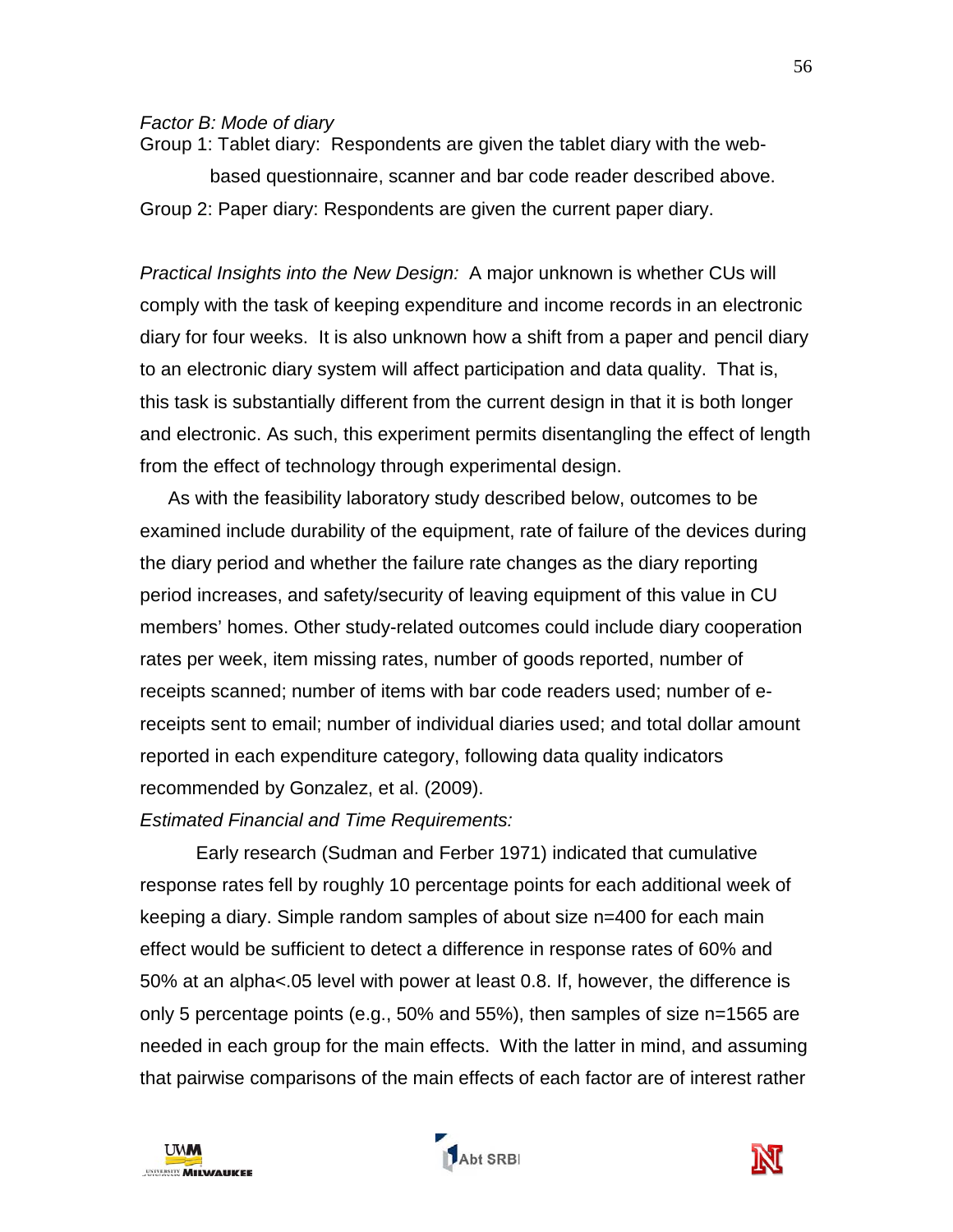*Factor B: Mode of diary*

Group 1: Tablet diary: Respondents are given the tablet diary with the web-based questionnaire, scanner and bar code reader described above.

Group 2: Paper diary: Respondents are given the current paper diary.

*Practical Insights into the New Design:* A major unknown is whether CUs will comply with the task of keeping expenditure and income records in an electronic diary for four weeks. It is also unknown how a shift from a paper and pencil diary to an electronic diary system will affect participation and data quality. That is, this task is substantially different from the current design in that it is both longer and electronic. As such, this experiment permits disentangling the effect of length from the effect of technology through experimental design.

As with the feasibility laboratory study described below, outcomes to be examined include durability of the equipment, rate of failure of the devices during the diary period and whether the failure rate changes as the diary reporting period increases, and safety/security of leaving equipment of this value in CU members' homes. Other study-related outcomes could include diary cooperation rates per week, item missing rates, number of goods reported, number of receipts scanned; number of items with bar code readers used; number of e-receipts sent to email; number of individual diaries used; and total dollar amount reported in each expenditure category, following data quality indicators recommended by Gonzalez, et al. (2009).

*Estimated Financial and Time Requirements:*

Early research (Sudman and Ferber 1971) indicated that cumulative response rates fell by roughly 10 percentage points for each additional week of keeping a diary. Simple random samples of about size n=400 for each main effect would be sufficient to detect a difference in response rates of 60% and 50% at an alpha<.05 level with power at least 0.8. If, however, the difference is only 5 percentage points (e.g., 50% and 55%), then samples of size n=1565 are needed in each group for the main effects. With the latter in mind, and assuming that pairwise comparisons of the main effects of each factor are of interest rather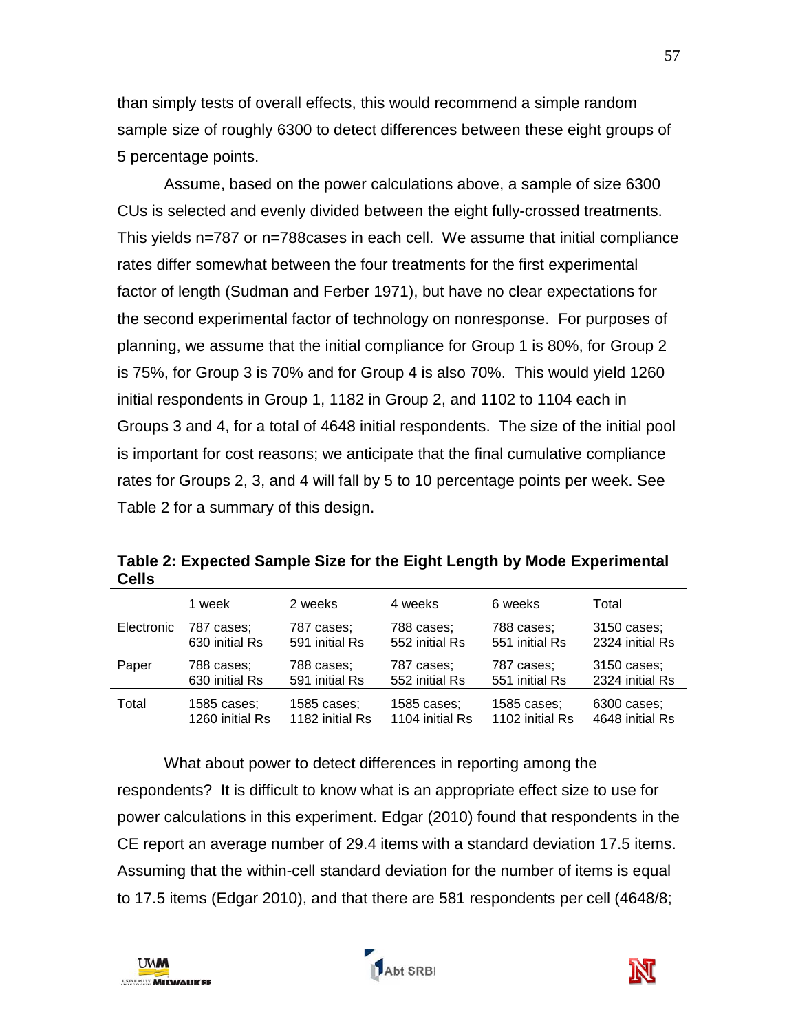than simply tests of overall effects, this would recommend a simple random sample size of roughly 6300 to detect differences between these eight groups of 5 percentage points.

Assume, based on the power calculations above, a sample of size 6300 CUs is selected and evenly divided between the eight fully-crossed treatments. This yields n=787 or n=788cases in each cell. We assume that initial compliance rates differ somewhat between the four treatments for the first experimental factor of length (Sudman and Ferber 1971), but have no clear expectations for the second experimental factor of technology on nonresponse. For purposes of planning, we assume that the initial compliance for Group 1 is 80%, for Group 2 is 75%, for Group 3 is 70% and for Group 4 is also 70%. This would yield 1260 initial respondents in Group 1, 1182 in Group 2, and 1102 to 1104 each in Groups 3 and 4, for a total of 4648 initial respondents. The size of the initial pool is important for cost reasons; we anticipate that the final cumulative compliance rates for Groups 2, 3, and 4 will fall by 5 to 10 percentage points per week. See Table 2 for a summary of this design.

**Table 2: Expected Sample Size for the Eight Length by Mode Experimental Cells**

| | 1 week | 2 weeks | 4 weeks | 6 weeks | Total |
|---|---|---|---|---|---|
| Electronic | 787 cases; 630 initial Rs | 787 cases; 591 initial Rs | 788 cases; 552 initial Rs | 788 cases; 551 initial Rs | 3150 cases; 2324 initial Rs |
| Paper | 788 cases; 630 initial Rs | 788 cases; 591 initial Rs | 787 cases; 552 initial Rs | 787 cases; 551 initial Rs | 3150 cases; 2324 initial Rs |
| Total | 1585 cases; 1260 initial Rs | 1585 cases; 1182 initial Rs | 1585 cases; 1104 initial Rs | 1585 cases; 1102 initial Rs | 6300 cases; 4648 initial Rs |

What about power to detect differences in reporting among the respondents? It is difficult to know what is an appropriate effect size to use for power calculations in this experiment. Edgar (2010) found that respondents in the CE report an average number of 29.4 items with a standard deviation 17.5 items. Assuming that the within-cell standard deviation for the number of items is equal to 17.5 items (Edgar 2010), and that there are 581 respondents per cell (4648/8;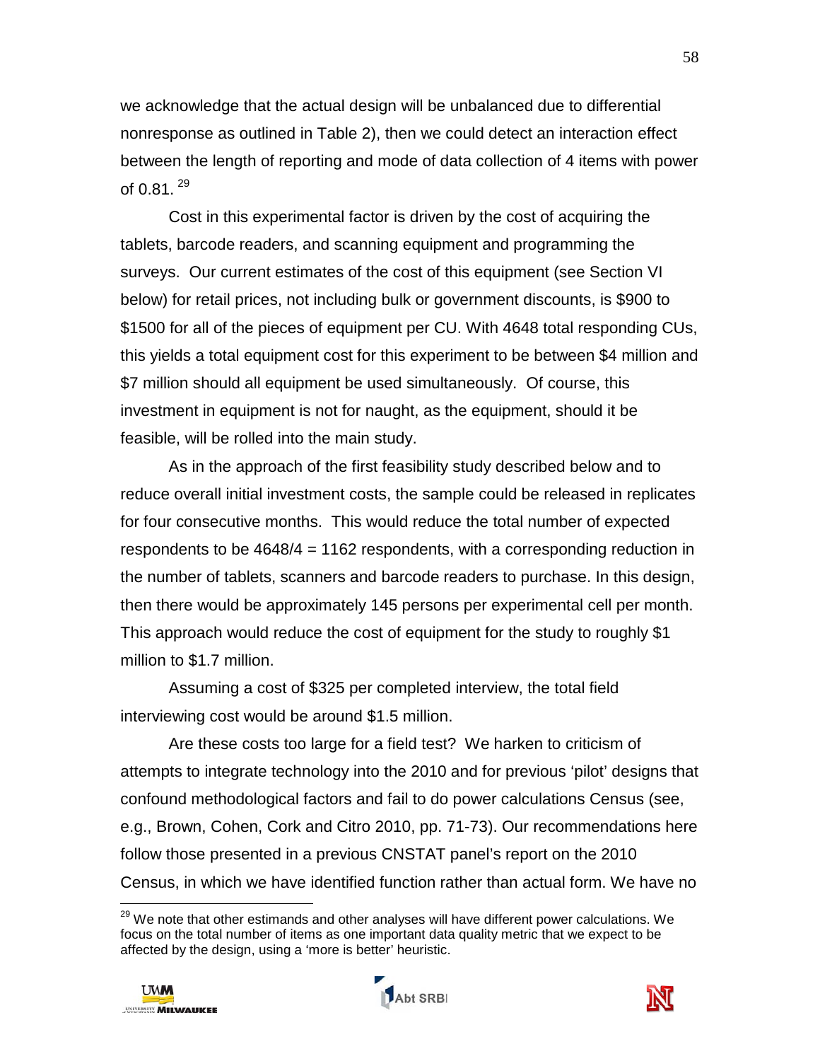we acknowledge that the actual design will be unbalanced due to differential nonresponse as outlined in Table 2), then we could detect an interaction effect between the length of reporting and mode of data collection of 4 items with power of 0.81. [29]

Cost in this experimental factor is driven by the cost of acquiring the tablets, barcode readers, and scanning equipment and programming the surveys. Our current estimates of the cost of this equipment (see Section VI below) for retail prices, not including bulk or government discounts, is $900 to $1500 for all of the pieces of equipment per CU. With 4648 total responding CUs, this yields a total equipment cost for this experiment to be between $4 million and $7 million should all equipment be used simultaneously. Of course, this investment in equipment is not for naught, as the equipment, should it be feasible, will be rolled into the main study.

As in the approach of the first feasibility study described below and to reduce overall initial investment costs, the sample could be released in replicates for four consecutive months. This would reduce the total number of expected respondents to be 4648/4 = 1162 respondents, with a corresponding reduction in the number of tablets, scanners and barcode readers to purchase. In this design, then there would be approximately 145 persons per experimental cell per month. This approach would reduce the cost of equipment for the study to roughly $1 million to $1.7 million.

Assuming a cost of $325 per completed interview, the total field interviewing cost would be around $1.5 million.

Are these costs too large for a field test? We harken to criticism of attempts to integrate technology into the 2010 and for previous 'pilot' designs that confound methodological factors and fail to do power calculations Census (see, e.g., Brown, Cohen, Cork and Citro 2010, pp. 71-73). Our recommendations here follow those presented in a previous CNSTAT panel's report on the 2010 Census, in which we have identified function rather than actual form. We have no

[29] We note that other estimands and other analyses will have different power calculations. We focus on the total number of items as one important data quality metric that we expect to be affected by the design, using a 'more is better' heuristic.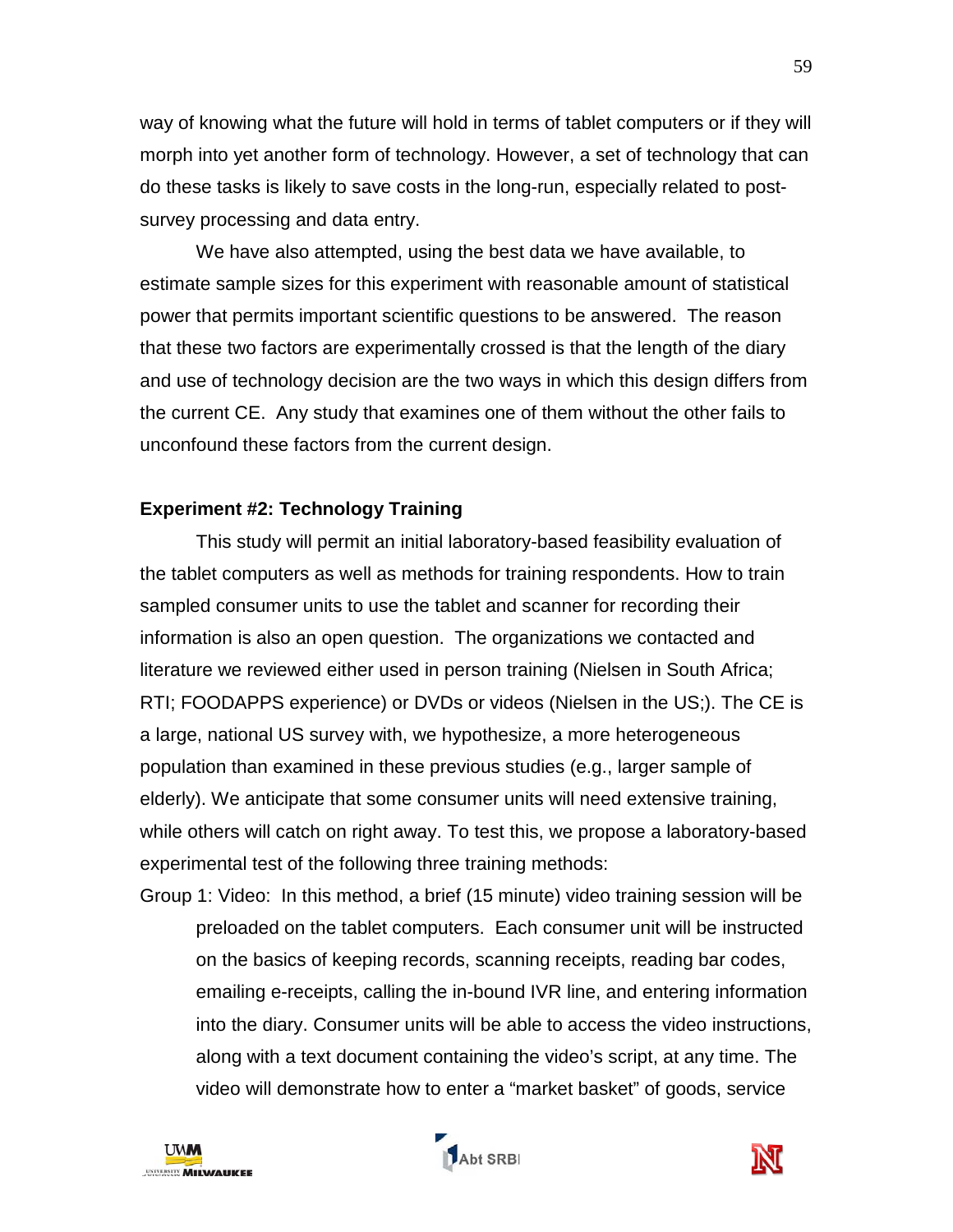way of knowing what the future will hold in terms of tablet computers or if they will morph into yet another form of technology. However, a set of technology that can do these tasks is likely to save costs in the long-run, especially related to post-survey processing and data entry.

We have also attempted, using the best data we have available, to estimate sample sizes for this experiment with reasonable amount of statistical power that permits important scientific questions to be answered. The reason that these two factors are experimentally crossed is that the length of the diary and use of technology decision are the two ways in which this design differs from the current CE. Any study that examines one of them without the other fails to unconfound these factors from the current design.

**Experiment #2: Technology Training**

This study will permit an initial laboratory-based feasibility evaluation of the tablet computers as well as methods for training respondents. How to train sampled consumer units to use the tablet and scanner for recording their information is also an open question. The organizations we contacted and literature we reviewed either used in person training (Nielsen in South Africa; RTI; FOODAPPS experience) or DVDs or videos (Nielsen in the US;). The CE is a large, national US survey with, we hypothesize, a more heterogeneous population than examined in these previous studies (e.g., larger sample of elderly). We anticipate that some consumer units will need extensive training, while others will catch on right away. To test this, we propose a laboratory-based experimental test of the following three training methods:

Group 1: Video: In this method, a brief (15 minute) video training session will be preloaded on the tablet computers. Each consumer unit will be instructed on the basics of keeping records, scanning receipts, reading bar codes, emailing e-receipts, calling the in-bound IVR line, and entering information into the diary. Consumer units will be able to access the video instructions, along with a text document containing the video's script, at any time. The video will demonstrate how to enter a "market basket" of goods, service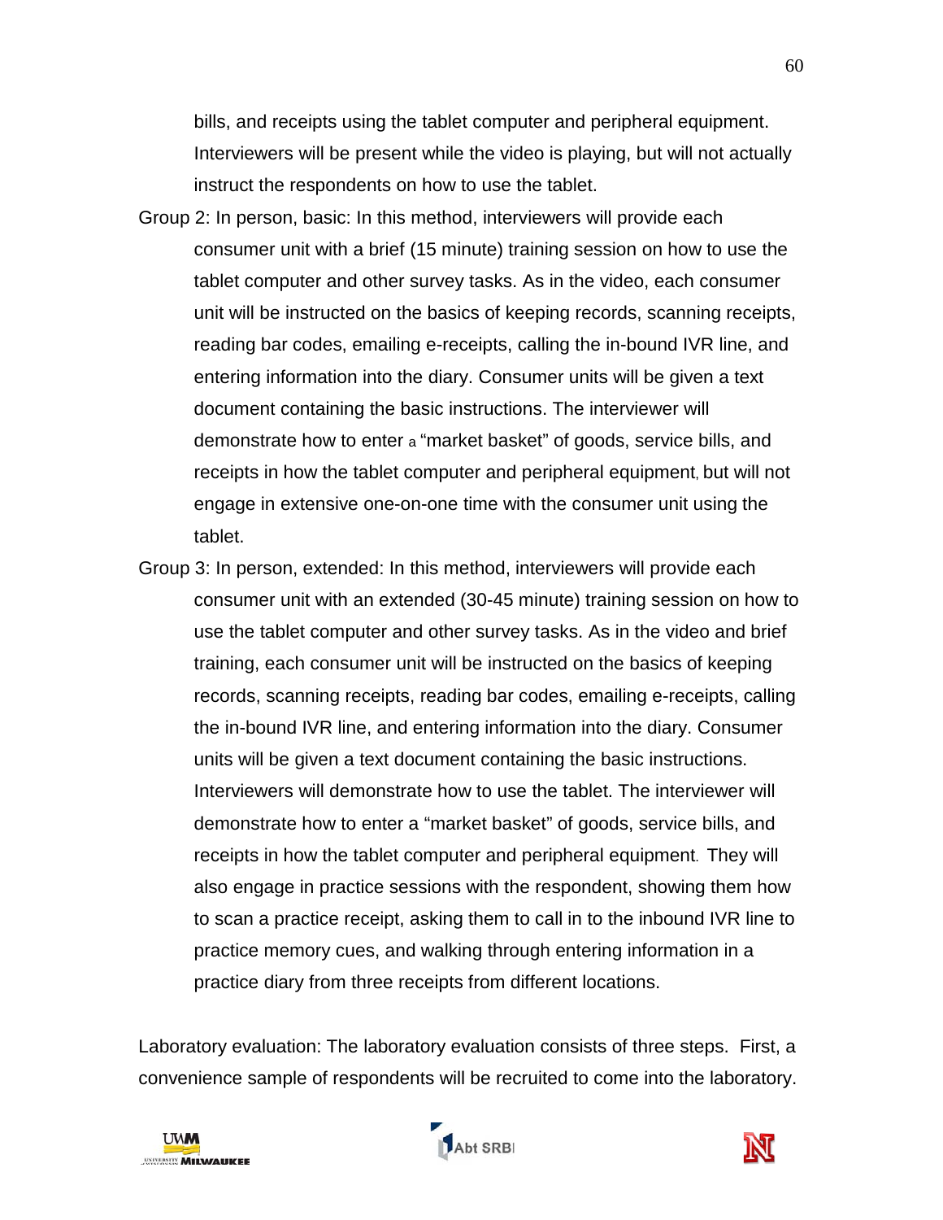bills, and receipts using the tablet computer and peripheral equipment. Interviewers will be present while the video is playing, but will not actually instruct the respondents on how to use the tablet.

Group 2: In person, basic: In this method, interviewers will provide each consumer unit with a brief (15 minute) training session on how to use the tablet computer and other survey tasks. As in the video, each consumer unit will be instructed on the basics of keeping records, scanning receipts, reading bar codes, emailing e-receipts, calling the in-bound IVR line, and entering information into the diary. Consumer units will be given a text document containing the basic instructions. The interviewer will demonstrate how to enter a "market basket" of goods, service bills, and receipts in how the tablet computer and peripheral equipment, but will not engage in extensive one-on-one time with the consumer unit using the tablet.

Group 3: In person, extended: In this method, interviewers will provide each consumer unit with an extended (30-45 minute) training session on how to use the tablet computer and other survey tasks. As in the video and brief training, each consumer unit will be instructed on the basics of keeping records, scanning receipts, reading bar codes, emailing e-receipts, calling the in-bound IVR line, and entering information into the diary. Consumer units will be given a text document containing the basic instructions. Interviewers will demonstrate how to use the tablet. The interviewer will demonstrate how to enter a "market basket" of goods, service bills, and receipts in how the tablet computer and peripheral equipment. They will also engage in practice sessions with the respondent, showing them how to scan a practice receipt, asking them to call in to the inbound IVR line to practice memory cues, and walking through entering information in a practice diary from three receipts from different locations.

Laboratory evaluation: The laboratory evaluation consists of three steps. First, a convenience sample of respondents will be recruited to come into the laboratory.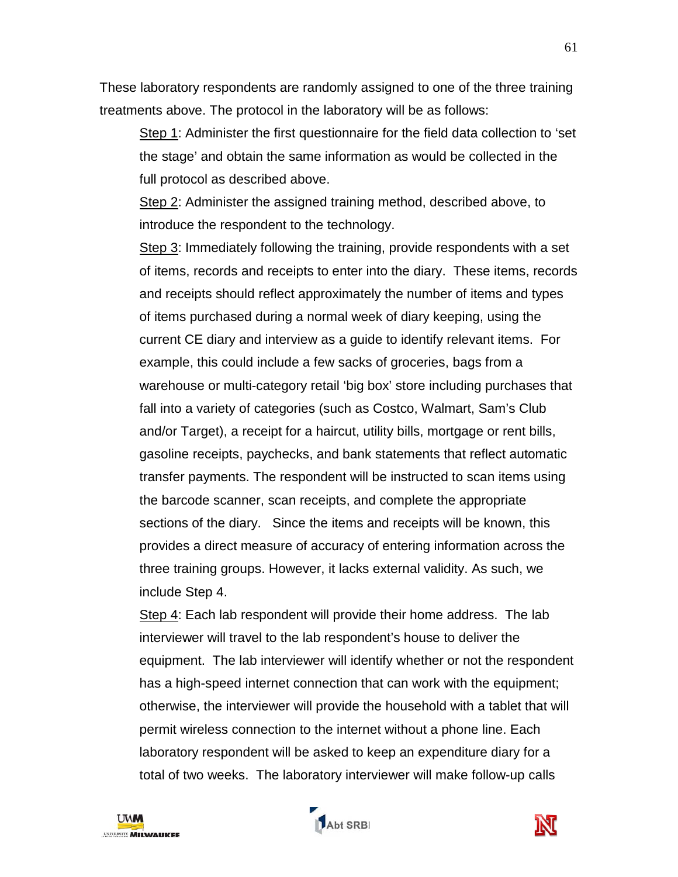These laboratory respondents are randomly assigned to one of the three training treatments above. The protocol in the laboratory will be as follows:

> Step 1: Administer the first questionnaire for the field data collection to 'set the stage' and obtain the same information as would be collected in the full protocol as described above.
>
> Step 2: Administer the assigned training method, described above, to introduce the respondent to the technology.
>
> Step 3: Immediately following the training, provide respondents with a set of items, records and receipts to enter into the diary. These items, records and receipts should reflect approximately the number of items and types of items purchased during a normal week of diary keeping, using the current CE diary and interview as a guide to identify relevant items. For example, this could include a few sacks of groceries, bags from a warehouse or multi-category retail 'big box' store including purchases that fall into a variety of categories (such as Costco, Walmart, Sam's Club and/or Target), a receipt for a haircut, utility bills, mortgage or rent bills, gasoline receipts, paychecks, and bank statements that reflect automatic transfer payments. The respondent will be instructed to scan items using the barcode scanner, scan receipts, and complete the appropriate sections of the diary. Since the items and receipts will be known, this provides a direct measure of accuracy of entering information across the three training groups. However, it lacks external validity. As such, we include Step 4.
>
> Step 4: Each lab respondent will provide their home address. The lab interviewer will travel to the lab respondent's house to deliver the equipment. The lab interviewer will identify whether or not the respondent has a high-speed internet connection that can work with the equipment; otherwise, the interviewer will provide the household with a tablet that will permit wireless connection to the internet without a phone line. Each laboratory respondent will be asked to keep an expenditure diary for a total of two weeks. The laboratory interviewer will make follow-up calls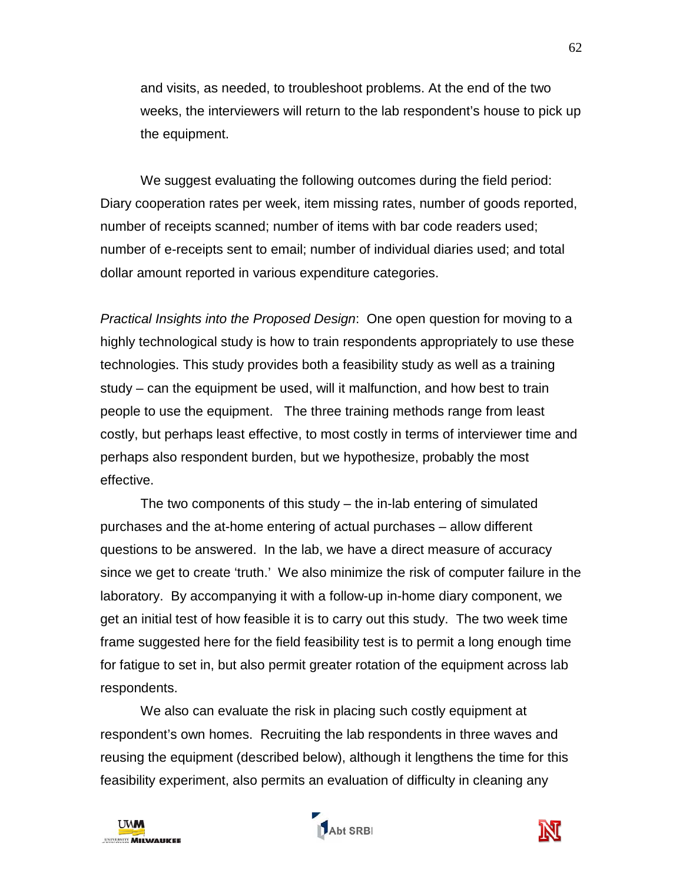and visits, as needed, to troubleshoot problems. At the end of the two weeks, the interviewers will return to the lab respondent's house to pick up the equipment.

We suggest evaluating the following outcomes during the field period: Diary cooperation rates per week, item missing rates, number of goods reported, number of receipts scanned; number of items with bar code readers used; number of e-receipts sent to email; number of individual diaries used; and total dollar amount reported in various expenditure categories.

*Practical Insights into the Proposed Design*: One open question for moving to a highly technological study is how to train respondents appropriately to use these technologies. This study provides both a feasibility study as well as a training study – can the equipment be used, will it malfunction, and how best to train people to use the equipment. The three training methods range from least costly, but perhaps least effective, to most costly in terms of interviewer time and perhaps also respondent burden, but we hypothesize, probably the most effective.

The two components of this study – the in-lab entering of simulated purchases and the at-home entering of actual purchases – allow different questions to be answered. In the lab, we have a direct measure of accuracy since we get to create 'truth.' We also minimize the risk of computer failure in the laboratory. By accompanying it with a follow-up in-home diary component, we get an initial test of how feasible it is to carry out this study. The two week time frame suggested here for the field feasibility test is to permit a long enough time for fatigue to set in, but also permit greater rotation of the equipment across lab respondents.

We also can evaluate the risk in placing such costly equipment at respondent's own homes. Recruiting the lab respondents in three waves and reusing the equipment (described below), although it lengthens the time for this feasibility experiment, also permits an evaluation of difficulty in cleaning any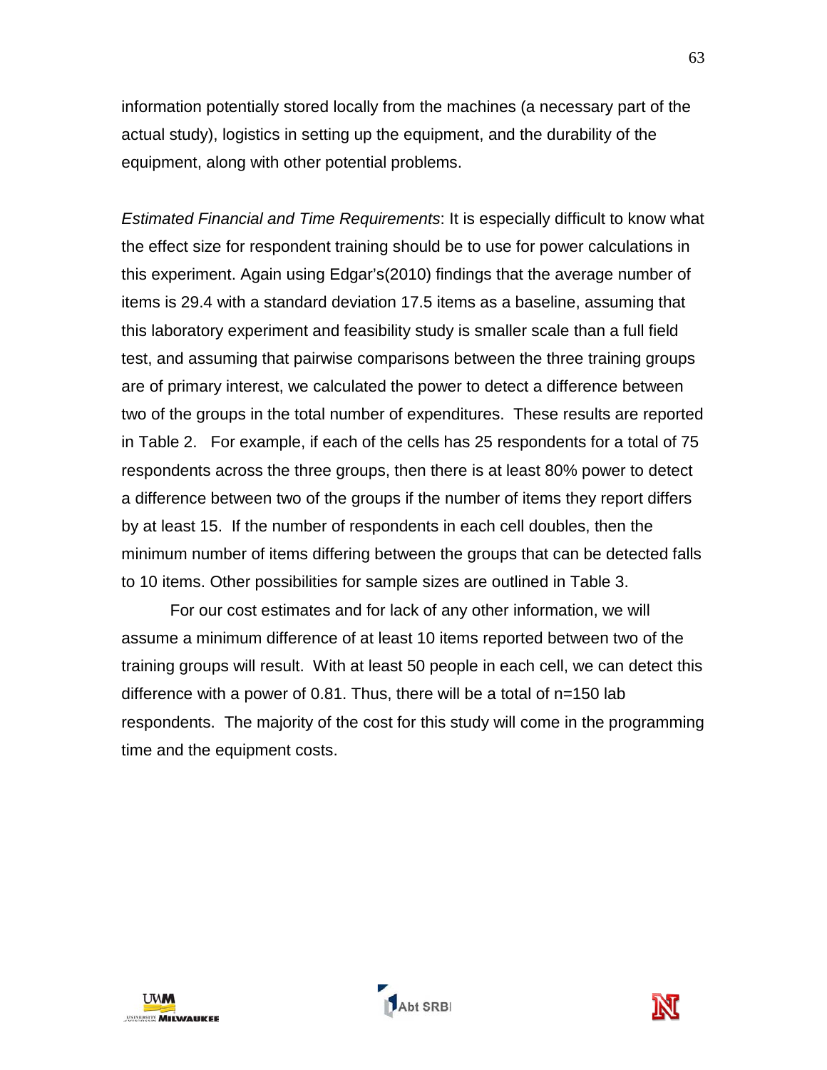information potentially stored locally from the machines (a necessary part of the actual study), logistics in setting up the equipment, and the durability of the equipment, along with other potential problems.

*Estimated Financial and Time Requirements*: It is especially difficult to know what the effect size for respondent training should be to use for power calculations in this experiment. Again using Edgar's(2010) findings that the average number of items is 29.4 with a standard deviation 17.5 items as a baseline, assuming that this laboratory experiment and feasibility study is smaller scale than a full field test, and assuming that pairwise comparisons between the three training groups are of primary interest, we calculated the power to detect a difference between two of the groups in the total number of expenditures. These results are reported in Table 2. For example, if each of the cells has 25 respondents for a total of 75 respondents across the three groups, then there is at least 80% power to detect a difference between two of the groups if the number of items they report differs by at least 15. If the number of respondents in each cell doubles, then the minimum number of items differing between the groups that can be detected falls to 10 items. Other possibilities for sample sizes are outlined in Table 3.

For our cost estimates and for lack of any other information, we will assume a minimum difference of at least 10 items reported between two of the training groups will result. With at least 50 people in each cell, we can detect this difference with a power of 0.81. Thus, there will be a total of n=150 lab respondents. The majority of the cost for this study will come in the programming time and the equipment costs.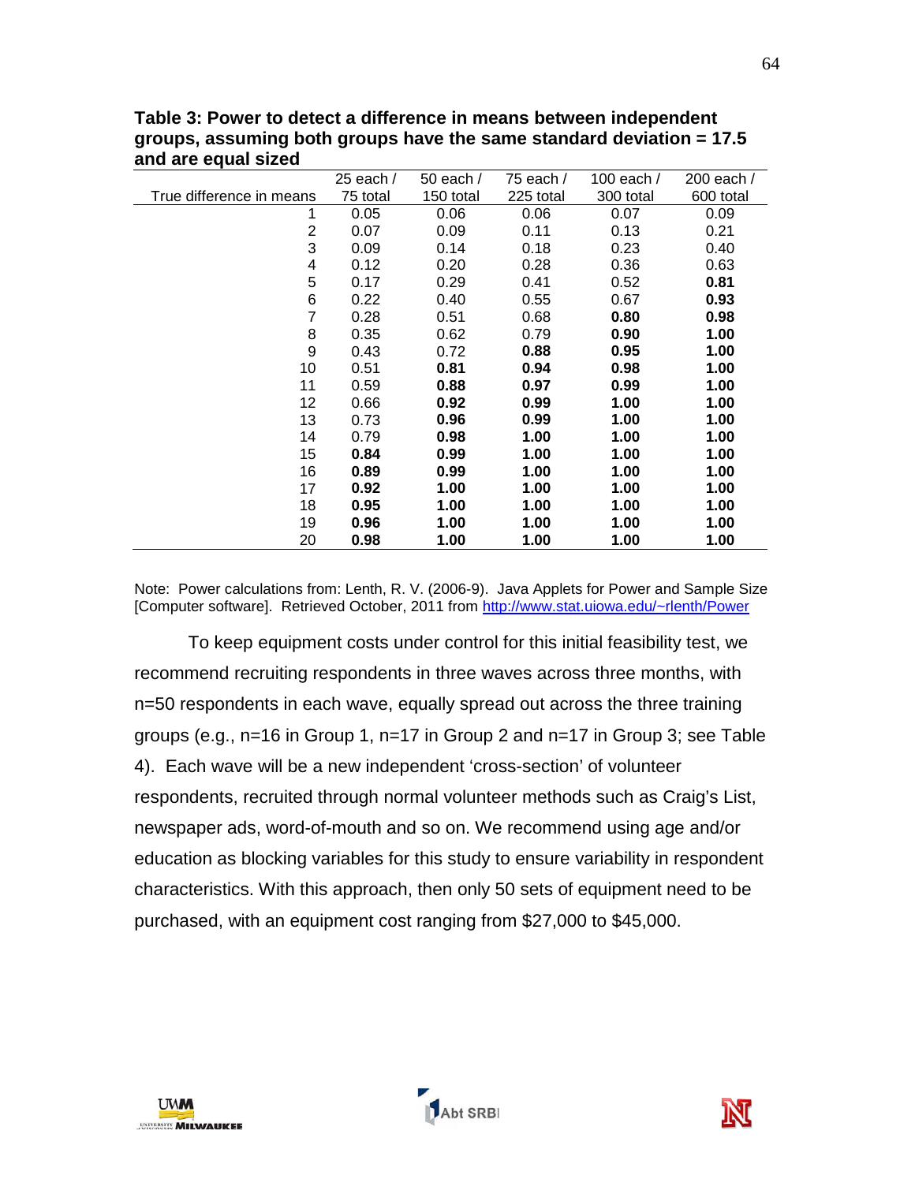**Table 3: Power to detect a difference in means between independent groups, assuming both groups have the same standard deviation = 17.5 and are equal sized**

| True difference in means | 25 each / 75 total | 50 each / 150 total | 75 each / 225 total | 100 each / 300 total | 200 each / 600 total |
|---|---|---|---|---|---|
| 1 | 0.05 | 0.06 | 0.06 | 0.07 | 0.09 |
| 2 | 0.07 | 0.09 | 0.11 | 0.13 | 0.21 |
| 3 | 0.09 | 0.14 | 0.18 | 0.23 | 0.40 |
| 4 | 0.12 | 0.20 | 0.28 | 0.36 | 0.63 |
| 5 | 0.17 | 0.29 | 0.41 | 0.52 | **0.81** |
| 6 | 0.22 | 0.40 | 0.55 | 0.67 | **0.93** |
| 7 | 0.28 | 0.51 | 0.68 | **0.80** | **0.98** |
| 8 | 0.35 | 0.62 | 0.79 | **0.90** | **1.00** |
| 9 | 0.43 | 0.72 | **0.88** | **0.95** | **1.00** |
| 10 | 0.51 | **0.81** | **0.94** | **0.98** | **1.00** |
| 11 | 0.59 | **0.88** | **0.97** | **0.99** | **1.00** |
| 12 | 0.66 | **0.92** | **0.99** | **1.00** | **1.00** |
| 13 | 0.73 | **0.96** | **0.99** | **1.00** | **1.00** |
| 14 | 0.79 | **0.98** | **1.00** | **1.00** | **1.00** |
| 15 | **0.84** | **0.99** | **1.00** | **1.00** | **1.00** |
| 16 | **0.89** | **0.99** | **1.00** | **1.00** | **1.00** |
| 17 | **0.92** | **1.00** | **1.00** | **1.00** | **1.00** |
| 18 | **0.95** | **1.00** | **1.00** | **1.00** | **1.00** |
| 19 | **0.96** | **1.00** | **1.00** | **1.00** | **1.00** |
| 20 | **0.98** | **1.00** | **1.00** | **1.00** | **1.00** |

Note: Power calculations from: Lenth, R. V. (2006-9). Java Applets for Power and Sample Size [Computer software]. Retrieved October, 2011 from http://www.stat.uiowa.edu/~rlenth/Power

To keep equipment costs under control for this initial feasibility test, we recommend recruiting respondents in three waves across three months, with n=50 respondents in each wave, equally spread out across the three training groups (e.g., n=16 in Group 1, n=17 in Group 2 and n=17 in Group 3; see Table 4). Each wave will be a new independent 'cross-section' of volunteer respondents, recruited through normal volunteer methods such as Craig's List, newspaper ads, word-of-mouth and so on. We recommend using age and/or education as blocking variables for this study to ensure variability in respondent characteristics. With this approach, then only 50 sets of equipment need to be purchased, with an equipment cost ranging from $27,000 to $45,000.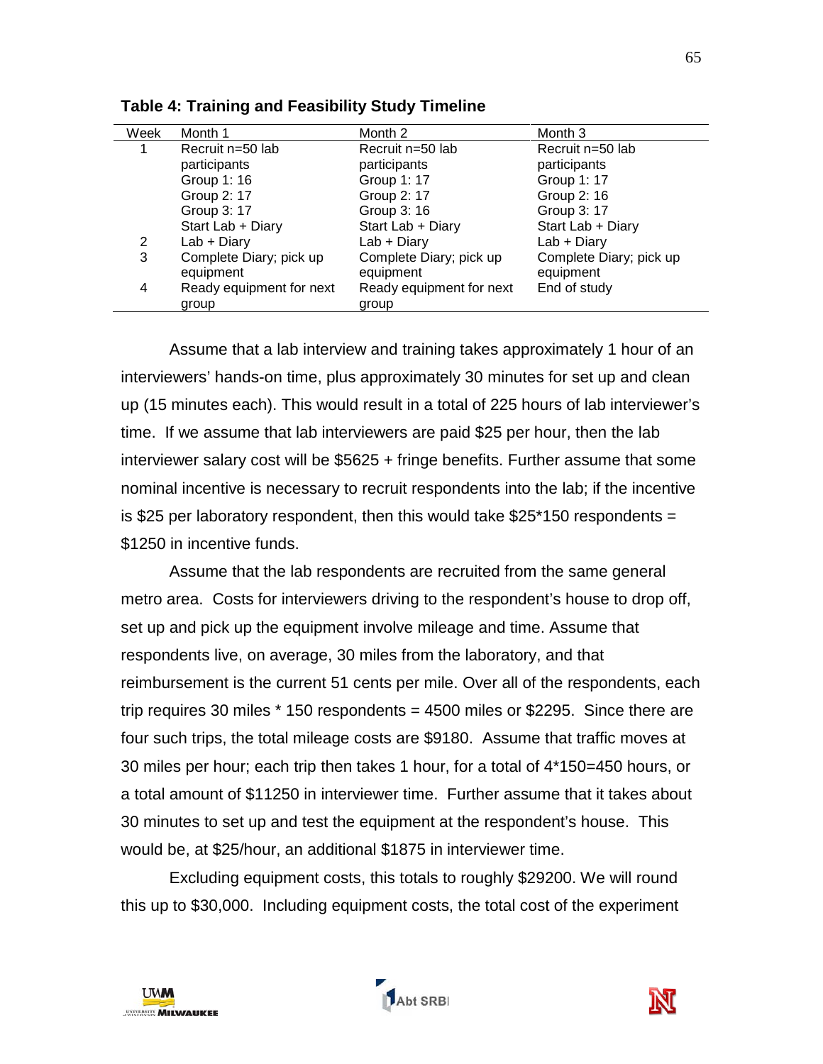**Table 4: Training and Feasibility Study Timeline**

| Week | Month 1 | Month 2 | Month 3 |
|---|---|---|---|
| 1 | Recruit n=50 lab participants<br>Group 1: 16<br>Group 2: 17<br>Group 3: 17<br>Start Lab + Diary | Recruit n=50 lab participants<br>Group 1: 17<br>Group 2: 17<br>Group 3: 16<br>Start Lab + Diary | Recruit n=50 lab participants<br>Group 1: 17<br>Group 2: 16<br>Group 3: 17<br>Start Lab + Diary |
| 2 | Lab + Diary | Lab + Diary | Lab + Diary |
| 3 | Complete Diary; pick up equipment | Complete Diary; pick up equipment | Complete Diary; pick up equipment |
| 4 | Ready equipment for next group | Ready equipment for next group | End of study |

Assume that a lab interview and training takes approximately 1 hour of an interviewers' hands-on time, plus approximately 30 minutes for set up and clean up (15 minutes each). This would result in a total of 225 hours of lab interviewer's time. If we assume that lab interviewers are paid $25 per hour, then the lab interviewer salary cost will be $5625 + fringe benefits. Further assume that some nominal incentive is necessary to recruit respondents into the lab; if the incentive is $25 per laboratory respondent, then this would take $25*150 respondents = $1250 in incentive funds.

Assume that the lab respondents are recruited from the same general metro area. Costs for interviewers driving to the respondent's house to drop off, set up and pick up the equipment involve mileage and time. Assume that respondents live, on average, 30 miles from the laboratory, and that reimbursement is the current 51 cents per mile. Over all of the respondents, each trip requires 30 miles * 150 respondents = 4500 miles or $2295. Since there are four such trips, the total mileage costs are $9180. Assume that traffic moves at 30 miles per hour; each trip then takes 1 hour, for a total of 4*150=450 hours, or a total amount of $11250 in interviewer time. Further assume that it takes about 30 minutes to set up and test the equipment at the respondent's house. This would be, at $25/hour, an additional $1875 in interviewer time.

Excluding equipment costs, this totals to roughly $29200. We will round this up to $30,000. Including equipment costs, the total cost of the experiment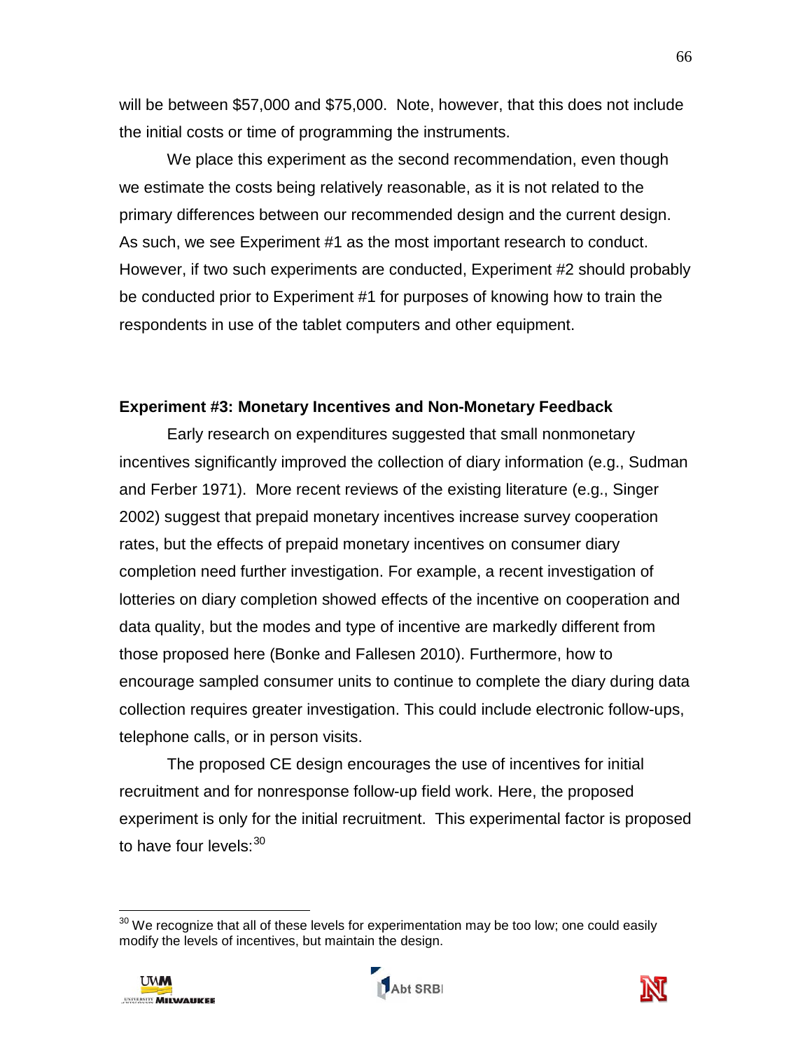will be between $57,000 and $75,000. Note, however, that this does not include the initial costs or time of programming the instruments.

We place this experiment as the second recommendation, even though we estimate the costs being relatively reasonable, as it is not related to the primary differences between our recommended design and the current design. As such, we see Experiment #1 as the most important research to conduct. However, if two such experiments are conducted, Experiment #2 should probably be conducted prior to Experiment #1 for purposes of knowing how to train the respondents in use of the tablet computers and other equipment.

**Experiment #3: Monetary Incentives and Non-Monetary Feedback**

Early research on expenditures suggested that small nonmonetary incentives significantly improved the collection of diary information (e.g., Sudman and Ferber 1971). More recent reviews of the existing literature (e.g., Singer 2002) suggest that prepaid monetary incentives increase survey cooperation rates, but the effects of prepaid monetary incentives on consumer diary completion need further investigation. For example, a recent investigation of lotteries on diary completion showed effects of the incentive on cooperation and data quality, but the modes and type of incentive are markedly different from those proposed here (Bonke and Fallesen 2010). Furthermore, how to encourage sampled consumer units to continue to complete the diary during data collection requires greater investigation. This could include electronic follow-ups, telephone calls, or in person visits.

The proposed CE design encourages the use of incentives for initial recruitment and for nonresponse follow-up field work. Here, the proposed experiment is only for the initial recruitment. This experimental factor is proposed to have four levels:[30]

[30] We recognize that all of these levels for experimentation may be too low; one could easily modify the levels of incentives, but maintain the design.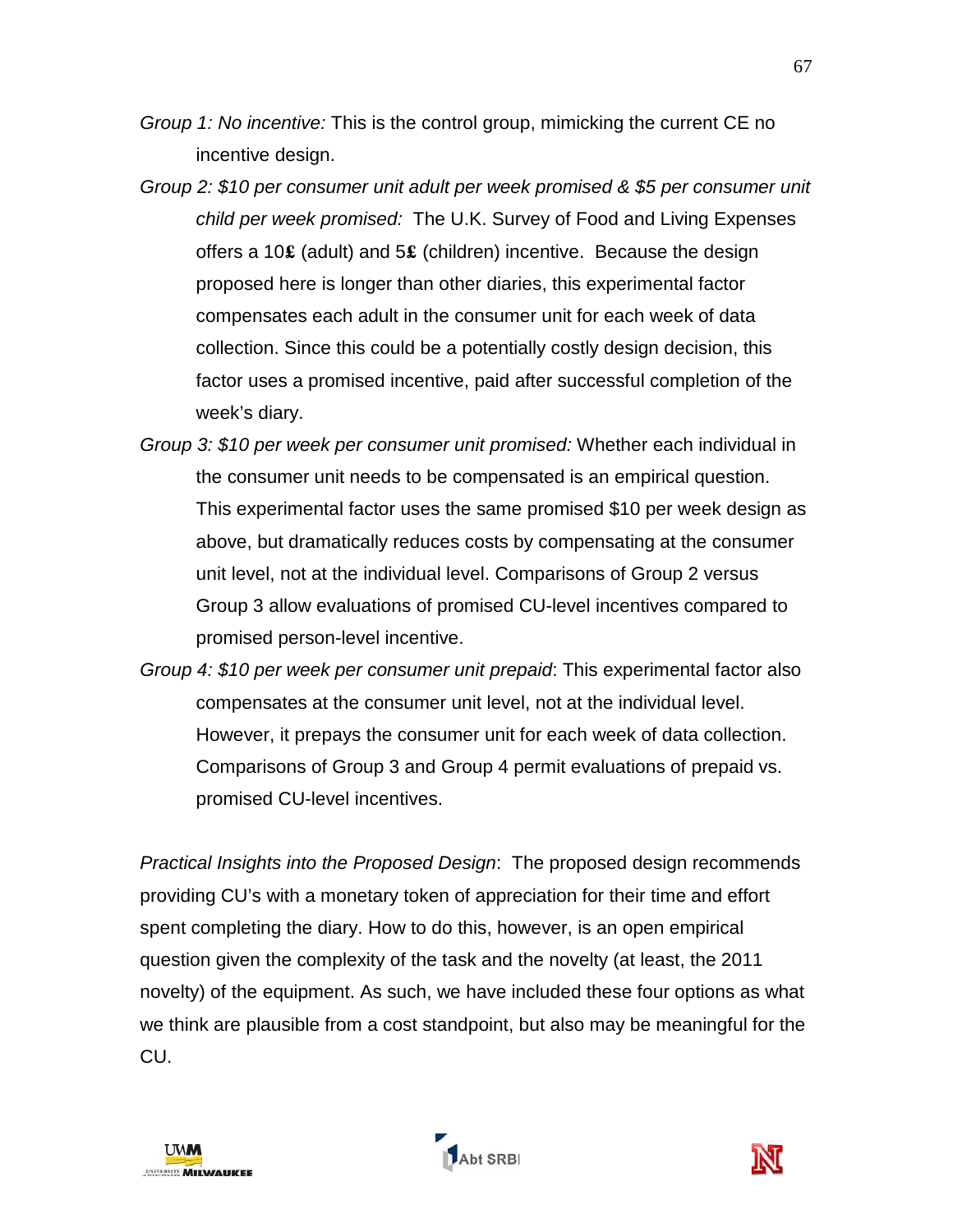*Group 1: No incentive:* This is the control group, mimicking the current CE no incentive design.

*Group 2: $10 per consumer unit adult per week promised & $5 per consumer unit child per week promised:* The U.K. Survey of Food and Living Expenses offers a 10₤ (adult) and 5₤ (children) incentive. Because the design proposed here is longer than other diaries, this experimental factor compensates each adult in the consumer unit for each week of data collection. Since this could be a potentially costly design decision, this factor uses a promised incentive, paid after successful completion of the week's diary.

*Group 3: $10 per week per consumer unit promised:* Whether each individual in the consumer unit needs to be compensated is an empirical question. This experimental factor uses the same promised $10 per week design as above, but dramatically reduces costs by compensating at the consumer unit level, not at the individual level. Comparisons of Group 2 versus Group 3 allow evaluations of promised CU-level incentives compared to promised person-level incentive.

*Group 4: $10 per week per consumer unit prepaid*: This experimental factor also compensates at the consumer unit level, not at the individual level. However, it prepays the consumer unit for each week of data collection. Comparisons of Group 3 and Group 4 permit evaluations of prepaid vs. promised CU-level incentives.

*Practical Insights into the Proposed Design*: The proposed design recommends providing CU's with a monetary token of appreciation for their time and effort spent completing the diary. How to do this, however, is an open empirical question given the complexity of the task and the novelty (at least, the 2011 novelty) of the equipment. As such, we have included these four options as what we think are plausible from a cost standpoint, but also may be meaningful for the CU.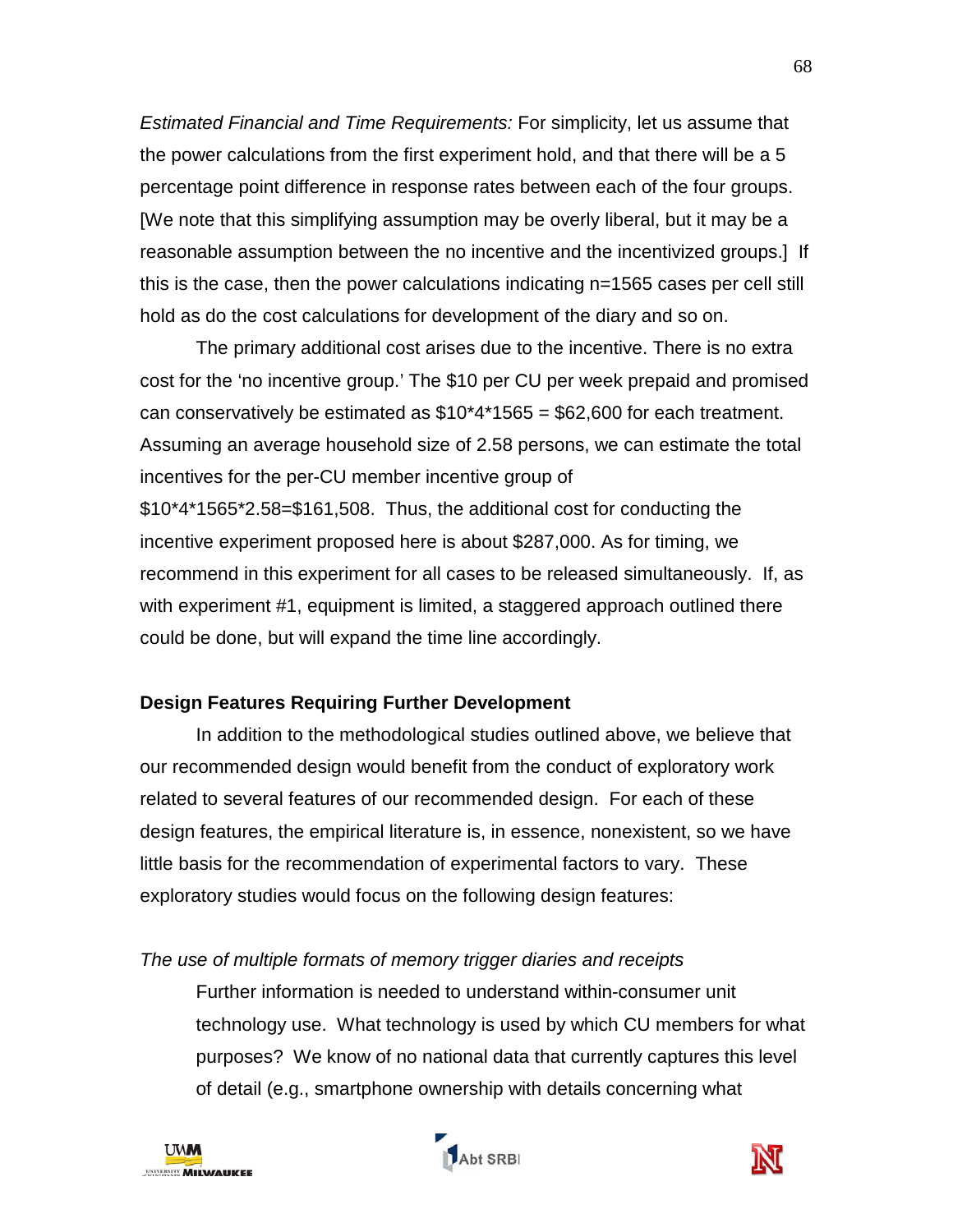*Estimated Financial and Time Requirements:* For simplicity, let us assume that the power calculations from the first experiment hold, and that there will be a 5 percentage point difference in response rates between each of the four groups. [We note that this simplifying assumption may be overly liberal, but it may be a reasonable assumption between the no incentive and the incentivized groups.] If this is the case, then the power calculations indicating n=1565 cases per cell still hold as do the cost calculations for development of the diary and so on.

The primary additional cost arises due to the incentive. There is no extra cost for the 'no incentive group.' The $10 per CU per week prepaid and promised can conservatively be estimated as $10*4*1565 = $62,600 for each treatment. Assuming an average household size of 2.58 persons, we can estimate the total incentives for the per-CU member incentive group of $10*4*1565*2.58=$161,508. Thus, the additional cost for conducting the incentive experiment proposed here is about $287,000. As for timing, we recommend in this experiment for all cases to be released simultaneously. If, as with experiment #1, equipment is limited, a staggered approach outlined there could be done, but will expand the time line accordingly.

**Design Features Requiring Further Development**

In addition to the methodological studies outlined above, we believe that our recommended design would benefit from the conduct of exploratory work related to several features of our recommended design. For each of these design features, the empirical literature is, in essence, nonexistent, so we have little basis for the recommendation of experimental factors to vary. These exploratory studies would focus on the following design features:

*The use of multiple formats of memory trigger diaries and receipts*

Further information is needed to understand within-consumer unit technology use. What technology is used by which CU members for what purposes? We know of no national data that currently captures this level of detail (e.g., smartphone ownership with details concerning what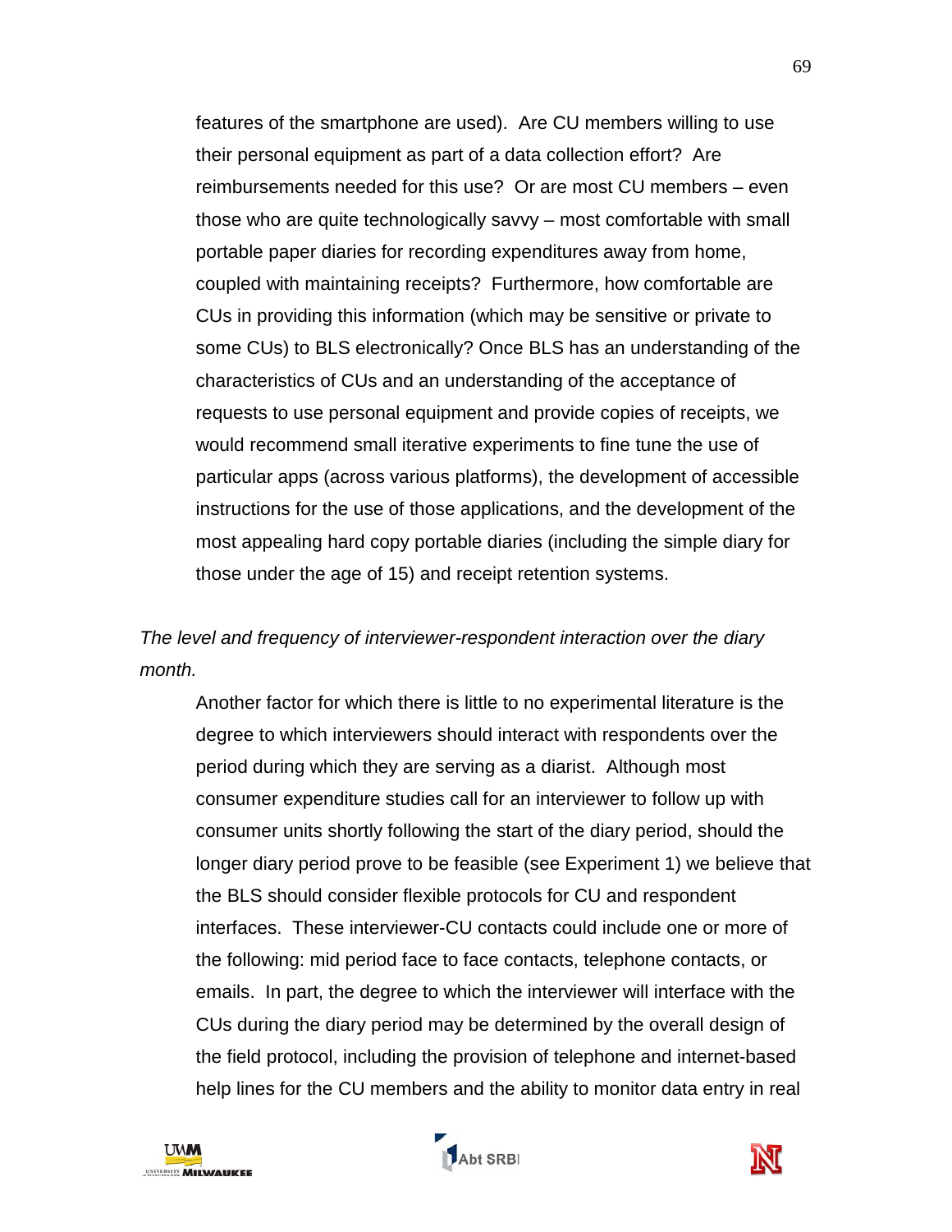features of the smartphone are used). Are CU members willing to use their personal equipment as part of a data collection effort? Are reimbursements needed for this use? Or are most CU members – even those who are quite technologically savvy – most comfortable with small portable paper diaries for recording expenditures away from home, coupled with maintaining receipts? Furthermore, how comfortable are CUs in providing this information (which may be sensitive or private to some CUs) to BLS electronically? Once BLS has an understanding of the characteristics of CUs and an understanding of the acceptance of requests to use personal equipment and provide copies of receipts, we would recommend small iterative experiments to fine tune the use of particular apps (across various platforms), the development of accessible instructions for the use of those applications, and the development of the most appealing hard copy portable diaries (including the simple diary for those under the age of 15) and receipt retention systems.

*The level and frequency of interviewer-respondent interaction over the diary month.*

Another factor for which there is little to no experimental literature is the degree to which interviewers should interact with respondents over the period during which they are serving as a diarist. Although most consumer expenditure studies call for an interviewer to follow up with consumer units shortly following the start of the diary period, should the longer diary period prove to be feasible (see Experiment 1) we believe that the BLS should consider flexible protocols for CU and respondent interfaces. These interviewer-CU contacts could include one or more of the following: mid period face to face contacts, telephone contacts, or emails. In part, the degree to which the interviewer will interface with the CUs during the diary period may be determined by the overall design of the field protocol, including the provision of telephone and internet-based help lines for the CU members and the ability to monitor data entry in real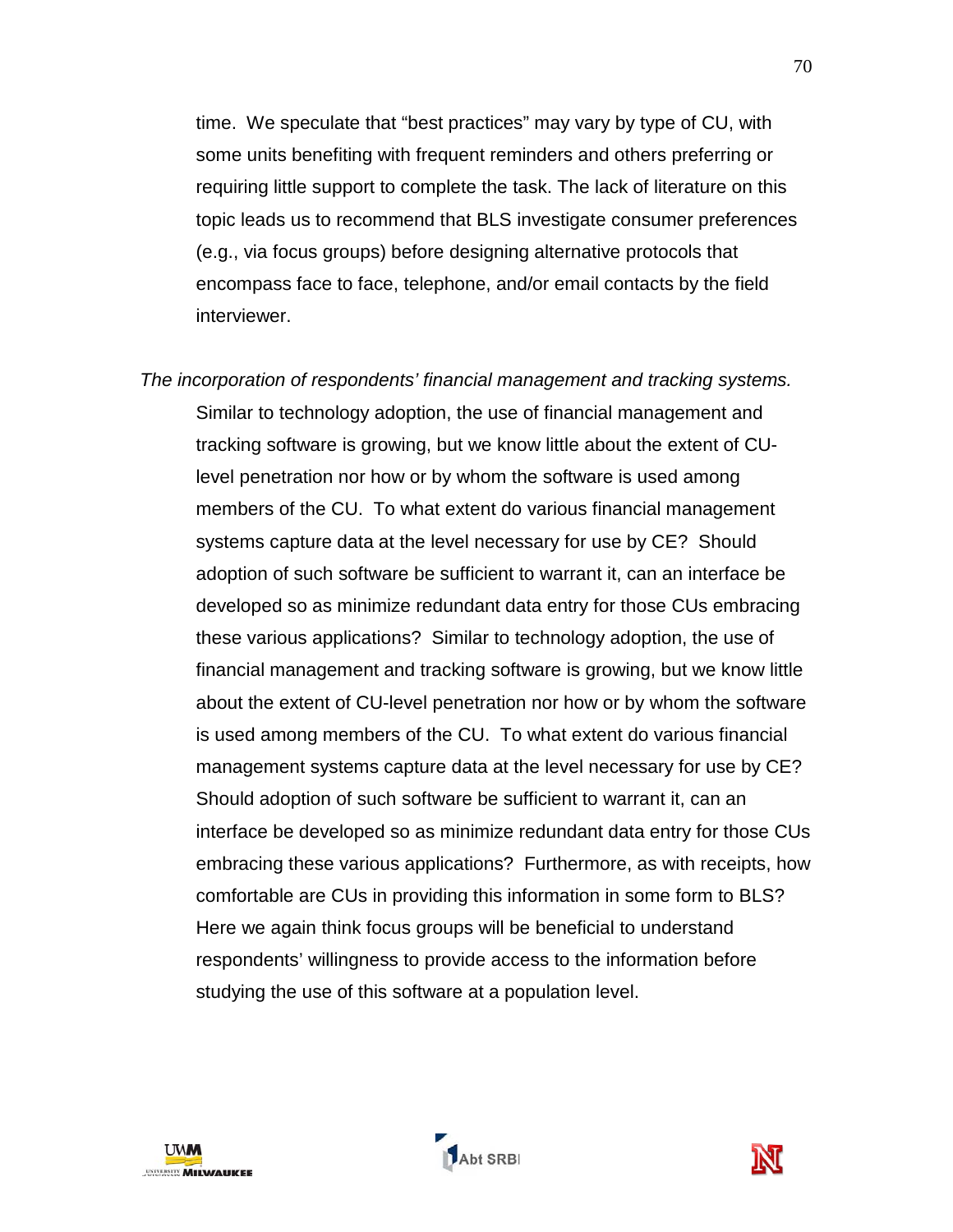time. We speculate that "best practices" may vary by type of CU, with some units benefiting with frequent reminders and others preferring or requiring little support to complete the task. The lack of literature on this topic leads us to recommend that BLS investigate consumer preferences (e.g., via focus groups) before designing alternative protocols that encompass face to face, telephone, and/or email contacts by the field interviewer.

*The incorporation of respondents' financial management and tracking systems.* Similar to technology adoption, the use of financial management and tracking software is growing, but we know little about the extent of CU-level penetration nor how or by whom the software is used among members of the CU. To what extent do various financial management systems capture data at the level necessary for use by CE? Should adoption of such software be sufficient to warrant it, can an interface be developed so as minimize redundant data entry for those CUs embracing these various applications? Similar to technology adoption, the use of financial management and tracking software is growing, but we know little about the extent of CU-level penetration nor how or by whom the software is used among members of the CU. To what extent do various financial management systems capture data at the level necessary for use by CE? Should adoption of such software be sufficient to warrant it, can an interface be developed so as minimize redundant data entry for those CUs embracing these various applications? Furthermore, as with receipts, how comfortable are CUs in providing this information in some form to BLS? Here we again think focus groups will be beneficial to understand respondents' willingness to provide access to the information before studying the use of this software at a population level.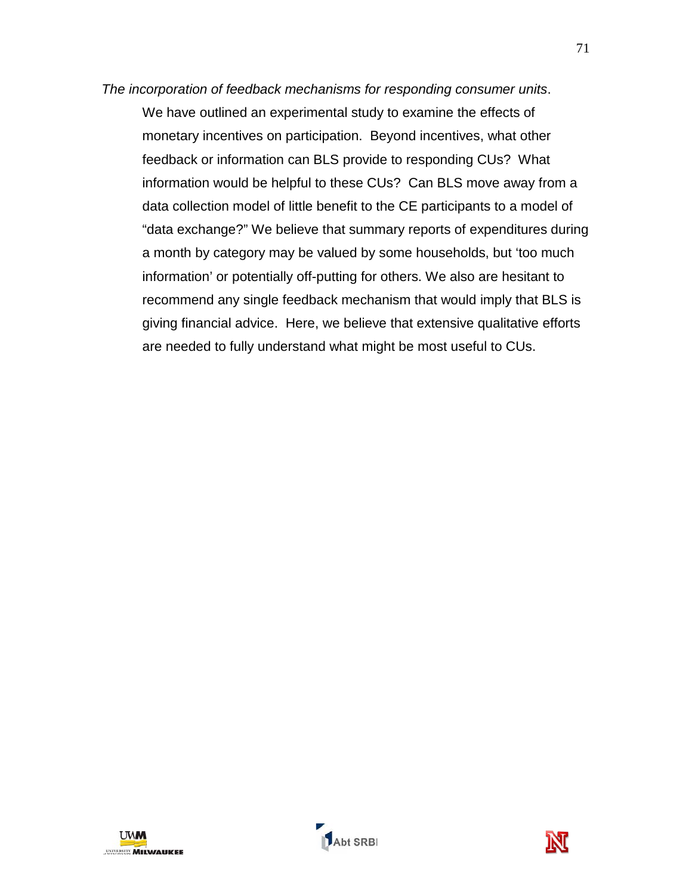*The incorporation of feedback mechanisms for responding consumer units*.

We have outlined an experimental study to examine the effects of monetary incentives on participation. Beyond incentives, what other feedback or information can BLS provide to responding CUs? What information would be helpful to these CUs? Can BLS move away from a data collection model of little benefit to the CE participants to a model of "data exchange?" We believe that summary reports of expenditures during a month by category may be valued by some households, but 'too much information' or potentially off-putting for others. We also are hesitant to recommend any single feedback mechanism that would imply that BLS is giving financial advice. Here, we believe that extensive qualitative efforts are needed to fully understand what might be most useful to CUs.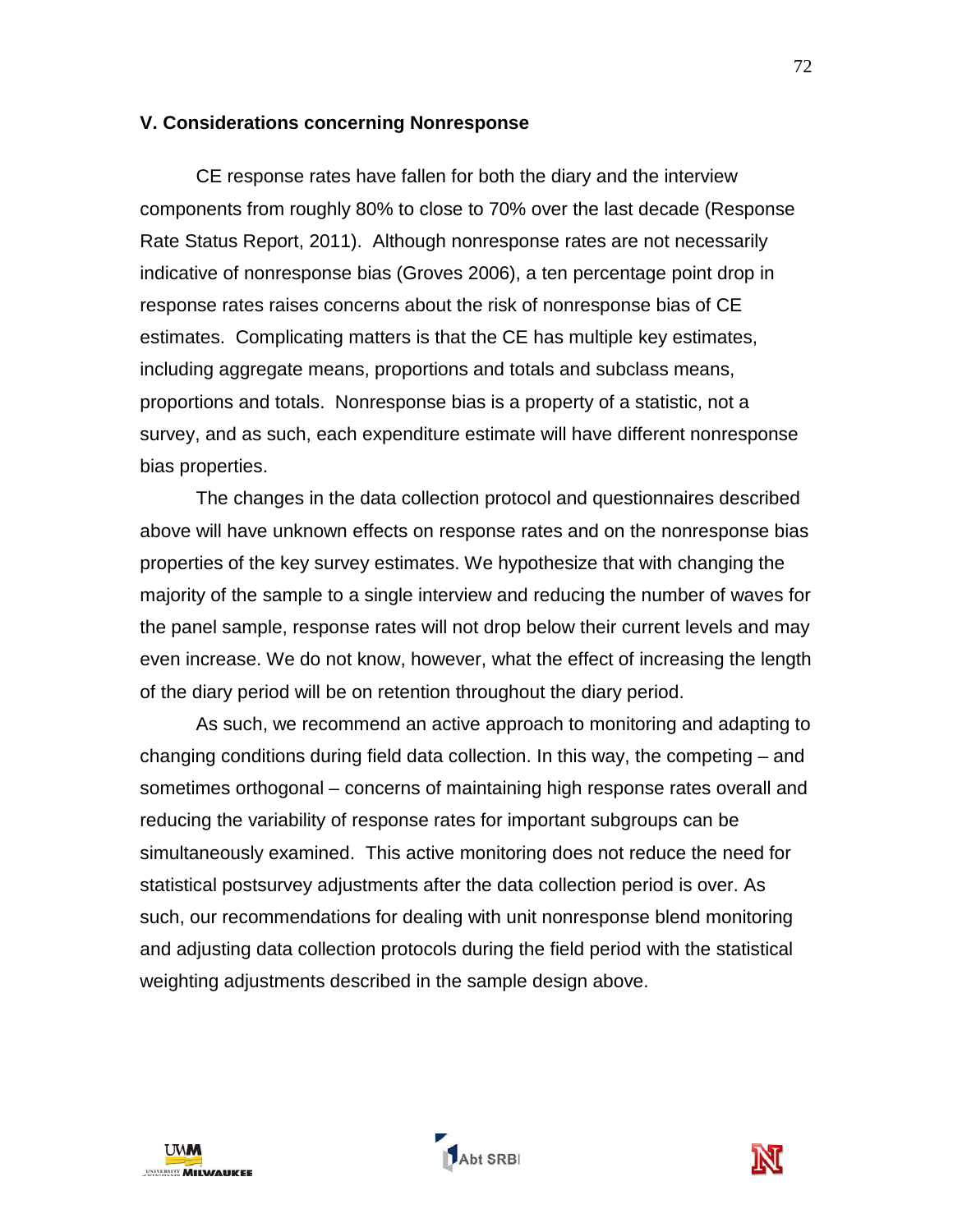## V. Considerations concerning Nonresponse

CE response rates have fallen for both the diary and the interview components from roughly 80% to close to 70% over the last decade (Response Rate Status Report, 2011). Although nonresponse rates are not necessarily indicative of nonresponse bias (Groves 2006), a ten percentage point drop in response rates raises concerns about the risk of nonresponse bias of CE estimates. Complicating matters is that the CE has multiple key estimates, including aggregate means, proportions and totals and subclass means, proportions and totals. Nonresponse bias is a property of a statistic, not a survey, and as such, each expenditure estimate will have different nonresponse bias properties.

The changes in the data collection protocol and questionnaires described above will have unknown effects on response rates and on the nonresponse bias properties of the key survey estimates. We hypothesize that with changing the majority of the sample to a single interview and reducing the number of waves for the panel sample, response rates will not drop below their current levels and may even increase. We do not know, however, what the effect of increasing the length of the diary period will be on retention throughout the diary period.

As such, we recommend an active approach to monitoring and adapting to changing conditions during field data collection. In this way, the competing – and sometimes orthogonal – concerns of maintaining high response rates overall and reducing the variability of response rates for important subgroups can be simultaneously examined. This active monitoring does not reduce the need for statistical postsurvey adjustments after the data collection period is over. As such, our recommendations for dealing with unit nonresponse blend monitoring and adjusting data collection protocols during the field period with the statistical weighting adjustments described in the sample design above.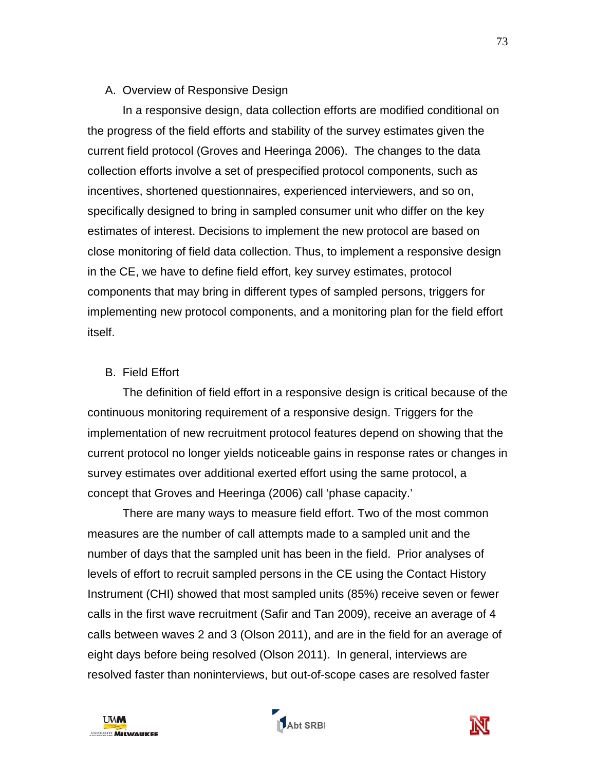A. Overview of Responsive Design

In a responsive design, data collection efforts are modified conditional on the progress of the field efforts and stability of the survey estimates given the current field protocol (Groves and Heeringa 2006). The changes to the data collection efforts involve a set of prespecified protocol components, such as incentives, shortened questionnaires, experienced interviewers, and so on, specifically designed to bring in sampled consumer unit who differ on the key estimates of interest. Decisions to implement the new protocol are based on close monitoring of field data collection. Thus, to implement a responsive design in the CE, we have to define field effort, key survey estimates, protocol components that may bring in different types of sampled persons, triggers for implementing new protocol components, and a monitoring plan for the field effort itself.

B. Field Effort

The definition of field effort in a responsive design is critical because of the continuous monitoring requirement of a responsive design. Triggers for the implementation of new recruitment protocol features depend on showing that the current protocol no longer yields noticeable gains in response rates or changes in survey estimates over additional exerted effort using the same protocol, a concept that Groves and Heeringa (2006) call 'phase capacity.'

There are many ways to measure field effort. Two of the most common measures are the number of call attempts made to a sampled unit and the number of days that the sampled unit has been in the field. Prior analyses of levels of effort to recruit sampled persons in the CE using the Contact History Instrument (CHI) showed that most sampled units (85%) receive seven or fewer calls in the first wave recruitment (Safir and Tan 2009), receive an average of 4 calls between waves 2 and 3 (Olson 2011), and are in the field for an average of eight days before being resolved (Olson 2011). In general, interviews are resolved faster than noninterviews, but out-of-scope cases are resolved faster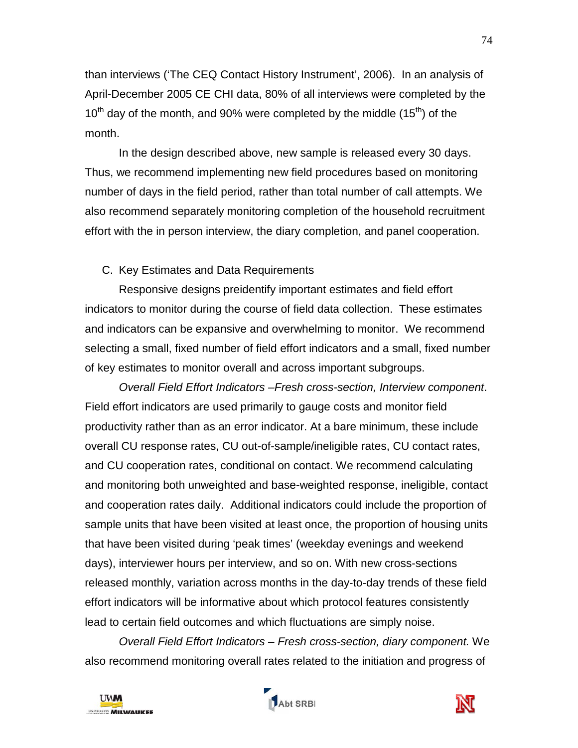than interviews ('The CEQ Contact History Instrument', 2006). In an analysis of April-December 2005 CE CHI data, 80% of all interviews were completed by the 10th day of the month, and 90% were completed by the middle (15th) of the month.

In the design described above, new sample is released every 30 days. Thus, we recommend implementing new field procedures based on monitoring number of days in the field period, rather than total number of call attempts. We also recommend separately monitoring completion of the household recruitment effort with the in person interview, the diary completion, and panel cooperation.

C. Key Estimates and Data Requirements

Responsive designs preidentify important estimates and field effort indicators to monitor during the course of field data collection. These estimates and indicators can be expansive and overwhelming to monitor. We recommend selecting a small, fixed number of field effort indicators and a small, fixed number of key estimates to monitor overall and across important subgroups.

*Overall Field Effort Indicators –Fresh cross-section, Interview component*. Field effort indicators are used primarily to gauge costs and monitor field productivity rather than as an error indicator. At a bare minimum, these include overall CU response rates, CU out-of-sample/ineligible rates, CU contact rates, and CU cooperation rates, conditional on contact. We recommend calculating and monitoring both unweighted and base-weighted response, ineligible, contact and cooperation rates daily. Additional indicators could include the proportion of sample units that have been visited at least once, the proportion of housing units that have been visited during 'peak times' (weekday evenings and weekend days), interviewer hours per interview, and so on. With new cross-sections released monthly, variation across months in the day-to-day trends of these field effort indicators will be informative about which protocol features consistently lead to certain field outcomes and which fluctuations are simply noise.

*Overall Field Effort Indicators – Fresh cross-section, diary component.* We also recommend monitoring overall rates related to the initiation and progress of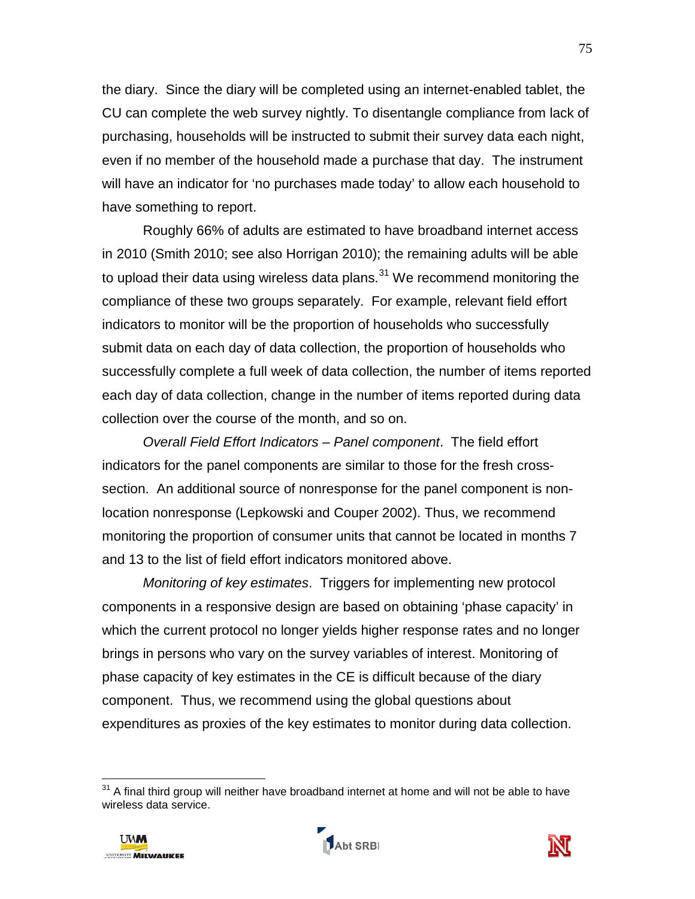the diary. Since the diary will be completed using an internet-enabled tablet, the CU can complete the web survey nightly. To disentangle compliance from lack of purchasing, households will be instructed to submit their survey data each night, even if no member of the household made a purchase that day. The instrument will have an indicator for 'no purchases made today' to allow each household to have something to report.

Roughly 66% of adults are estimated to have broadband internet access in 2010 (Smith 2010; see also Horrigan 2010); the remaining adults will be able to upload their data using wireless data plans.[31] We recommend monitoring the compliance of these two groups separately. For example, relevant field effort indicators to monitor will be the proportion of households who successfully submit data on each day of data collection, the proportion of households who successfully complete a full week of data collection, the number of items reported each day of data collection, change in the number of items reported during data collection over the course of the month, and so on.

*Overall Field Effort Indicators – Panel component*. The field effort indicators for the panel components are similar to those for the fresh cross-section. An additional source of nonresponse for the panel component is non-location nonresponse (Lepkowski and Couper 2002). Thus, we recommend monitoring the proportion of consumer units that cannot be located in months 7 and 13 to the list of field effort indicators monitored above.

*Monitoring of key estimates*. Triggers for implementing new protocol components in a responsive design are based on obtaining 'phase capacity' in which the current protocol no longer yields higher response rates and no longer brings in persons who vary on the survey variables of interest. Monitoring of phase capacity of key estimates in the CE is difficult because of the diary component. Thus, we recommend using the global questions about expenditures as proxies of the key estimates to monitor during data collection.

---

[31] A final third group will neither have broadband internet at home and will not be able to have wireless data service.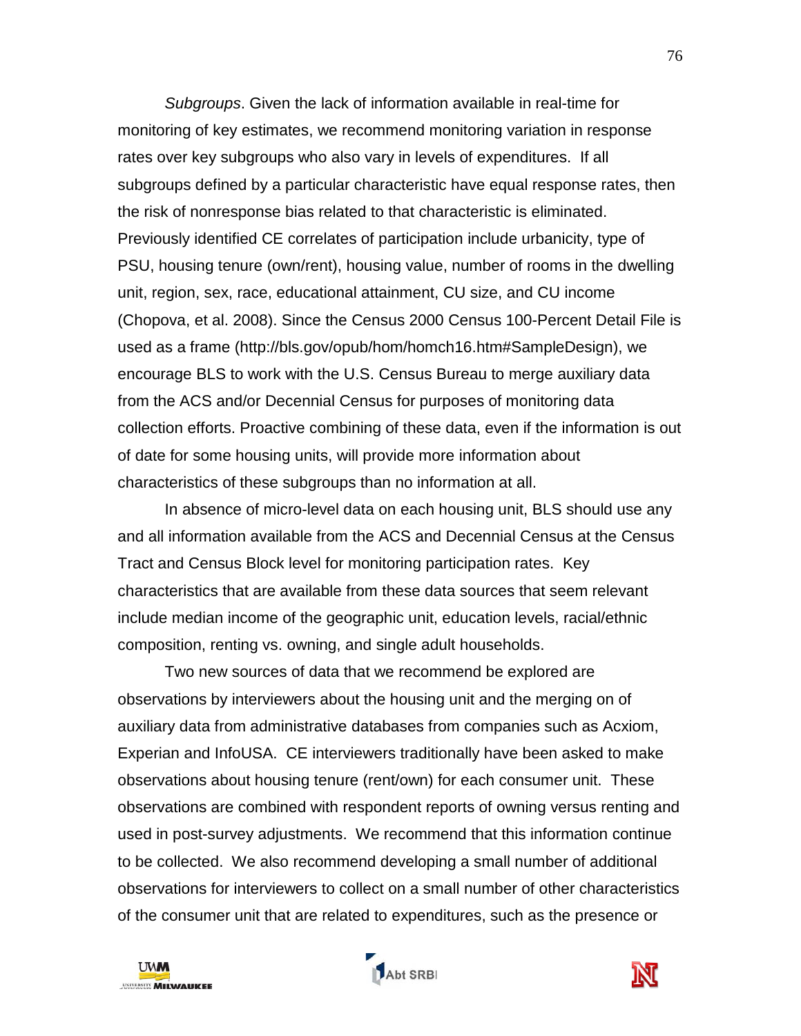*Subgroups*. Given the lack of information available in real-time for monitoring of key estimates, we recommend monitoring variation in response rates over key subgroups who also vary in levels of expenditures. If all subgroups defined by a particular characteristic have equal response rates, then the risk of nonresponse bias related to that characteristic is eliminated. Previously identified CE correlates of participation include urbanicity, type of PSU, housing tenure (own/rent), housing value, number of rooms in the dwelling unit, region, sex, race, educational attainment, CU size, and CU income (Chopova, et al. 2008). Since the Census 2000 Census 100-Percent Detail File is used as a frame (http://bls.gov/opub/hom/homch16.htm#SampleDesign), we encourage BLS to work with the U.S. Census Bureau to merge auxiliary data from the ACS and/or Decennial Census for purposes of monitoring data collection efforts. Proactive combining of these data, even if the information is out of date for some housing units, will provide more information about characteristics of these subgroups than no information at all.

In absence of micro-level data on each housing unit, BLS should use any and all information available from the ACS and Decennial Census at the Census Tract and Census Block level for monitoring participation rates. Key characteristics that are available from these data sources that seem relevant include median income of the geographic unit, education levels, racial/ethnic composition, renting vs. owning, and single adult households.

Two new sources of data that we recommend be explored are observations by interviewers about the housing unit and the merging on of auxiliary data from administrative databases from companies such as Acxiom, Experian and InfoUSA. CE interviewers traditionally have been asked to make observations about housing tenure (rent/own) for each consumer unit. These observations are combined with respondent reports of owning versus renting and used in post-survey adjustments. We recommend that this information continue to be collected. We also recommend developing a small number of additional observations for interviewers to collect on a small number of other characteristics of the consumer unit that are related to expenditures, such as the presence or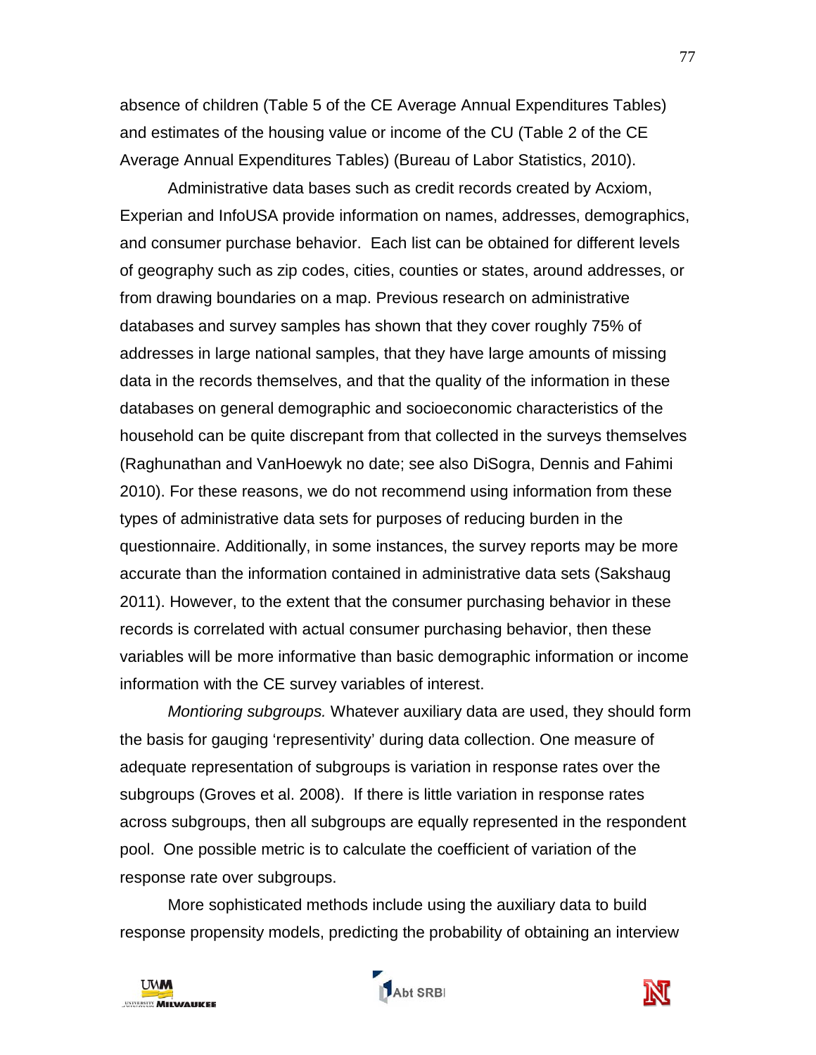absence of children (Table 5 of the CE Average Annual Expenditures Tables) and estimates of the housing value or income of the CU (Table 2 of the CE Average Annual Expenditures Tables) (Bureau of Labor Statistics, 2010).

Administrative data bases such as credit records created by Acxiom, Experian and InfoUSA provide information on names, addresses, demographics, and consumer purchase behavior. Each list can be obtained for different levels of geography such as zip codes, cities, counties or states, around addresses, or from drawing boundaries on a map. Previous research on administrative databases and survey samples has shown that they cover roughly 75% of addresses in large national samples, that they have large amounts of missing data in the records themselves, and that the quality of the information in these databases on general demographic and socioeconomic characteristics of the household can be quite discrepant from that collected in the surveys themselves (Raghunathan and VanHoewyk no date; see also DiSogra, Dennis and Fahimi 2010). For these reasons, we do not recommend using information from these types of administrative data sets for purposes of reducing burden in the questionnaire. Additionally, in some instances, the survey reports may be more accurate than the information contained in administrative data sets (Sakshaug 2011). However, to the extent that the consumer purchasing behavior in these records is correlated with actual consumer purchasing behavior, then these variables will be more informative than basic demographic information or income information with the CE survey variables of interest.

*Montioring subgroups.* Whatever auxiliary data are used, they should form the basis for gauging 'representivity' during data collection. One measure of adequate representation of subgroups is variation in response rates over the subgroups (Groves et al. 2008). If there is little variation in response rates across subgroups, then all subgroups are equally represented in the respondent pool. One possible metric is to calculate the coefficient of variation of the response rate over subgroups.

More sophisticated methods include using the auxiliary data to build response propensity models, predicting the probability of obtaining an interview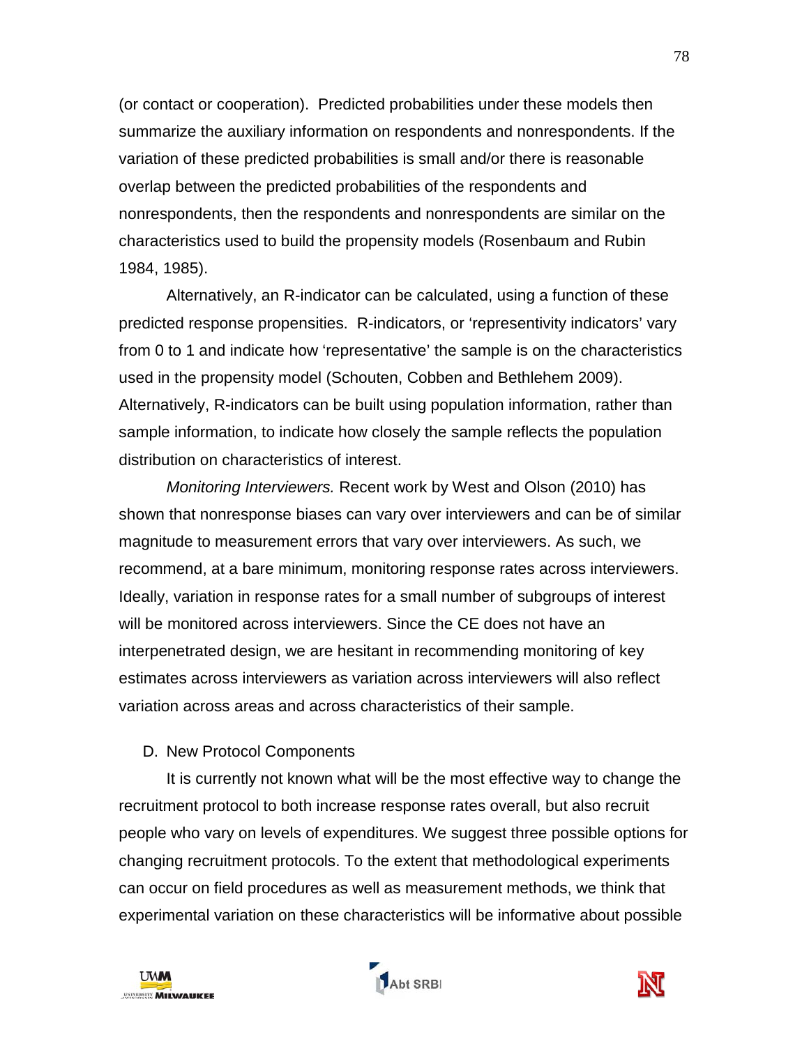(or contact or cooperation). Predicted probabilities under these models then summarize the auxiliary information on respondents and nonrespondents. If the variation of these predicted probabilities is small and/or there is reasonable overlap between the predicted probabilities of the respondents and nonrespondents, then the respondents and nonrespondents are similar on the characteristics used to build the propensity models (Rosenbaum and Rubin 1984, 1985).

Alternatively, an R-indicator can be calculated, using a function of these predicted response propensities. R-indicators, or 'representivity indicators' vary from 0 to 1 and indicate how 'representative' the sample is on the characteristics used in the propensity model (Schouten, Cobben and Bethlehem 2009). Alternatively, R-indicators can be built using population information, rather than sample information, to indicate how closely the sample reflects the population distribution on characteristics of interest.

*Monitoring Interviewers.* Recent work by West and Olson (2010) has shown that nonresponse biases can vary over interviewers and can be of similar magnitude to measurement errors that vary over interviewers. As such, we recommend, at a bare minimum, monitoring response rates across interviewers. Ideally, variation in response rates for a small number of subgroups of interest will be monitored across interviewers. Since the CE does not have an interpenetrated design, we are hesitant in recommending monitoring of key estimates across interviewers as variation across interviewers will also reflect variation across areas and across characteristics of their sample.

D. New Protocol Components

It is currently not known what will be the most effective way to change the recruitment protocol to both increase response rates overall, but also recruit people who vary on levels of expenditures. We suggest three possible options for changing recruitment protocols. To the extent that methodological experiments can occur on field procedures as well as measurement methods, we think that experimental variation on these characteristics will be informative about possible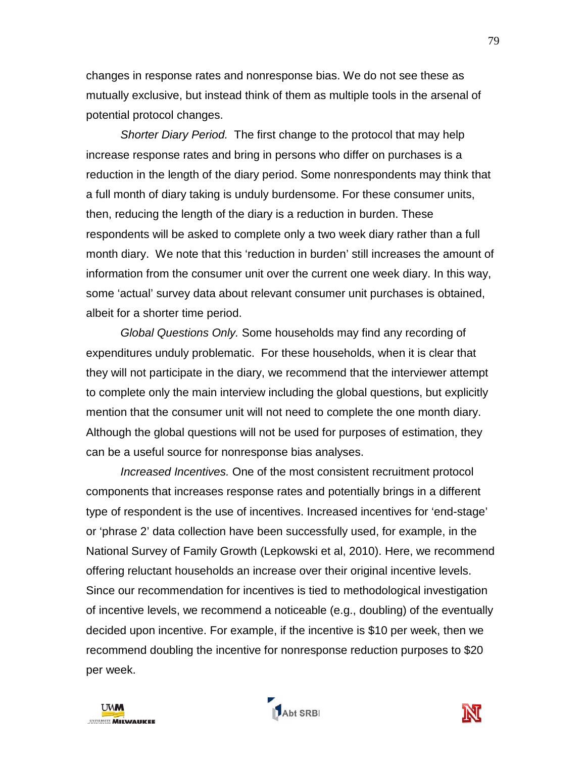changes in response rates and nonresponse bias. We do not see these as mutually exclusive, but instead think of them as multiple tools in the arsenal of potential protocol changes.

*Shorter Diary Period.* The first change to the protocol that may help increase response rates and bring in persons who differ on purchases is a reduction in the length of the diary period. Some nonrespondents may think that a full month of diary taking is unduly burdensome. For these consumer units, then, reducing the length of the diary is a reduction in burden. These respondents will be asked to complete only a two week diary rather than a full month diary. We note that this 'reduction in burden' still increases the amount of information from the consumer unit over the current one week diary. In this way, some 'actual' survey data about relevant consumer unit purchases is obtained, albeit for a shorter time period.

*Global Questions Only.* Some households may find any recording of expenditures unduly problematic. For these households, when it is clear that they will not participate in the diary, we recommend that the interviewer attempt to complete only the main interview including the global questions, but explicitly mention that the consumer unit will not need to complete the one month diary. Although the global questions will not be used for purposes of estimation, they can be a useful source for nonresponse bias analyses.

*Increased Incentives.* One of the most consistent recruitment protocol components that increases response rates and potentially brings in a different type of respondent is the use of incentives. Increased incentives for 'end-stage' or 'phrase 2' data collection have been successfully used, for example, in the National Survey of Family Growth (Lepkowski et al, 2010). Here, we recommend offering reluctant households an increase over their original incentive levels. Since our recommendation for incentives is tied to methodological investigation of incentive levels, we recommend a noticeable (e.g., doubling) of the eventually decided upon incentive. For example, if the incentive is $10 per week, then we recommend doubling the incentive for nonresponse reduction purposes to $20 per week.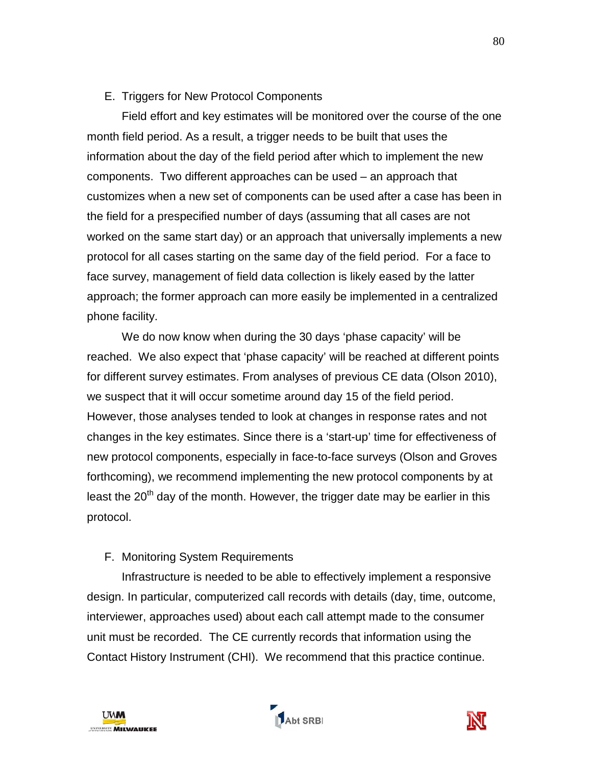E. Triggers for New Protocol Components

Field effort and key estimates will be monitored over the course of the one month field period. As a result, a trigger needs to be built that uses the information about the day of the field period after which to implement the new components. Two different approaches can be used – an approach that customizes when a new set of components can be used after a case has been in the field for a prespecified number of days (assuming that all cases are not worked on the same start day) or an approach that universally implements a new protocol for all cases starting on the same day of the field period. For a face to face survey, management of field data collection is likely eased by the latter approach; the former approach can more easily be implemented in a centralized phone facility.

We do now know when during the 30 days 'phase capacity' will be reached. We also expect that 'phase capacity' will be reached at different points for different survey estimates. From analyses of previous CE data (Olson 2010), we suspect that it will occur sometime around day 15 of the field period. However, those analyses tended to look at changes in response rates and not changes in the key estimates. Since there is a 'start-up' time for effectiveness of new protocol components, especially in face-to-face surveys (Olson and Groves forthcoming), we recommend implementing the new protocol components by at least the 20th day of the month. However, the trigger date may be earlier in this protocol.

F. Monitoring System Requirements

Infrastructure is needed to be able to effectively implement a responsive design. In particular, computerized call records with details (day, time, outcome, interviewer, approaches used) about each call attempt made to the consumer unit must be recorded. The CE currently records that information using the Contact History Instrument (CHI). We recommend that this practice continue.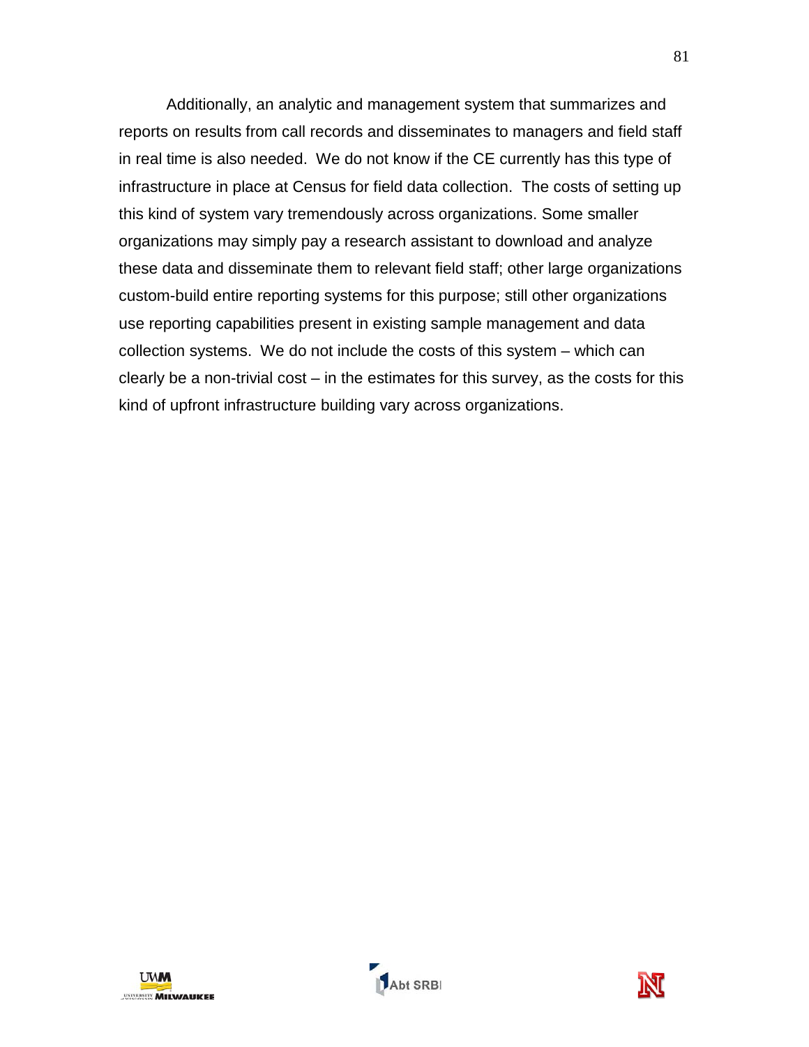Additionally, an analytic and management system that summarizes and reports on results from call records and disseminates to managers and field staff in real time is also needed. We do not know if the CE currently has this type of infrastructure in place at Census for field data collection. The costs of setting up this kind of system vary tremendously across organizations. Some smaller organizations may simply pay a research assistant to download and analyze these data and disseminate them to relevant field staff; other large organizations custom-build entire reporting systems for this purpose; still other organizations use reporting capabilities present in existing sample management and data collection systems. We do not include the costs of this system – which can clearly be a non-trivial cost – in the estimates for this survey, as the costs for this kind of upfront infrastructure building vary across organizations.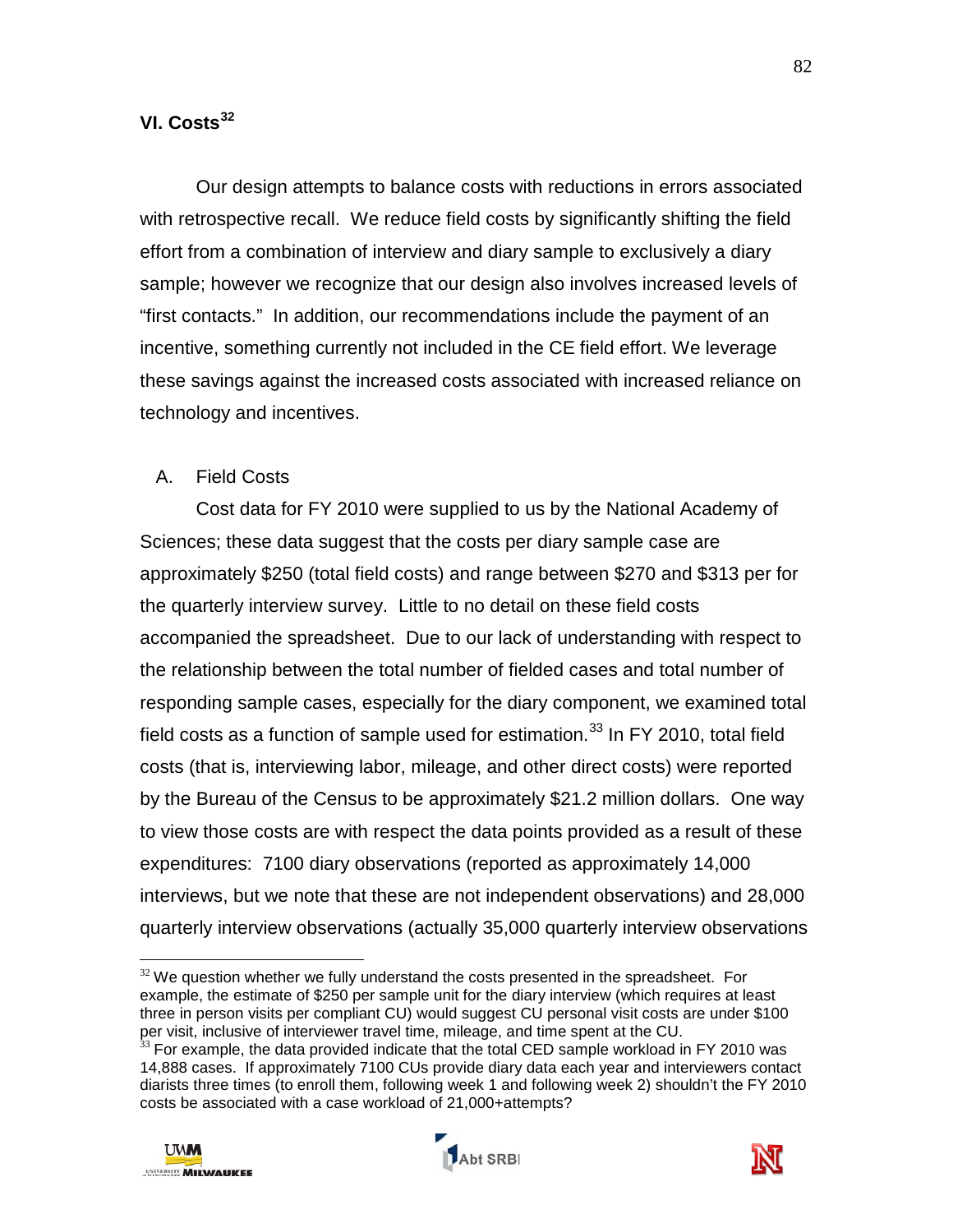## VI. Costs[32]

Our design attempts to balance costs with reductions in errors associated with retrospective recall. We reduce field costs by significantly shifting the field effort from a combination of interview and diary sample to exclusively a diary sample; however we recognize that our design also involves increased levels of "first contacts." In addition, our recommendations include the payment of an incentive, something currently not included in the CE field effort. We leverage these savings against the increased costs associated with increased reliance on technology and incentives.

### A. Field Costs

Cost data for FY 2010 were supplied to us by the National Academy of Sciences; these data suggest that the costs per diary sample case are approximately $250 (total field costs) and range between $270 and $313 per for the quarterly interview survey. Little to no detail on these field costs accompanied the spreadsheet. Due to our lack of understanding with respect to the relationship between the total number of fielded cases and total number of responding sample cases, especially for the diary component, we examined total field costs as a function of sample used for estimation.[33] In FY 2010, total field costs (that is, interviewing labor, mileage, and other direct costs) were reported by the Bureau of the Census to be approximately $21.2 million dollars. One way to view those costs are with respect the data points provided as a result of these expenditures: 7100 diary observations (reported as approximately 14,000 interviews, but we note that these are not independent observations) and 28,000 quarterly interview observations (actually 35,000 quarterly interview observations

---

[32] We question whether we fully understand the costs presented in the spreadsheet. For example, the estimate of $250 per sample unit for the diary interview (which requires at least three in person visits per compliant CU) would suggest CU personal visit costs are under $100 per visit, inclusive of interviewer travel time, mileage, and time spent at the CU.

[33] For example, the data provided indicate that the total CED sample workload in FY 2010 was 14,888 cases. If approximately 7100 CUs provide diary data each year and interviewers contact diarists three times (to enroll them, following week 1 and following week 2) shouldn't the FY 2010 costs be associated with a case workload of 21,000+attempts?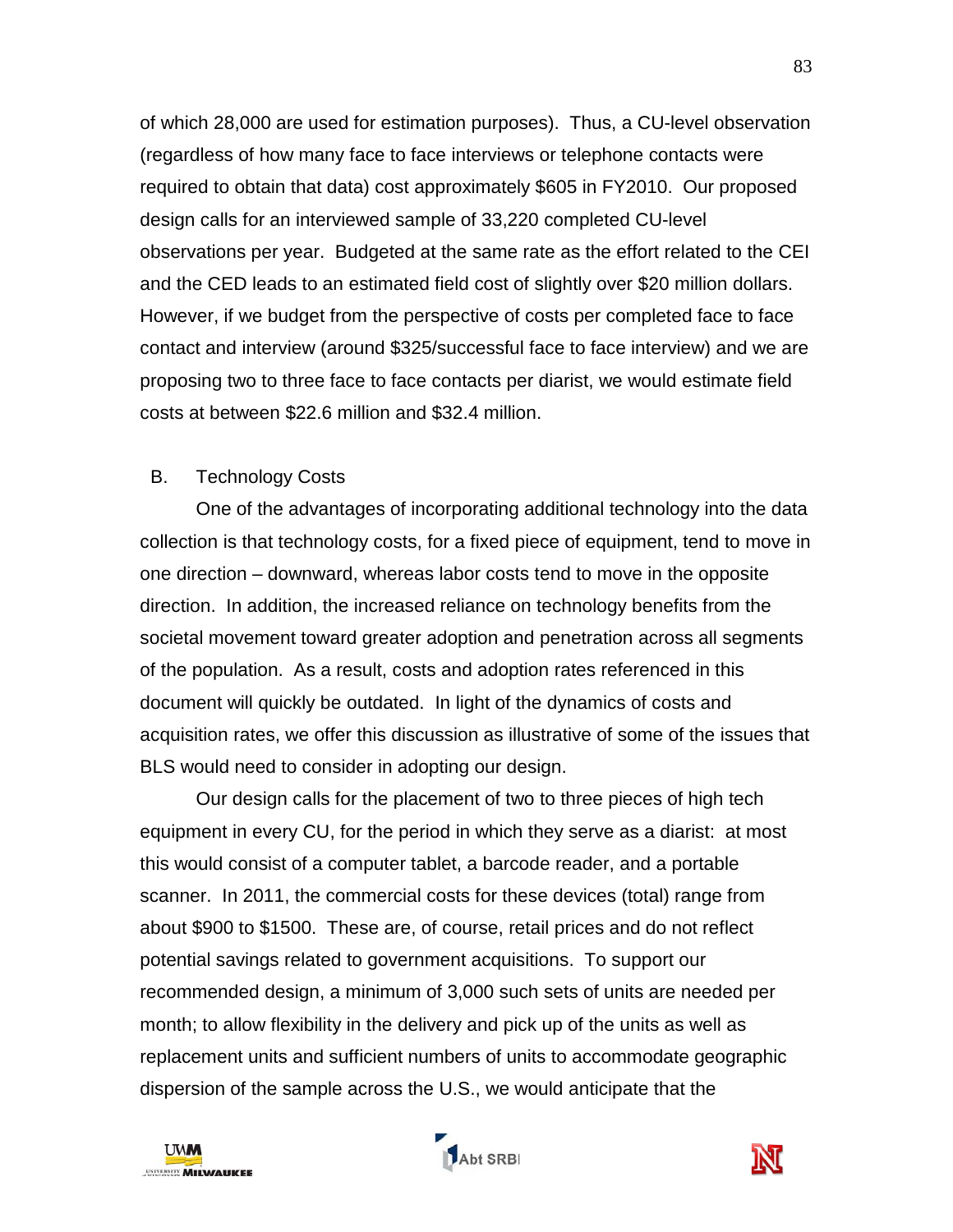of which 28,000 are used for estimation purposes). Thus, a CU-level observation (regardless of how many face to face interviews or telephone contacts were required to obtain that data) cost approximately $605 in FY2010. Our proposed design calls for an interviewed sample of 33,220 completed CU-level observations per year. Budgeted at the same rate as the effort related to the CEI and the CED leads to an estimated field cost of slightly over $20 million dollars. However, if we budget from the perspective of costs per completed face to face contact and interview (around $325/successful face to face interview) and we are proposing two to three face to face contacts per diarist, we would estimate field costs at between $22.6 million and $32.4 million.

## B. Technology Costs

One of the advantages of incorporating additional technology into the data collection is that technology costs, for a fixed piece of equipment, tend to move in one direction – downward, whereas labor costs tend to move in the opposite direction. In addition, the increased reliance on technology benefits from the societal movement toward greater adoption and penetration across all segments of the population. As a result, costs and adoption rates referenced in this document will quickly be outdated. In light of the dynamics of costs and acquisition rates, we offer this discussion as illustrative of some of the issues that BLS would need to consider in adopting our design.

Our design calls for the placement of two to three pieces of high tech equipment in every CU, for the period in which they serve as a diarist: at most this would consist of a computer tablet, a barcode reader, and a portable scanner. In 2011, the commercial costs for these devices (total) range from about $900 to $1500. These are, of course, retail prices and do not reflect potential savings related to government acquisitions. To support our recommended design, a minimum of 3,000 such sets of units are needed per month; to allow flexibility in the delivery and pick up of the units as well as replacement units and sufficient numbers of units to accommodate geographic dispersion of the sample across the U.S., we would anticipate that the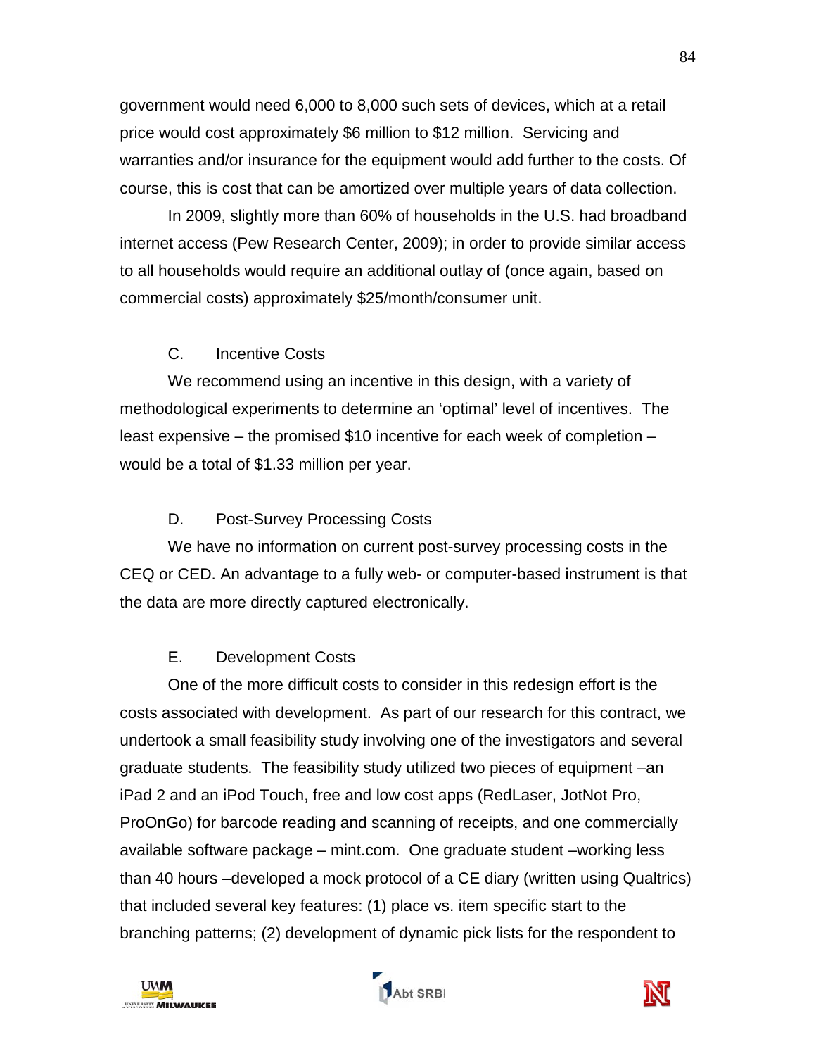government would need 6,000 to 8,000 such sets of devices, which at a retail price would cost approximately $6 million to $12 million. Servicing and warranties and/or insurance for the equipment would add further to the costs. Of course, this is cost that can be amortized over multiple years of data collection.

In 2009, slightly more than 60% of households in the U.S. had broadband internet access (Pew Research Center, 2009); in order to provide similar access to all households would require an additional outlay of (once again, based on commercial costs) approximately $25/month/consumer unit.

### C. Incentive Costs

We recommend using an incentive in this design, with a variety of methodological experiments to determine an 'optimal' level of incentives. The least expensive – the promised $10 incentive for each week of completion – would be a total of $1.33 million per year.

### D. Post-Survey Processing Costs

We have no information on current post-survey processing costs in the CEQ or CED. An advantage to a fully web- or computer-based instrument is that the data are more directly captured electronically.

### E. Development Costs

One of the more difficult costs to consider in this redesign effort is the costs associated with development. As part of our research for this contract, we undertook a small feasibility study involving one of the investigators and several graduate students. The feasibility study utilized two pieces of equipment –an iPad 2 and an iPod Touch, free and low cost apps (RedLaser, JotNot Pro, ProOnGo) for barcode reading and scanning of receipts, and one commercially available software package – mint.com. One graduate student –working less than 40 hours –developed a mock protocol of a CE diary (written using Qualtrics) that included several key features: (1) place vs. item specific start to the branching patterns; (2) development of dynamic pick lists for the respondent to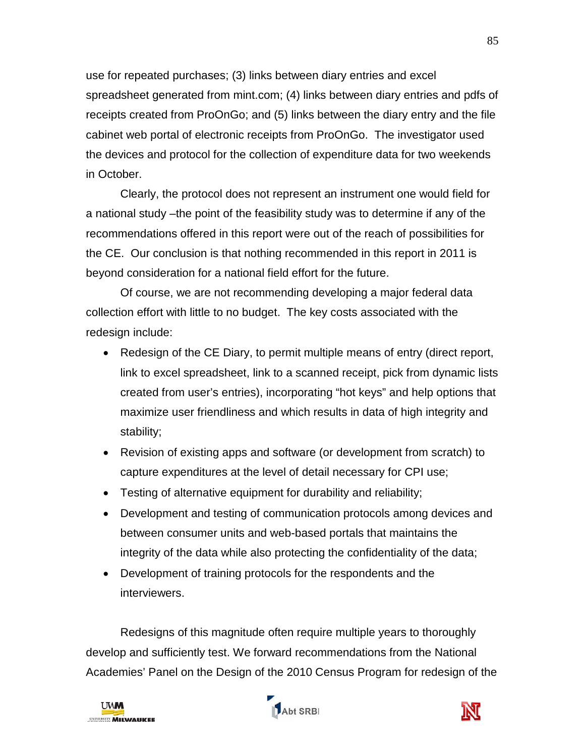use for repeated purchases; (3) links between diary entries and excel spreadsheet generated from mint.com; (4) links between diary entries and pdfs of receipts created from ProOnGo; and (5) links between the diary entry and the file cabinet web portal of electronic receipts from ProOnGo. The investigator used the devices and protocol for the collection of expenditure data for two weekends in October.

Clearly, the protocol does not represent an instrument one would field for a national study –the point of the feasibility study was to determine if any of the recommendations offered in this report were out of the reach of possibilities for the CE. Our conclusion is that nothing recommended in this report in 2011 is beyond consideration for a national field effort for the future.

Of course, we are not recommending developing a major federal data collection effort with little to no budget. The key costs associated with the redesign include:

- Redesign of the CE Diary, to permit multiple means of entry (direct report, link to excel spreadsheet, link to a scanned receipt, pick from dynamic lists created from user's entries), incorporating "hot keys" and help options that maximize user friendliness and which results in data of high integrity and stability;
- Revision of existing apps and software (or development from scratch) to capture expenditures at the level of detail necessary for CPI use;
- Testing of alternative equipment for durability and reliability;
- Development and testing of communication protocols among devices and between consumer units and web-based portals that maintains the integrity of the data while also protecting the confidentiality of the data;
- Development of training protocols for the respondents and the interviewers.

Redesigns of this magnitude often require multiple years to thoroughly develop and sufficiently test. We forward recommendations from the National Academies' Panel on the Design of the 2010 Census Program for redesign of the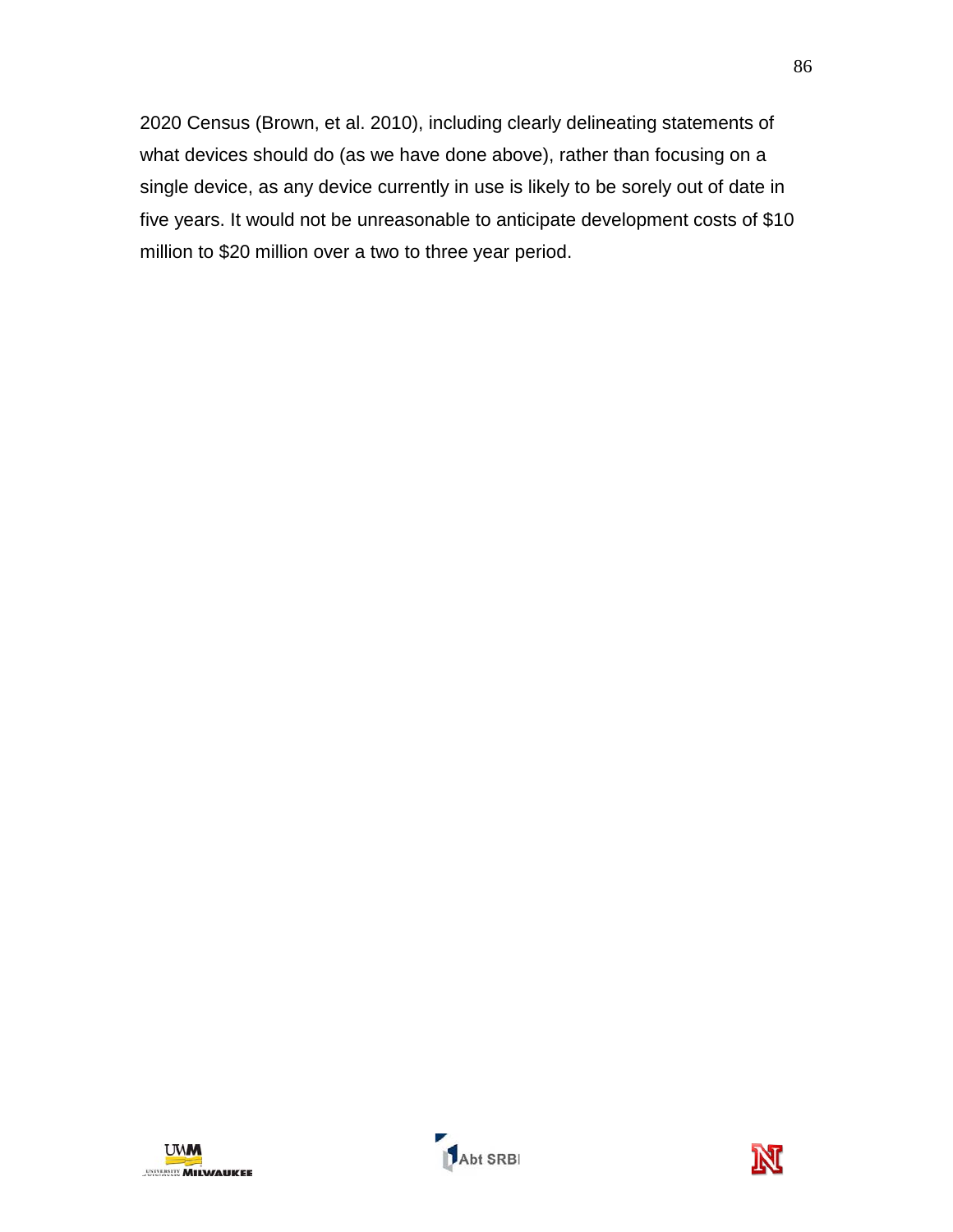2020 Census (Brown, et al. 2010), including clearly delineating statements of what devices should do (as we have done above), rather than focusing on a single device, as any device currently in use is likely to be sorely out of date in five years. It would not be unreasonable to anticipate development costs of $10 million to $20 million over a two to three year period.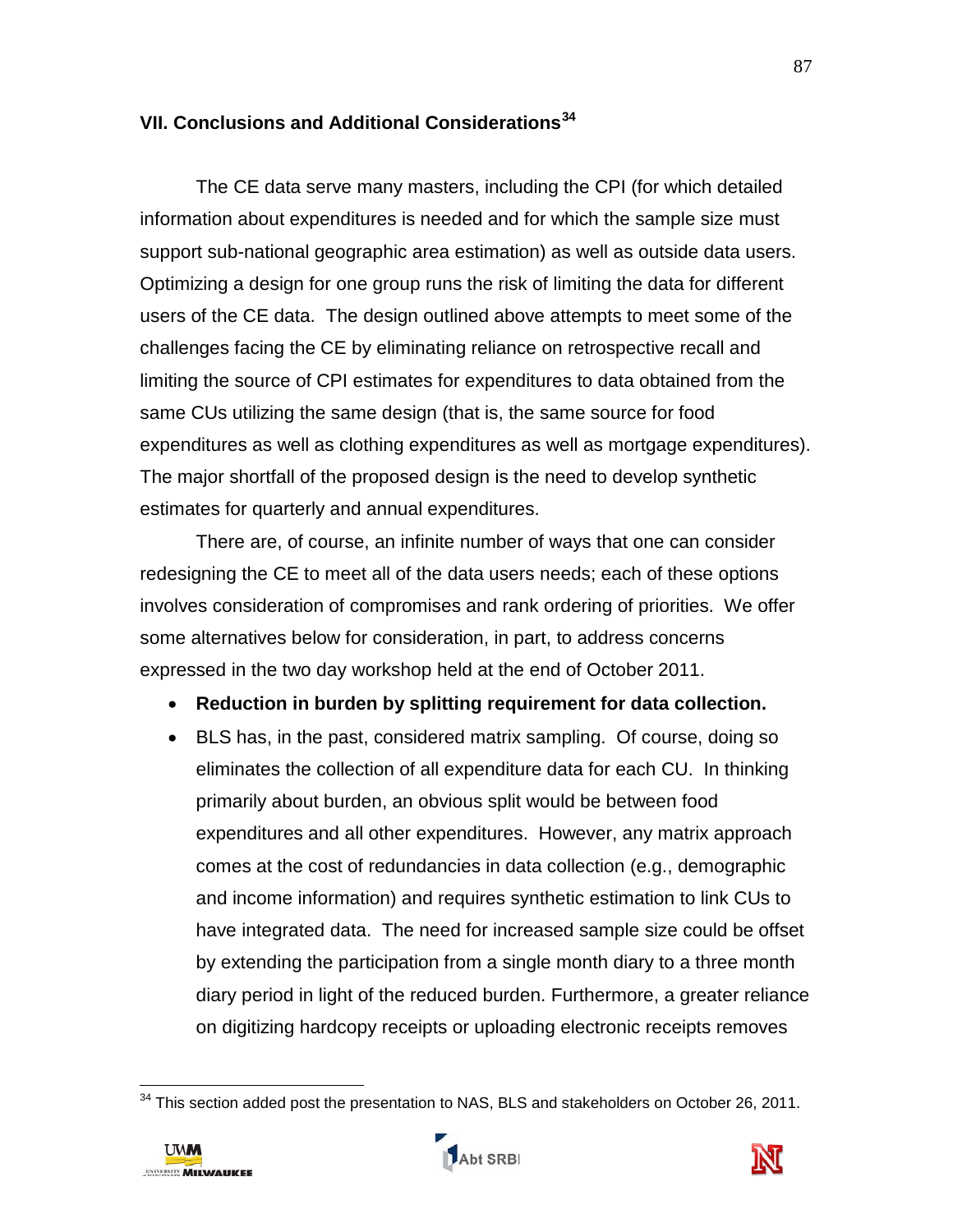## VII. Conclusions and Additional Considerations[34]

The CE data serve many masters, including the CPI (for which detailed information about expenditures is needed and for which the sample size must support sub-national geographic area estimation) as well as outside data users. Optimizing a design for one group runs the risk of limiting the data for different users of the CE data. The design outlined above attempts to meet some of the challenges facing the CE by eliminating reliance on retrospective recall and limiting the source of CPI estimates for expenditures to data obtained from the same CUs utilizing the same design (that is, the same source for food expenditures as well as clothing expenditures as well as mortgage expenditures). The major shortfall of the proposed design is the need to develop synthetic estimates for quarterly and annual expenditures.

There are, of course, an infinite number of ways that one can consider redesigning the CE to meet all of the data users needs; each of these options involves consideration of compromises and rank ordering of priorities. We offer some alternatives below for consideration, in part, to address concerns expressed in the two day workshop held at the end of October 2011.

- **Reduction in burden by splitting requirement for data collection.**
- BLS has, in the past, considered matrix sampling. Of course, doing so eliminates the collection of all expenditure data for each CU. In thinking primarily about burden, an obvious split would be between food expenditures and all other expenditures. However, any matrix approach comes at the cost of redundancies in data collection (e.g., demographic and income information) and requires synthetic estimation to link CUs to have integrated data. The need for increased sample size could be offset by extending the participation from a single month diary to a three month diary period in light of the reduced burden. Furthermore, a greater reliance on digitizing hardcopy receipts or uploading electronic receipts removes

[34] This section added post the presentation to NAS, BLS and stakeholders on October 26, 2011.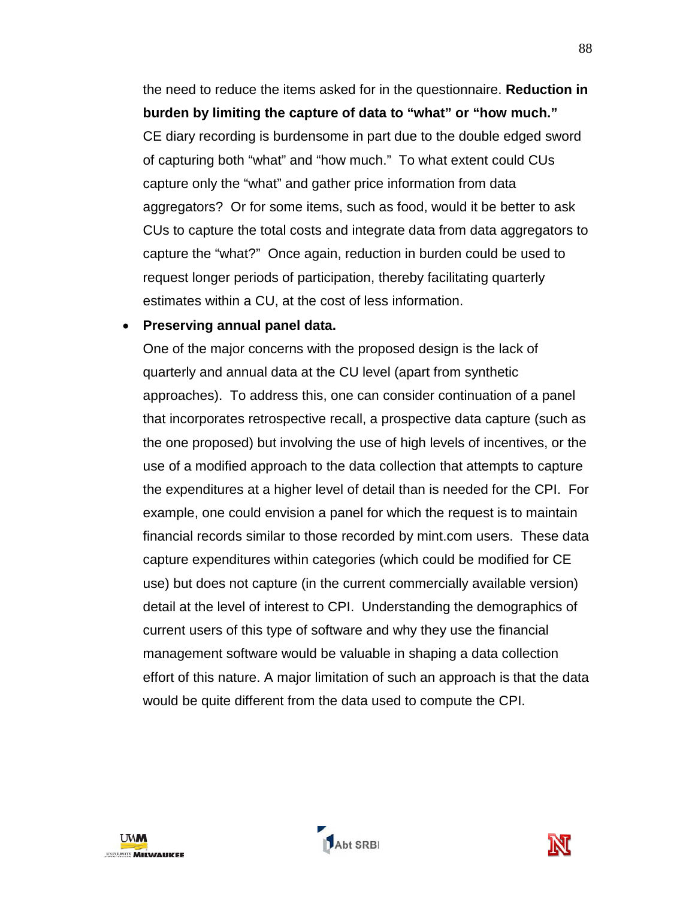the need to reduce the items asked for in the questionnaire. **Reduction in burden by limiting the capture of data to "what" or "how much."** CE diary recording is burdensome in part due to the double edged sword of capturing both "what" and "how much." To what extent could CUs capture only the "what" and gather price information from data aggregators? Or for some items, such as food, would it be better to ask CUs to capture the total costs and integrate data from data aggregators to capture the "what?" Once again, reduction in burden could be used to request longer periods of participation, thereby facilitating quarterly estimates within a CU, at the cost of less information.

- **Preserving annual panel data.**

  One of the major concerns with the proposed design is the lack of quarterly and annual data at the CU level (apart from synthetic approaches). To address this, one can consider continuation of a panel that incorporates retrospective recall, a prospective data capture (such as the one proposed) but involving the use of high levels of incentives, or the use of a modified approach to the data collection that attempts to capture the expenditures at a higher level of detail than is needed for the CPI. For example, one could envision a panel for which the request is to maintain financial records similar to those recorded by mint.com users. These data capture expenditures within categories (which could be modified for CE use) but does not capture (in the current commercially available version) detail at the level of interest to CPI. Understanding the demographics of current users of this type of software and why they use the financial management software would be valuable in shaping a data collection effort of this nature. A major limitation of such an approach is that the data would be quite different from the data used to compute the CPI.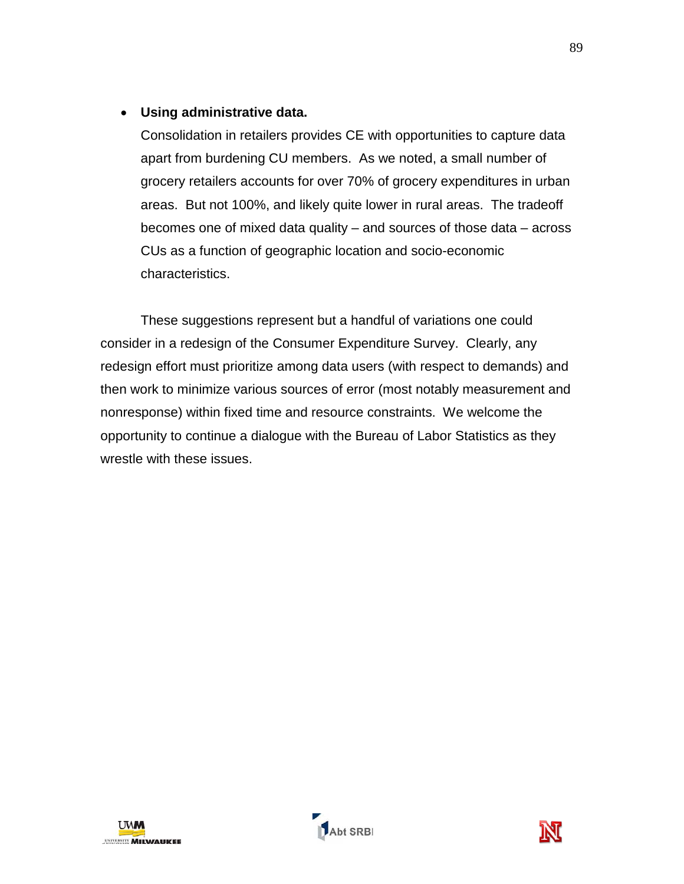- **Using administrative data.**
  Consolidation in retailers provides CE with opportunities to capture data apart from burdening CU members. As we noted, a small number of grocery retailers accounts for over 70% of grocery expenditures in urban areas. But not 100%, and likely quite lower in rural areas. The tradeoff becomes one of mixed data quality – and sources of those data – across CUs as a function of geographic location and socio-economic characteristics.

These suggestions represent but a handful of variations one could consider in a redesign of the Consumer Expenditure Survey. Clearly, any redesign effort must prioritize among data users (with respect to demands) and then work to minimize various sources of error (most notably measurement and nonresponse) within fixed time and resource constraints. We welcome the opportunity to continue a dialogue with the Bureau of Labor Statistics as they wrestle with these issues.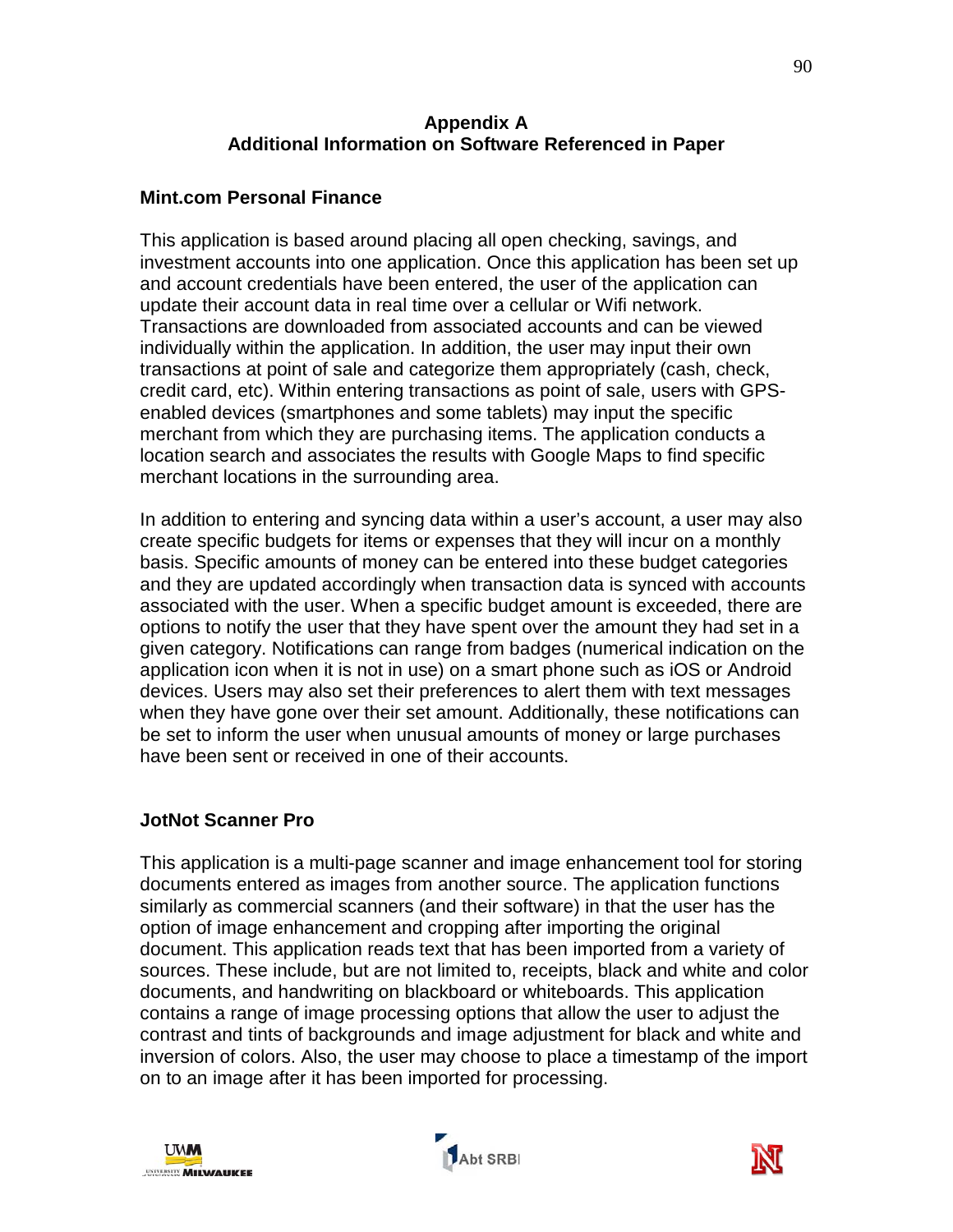## Appendix A
## Additional Information on Software Referenced in Paper

### Mint.com Personal Finance

This application is based around placing all open checking, savings, and investment accounts into one application. Once this application has been set up and account credentials have been entered, the user of the application can update their account data in real time over a cellular or Wifi network. Transactions are downloaded from associated accounts and can be viewed individually within the application. In addition, the user may input their own transactions at point of sale and categorize them appropriately (cash, check, credit card, etc). Within entering transactions as point of sale, users with GPS-enabled devices (smartphones and some tablets) may input the specific merchant from which they are purchasing items. The application conducts a location search and associates the results with Google Maps to find specific merchant locations in the surrounding area.

In addition to entering and syncing data within a user's account, a user may also create specific budgets for items or expenses that they will incur on a monthly basis. Specific amounts of money can be entered into these budget categories and they are updated accordingly when transaction data is synced with accounts associated with the user. When a specific budget amount is exceeded, there are options to notify the user that they have spent over the amount they had set in a given category. Notifications can range from badges (numerical indication on the application icon when it is not in use) on a smart phone such as iOS or Android devices. Users may also set their preferences to alert them with text messages when they have gone over their set amount. Additionally, these notifications can be set to inform the user when unusual amounts of money or large purchases have been sent or received in one of their accounts.

### JotNot Scanner Pro

This application is a multi-page scanner and image enhancement tool for storing documents entered as images from another source. The application functions similarly as commercial scanners (and their software) in that the user has the option of image enhancement and cropping after importing the original document. This application reads text that has been imported from a variety of sources. These include, but are not limited to, receipts, black and white and color documents, and handwriting on blackboard or whiteboards. This application contains a range of image processing options that allow the user to adjust the contrast and tints of backgrounds and image adjustment for black and white and inversion of colors. Also, the user may choose to place a timestamp of the import on to an image after it has been imported for processing.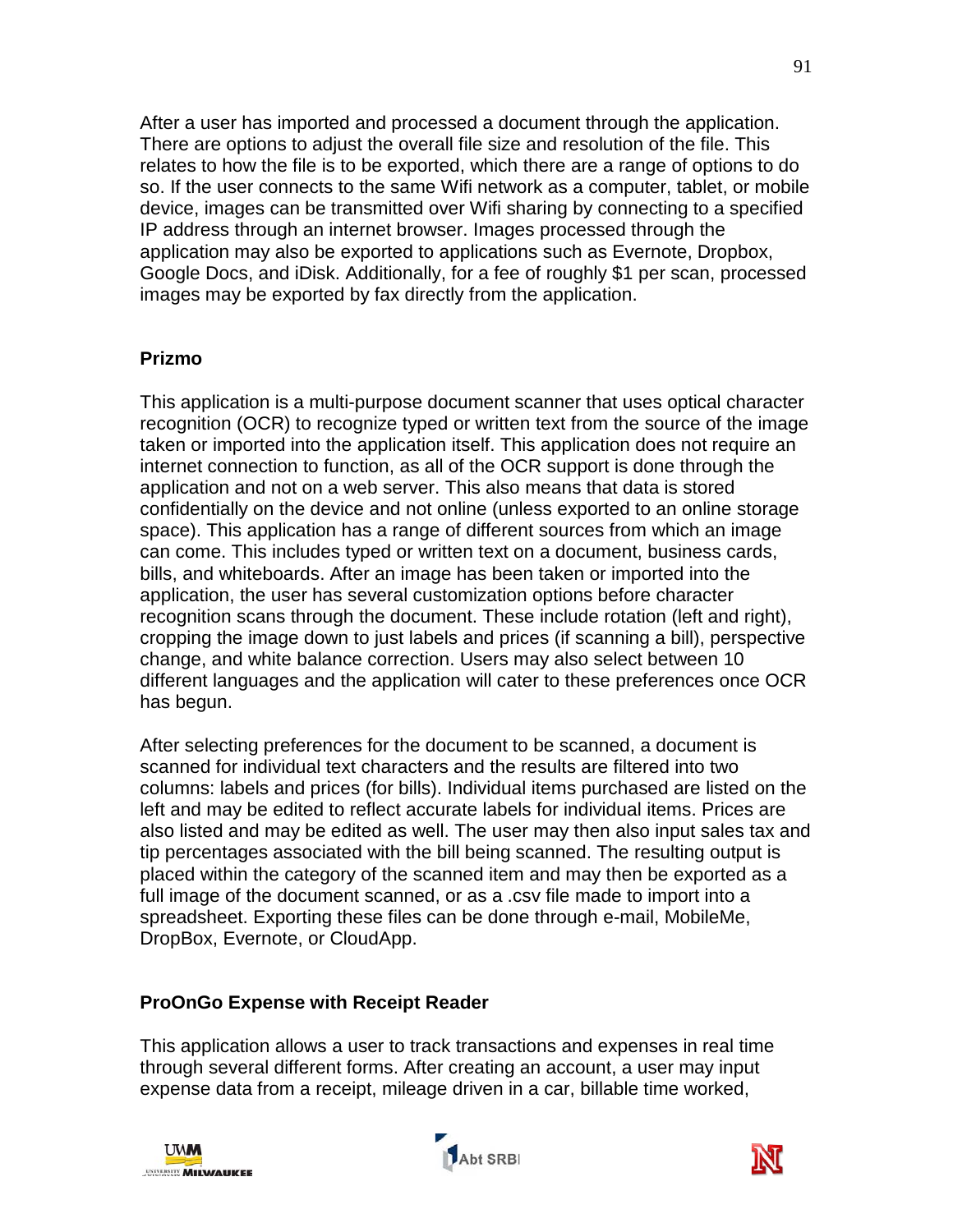After a user has imported and processed a document through the application. There are options to adjust the overall file size and resolution of the file. This relates to how the file is to be exported, which there are a range of options to do so. If the user connects to the same Wifi network as a computer, tablet, or mobile device, images can be transmitted over Wifi sharing by connecting to a specified IP address through an internet browser. Images processed through the application may also be exported to applications such as Evernote, Dropbox, Google Docs, and iDisk. Additionally, for a fee of roughly $1 per scan, processed images may be exported by fax directly from the application.

**Prizmo**

This application is a multi-purpose document scanner that uses optical character recognition (OCR) to recognize typed or written text from the source of the image taken or imported into the application itself. This application does not require an internet connection to function, as all of the OCR support is done through the application and not on a web server. This also means that data is stored confidentially on the device and not online (unless exported to an online storage space). This application has a range of different sources from which an image can come. This includes typed or written text on a document, business cards, bills, and whiteboards. After an image has been taken or imported into the application, the user has several customization options before character recognition scans through the document. These include rotation (left and right), cropping the image down to just labels and prices (if scanning a bill), perspective change, and white balance correction. Users may also select between 10 different languages and the application will cater to these preferences once OCR has begun.

After selecting preferences for the document to be scanned, a document is scanned for individual text characters and the results are filtered into two columns: labels and prices (for bills). Individual items purchased are listed on the left and may be edited to reflect accurate labels for individual items. Prices are also listed and may be edited as well. The user may then also input sales tax and tip percentages associated with the bill being scanned. The resulting output is placed within the category of the scanned item and may then be exported as a full image of the document scanned, or as a .csv file made to import into a spreadsheet. Exporting these files can be done through e-mail, MobileMe, DropBox, Evernote, or CloudApp.

**ProOnGo Expense with Receipt Reader**

This application allows a user to track transactions and expenses in real time through several different forms. After creating an account, a user may input expense data from a receipt, mileage driven in a car, billable time worked,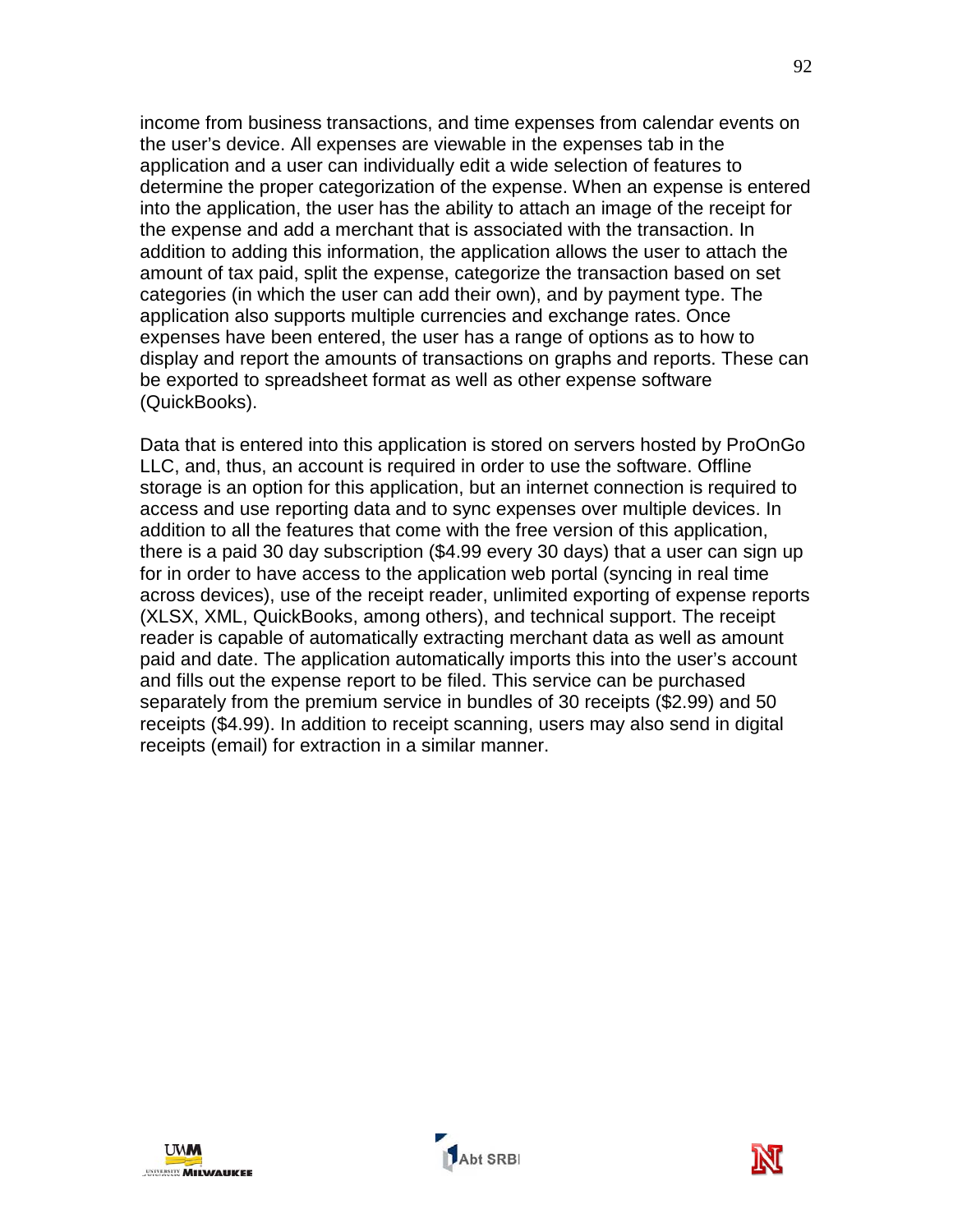income from business transactions, and time expenses from calendar events on the user's device. All expenses are viewable in the expenses tab in the application and a user can individually edit a wide selection of features to determine the proper categorization of the expense. When an expense is entered into the application, the user has the ability to attach an image of the receipt for the expense and add a merchant that is associated with the transaction. In addition to adding this information, the application allows the user to attach the amount of tax paid, split the expense, categorize the transaction based on set categories (in which the user can add their own), and by payment type. The application also supports multiple currencies and exchange rates. Once expenses have been entered, the user has a range of options as to how to display and report the amounts of transactions on graphs and reports. These can be exported to spreadsheet format as well as other expense software (QuickBooks).

Data that is entered into this application is stored on servers hosted by ProOnGo LLC, and, thus, an account is required in order to use the software. Offline storage is an option for this application, but an internet connection is required to access and use reporting data and to sync expenses over multiple devices. In addition to all the features that come with the free version of this application, there is a paid 30 day subscription ($4.99 every 30 days) that a user can sign up for in order to have access to the application web portal (syncing in real time across devices), use of the receipt reader, unlimited exporting of expense reports (XLSX, XML, QuickBooks, among others), and technical support. The receipt reader is capable of automatically extracting merchant data as well as amount paid and date. The application automatically imports this into the user's account and fills out the expense report to be filed. This service can be purchased separately from the premium service in bundles of 30 receipts ($2.99) and 50 receipts ($4.99). In addition to receipt scanning, users may also send in digital receipts (email) for extraction in a similar manner.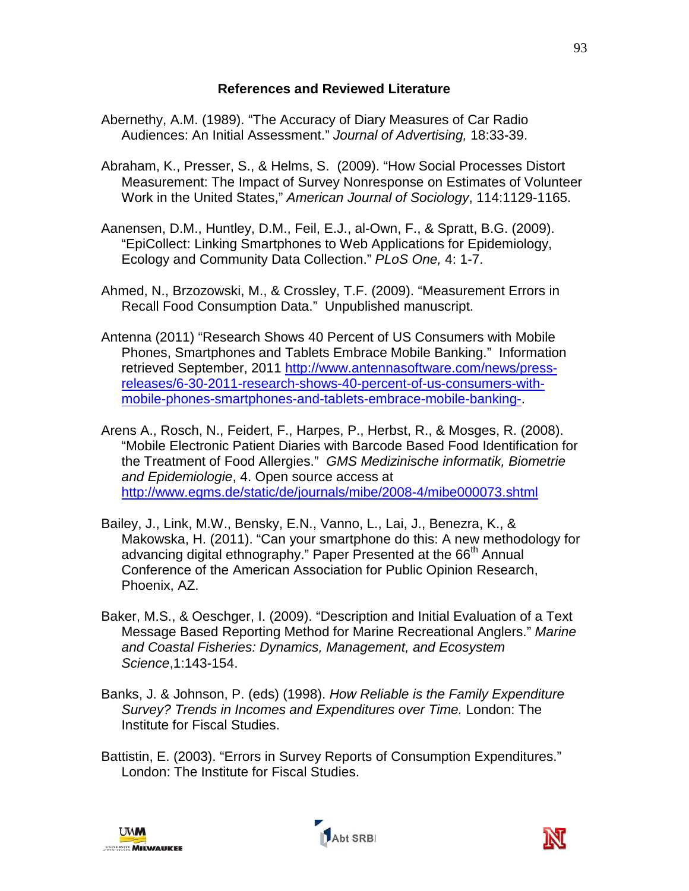## References and Reviewed Literature

Abernethy, A.M. (1989). “The Accuracy of Diary Measures of Car Radio Audiences: An Initial Assessment.” *Journal of Advertising,* 18:33-39.

Abraham, K., Presser, S., & Helms, S. (2009). “How Social Processes Distort Measurement: The Impact of Survey Nonresponse on Estimates of Volunteer Work in the United States,” *American Journal of Sociology*, 114:1129-1165.

Aanensen, D.M., Huntley, D.M., Feil, E.J., al-Own, F., & Spratt, B.G. (2009). “EpiCollect: Linking Smartphones to Web Applications for Epidemiology, Ecology and Community Data Collection.” *PLoS One,* 4: 1-7.

Ahmed, N., Brzozowski, M., & Crossley, T.F. (2009). “Measurement Errors in Recall Food Consumption Data.” Unpublished manuscript.

Antenna (2011) “Research Shows 40 Percent of US Consumers with Mobile Phones, Smartphones and Tablets Embrace Mobile Banking.” Information retrieved September, 2011 http://www.antennasoftware.com/news/press-releases/6-30-2011-research-shows-40-percent-of-us-consumers-with-mobile-phones-smartphones-and-tablets-embrace-mobile-banking-.

Arens A., Rosch, N., Feidert, F., Harpes, P., Herbst, R., & Mosges, R. (2008). “Mobile Electronic Patient Diaries with Barcode Based Food Identification for the Treatment of Food Allergies.” *GMS Medizinische informatik, Biometrie and Epidemiologie*, 4. Open source access at http://www.egms.de/static/de/journals/mibe/2008-4/mibe000073.shtml

Bailey, J., Link, M.W., Bensky, E.N., Vanno, L., Lai, J., Benezra, K., & Makowska, H. (2011). “Can your smartphone do this: A new methodology for advancing digital ethnography.” Paper Presented at the 66th Annual Conference of the American Association for Public Opinion Research, Phoenix, AZ.

Baker, M.S., & Oeschger, I. (2009). “Description and Initial Evaluation of a Text Message Based Reporting Method for Marine Recreational Anglers.” *Marine and Coastal Fisheries: Dynamics, Management, and Ecosystem Science*,1:143-154.

Banks, J. & Johnson, P. (eds) (1998). *How Reliable is the Family Expenditure Survey? Trends in Incomes and Expenditures over Time.* London: The Institute for Fiscal Studies.

Battistin, E. (2003). “Errors in Survey Reports of Consumption Expenditures.” London: The Institute for Fiscal Studies.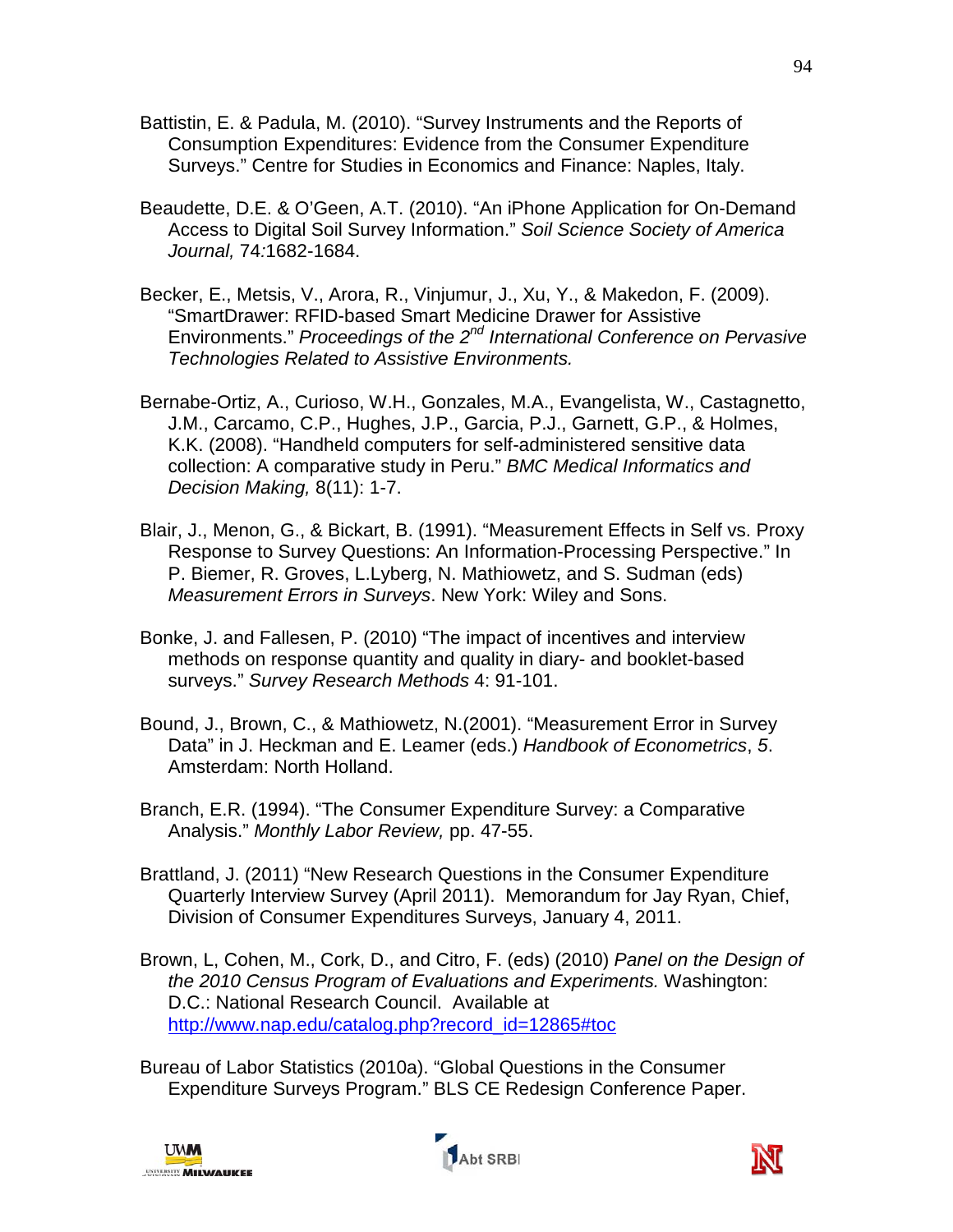Battistin, E. & Padula, M. (2010). “Survey Instruments and the Reports of Consumption Expenditures: Evidence from the Consumer Expenditure Surveys.” Centre for Studies in Economics and Finance: Naples, Italy.

Beaudette, D.E. & O’Geen, A.T. (2010). “An iPhone Application for On-Demand Access to Digital Soil Survey Information.” *Soil Science Society of America Journal,* 74*:*1682-1684.

Becker, E., Metsis, V., Arora, R., Vinjumur, J., Xu, Y., & Makedon, F. (2009). “SmartDrawer: RFID-based Smart Medicine Drawer for Assistive Environments.” *Proceedings of the 2nd International Conference on Pervasive Technologies Related to Assistive Environments.*

Bernabe-Ortiz, A., Curioso, W.H., Gonzales, M.A., Evangelista, W., Castagnetto, J.M., Carcamo, C.P., Hughes, J.P., Garcia, P.J., Garnett, G.P., & Holmes, K.K. (2008). “Handheld computers for self-administered sensitive data collection: A comparative study in Peru.” *BMC Medical Informatics and Decision Making,* 8(11): 1-7.

Blair, J., Menon, G., & Bickart, B. (1991). “Measurement Effects in Self vs. Proxy Response to Survey Questions: An Information-Processing Perspective.” In P. Biemer, R. Groves, L.Lyberg, N. Mathiowetz, and S. Sudman (eds) *Measurement Errors in Surveys*. New York: Wiley and Sons.

Bonke, J. and Fallesen, P. (2010) “The impact of incentives and interview methods on response quantity and quality in diary- and booklet-based surveys.” *Survey Research Methods* 4: 91-101.

Bound, J., Brown, C., & Mathiowetz, N.(2001). “Measurement Error in Survey Data” in J. Heckman and E. Leamer (eds.) *Handbook of Econometrics*, *5*. Amsterdam: North Holland.

Branch, E.R. (1994). “The Consumer Expenditure Survey: a Comparative Analysis.” *Monthly Labor Review,* pp. 47-55.

Brattland, J. (2011) “New Research Questions in the Consumer Expenditure Quarterly Interview Survey (April 2011). Memorandum for Jay Ryan, Chief, Division of Consumer Expenditures Surveys, January 4, 2011.

Brown, L, Cohen, M., Cork, D., and Citro, F. (eds) (2010) *Panel on the Design of the 2010 Census Program of Evaluations and Experiments.* Washington: D.C.: National Research Council. Available at http://www.nap.edu/catalog.php?record_id=12865#toc

Bureau of Labor Statistics (2010a). “Global Questions in the Consumer Expenditure Surveys Program.” BLS CE Redesign Conference Paper.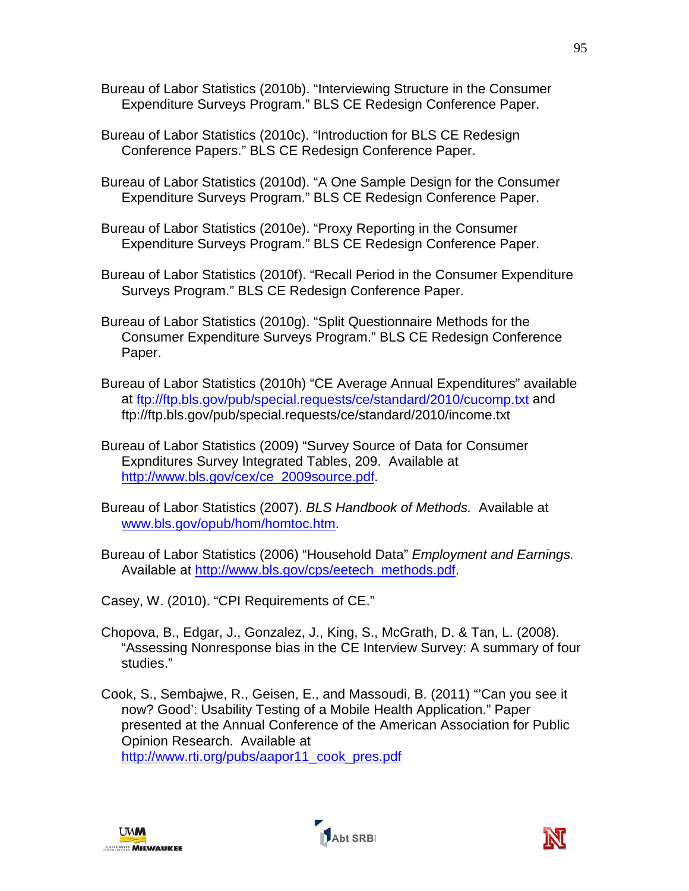Bureau of Labor Statistics (2010b). "Interviewing Structure in the Consumer Expenditure Surveys Program." BLS CE Redesign Conference Paper.

Bureau of Labor Statistics (2010c). "Introduction for BLS CE Redesign Conference Papers." BLS CE Redesign Conference Paper.

Bureau of Labor Statistics (2010d). "A One Sample Design for the Consumer Expenditure Surveys Program." BLS CE Redesign Conference Paper.

Bureau of Labor Statistics (2010e). "Proxy Reporting in the Consumer Expenditure Surveys Program." BLS CE Redesign Conference Paper.

Bureau of Labor Statistics (2010f). "Recall Period in the Consumer Expenditure Surveys Program." BLS CE Redesign Conference Paper.

Bureau of Labor Statistics (2010g). "Split Questionnaire Methods for the Consumer Expenditure Surveys Program." BLS CE Redesign Conference Paper.

Bureau of Labor Statistics (2010h) "CE Average Annual Expenditures" available at ftp://ftp.bls.gov/pub/special.requests/ce/standard/2010/cucomp.txt and ftp://ftp.bls.gov/pub/special.requests/ce/standard/2010/income.txt

Bureau of Labor Statistics (2009) "Survey Source of Data for Consumer Expnditures Survey Integrated Tables, 209. Available at http://www.bls.gov/cex/ce_2009source.pdf.

Bureau of Labor Statistics (2007). *BLS Handbook of Methods.* Available at www.bls.gov/opub/hom/homtoc.htm.

Bureau of Labor Statistics (2006) "Household Data" *Employment and Earnings.* Available at http://www.bls.gov/cps/eetech_methods.pdf.

Casey, W. (2010). "CPI Requirements of CE."

Chopova, B., Edgar, J., Gonzalez, J., King, S., McGrath, D. & Tan, L. (2008). "Assessing Nonresponse bias in the CE Interview Survey: A summary of four studies."

Cook, S., Sembajwe, R., Geisen, E., and Massoudi, B. (2011) "'Can you see it now? Good': Usability Testing of a Mobile Health Application." Paper presented at the Annual Conference of the American Association for Public Opinion Research. Available at http://www.rti.org/pubs/aapor11_cook_pres.pdf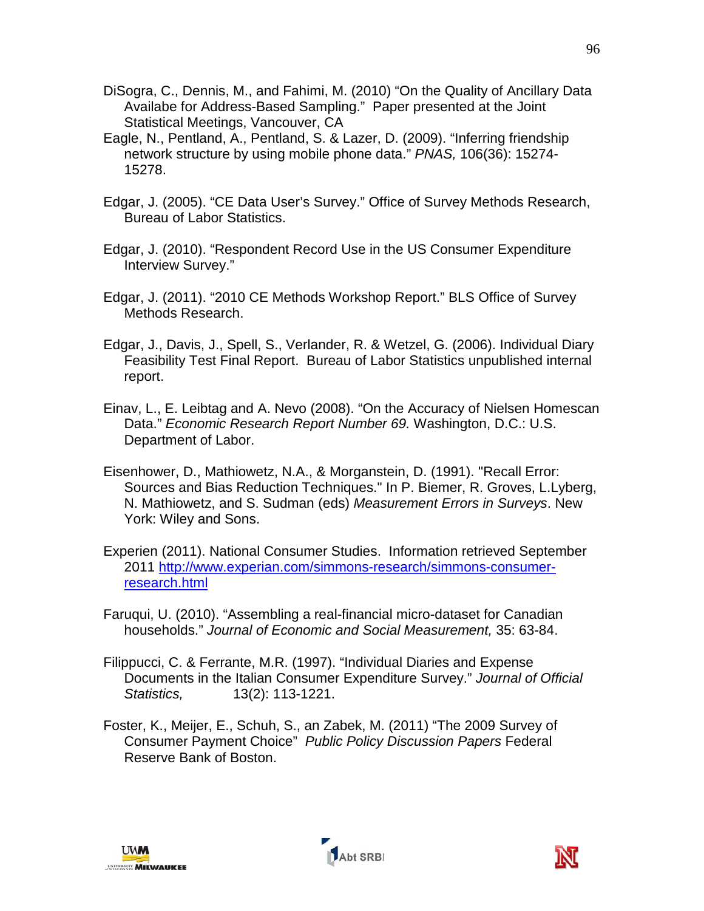DiSogra, C., Dennis, M., and Fahimi, M. (2010) "On the Quality of Ancillary Data Availabe for Address-Based Sampling." Paper presented at the Joint Statistical Meetings, Vancouver, CA

Eagle, N., Pentland, A., Pentland, S. & Lazer, D. (2009). "Inferring friendship network structure by using mobile phone data." *PNAS,* 106(36): 15274-15278.

Edgar, J. (2005). "CE Data User's Survey." Office of Survey Methods Research, Bureau of Labor Statistics.

Edgar, J. (2010). "Respondent Record Use in the US Consumer Expenditure Interview Survey."

Edgar, J. (2011). "2010 CE Methods Workshop Report." BLS Office of Survey Methods Research.

Edgar, J., Davis, J., Spell, S., Verlander, R. & Wetzel, G. (2006). Individual Diary Feasibility Test Final Report. Bureau of Labor Statistics unpublished internal report.

Einav, L., E. Leibtag and A. Nevo (2008). "On the Accuracy of Nielsen Homescan Data." *Economic Research Report Number 69.* Washington, D.C.: U.S. Department of Labor.

Eisenhower, D., Mathiowetz, N.A., & Morganstein, D. (1991). "Recall Error: Sources and Bias Reduction Techniques." In P. Biemer, R. Groves, L.Lyberg, N. Mathiowetz, and S. Sudman (eds) *Measurement Errors in Surveys*. New York: Wiley and Sons.

Experien (2011). National Consumer Studies. Information retrieved September 2011 [http://www.experian.com/simmons-research/simmons-consumer-research.html](http://www.experian.com/simmons-research/simmons-consumer-research.html)

Faruqui, U. (2010). "Assembling a real-financial micro-dataset for Canadian households." *Journal of Economic and Social Measurement,* 35: 63-84.

Filippucci, C. & Ferrante, M.R. (1997). "Individual Diaries and Expense Documents in the Italian Consumer Expenditure Survey." *Journal of Official Statistics,* 13(2): 113-1221.

Foster, K., Meijer, E., Schuh, S., an Zabek, M. (2011) "The 2009 Survey of Consumer Payment Choice" *Public Policy Discussion Papers* Federal Reserve Bank of Boston.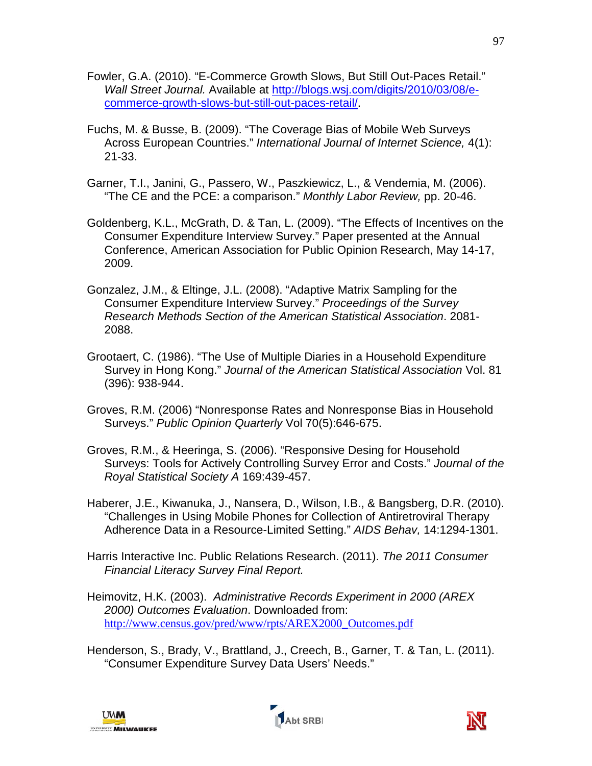Fowler, G.A. (2010). "E-Commerce Growth Slows, But Still Out-Paces Retail." *Wall Street Journal.* Available at http://blogs.wsj.com/digits/2010/03/08/e-commerce-growth-slows-but-still-out-paces-retail/.

Fuchs, M. & Busse, B. (2009). "The Coverage Bias of Mobile Web Surveys Across European Countries." *International Journal of Internet Science,* 4(1): 21-33.

Garner, T.I., Janini, G., Passero, W., Paszkiewicz, L., & Vendemia, M. (2006). "The CE and the PCE: a comparison." *Monthly Labor Review,* pp. 20-46.

Goldenberg, K.L., McGrath, D. & Tan, L. (2009). "The Effects of Incentives on the Consumer Expenditure Interview Survey." Paper presented at the Annual Conference, American Association for Public Opinion Research, May 14-17, 2009.

Gonzalez, J.M., & Eltinge, J.L. (2008). "Adaptive Matrix Sampling for the Consumer Expenditure Interview Survey." *Proceedings of the Survey Research Methods Section of the American Statistical Association*. 2081-2088.

Grootaert, C. (1986). "The Use of Multiple Diaries in a Household Expenditure Survey in Hong Kong." *Journal of the American Statistical Association* Vol. 81 (396): 938-944.

Groves, R.M. (2006) "Nonresponse Rates and Nonresponse Bias in Household Surveys." *Public Opinion Quarterly* Vol 70(5):646-675.

Groves, R.M., & Heeringa, S. (2006). "Responsive Desing for Household Surveys: Tools for Actively Controlling Survey Error and Costs." *Journal of the Royal Statistical Society A* 169:439-457.

Haberer, J.E., Kiwanuka, J., Nansera, D., Wilson, I.B., & Bangsberg, D.R. (2010). "Challenges in Using Mobile Phones for Collection of Antiretroviral Therapy Adherence Data in a Resource-Limited Setting." *AIDS Behav,* 14:1294-1301.

Harris Interactive Inc. Public Relations Research. (2011). *The 2011 Consumer Financial Literacy Survey Final Report.*

Heimovitz, H.K. (2003). *Administrative Records Experiment in 2000 (AREX 2000) Outcomes Evaluation*. Downloaded from: http://www.census.gov/pred/www/rpts/AREX2000_Outcomes.pdf

Henderson, S., Brady, V., Brattland, J., Creech, B., Garner, T. & Tan, L. (2011). "Consumer Expenditure Survey Data Users' Needs."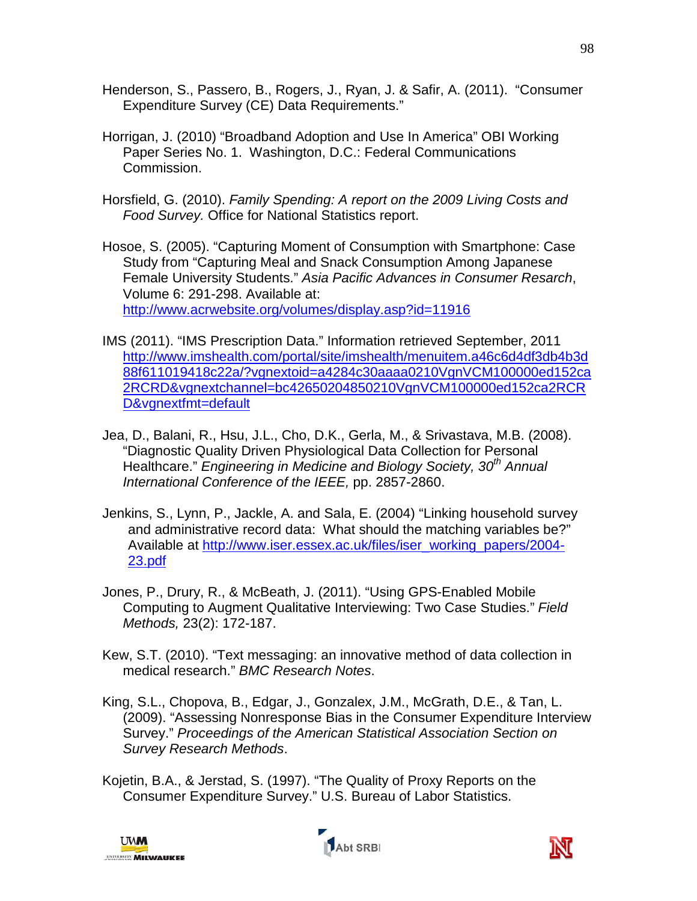Henderson, S., Passero, B., Rogers, J., Ryan, J. & Safir, A. (2011). "Consumer Expenditure Survey (CE) Data Requirements."

Horrigan, J. (2010) "Broadband Adoption and Use In America" OBI Working Paper Series No. 1. Washington, D.C.: Federal Communications Commission.

Horsfield, G. (2010). *Family Spending: A report on the 2009 Living Costs and Food Survey.* Office for National Statistics report.

Hosoe, S. (2005). "Capturing Moment of Consumption with Smartphone: Case Study from "Capturing Meal and Snack Consumption Among Japanese Female University Students." *Asia Pacific Advances in Consumer Resarch*, Volume 6: 291-298. Available at: http://www.acrwebsite.org/volumes/display.asp?id=11916

IMS (2011). "IMS Prescription Data." Information retrieved September, 2011 http://www.imshealth.com/portal/site/imshealth/menuitem.a46c6d4df3db4b3d88f611019418c22a/?vgnextoid=a4284c30aaaa0210VgnVCM100000ed152ca2RCRD&vgnextchannel=bc42650204850210VgnVCM100000ed152ca2RCRD&vgnextfmt=default

Jea, D., Balani, R., Hsu, J.L., Cho, D.K., Gerla, M., & Srivastava, M.B. (2008). "Diagnostic Quality Driven Physiological Data Collection for Personal Healthcare." *Engineering in Medicine and Biology Society, 30th Annual International Conference of the IEEE,* pp. 2857-2860.

Jenkins, S., Lynn, P., Jackle, A. and Sala, E. (2004) "Linking household survey and administrative record data: What should the matching variables be?" Available at http://www.iser.essex.ac.uk/files/iser_working_papers/2004-23.pdf

Jones, P., Drury, R., & McBeath, J. (2011). "Using GPS-Enabled Mobile Computing to Augment Qualitative Interviewing: Two Case Studies." *Field Methods,* 23(2): 172-187.

Kew, S.T. (2010). "Text messaging: an innovative method of data collection in medical research." *BMC Research Notes*.

King, S.L., Chopova, B., Edgar, J., Gonzalex, J.M., McGrath, D.E., & Tan, L. (2009). "Assessing Nonresponse Bias in the Consumer Expenditure Interview Survey." *Proceedings of the American Statistical Association Section on Survey Research Methods*.

Kojetin, B.A., & Jerstad, S. (1997). "The Quality of Proxy Reports on the Consumer Expenditure Survey." U.S. Bureau of Labor Statistics.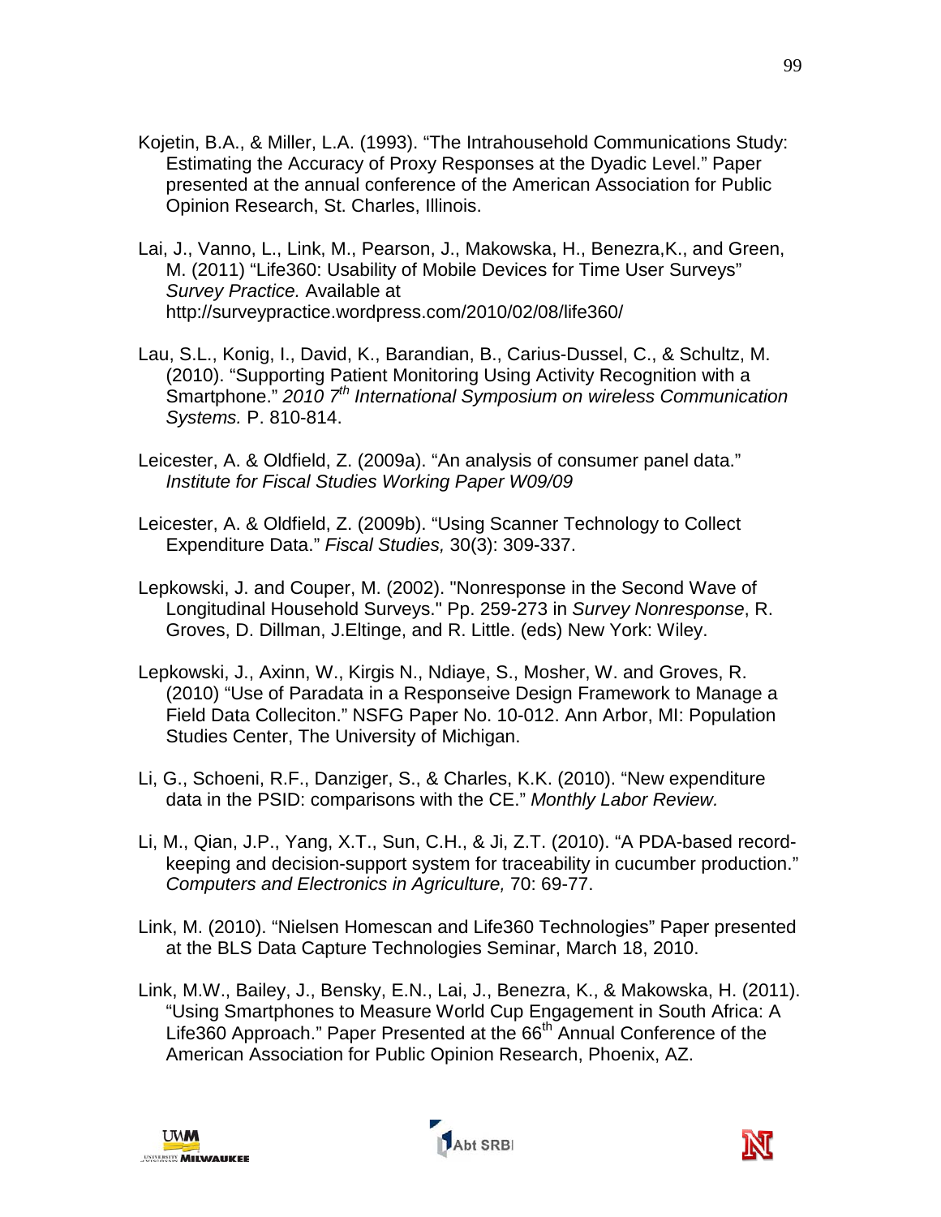Kojetin, B.A., & Miller, L.A. (1993). “The Intrahousehold Communications Study: Estimating the Accuracy of Proxy Responses at the Dyadic Level.” Paper presented at the annual conference of the American Association for Public Opinion Research, St. Charles, Illinois.

Lai, J., Vanno, L., Link, M., Pearson, J., Makowska, H., Benezra,K., and Green, M. (2011) “Life360: Usability of Mobile Devices for Time User Surveys” *Survey Practice.* Available at http://surveypractice.wordpress.com/2010/02/08/life360/

Lau, S.L., Konig, I., David, K., Barandian, B., Carius-Dussel, C., & Schultz, M. (2010). “Supporting Patient Monitoring Using Activity Recognition with a Smartphone.” *2010 7th International Symposium on wireless Communication Systems.* P. 810-814.

Leicester, A. & Oldfield, Z. (2009a). “An analysis of consumer panel data.” *Institute for Fiscal Studies Working Paper W09/09*

Leicester, A. & Oldfield, Z. (2009b). “Using Scanner Technology to Collect Expenditure Data.” *Fiscal Studies,* 30(3): 309-337.

Lepkowski, J. and Couper, M. (2002). "Nonresponse in the Second Wave of Longitudinal Household Surveys." Pp. 259-273 in *Survey Nonresponse*, R. Groves, D. Dillman, J.Eltinge, and R. Little. (eds) New York: Wiley.

Lepkowski, J., Axinn, W., Kirgis N., Ndiaye, S., Mosher, W. and Groves, R. (2010) “Use of Paradata in a Responseive Design Framework to Manage a Field Data Colleciton.” NSFG Paper No. 10-012. Ann Arbor, MI: Population Studies Center, The University of Michigan.

Li, G., Schoeni, R.F., Danziger, S., & Charles, K.K. (2010). “New expenditure data in the PSID: comparisons with the CE.” *Monthly Labor Review.*

Li, M., Qian, J.P., Yang, X.T., Sun, C.H., & Ji, Z.T. (2010). “A PDA-based record-keeping and decision-support system for traceability in cucumber production.” *Computers and Electronics in Agriculture,* 70: 69-77.

Link, M. (2010). “Nielsen Homescan and Life360 Technologies” Paper presented at the BLS Data Capture Technologies Seminar, March 18, 2010.

Link, M.W., Bailey, J., Bensky, E.N., Lai, J., Benezra, K., & Makowska, H. (2011). “Using Smartphones to Measure World Cup Engagement in South Africa: A Life360 Approach.” Paper Presented at the 66th Annual Conference of the American Association for Public Opinion Research, Phoenix, AZ.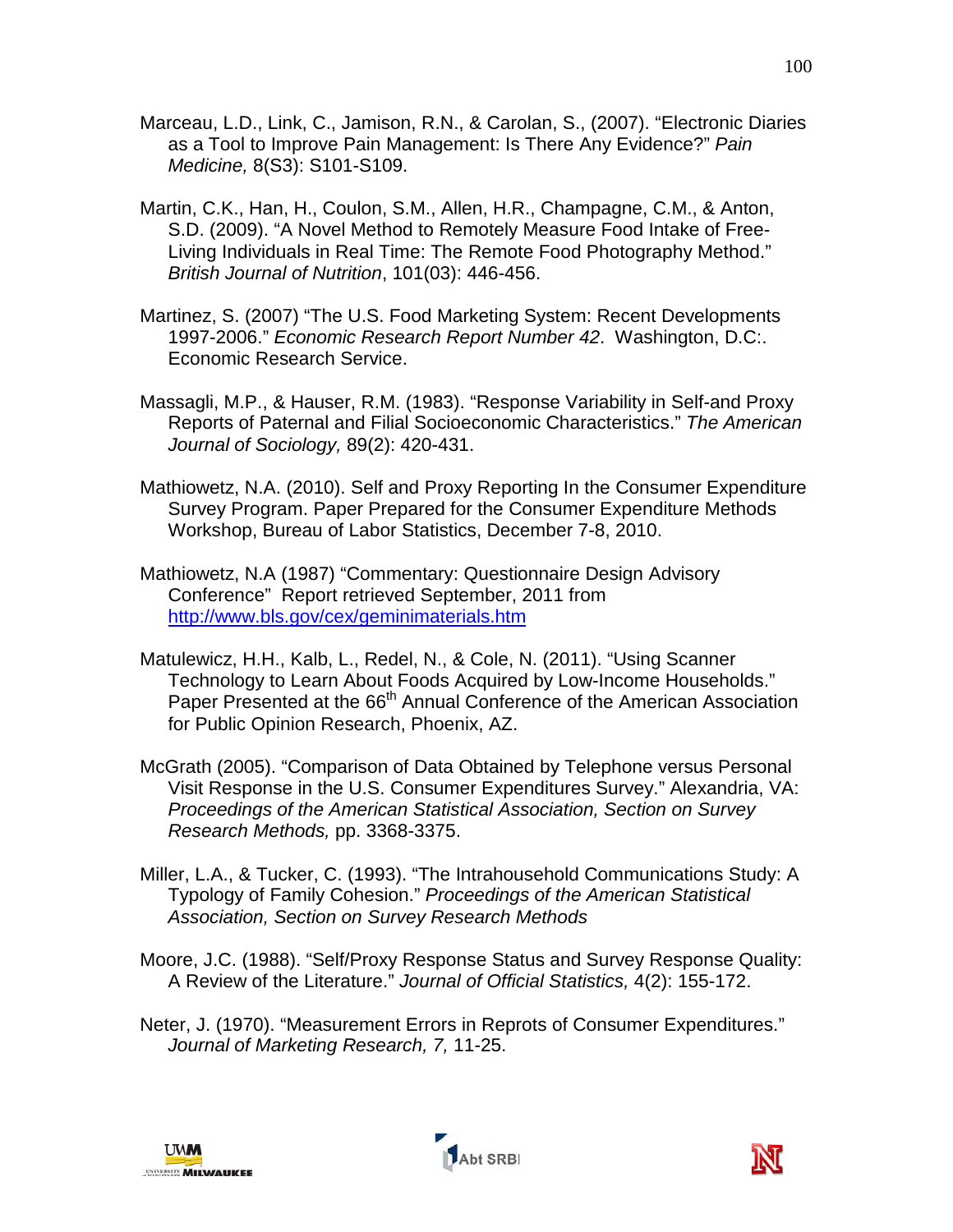Marceau, L.D., Link, C., Jamison, R.N., & Carolan, S., (2007). "Electronic Diaries as a Tool to Improve Pain Management: Is There Any Evidence?" *Pain Medicine,* 8(S3): S101-S109.

Martin, C.K., Han, H., Coulon, S.M., Allen, H.R., Champagne, C.M., & Anton, S.D. (2009). "A Novel Method to Remotely Measure Food Intake of Free-Living Individuals in Real Time: The Remote Food Photography Method." *British Journal of Nutrition*, 101(03): 446-456.

Martinez, S. (2007) "The U.S. Food Marketing System: Recent Developments 1997-2006." *Economic Research Report Number 42*. Washington, D.C:. Economic Research Service.

Massagli, M.P., & Hauser, R.M. (1983). "Response Variability in Self-and Proxy Reports of Paternal and Filial Socioeconomic Characteristics." *The American Journal of Sociology,* 89(2): 420-431.

Mathiowetz, N.A. (2010). Self and Proxy Reporting In the Consumer Expenditure Survey Program. Paper Prepared for the Consumer Expenditure Methods Workshop, Bureau of Labor Statistics, December 7-8, 2010.

Mathiowetz, N.A (1987) "Commentary: Questionnaire Design Advisory Conference" Report retrieved September, 2011 from http://www.bls.gov/cex/geminimaterials.htm

Matulewicz, H.H., Kalb, L., Redel, N., & Cole, N. (2011). "Using Scanner Technology to Learn About Foods Acquired by Low-Income Households." Paper Presented at the 66th Annual Conference of the American Association for Public Opinion Research, Phoenix, AZ.

McGrath (2005). "Comparison of Data Obtained by Telephone versus Personal Visit Response in the U.S. Consumer Expenditures Survey." Alexandria, VA: *Proceedings of the American Statistical Association, Section on Survey Research Methods,* pp. 3368-3375.

Miller, L.A., & Tucker, C. (1993). "The Intrahousehold Communications Study: A Typology of Family Cohesion." *Proceedings of the American Statistical Association, Section on Survey Research Methods*

Moore, J.C. (1988). "Self/Proxy Response Status and Survey Response Quality: A Review of the Literature." *Journal of Official Statistics,* 4(2): 155-172.

Neter, J. (1970). "Measurement Errors in Reprots of Consumer Expenditures." *Journal of Marketing Research, 7,* 11-25.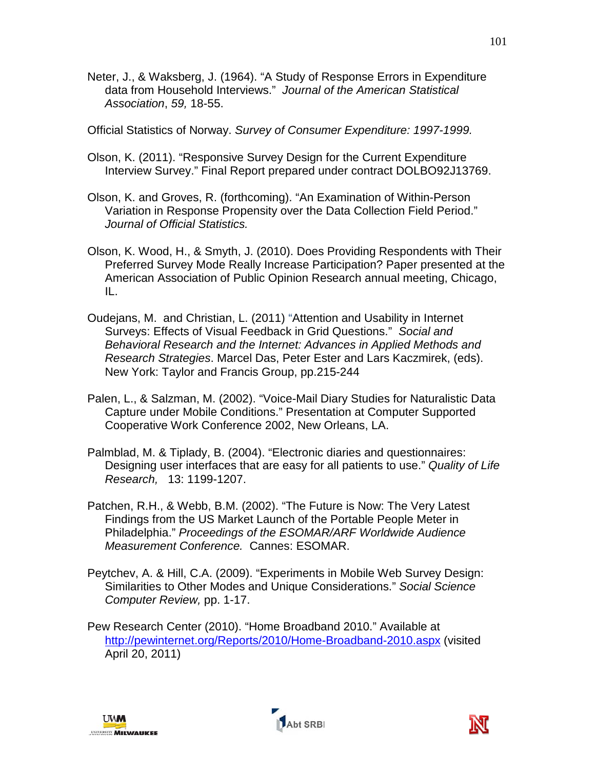Neter, J., & Waksberg, J. (1964). "A Study of Response Errors in Expenditure data from Household Interviews." *Journal of the American Statistical Association*, *59,* 18-55.

Official Statistics of Norway. *Survey of Consumer Expenditure: 1997-1999.*

Olson, K. (2011). "Responsive Survey Design for the Current Expenditure Interview Survey." Final Report prepared under contract DOLBO92J13769.

Olson, K. and Groves, R. (forthcoming). "An Examination of Within-Person Variation in Response Propensity over the Data Collection Field Period." *Journal of Official Statistics.*

Olson, K. Wood, H., & Smyth, J. (2010). Does Providing Respondents with Their Preferred Survey Mode Really Increase Participation? Paper presented at the American Association of Public Opinion Research annual meeting, Chicago, IL.

Oudejans, M. and Christian, L. (2011) "Attention and Usability in Internet Surveys: Effects of Visual Feedback in Grid Questions." *Social and Behavioral Research and the Internet: Advances in Applied Methods and Research Strategies*. Marcel Das, Peter Ester and Lars Kaczmirek, (eds). New York: Taylor and Francis Group, pp.215-244

Palen, L., & Salzman, M. (2002). "Voice-Mail Diary Studies for Naturalistic Data Capture under Mobile Conditions." Presentation at Computer Supported Cooperative Work Conference 2002, New Orleans, LA.

Palmblad, M. & Tiplady, B. (2004). "Electronic diaries and questionnaires: Designing user interfaces that are easy for all patients to use." *Quality of Life Research,* 13: 1199-1207.

Patchen, R.H., & Webb, B.M. (2002). "The Future is Now: The Very Latest Findings from the US Market Launch of the Portable People Meter in Philadelphia." *Proceedings of the ESOMAR/ARF Worldwide Audience Measurement Conference.* Cannes: ESOMAR.

Peytchev, A. & Hill, C.A. (2009). "Experiments in Mobile Web Survey Design: Similarities to Other Modes and Unique Considerations." *Social Science Computer Review,* pp. 1-17.

Pew Research Center (2010). "Home Broadband 2010." Available at http://pewinternet.org/Reports/2010/Home-Broadband-2010.aspx (visited April 20, 2011)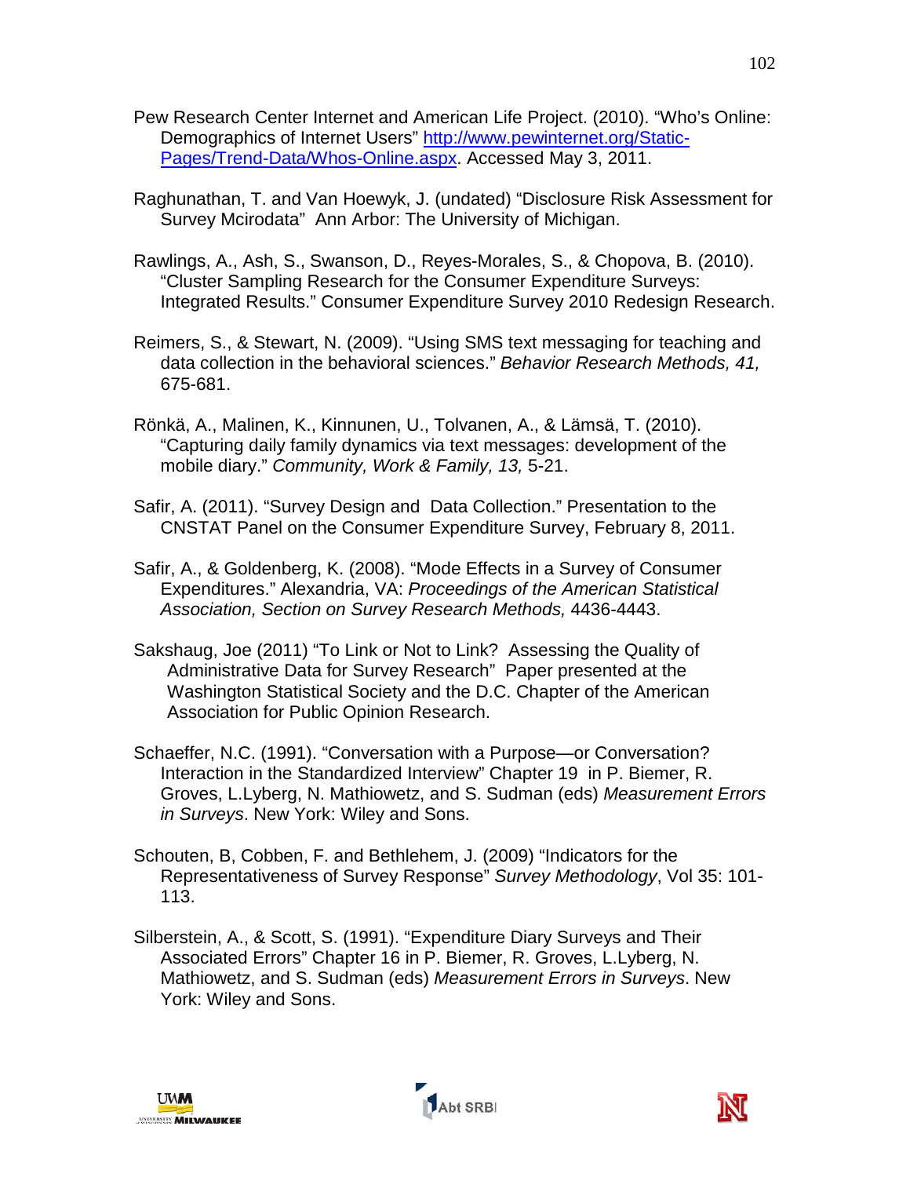Pew Research Center Internet and American Life Project. (2010). “Who's Online: Demographics of Internet Users” [http://www.pewinternet.org/Static-Pages/Trend-Data/Whos-Online.aspx](http://www.pewinternet.org/Static-Pages/Trend-Data/Whos-Online.aspx). Accessed May 3, 2011.

Raghunathan, T. and Van Hoewyk, J. (undated) “Disclosure Risk Assessment for Survey Mcirodata” Ann Arbor: The University of Michigan.

Rawlings, A., Ash, S., Swanson, D., Reyes-Morales, S., & Chopova, B. (2010). “Cluster Sampling Research for the Consumer Expenditure Surveys: Integrated Results.” Consumer Expenditure Survey 2010 Redesign Research.

Reimers, S., & Stewart, N. (2009). “Using SMS text messaging for teaching and data collection in the behavioral sciences.” *Behavior Research Methods, 41,* 675-681.

Rönkä, A., Malinen, K., Kinnunen, U., Tolvanen, A., & Lämsä, T. (2010). “Capturing daily family dynamics via text messages: development of the mobile diary.” *Community, Work & Family, 13,* 5-21.

Safir, A. (2011). “Survey Design and Data Collection.” Presentation to the CNSTAT Panel on the Consumer Expenditure Survey, February 8, 2011.

Safir, A., & Goldenberg, K. (2008). “Mode Effects in a Survey of Consumer Expenditures.” Alexandria, VA: *Proceedings of the American Statistical Association, Section on Survey Research Methods,* 4436-4443.

Sakshaug, Joe (2011) “To Link or Not to Link? Assessing the Quality of Administrative Data for Survey Research” Paper presented at the Washington Statistical Society and the D.C. Chapter of the American Association for Public Opinion Research.

Schaeffer, N.C. (1991). “Conversation with a Purpose—or Conversation? Interaction in the Standardized Interview” Chapter 19 in P. Biemer, R. Groves, L.Lyberg, N. Mathiowetz, and S. Sudman (eds) *Measurement Errors in Surveys*. New York: Wiley and Sons.

Schouten, B, Cobben, F. and Bethlehem, J. (2009) “Indicators for the Representativeness of Survey Response” *Survey Methodology*, Vol 35: 101-113.

Silberstein, A., & Scott, S. (1991). “Expenditure Diary Surveys and Their Associated Errors” Chapter 16 in P. Biemer, R. Groves, L.Lyberg, N. Mathiowetz, and S. Sudman (eds) *Measurement Errors in Surveys*. New York: Wiley and Sons.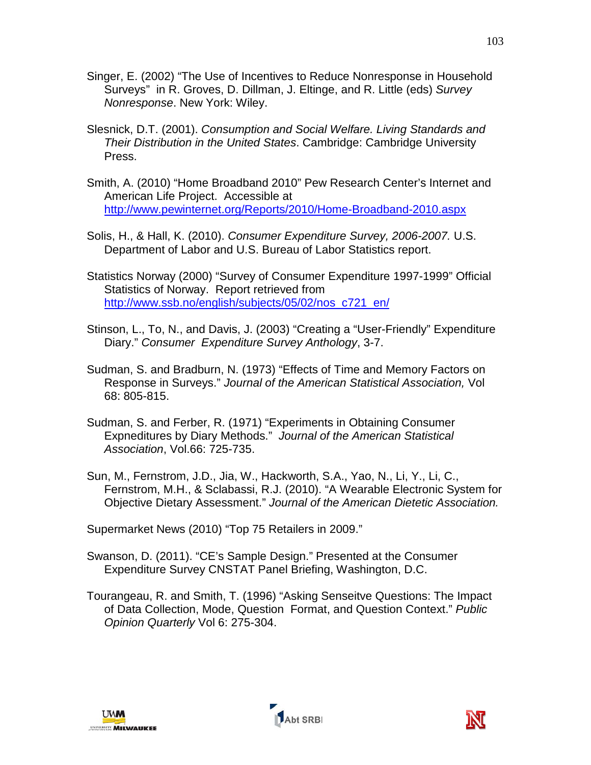Singer, E. (2002) "The Use of Incentives to Reduce Nonresponse in Household Surveys" in R. Groves, D. Dillman, J. Eltinge, and R. Little (eds) *Survey Nonresponse*. New York: Wiley.

Slesnick, D.T. (2001). *Consumption and Social Welfare. Living Standards and Their Distribution in the United States*. Cambridge: Cambridge University Press.

Smith, A. (2010) "Home Broadband 2010" Pew Research Center's Internet and American Life Project. Accessible at http://www.pewinternet.org/Reports/2010/Home-Broadband-2010.aspx

Solis, H., & Hall, K. (2010). *Consumer Expenditure Survey, 2006-2007.* U.S. Department of Labor and U.S. Bureau of Labor Statistics report.

Statistics Norway (2000) "Survey of Consumer Expenditure 1997-1999" Official Statistics of Norway. Report retrieved from http://www.ssb.no/english/subjects/05/02/nos_c721_en/

Stinson, L., To, N., and Davis, J. (2003) "Creating a "User-Friendly" Expenditure Diary." *Consumer Expenditure Survey Anthology*, 3-7.

Sudman, S. and Bradburn, N. (1973) "Effects of Time and Memory Factors on Response in Surveys." *Journal of the American Statistical Association,* Vol 68: 805-815.

Sudman, S. and Ferber, R. (1971) "Experiments in Obtaining Consumer Expneditures by Diary Methods." *Journal of the American Statistical Association*, Vol.66: 725-735.

Sun, M., Fernstrom, J.D., Jia, W., Hackworth, S.A., Yao, N., Li, Y., Li, C., Fernstrom, M.H., & Sclabassi, R.J. (2010). "A Wearable Electronic System for Objective Dietary Assessment." *Journal of the American Dietetic Association.*

Supermarket News (2010) "Top 75 Retailers in 2009."

Swanson, D. (2011). "CE's Sample Design." Presented at the Consumer Expenditure Survey CNSTAT Panel Briefing, Washington, D.C.

Tourangeau, R. and Smith, T. (1996) "Asking Senseitve Questions: The Impact of Data Collection, Mode, Question Format, and Question Context." *Public Opinion Quarterly* Vol 6: 275-304.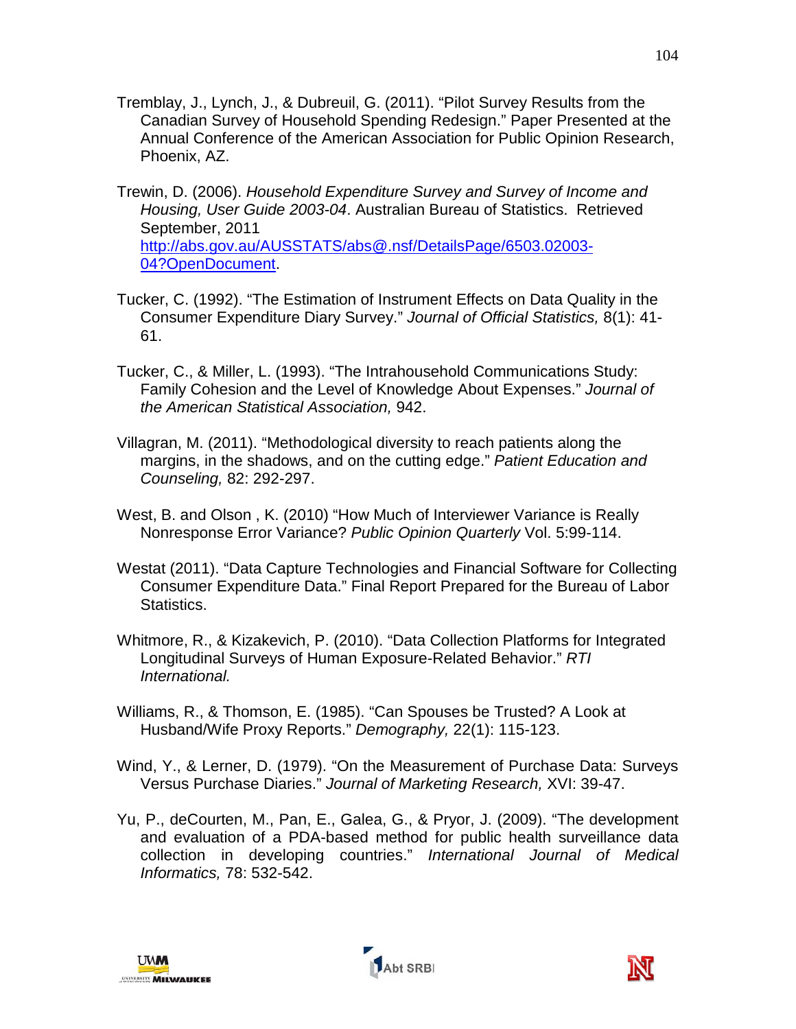Tremblay, J., Lynch, J., & Dubreuil, G. (2011). "Pilot Survey Results from the Canadian Survey of Household Spending Redesign." Paper Presented at the Annual Conference of the American Association for Public Opinion Research, Phoenix, AZ.

Trewin, D. (2006). *Household Expenditure Survey and Survey of Income and Housing, User Guide 2003-04*. Australian Bureau of Statistics. Retrieved September, 2011 http://abs.gov.au/AUSSTATS/abs@.nsf/DetailsPage/6503.02003-04?OpenDocument.

Tucker, C. (1992). "The Estimation of Instrument Effects on Data Quality in the Consumer Expenditure Diary Survey." *Journal of Official Statistics,* 8(1): 41-61.

Tucker, C., & Miller, L. (1993). "The Intrahousehold Communications Study: Family Cohesion and the Level of Knowledge About Expenses." *Journal of the American Statistical Association,* 942.

Villagran, M. (2011). "Methodological diversity to reach patients along the margins, in the shadows, and on the cutting edge." *Patient Education and Counseling,* 82: 292-297.

West, B. and Olson , K. (2010) "How Much of Interviewer Variance is Really Nonresponse Error Variance? *Public Opinion Quarterly* Vol. 5:99-114.

Westat (2011). "Data Capture Technologies and Financial Software for Collecting Consumer Expenditure Data." Final Report Prepared for the Bureau of Labor Statistics.

Whitmore, R., & Kizakevich, P. (2010). "Data Collection Platforms for Integrated Longitudinal Surveys of Human Exposure-Related Behavior." *RTI International.*

Williams, R., & Thomson, E. (1985). "Can Spouses be Trusted? A Look at Husband/Wife Proxy Reports." *Demography,* 22(1): 115-123.

Wind, Y., & Lerner, D. (1979). "On the Measurement of Purchase Data: Surveys Versus Purchase Diaries." *Journal of Marketing Research,* XVI: 39-47.

Yu, P., deCourten, M., Pan, E., Galea, G., & Pryor, J. (2009). "The development and evaluation of a PDA-based method for public health surveillance data collection in developing countries." *International Journal of Medical Informatics,* 78: 532-542.